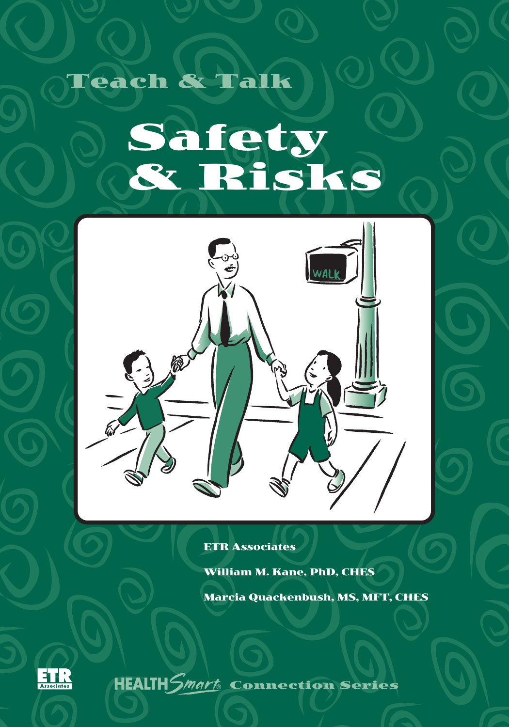Teach & Talk

# Safety & Risks

ETR Associates

William M. Kane, PhD, CHES

Marcia Quackenbush, MS, MFT, CHES

ETR Associates

HEALTH Smart® Connection Series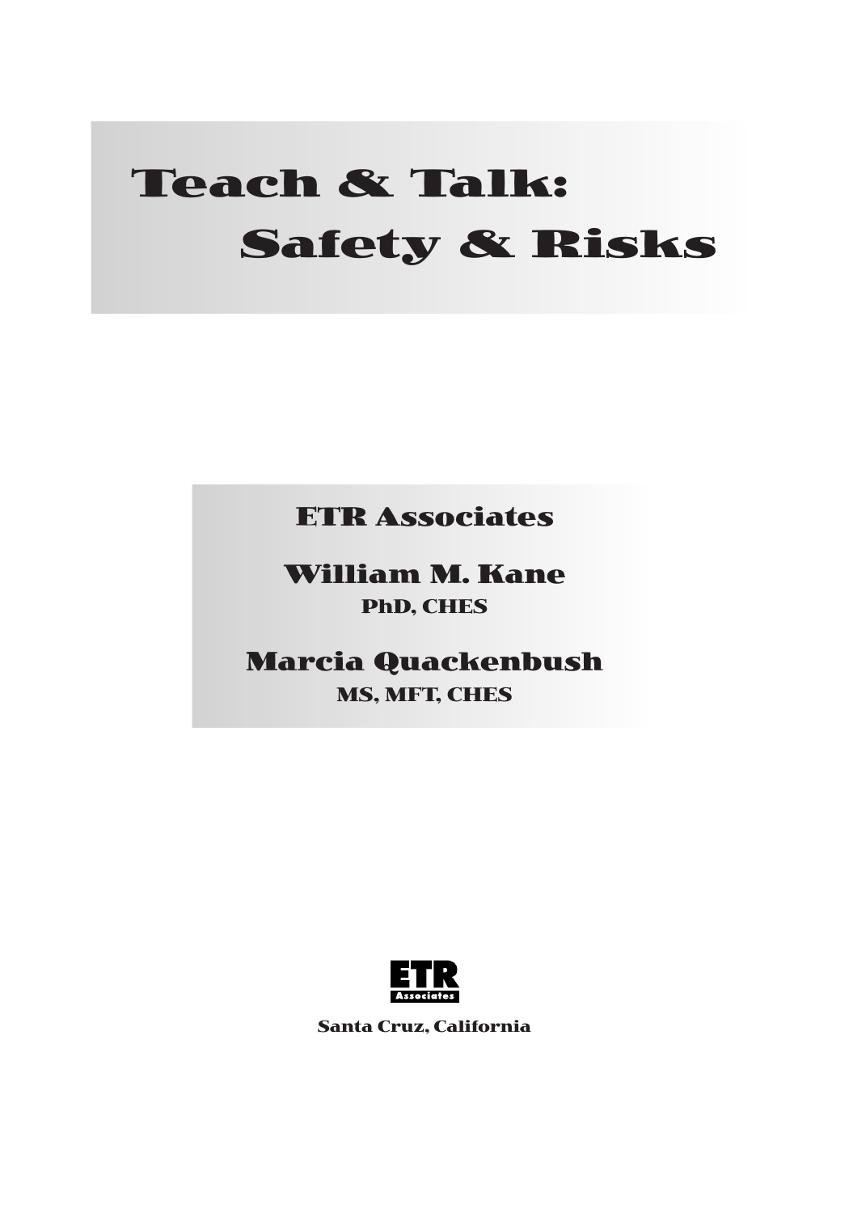# Teach & Talk: Safety & Risks

**ETR Associates**

**William M. Kane**
**PhD, CHES**

**Marcia Quackenbush**
**MS, MFT, CHES**

ETR Associates

Santa Cruz, California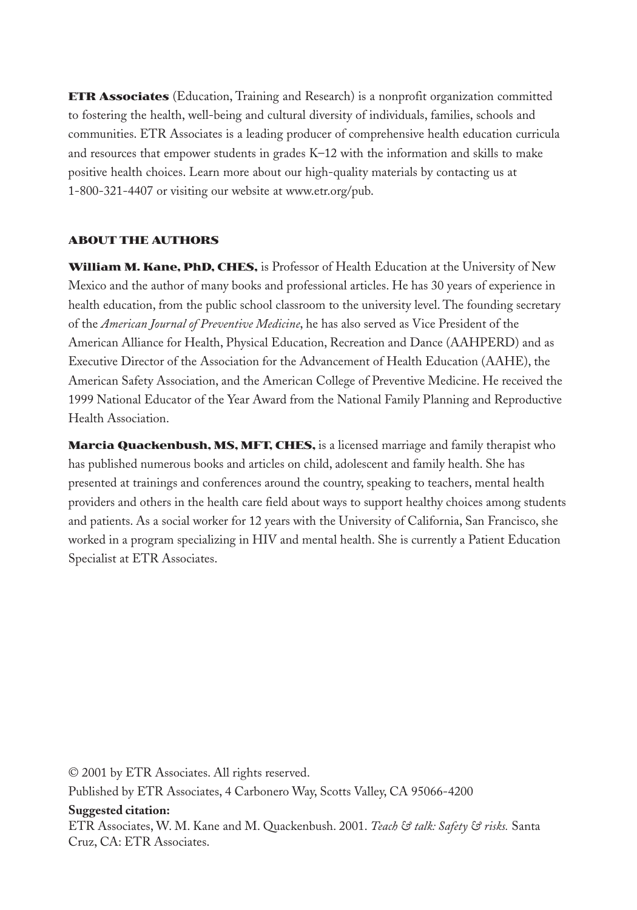**ETR Associates** (Education, Training and Research) is a nonprofit organization committed to fostering the health, well-being and cultural diversity of individuals, families, schools and communities. ETR Associates is a leading producer of comprehensive health education curricula and resources that empower students in grades K–12 with the information and skills to make positive health choices. Learn more about our high-quality materials by contacting us at 1-800-321-4407 or visiting our website at www.etr.org/pub.

## ABOUT THE AUTHORS

**William M. Kane, PhD, CHES,** is Professor of Health Education at the University of New Mexico and the author of many books and professional articles. He has 30 years of experience in health education, from the public school classroom to the university level. The founding secretary of the *American Journal of Preventive Medicine*, he has also served as Vice President of the American Alliance for Health, Physical Education, Recreation and Dance (AAHPERD) and as Executive Director of the Association for the Advancement of Health Education (AAHE), the American Safety Association, and the American College of Preventive Medicine. He received the 1999 National Educator of the Year Award from the National Family Planning and Reproductive Health Association.

**Marcia Quackenbush, MS, MFT, CHES,** is a licensed marriage and family therapist who has published numerous books and articles on child, adolescent and family health. She has presented at trainings and conferences around the country, speaking to teachers, mental health providers and others in the health care field about ways to support healthy choices among students and patients. As a social worker for 12 years with the University of California, San Francisco, she worked in a program specializing in HIV and mental health. She is currently a Patient Education Specialist at ETR Associates.

© 2001 by ETR Associates. All rights reserved.

Published by ETR Associates, 4 Carbonero Way, Scotts Valley, CA 95066-4200

**Suggested citation:**

ETR Associates, W. M. Kane and M. Quackenbush. 2001. *Teach & talk: Safety & risks.* Santa Cruz, CA: ETR Associates.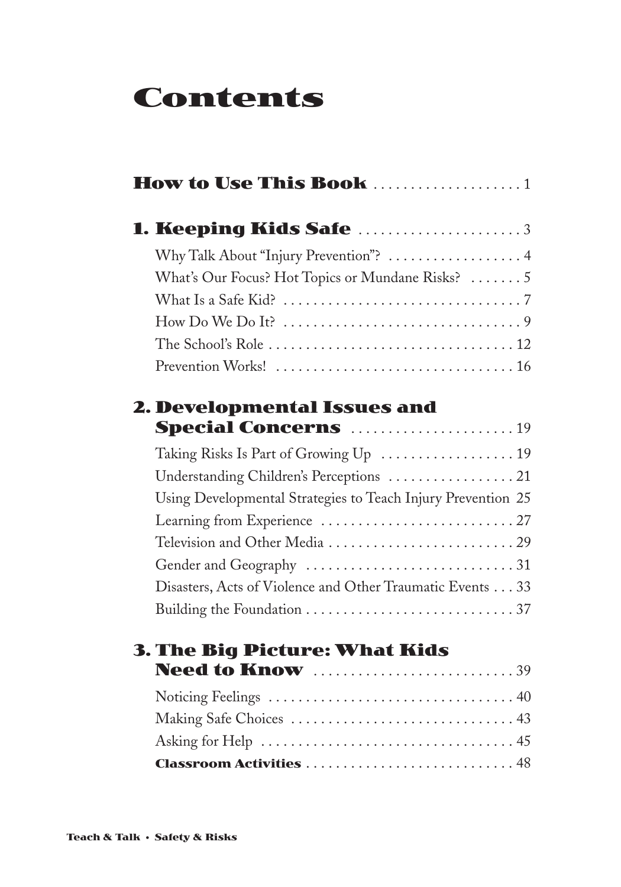# Contents

**How to Use This Book** . . . . . . . . . . . . . . . . . . . 1

**1. Keeping Kids Safe** . . . . . . . . . . . . . . . . . . . . . 3

Why Talk About "Injury Prevention"? . . . . . . . . . . . . . . . . . 4

What's Our Focus? Hot Topics or Mundane Risks? . . . . . . . 5

What Is a Safe Kid? . . . . . . . . . . . . . . . . . . . . . . . . . . . . . . . 7

How Do We Do It? . . . . . . . . . . . . . . . . . . . . . . . . . . . . . . . 9

The School's Role . . . . . . . . . . . . . . . . . . . . . . . . . . . . . . . . 12

Prevention Works! . . . . . . . . . . . . . . . . . . . . . . . . . . . . . . . 16

**2. Developmental Issues and Special Concerns** . . . . . . . . . . . . . . . . . . . . . 19

Taking Risks Is Part of Growing Up . . . . . . . . . . . . . . . . . 19

Understanding Children's Perceptions . . . . . . . . . . . . . . . . 21

Using Developmental Strategies to Teach Injury Prevention 25

Learning from Experience . . . . . . . . . . . . . . . . . . . . . . . . . 27

Television and Other Media . . . . . . . . . . . . . . . . . . . . . . . . 29

Gender and Geography . . . . . . . . . . . . . . . . . . . . . . . . . . . 31

Disasters, Acts of Violence and Other Traumatic Events . . . 33

Building the Foundation . . . . . . . . . . . . . . . . . . . . . . . . . . . 37

**3. The Big Picture: What Kids Need to Know** . . . . . . . . . . . . . . . . . . . . . . . . . . 39

Noticing Feelings . . . . . . . . . . . . . . . . . . . . . . . . . . . . . . . . 40

Making Safe Choices . . . . . . . . . . . . . . . . . . . . . . . . . . . . . 43

Asking for Help . . . . . . . . . . . . . . . . . . . . . . . . . . . . . . . . . 45

**Classroom Activities** . . . . . . . . . . . . . . . . . . . . . . . . . . . 48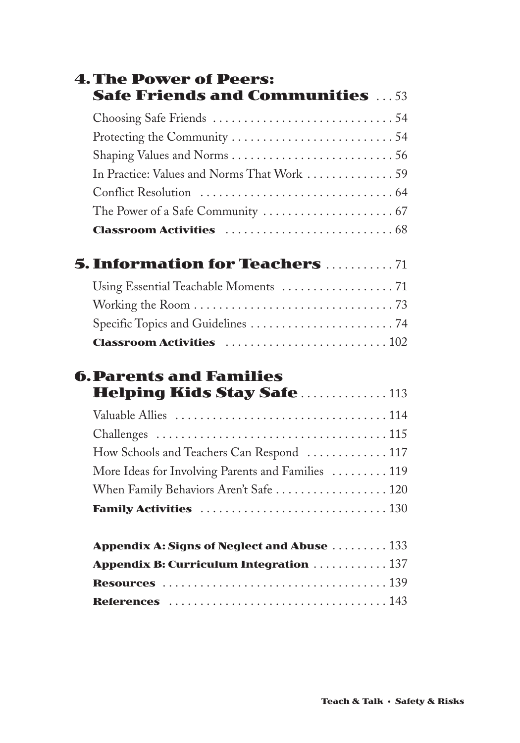## 4. The Power of Peers: Safe Friends and Communities . . . 53

Choosing Safe Friends . . . . . . . . . . . . . . . . . . . . . . . . . . . . . 54
Protecting the Community . . . . . . . . . . . . . . . . . . . . . . . . . . 54
Shaping Values and Norms . . . . . . . . . . . . . . . . . . . . . . . . . . 56
In Practice: Values and Norms That Work . . . . . . . . . . . . . . 59
Conflict Resolution . . . . . . . . . . . . . . . . . . . . . . . . . . . . . . . . 64
The Power of a Safe Community . . . . . . . . . . . . . . . . . . . . . 67
**Classroom Activities** . . . . . . . . . . . . . . . . . . . . . . . . . . . 68

## 5. Information for Teachers . . . . . . . . . . 71

Using Essential Teachable Moments . . . . . . . . . . . . . . . . . . 71
Working the Room . . . . . . . . . . . . . . . . . . . . . . . . . . . . . . . . 73
Specific Topics and Guidelines . . . . . . . . . . . . . . . . . . . . . . . 74
**Classroom Activities** . . . . . . . . . . . . . . . . . . . . . . . . . . 102

## 6. Parents and Families Helping Kids Stay Safe . . . . . . . . . . . . . 113

Valuable Allies . . . . . . . . . . . . . . . . . . . . . . . . . . . . . . . . . . 114
Challenges . . . . . . . . . . . . . . . . . . . . . . . . . . . . . . . . . . . . . 115
How Schools and Teachers Can Respond . . . . . . . . . . . . . 117
More Ideas for Involving Parents and Families . . . . . . . . . 119
When Family Behaviors Aren't Safe . . . . . . . . . . . . . . . . . . 120
**Family Activities** . . . . . . . . . . . . . . . . . . . . . . . . . . . . . . 130

**Appendix A: Signs of Neglect and Abuse** . . . . . . . . . 133
**Appendix B: Curriculum Integration** . . . . . . . . . . . . 137
**Resources** . . . . . . . . . . . . . . . . . . . . . . . . . . . . . . . . . . . . 139
**References** . . . . . . . . . . . . . . . . . . . . . . . . . . . . . . . . . . . 143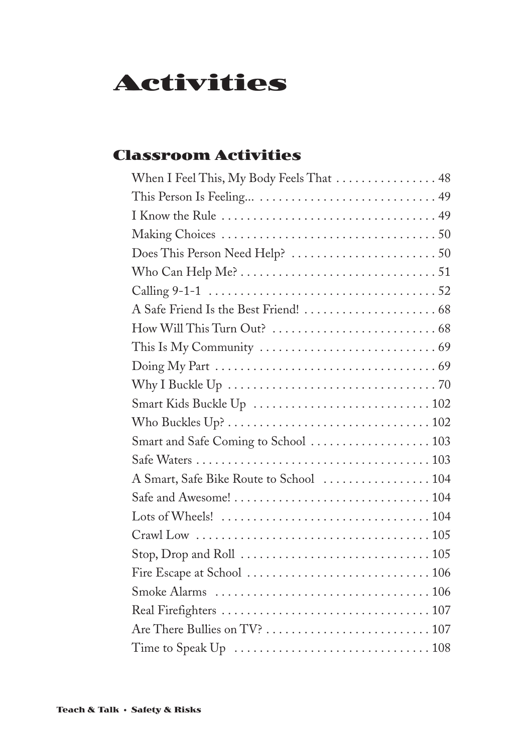# Activities

## Classroom Activities

When I Feel This, My Body Feels That . . . . . . . . . . . . . . . . 48
This Person Is Feeling... . . . . . . . . . . . . . . . . . . . . . . . . . . . . 49
I Know the Rule . . . . . . . . . . . . . . . . . . . . . . . . . . . . . . . . . . 49
Making Choices . . . . . . . . . . . . . . . . . . . . . . . . . . . . . . . . . 50
Does This Person Need Help? . . . . . . . . . . . . . . . . . . . . . . . 50
Who Can Help Me? . . . . . . . . . . . . . . . . . . . . . . . . . . . . . . . 51
Calling 9-1-1 . . . . . . . . . . . . . . . . . . . . . . . . . . . . . . . . . . . 52
A Safe Friend Is the Best Friend! . . . . . . . . . . . . . . . . . . . . . 68
How Will This Turn Out? . . . . . . . . . . . . . . . . . . . . . . . . . . 68
This Is My Community . . . . . . . . . . . . . . . . . . . . . . . . . . . . 69
Doing My Part . . . . . . . . . . . . . . . . . . . . . . . . . . . . . . . . . . 69
Why I Buckle Up . . . . . . . . . . . . . . . . . . . . . . . . . . . . . . . . 70
Smart Kids Buckle Up . . . . . . . . . . . . . . . . . . . . . . . . . . . . 102
Who Buckles Up? . . . . . . . . . . . . . . . . . . . . . . . . . . . . . . . 102
Smart and Safe Coming to School . . . . . . . . . . . . . . . . . . . 103
Safe Waters . . . . . . . . . . . . . . . . . . . . . . . . . . . . . . . . . . . . 103
A Smart, Safe Bike Route to School . . . . . . . . . . . . . . . . . 104
Safe and Awesome! . . . . . . . . . . . . . . . . . . . . . . . . . . . . . . 104
Lots of Wheels! . . . . . . . . . . . . . . . . . . . . . . . . . . . . . . . . . 104
Crawl Low . . . . . . . . . . . . . . . . . . . . . . . . . . . . . . . . . . . . . 105
Stop, Drop and Roll . . . . . . . . . . . . . . . . . . . . . . . . . . . . . . 105
Fire Escape at School . . . . . . . . . . . . . . . . . . . . . . . . . . . . . 106
Smoke Alarms . . . . . . . . . . . . . . . . . . . . . . . . . . . . . . . . . . 106
Real Firefighters . . . . . . . . . . . . . . . . . . . . . . . . . . . . . . . . . 107
Are There Bullies on TV? . . . . . . . . . . . . . . . . . . . . . . . . . . 107
Time to Speak Up . . . . . . . . . . . . . . . . . . . . . . . . . . . . . . . 108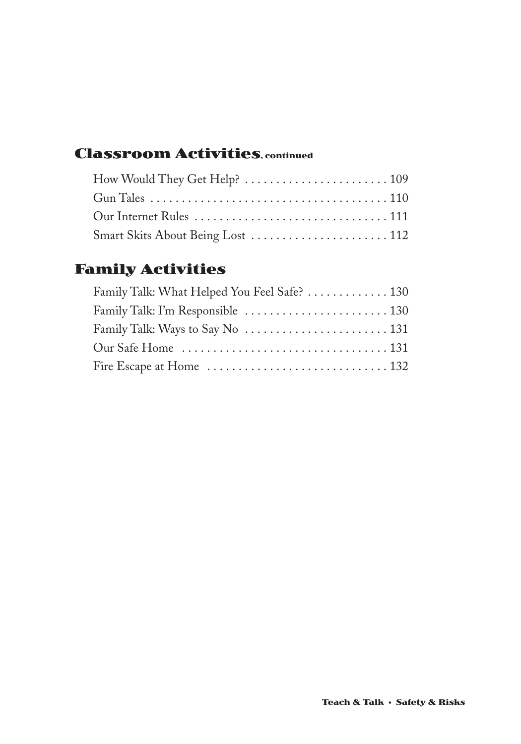## Classroom Activities, continued

How Would They Get Help? . . . . . . . . . . . . . . . . . . . . . . . 109
Gun Tales . . . . . . . . . . . . . . . . . . . . . . . . . . . . . . . . . . . . . . 110
Our Internet Rules . . . . . . . . . . . . . . . . . . . . . . . . . . . . . . . 111
Smart Skits About Being Lost . . . . . . . . . . . . . . . . . . . . . . 112

## Family Activities

Family Talk: What Helped You Feel Safe? . . . . . . . . . . . . . 130
Family Talk: I'm Responsible . . . . . . . . . . . . . . . . . . . . . . . 130
Family Talk: Ways to Say No . . . . . . . . . . . . . . . . . . . . . . . 131
Our Safe Home . . . . . . . . . . . . . . . . . . . . . . . . . . . . . . . . . 131
Fire Escape at Home . . . . . . . . . . . . . . . . . . . . . . . . . . . . . 132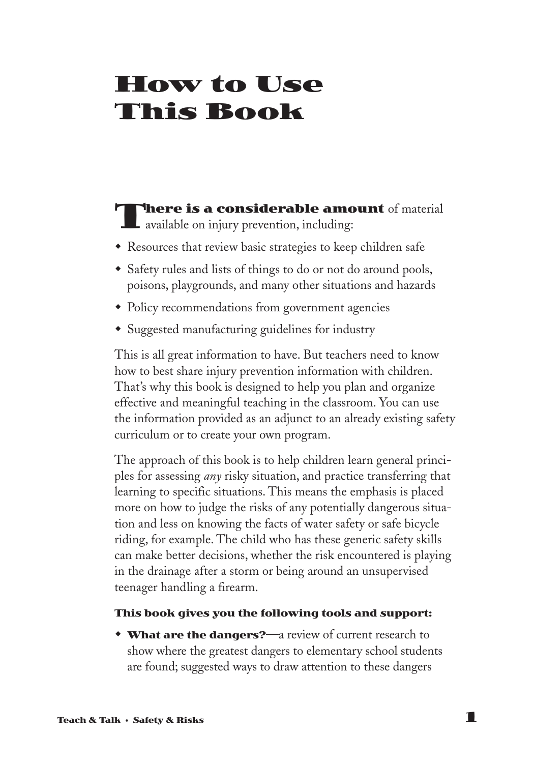# How to Use This Book

**There is a considerable amount** of material available on injury prevention, including:

- Resources that review basic strategies to keep children safe
- Safety rules and lists of things to do or not do around pools, poisons, playgrounds, and many other situations and hazards
- Policy recommendations from government agencies
- Suggested manufacturing guidelines for industry

This is all great information to have. But teachers need to know how to best share injury prevention information with children. That's why this book is designed to help you plan and organize effective and meaningful teaching in the classroom. You can use the information provided as an adjunct to an already existing safety curriculum or to create your own program.

The approach of this book is to help children learn general principles for assessing *any* risky situation, and practice transferring that learning to specific situations. This means the emphasis is placed more on how to judge the risks of any potentially dangerous situation and less on knowing the facts of water safety or safe bicycle riding, for example. The child who has these generic safety skills can make better decisions, whether the risk encountered is playing in the drainage after a storm or being around an unsupervised teenager handling a firearm.

**This book gives you the following tools and support:**

- **What are the dangers?**—a review of current research to show where the greatest dangers to elementary school students are found; suggested ways to draw attention to these dangers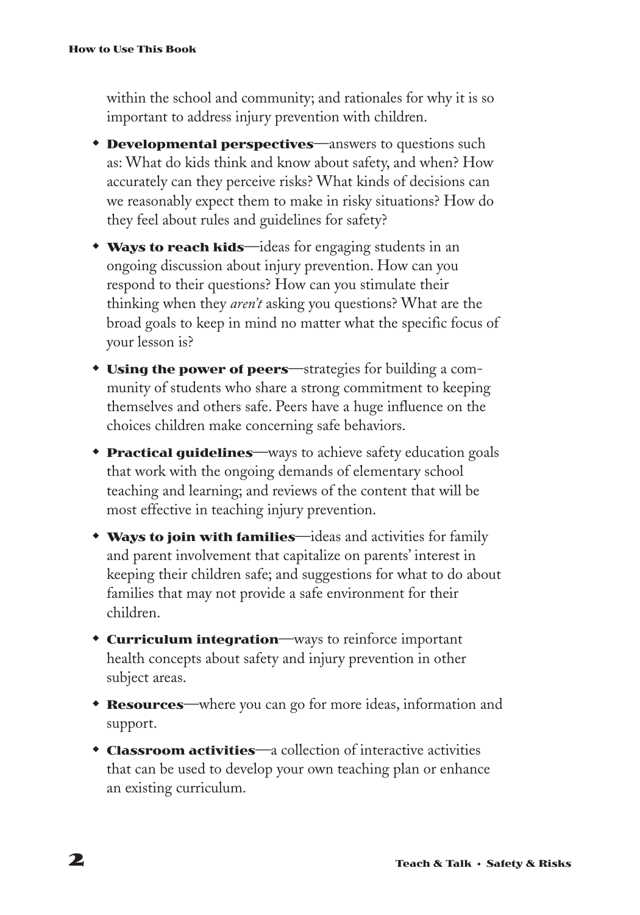within the school and community; and rationales for why it is so important to address injury prevention with children.

- **Developmental perspectives**—answers to questions such as: What do kids think and know about safety, and when? How accurately can they perceive risks? What kinds of decisions can we reasonably expect them to make in risky situations? How do they feel about rules and guidelines for safety?
- **Ways to reach kids**—ideas for engaging students in an ongoing discussion about injury prevention. How can you respond to their questions? How can you stimulate their thinking when they *aren't* asking you questions? What are the broad goals to keep in mind no matter what the specific focus of your lesson is?
- **Using the power of peers**—strategies for building a community of students who share a strong commitment to keeping themselves and others safe. Peers have a huge influence on the choices children make concerning safe behaviors.
- **Practical guidelines**—ways to achieve safety education goals that work with the ongoing demands of elementary school teaching and learning; and reviews of the content that will be most effective in teaching injury prevention.
- **Ways to join with families**—ideas and activities for family and parent involvement that capitalize on parents' interest in keeping their children safe; and suggestions for what to do about families that may not provide a safe environment for their children.
- **Curriculum integration**—ways to reinforce important health concepts about safety and injury prevention in other subject areas.
- **Resources**—where you can go for more ideas, information and support.
- **Classroom activities**—a collection of interactive activities that can be used to develop your own teaching plan or enhance an existing curriculum.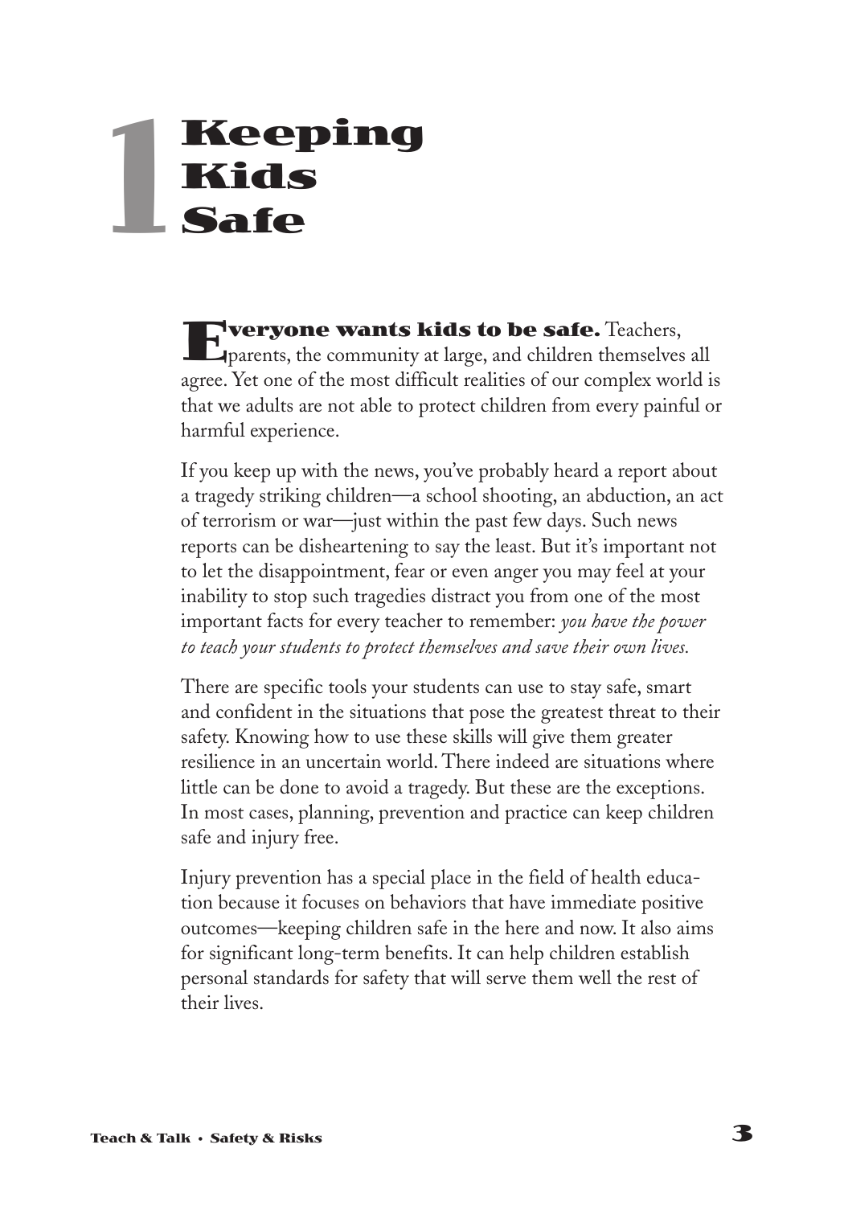# 1 Keeping Kids Safe

**Everyone wants kids to be safe.** Teachers, parents, the community at large, and children themselves all agree. Yet one of the most difficult realities of our complex world is that we adults are not able to protect children from every painful or harmful experience.

If you keep up with the news, you've probably heard a report about a tragedy striking children—a school shooting, an abduction, an act of terrorism or war—just within the past few days. Such news reports can be disheartening to say the least. But it's important not to let the disappointment, fear or even anger you may feel at your inability to stop such tragedies distract you from one of the most important facts for every teacher to remember: *you have the power to teach your students to protect themselves and save their own lives.*

There are specific tools your students can use to stay safe, smart and confident in the situations that pose the greatest threat to their safety. Knowing how to use these skills will give them greater resilience in an uncertain world. There indeed are situations where little can be done to avoid a tragedy. But these are the exceptions. In most cases, planning, prevention and practice can keep children safe and injury free.

Injury prevention has a special place in the field of health education because it focuses on behaviors that have immediate positive outcomes—keeping children safe in the here and now. It also aims for significant long-term benefits. It can help children establish personal standards for safety that will serve them well the rest of their lives.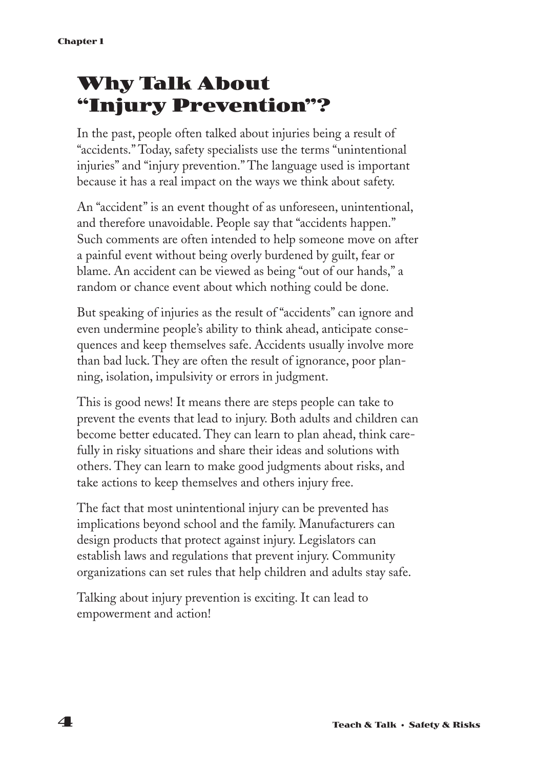# Why Talk About "Injury Prevention"?

In the past, people often talked about injuries being a result of "accidents." Today, safety specialists use the terms "unintentional injuries" and "injury prevention." The language used is important because it has a real impact on the ways we think about safety.

An "accident" is an event thought of as unforeseen, unintentional, and therefore unavoidable. People say that "accidents happen." Such comments are often intended to help someone move on after a painful event without being overly burdened by guilt, fear or blame. An accident can be viewed as being "out of our hands," a random or chance event about which nothing could be done.

But speaking of injuries as the result of "accidents" can ignore and even undermine people's ability to think ahead, anticipate consequences and keep themselves safe. Accidents usually involve more than bad luck. They are often the result of ignorance, poor planning, isolation, impulsivity or errors in judgment.

This is good news! It means there are steps people can take to prevent the events that lead to injury. Both adults and children can become better educated. They can learn to plan ahead, think carefully in risky situations and share their ideas and solutions with others. They can learn to make good judgments about risks, and take actions to keep themselves and others injury free.

The fact that most unintentional injury can be prevented has implications beyond school and the family. Manufacturers can design products that protect against injury. Legislators can establish laws and regulations that prevent injury. Community organizations can set rules that help children and adults stay safe.

Talking about injury prevention is exciting. It can lead to empowerment and action!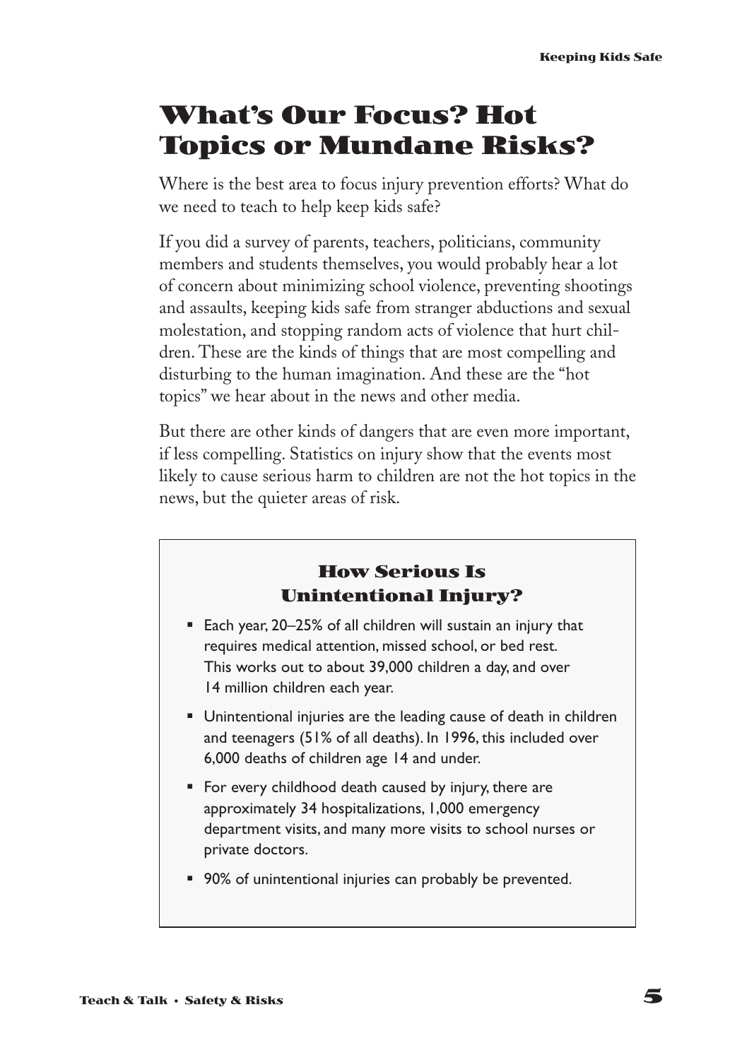# What's Our Focus? Hot Topics or Mundane Risks?

Where is the best area to focus injury prevention efforts? What do we need to teach to help keep kids safe?

If you did a survey of parents, teachers, politicians, community members and students themselves, you would probably hear a lot of concern about minimizing school violence, preventing shootings and assaults, keeping kids safe from stranger abductions and sexual molestation, and stopping random acts of violence that hurt children. These are the kinds of things that are most compelling and disturbing to the human imagination. And these are the "hot topics" we hear about in the news and other media.

But there are other kinds of dangers that are even more important, if less compelling. Statistics on injury show that the events most likely to cause serious harm to children are not the hot topics in the news, but the quieter areas of risk.

### How Serious Is Unintentional Injury?

- Each year, 20–25% of all children will sustain an injury that requires medical attention, missed school, or bed rest. This works out to about 39,000 children a day, and over 14 million children each year.
- Unintentional injuries are the leading cause of death in children and teenagers (51% of all deaths). In 1996, this included over 6,000 deaths of children age 14 and under.
- For every childhood death caused by injury, there are approximately 34 hospitalizations, 1,000 emergency department visits, and many more visits to school nurses or private doctors.
- 90% of unintentional injuries can probably be prevented.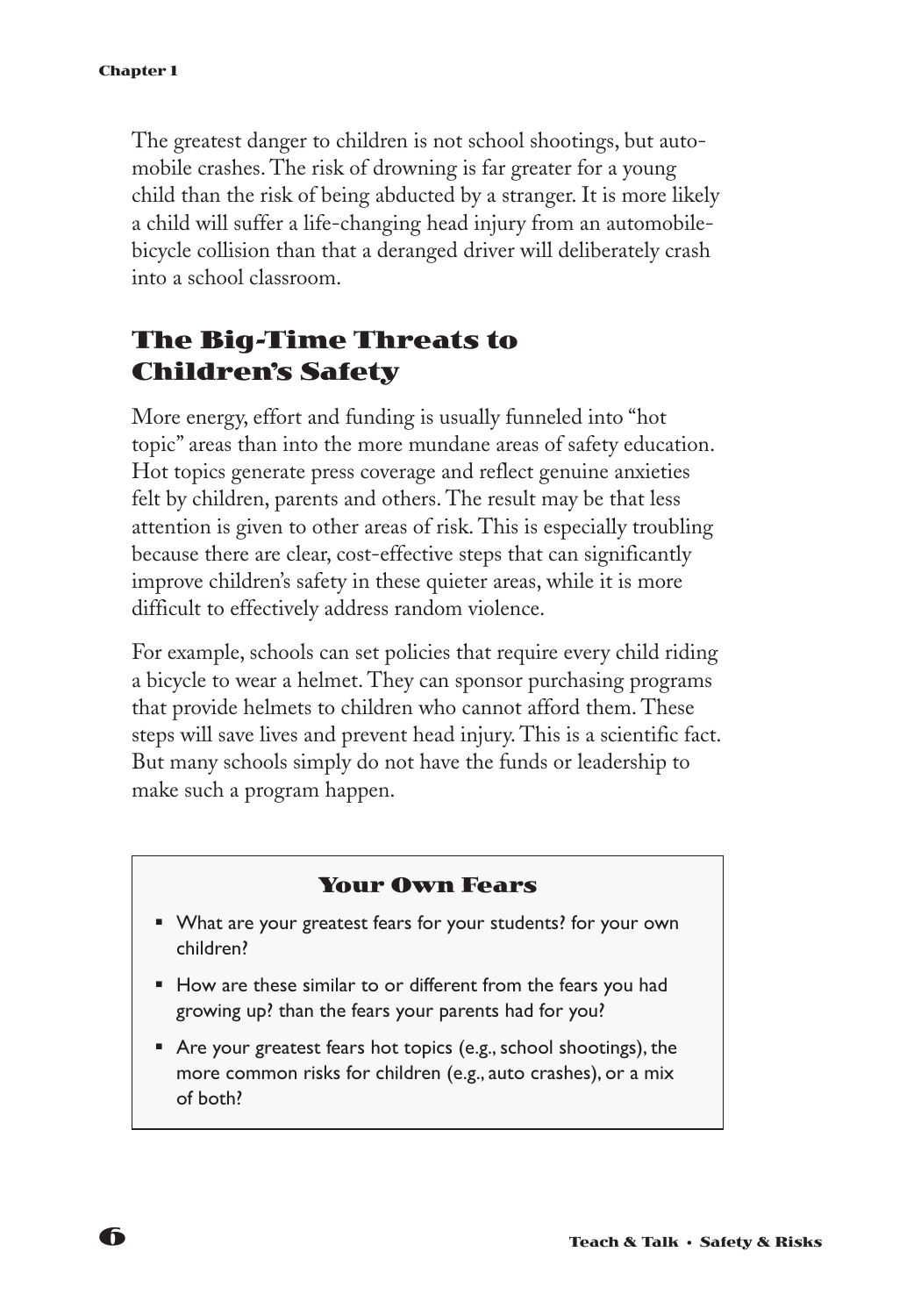The greatest danger to children is not school shootings, but automobile crashes. The risk of drowning is far greater for a young child than the risk of being abducted by a stranger. It is more likely a child will suffer a life-changing head injury from an automobile-bicycle collision than that a deranged driver will deliberately crash into a school classroom.

## The Big-Time Threats to Children's Safety

More energy, effort and funding is usually funneled into "hot topic" areas than into the more mundane areas of safety education. Hot topics generate press coverage and reflect genuine anxieties felt by children, parents and others. The result may be that less attention is given to other areas of risk. This is especially troubling because there are clear, cost-effective steps that can significantly improve children's safety in these quieter areas, while it is more difficult to effectively address random violence.

For example, schools can set policies that require every child riding a bicycle to wear a helmet. They can sponsor purchasing programs that provide helmets to children who cannot afford them. These steps will save lives and prevent head injury. This is a scientific fact. But many schools simply do not have the funds or leadership to make such a program happen.

### Your Own Fears

- What are your greatest fears for your students? for your own children?
- How are these similar to or different from the fears you had growing up? than the fears your parents had for you?
- Are your greatest fears hot topics (e.g., school shootings), the more common risks for children (e.g., auto crashes), or a mix of both?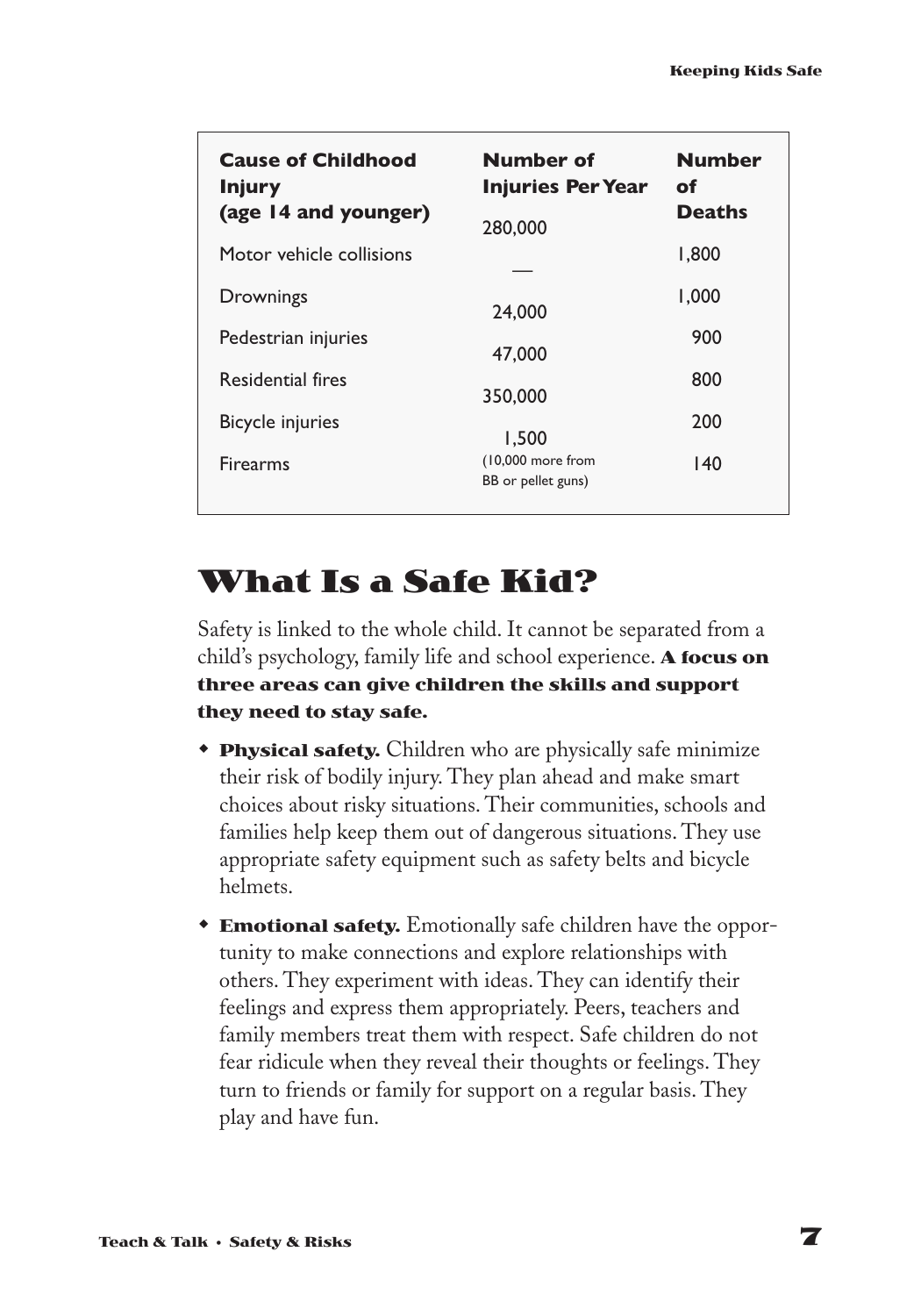| Cause of Childhood Injury (age 14 and younger) | Number of Injuries Per Year | Number of Deaths |
|---|---|---|
| Motor vehicle collisions | 280,000 | 1,800 |
| Drownings | — | 1,000 |
| Pedestrian injuries | 24,000 | 900 |
| Residential fires | 47,000 | 800 |
| Bicycle injuries | 350,000 | 200 |
| Firearms | 1,500 (10,000 more from BB or pellet guns) | 140 |

# What Is a Safe Kid?

Safety is linked to the whole child. It cannot be separated from a child's psychology, family life and school experience. **A focus on three areas can give children the skills and support they need to stay safe.**

- **Physical safety.** Children who are physically safe minimize their risk of bodily injury. They plan ahead and make smart choices about risky situations. Their communities, schools and families help keep them out of dangerous situations. They use appropriate safety equipment such as safety belts and bicycle helmets.
- **Emotional safety.** Emotionally safe children have the opportunity to make connections and explore relationships with others. They experiment with ideas. They can identify their feelings and express them appropriately. Peers, teachers and family members treat them with respect. Safe children do not fear ridicule when they reveal their thoughts or feelings. They turn to friends or family for support on a regular basis. They play and have fun.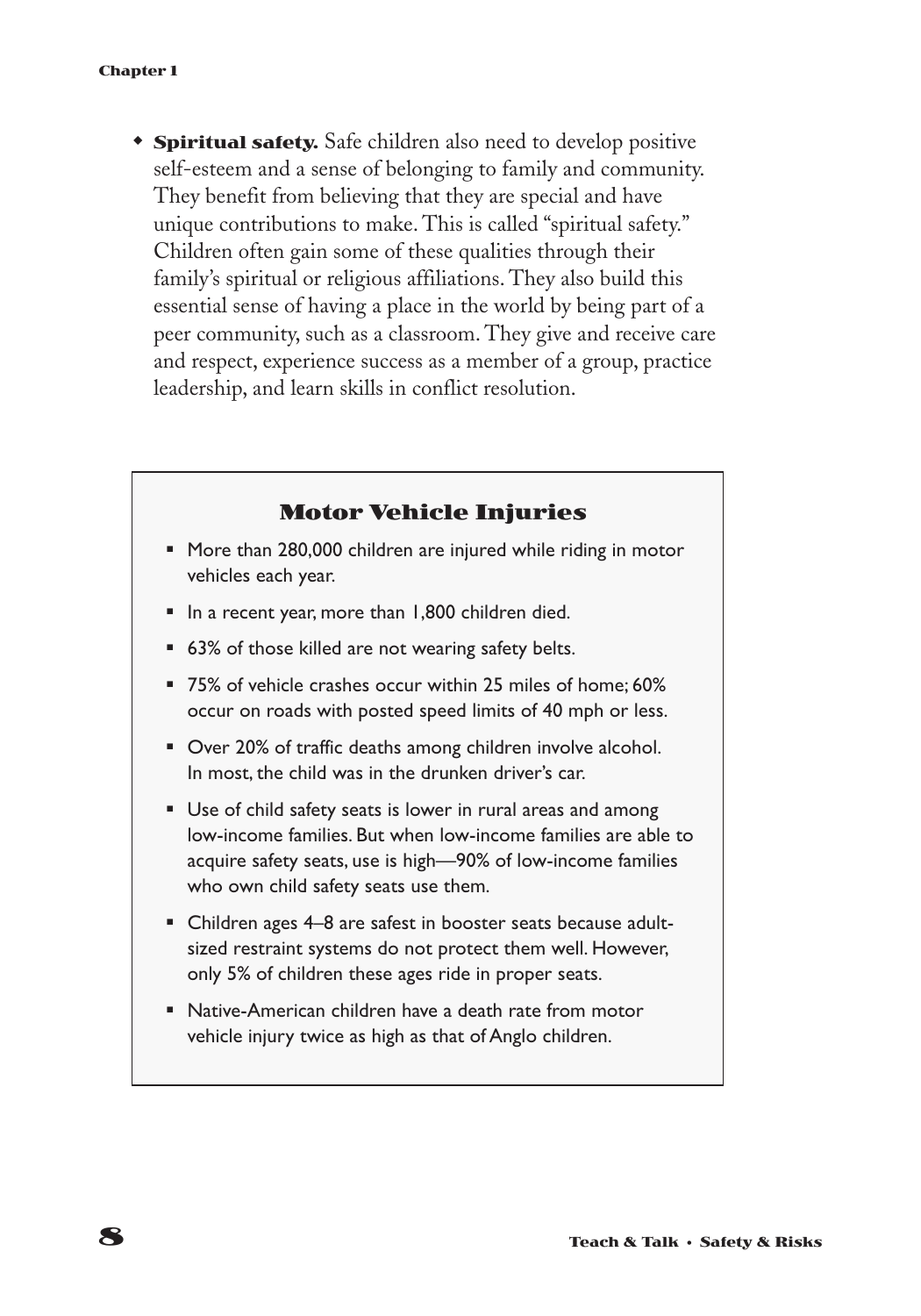- **Spiritual safety.** Safe children also need to develop positive self-esteem and a sense of belonging to family and community. They benefit from believing that they are special and have unique contributions to make. This is called "spiritual safety." Children often gain some of these qualities through their family's spiritual or religious affiliations. They also build this essential sense of having a place in the world by being part of a peer community, such as a classroom. They give and receive care and respect, experience success as a member of a group, practice leadership, and learn skills in conflict resolution.

### Motor Vehicle Injuries

- More than 280,000 children are injured while riding in motor vehicles each year.
- In a recent year, more than 1,800 children died.
- 63% of those killed are not wearing safety belts.
- 75% of vehicle crashes occur within 25 miles of home; 60% occur on roads with posted speed limits of 40 mph or less.
- Over 20% of traffic deaths among children involve alcohol. In most, the child was in the drunken driver's car.
- Use of child safety seats is lower in rural areas and among low-income families. But when low-income families are able to acquire safety seats, use is high—90% of low-income families who own child safety seats use them.
- Children ages 4–8 are safest in booster seats because adult-sized restraint systems do not protect them well. However, only 5% of children these ages ride in proper seats.
- Native-American children have a death rate from motor vehicle injury twice as high as that of Anglo children.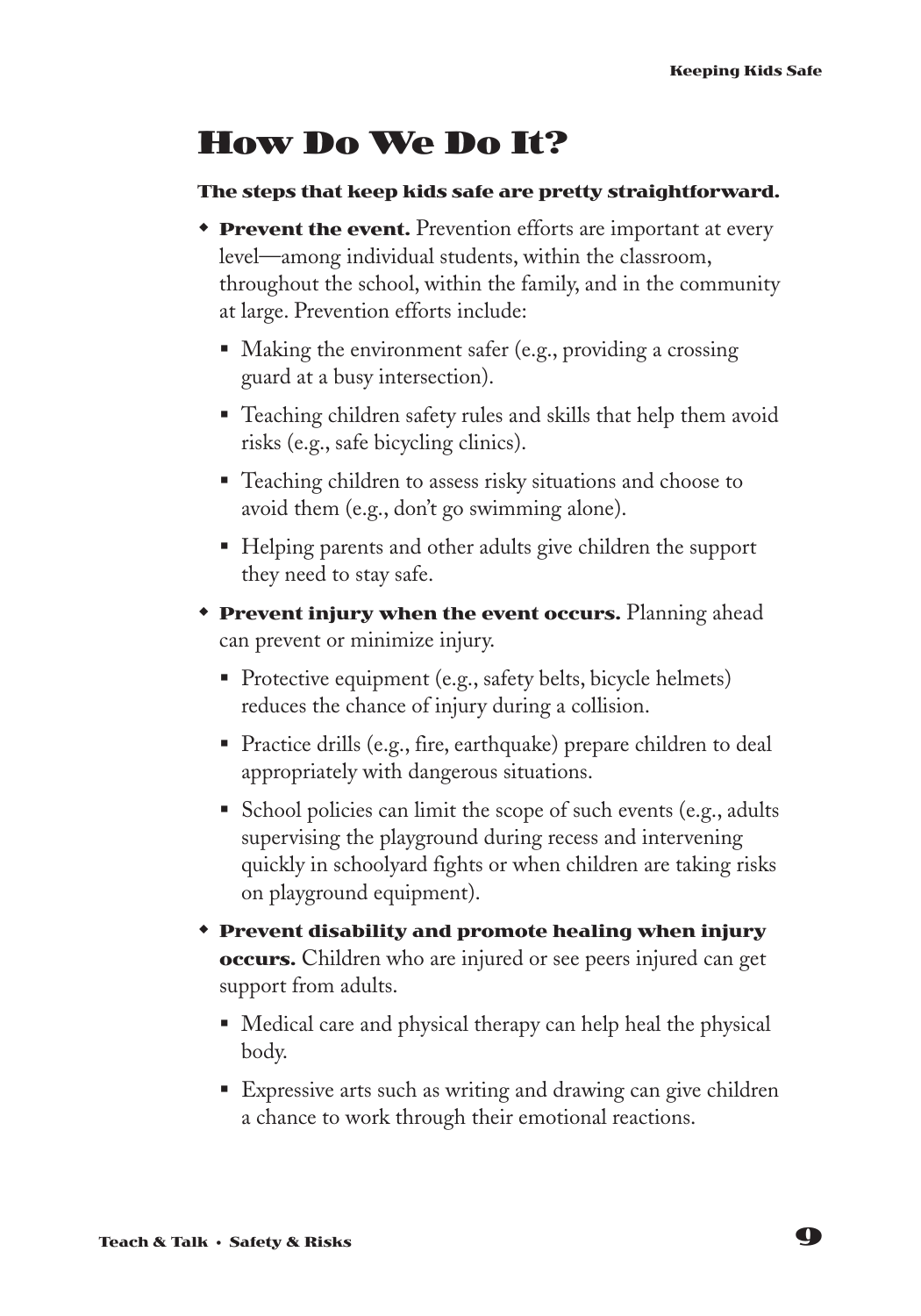# How Do We Do It?

**The steps that keep kids safe are pretty straightforward.**

- **Prevent the event.** Prevention efforts are important at every level—among individual students, within the classroom, throughout the school, within the family, and in the community at large. Prevention efforts include:
  - Making the environment safer (e.g., providing a crossing guard at a busy intersection).
  - Teaching children safety rules and skills that help them avoid risks (e.g., safe bicycling clinics).
  - Teaching children to assess risky situations and choose to avoid them (e.g., don't go swimming alone).
  - Helping parents and other adults give children the support they need to stay safe.
- **Prevent injury when the event occurs.** Planning ahead can prevent or minimize injury.
  - Protective equipment (e.g., safety belts, bicycle helmets) reduces the chance of injury during a collision.
  - Practice drills (e.g., fire, earthquake) prepare children to deal appropriately with dangerous situations.
  - School policies can limit the scope of such events (e.g., adults supervising the playground during recess and intervening quickly in schoolyard fights or when children are taking risks on playground equipment).
- **Prevent disability and promote healing when injury occurs.** Children who are injured or see peers injured can get support from adults.
  - Medical care and physical therapy can help heal the physical body.
  - Expressive arts such as writing and drawing can give children a chance to work through their emotional reactions.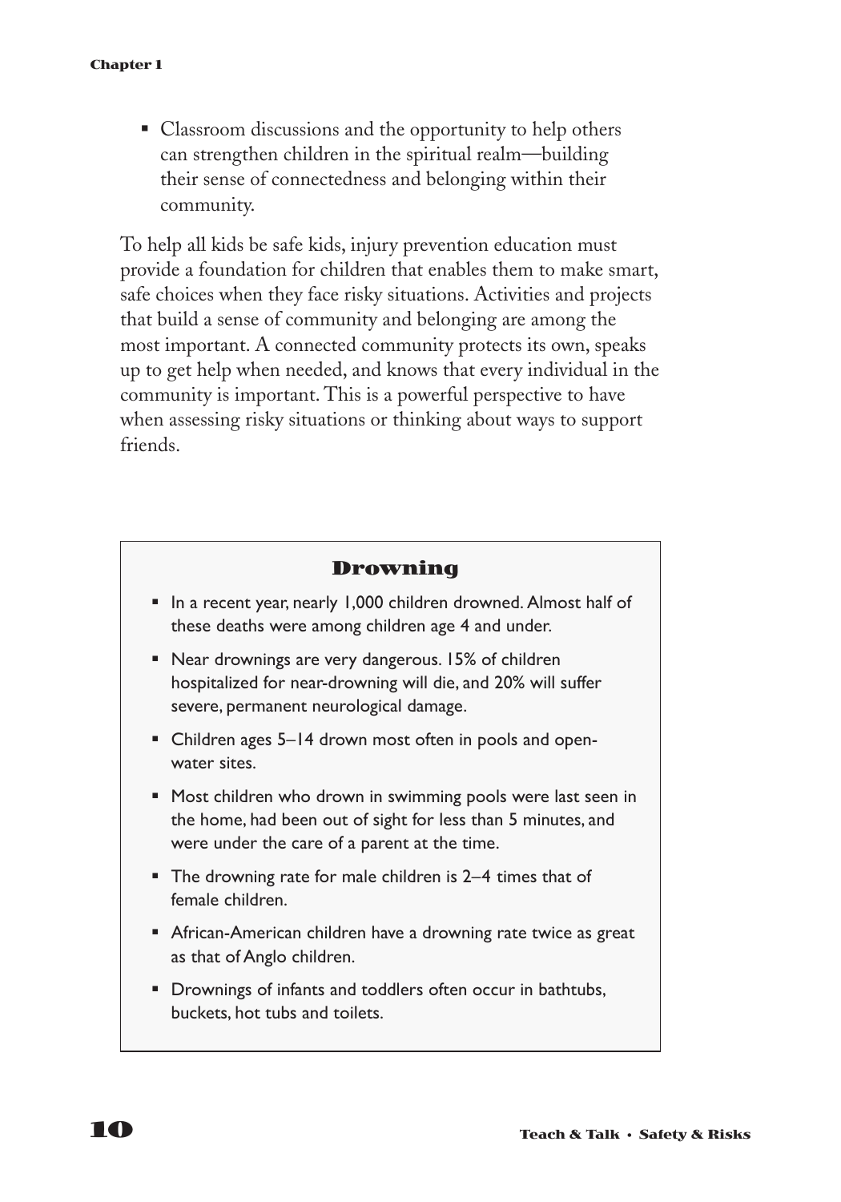- Classroom discussions and the opportunity to help others can strengthen children in the spiritual realm—building their sense of connectedness and belonging within their community.

To help all kids be safe kids, injury prevention education must provide a foundation for children that enables them to make smart, safe choices when they face risky situations. Activities and projects that build a sense of community and belonging are among the most important. A connected community protects its own, speaks up to get help when needed, and knows that every individual in the community is important. This is a powerful perspective to have when assessing risky situations or thinking about ways to support friends.

## Drowning

- In a recent year, nearly 1,000 children drowned. Almost half of these deaths were among children age 4 and under.
- Near drownings are very dangerous. 15% of children hospitalized for near-drowning will die, and 20% will suffer severe, permanent neurological damage.
- Children ages 5–14 drown most often in pools and open-water sites.
- Most children who drown in swimming pools were last seen in the home, had been out of sight for less than 5 minutes, and were under the care of a parent at the time.
- The drowning rate for male children is 2–4 times that of female children.
- African-American children have a drowning rate twice as great as that of Anglo children.
- Drownings of infants and toddlers often occur in bathtubs, buckets, hot tubs and toilets.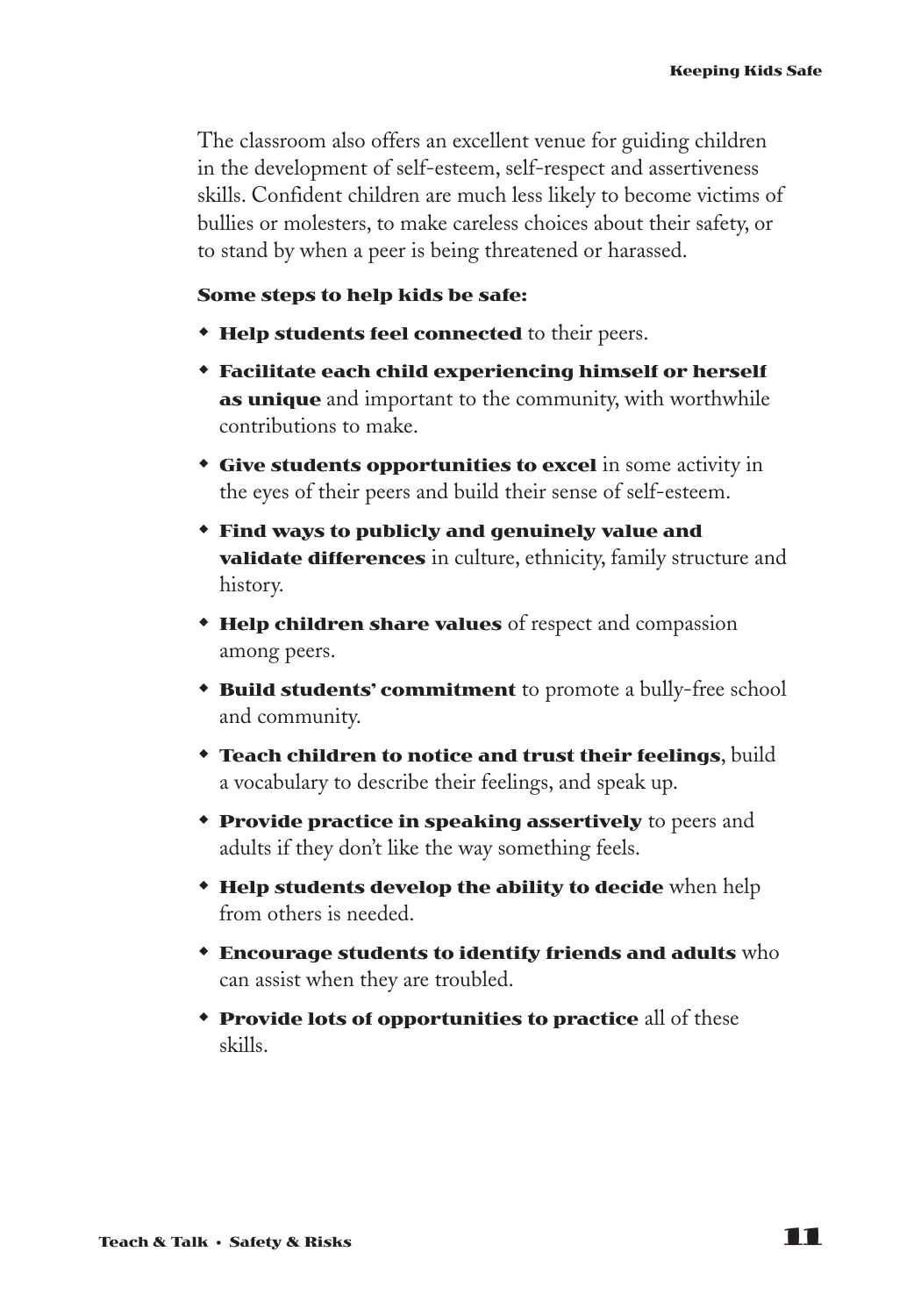The classroom also offers an excellent venue for guiding children in the development of self-esteem, self-respect and assertiveness skills. Confident children are much less likely to become victims of bullies or molesters, to make careless choices about their safety, or to stand by when a peer is being threatened or harassed.

**Some steps to help kids be safe:**

- **Help students feel connected** to their peers.
- **Facilitate each child experiencing himself or herself as unique** and important to the community, with worthwhile contributions to make.
- **Give students opportunities to excel** in some activity in the eyes of their peers and build their sense of self-esteem.
- **Find ways to publicly and genuinely value and validate differences** in culture, ethnicity, family structure and history.
- **Help children share values** of respect and compassion among peers.
- **Build students' commitment** to promote a bully-free school and community.
- **Teach children to notice and trust their feelings**, build a vocabulary to describe their feelings, and speak up.
- **Provide practice in speaking assertively** to peers and adults if they don't like the way something feels.
- **Help students develop the ability to decide** when help from others is needed.
- **Encourage students to identify friends and adults** who can assist when they are troubled.
- **Provide lots of opportunities to practice** all of these skills.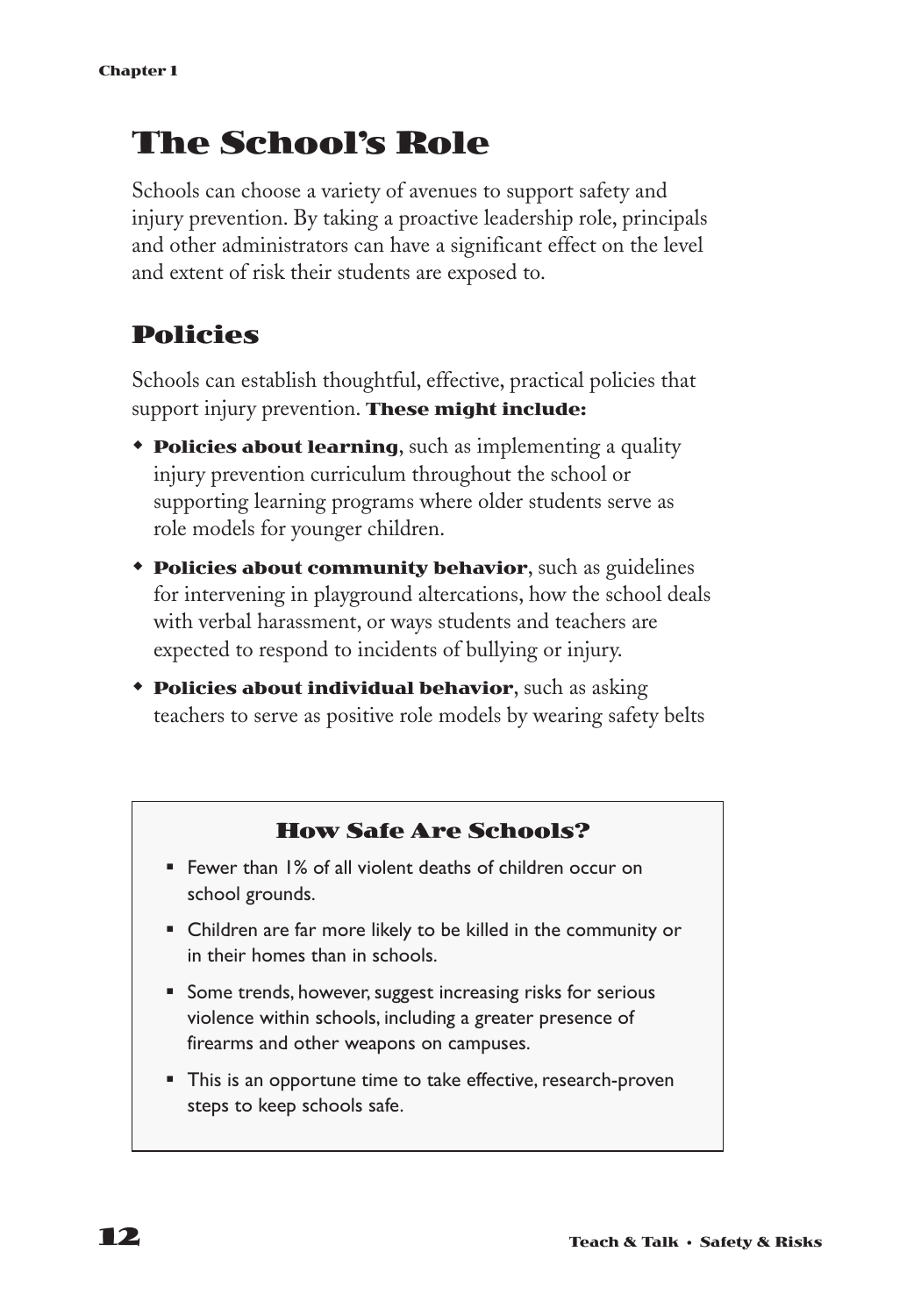# The School's Role

Schools can choose a variety of avenues to support safety and injury prevention. By taking a proactive leadership role, principals and other administrators can have a significant effect on the level and extent of risk their students are exposed to.

## Policies

Schools can establish thoughtful, effective, practical policies that support injury prevention. **These might include:**

- **Policies about learning**, such as implementing a quality injury prevention curriculum throughout the school or supporting learning programs where older students serve as role models for younger children.
- **Policies about community behavior**, such as guidelines for intervening in playground altercations, how the school deals with verbal harassment, or ways students and teachers are expected to respond to incidents of bullying or injury.
- **Policies about individual behavior**, such as asking teachers to serve as positive role models by wearing safety belts

### How Safe Are Schools?

- Fewer than 1% of all violent deaths of children occur on school grounds.
- Children are far more likely to be killed in the community or in their homes than in schools.
- Some trends, however, suggest increasing risks for serious violence within schools, including a greater presence of firearms and other weapons on campuses.
- This is an opportune time to take effective, research-proven steps to keep schools safe.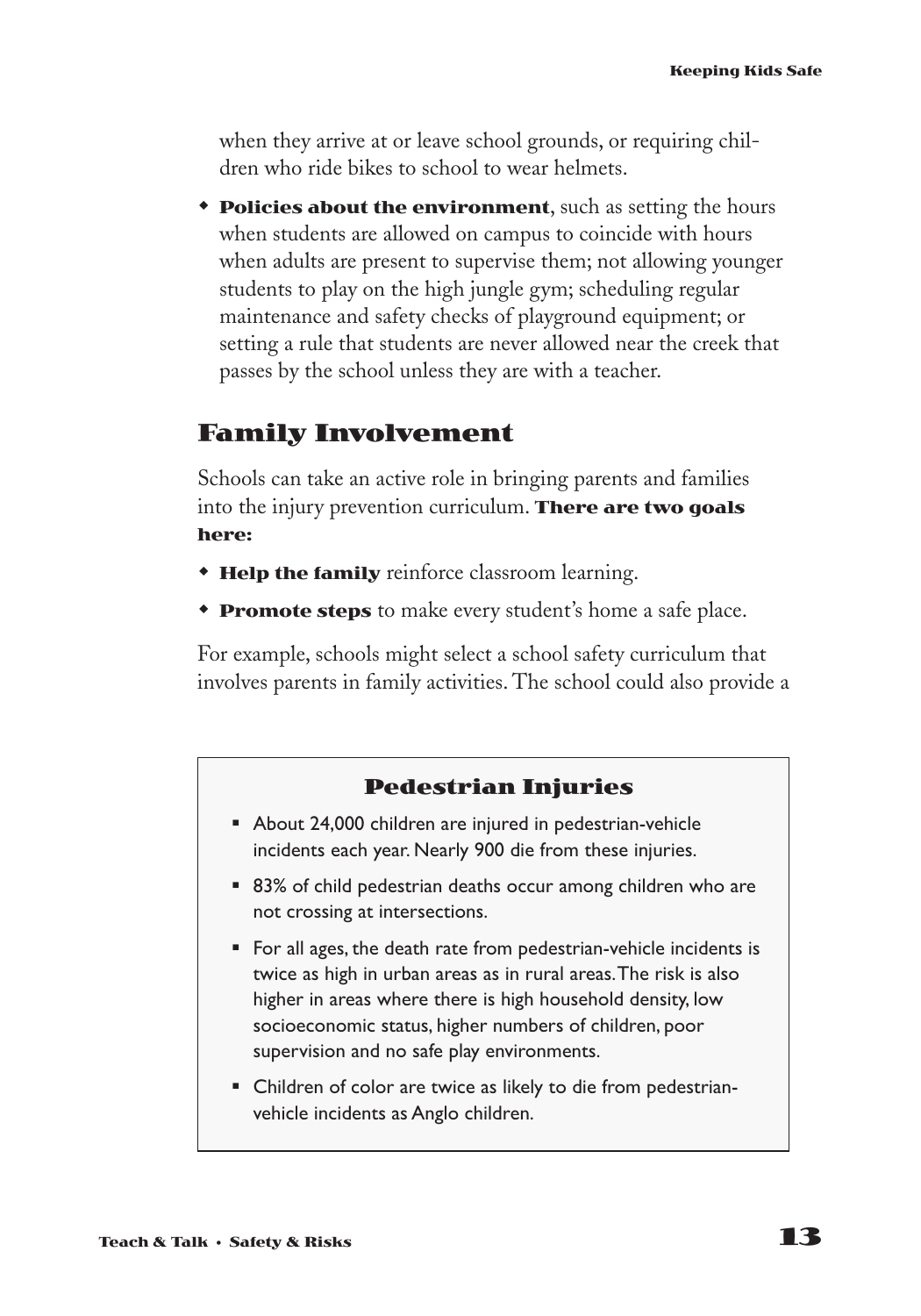when they arrive at or leave school grounds, or requiring children who ride bikes to school to wear helmets.

- **Policies about the environment**, such as setting the hours when students are allowed on campus to coincide with hours when adults are present to supervise them; not allowing younger students to play on the high jungle gym; scheduling regular maintenance and safety checks of playground equipment; or setting a rule that students are never allowed near the creek that passes by the school unless they are with a teacher.

## Family Involvement

Schools can take an active role in bringing parents and families into the injury prevention curriculum. **There are two goals here:**

- **Help the family** reinforce classroom learning.
- **Promote steps** to make every student's home a safe place.

For example, schools might select a school safety curriculum that involves parents in family activities. The school could also provide a

### Pedestrian Injuries

- About 24,000 children are injured in pedestrian-vehicle incidents each year. Nearly 900 die from these injuries.
- 83% of child pedestrian deaths occur among children who are not crossing at intersections.
- For all ages, the death rate from pedestrian-vehicle incidents is twice as high in urban areas as in rural areas. The risk is also higher in areas where there is high household density, low socioeconomic status, higher numbers of children, poor supervision and no safe play environments.
- Children of color are twice as likely to die from pedestrian-vehicle incidents as Anglo children.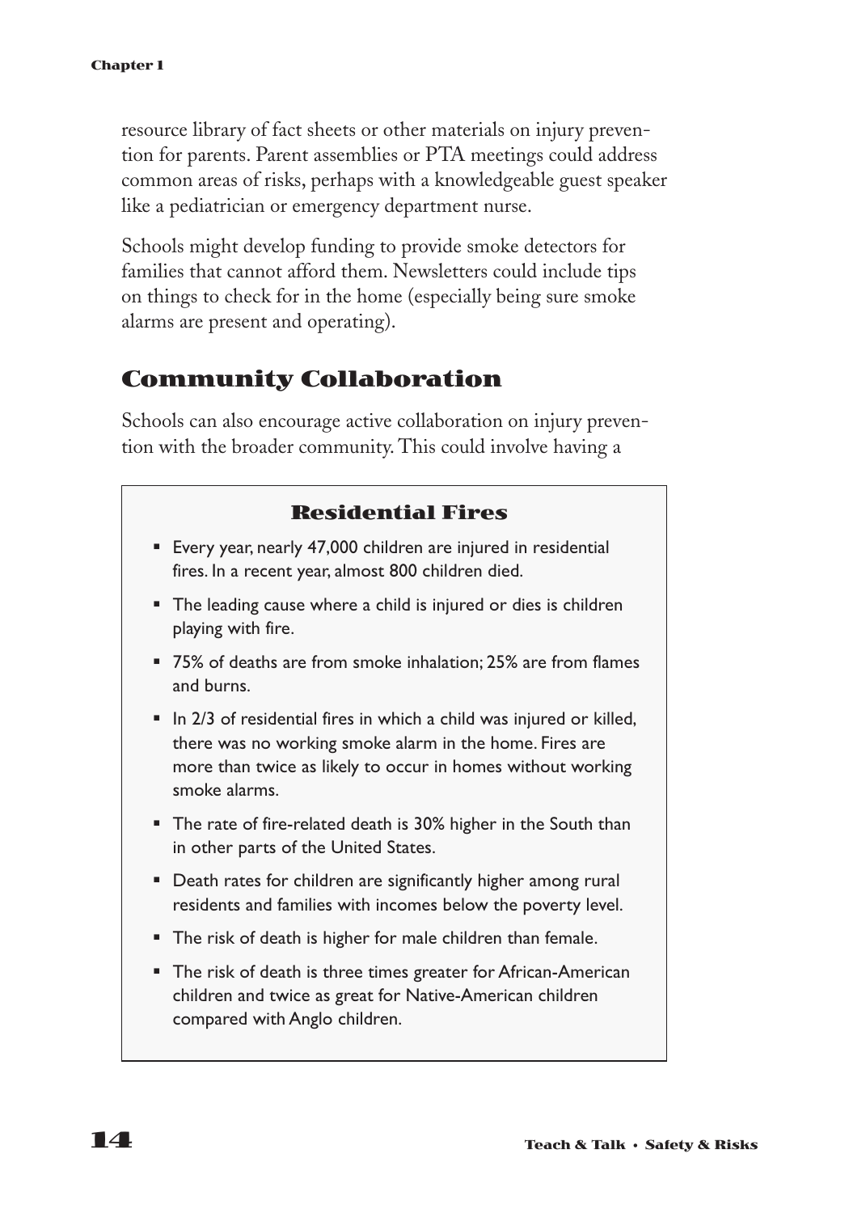resource library of fact sheets or other materials on injury prevention for parents. Parent assemblies or PTA meetings could address common areas of risks, perhaps with a knowledgeable guest speaker like a pediatrician or emergency department nurse.

Schools might develop funding to provide smoke detectors for families that cannot afford them. Newsletters could include tips on things to check for in the home (especially being sure smoke alarms are present and operating).

## Community Collaboration

Schools can also encourage active collaboration on injury prevention with the broader community. This could involve having a

### Residential Fires

- Every year, nearly 47,000 children are injured in residential fires. In a recent year, almost 800 children died.
- The leading cause where a child is injured or dies is children playing with fire.
- 75% of deaths are from smoke inhalation; 25% are from flames and burns.
- In 2/3 of residential fires in which a child was injured or killed, there was no working smoke alarm in the home. Fires are more than twice as likely to occur in homes without working smoke alarms.
- The rate of fire-related death is 30% higher in the South than in other parts of the United States.
- Death rates for children are significantly higher among rural residents and families with incomes below the poverty level.
- The risk of death is higher for male children than female.
- The risk of death is three times greater for African-American children and twice as great for Native-American children compared with Anglo children.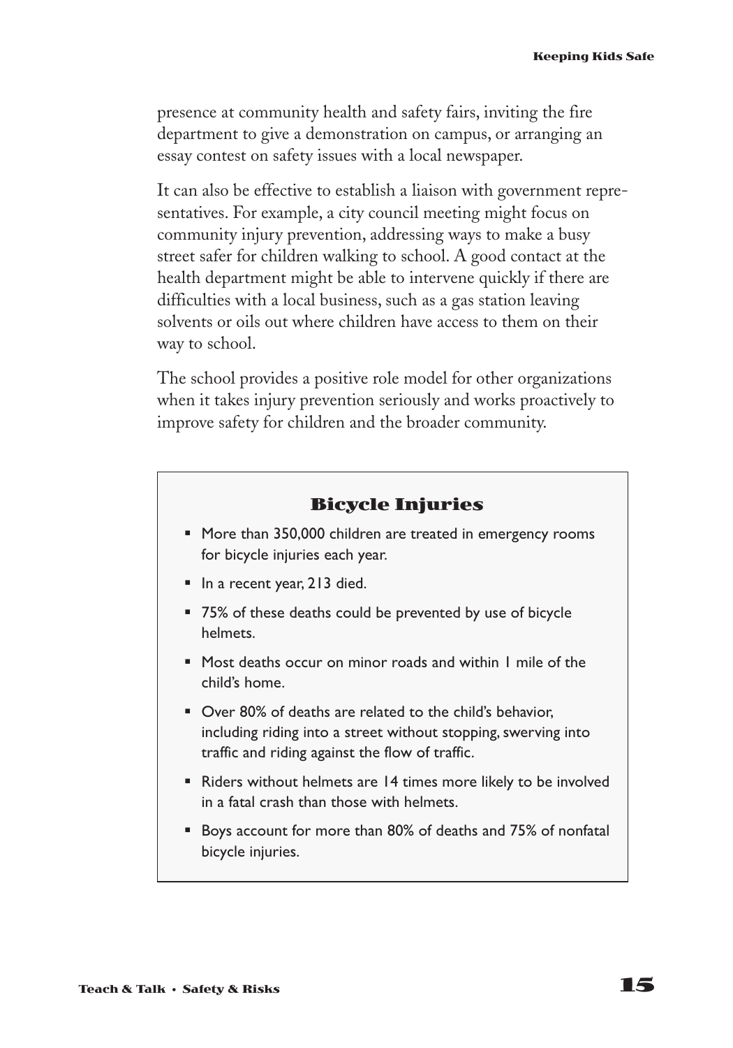presence at community health and safety fairs, inviting the fire department to give a demonstration on campus, or arranging an essay contest on safety issues with a local newspaper.

It can also be effective to establish a liaison with government representatives. For example, a city council meeting might focus on community injury prevention, addressing ways to make a busy street safer for children walking to school. A good contact at the health department might be able to intervene quickly if there are difficulties with a local business, such as a gas station leaving solvents or oils out where children have access to them on their way to school.

The school provides a positive role model for other organizations when it takes injury prevention seriously and works proactively to improve safety for children and the broader community.

## Bicycle Injuries

- More than 350,000 children are treated in emergency rooms for bicycle injuries each year.
- In a recent year, 213 died.
- 75% of these deaths could be prevented by use of bicycle helmets.
- Most deaths occur on minor roads and within 1 mile of the child's home.
- Over 80% of deaths are related to the child's behavior, including riding into a street without stopping, swerving into traffic and riding against the flow of traffic.
- Riders without helmets are 14 times more likely to be involved in a fatal crash than those with helmets.
- Boys account for more than 80% of deaths and 75% of nonfatal bicycle injuries.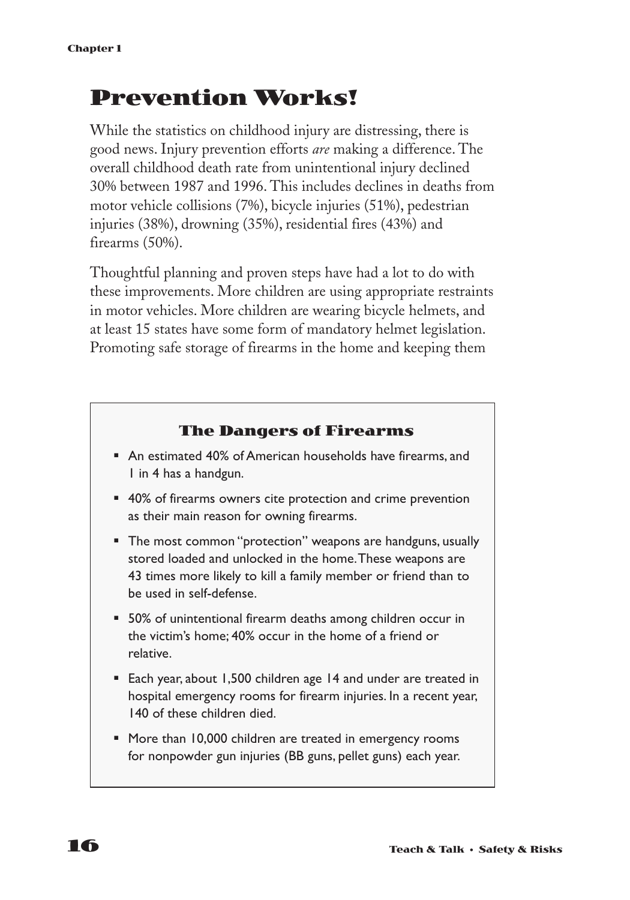# Prevention Works!

While the statistics on childhood injury are distressing, there is good news. Injury prevention efforts *are* making a difference. The overall childhood death rate from unintentional injury declined 30% between 1987 and 1996. This includes declines in deaths from motor vehicle collisions (7%), bicycle injuries (51%), pedestrian injuries (38%), drowning (35%), residential fires (43%) and firearms (50%).

Thoughtful planning and proven steps have had a lot to do with these improvements. More children are using appropriate restraints in motor vehicles. More children are wearing bicycle helmets, and at least 15 states have some form of mandatory helmet legislation. Promoting safe storage of firearms in the home and keeping them

### The Dangers of Firearms

- An estimated 40% of American households have firearms, and 1 in 4 has a handgun.
- 40% of firearms owners cite protection and crime prevention as their main reason for owning firearms.
- The most common "protection" weapons are handguns, usually stored loaded and unlocked in the home. These weapons are 43 times more likely to kill a family member or friend than to be used in self-defense.
- 50% of unintentional firearm deaths among children occur in the victim's home; 40% occur in the home of a friend or relative.
- Each year, about 1,500 children age 14 and under are treated in hospital emergency rooms for firearm injuries. In a recent year, 140 of these children died.
- More than 10,000 children are treated in emergency rooms for nonpowder gun injuries (BB guns, pellet guns) each year.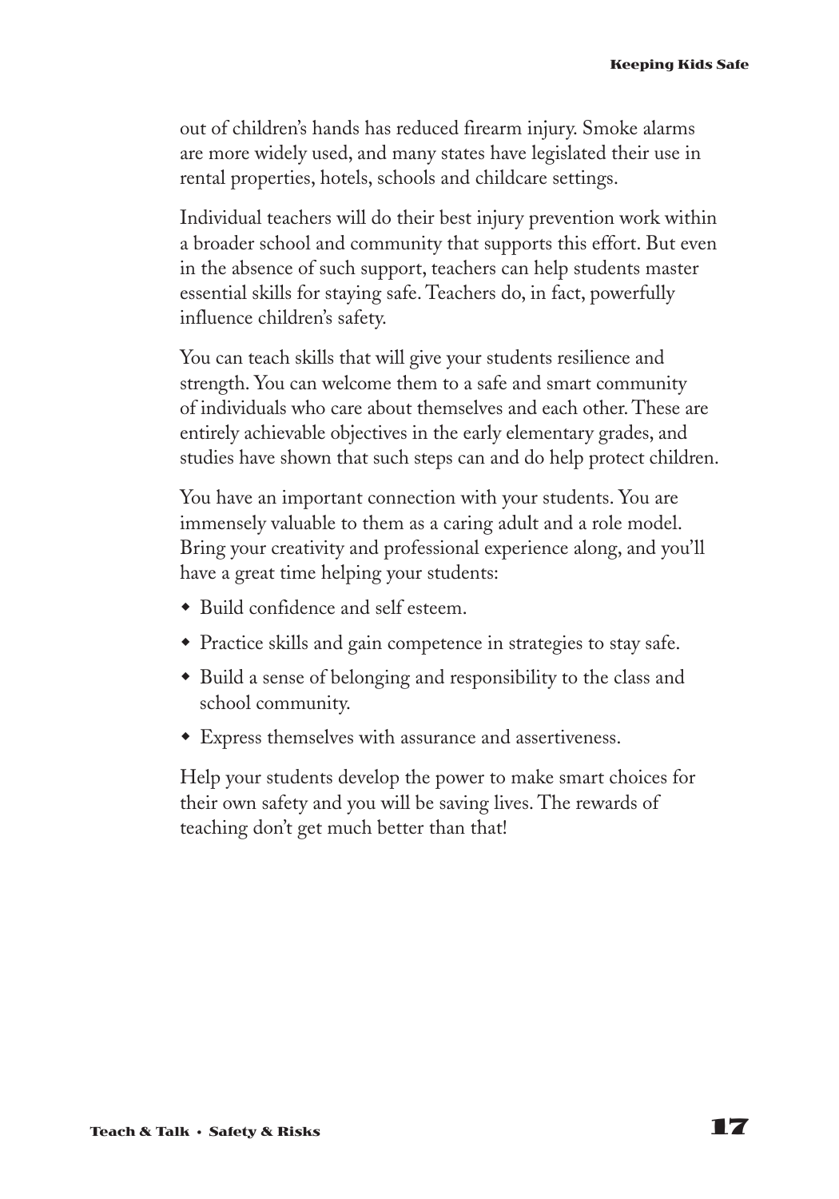out of children's hands has reduced firearm injury. Smoke alarms are more widely used, and many states have legislated their use in rental properties, hotels, schools and childcare settings.

Individual teachers will do their best injury prevention work within a broader school and community that supports this effort. But even in the absence of such support, teachers can help students master essential skills for staying safe. Teachers do, in fact, powerfully influence children's safety.

You can teach skills that will give your students resilience and strength. You can welcome them to a safe and smart community of individuals who care about themselves and each other. These are entirely achievable objectives in the early elementary grades, and studies have shown that such steps can and do help protect children.

You have an important connection with your students. You are immensely valuable to them as a caring adult and a role model. Bring your creativity and professional experience along, and you'll have a great time helping your students:

- Build confidence and self esteem.
- Practice skills and gain competence in strategies to stay safe.
- Build a sense of belonging and responsibility to the class and school community.
- Express themselves with assurance and assertiveness.

Help your students develop the power to make smart choices for their own safety and you will be saving lives. The rewards of teaching don't get much better than that!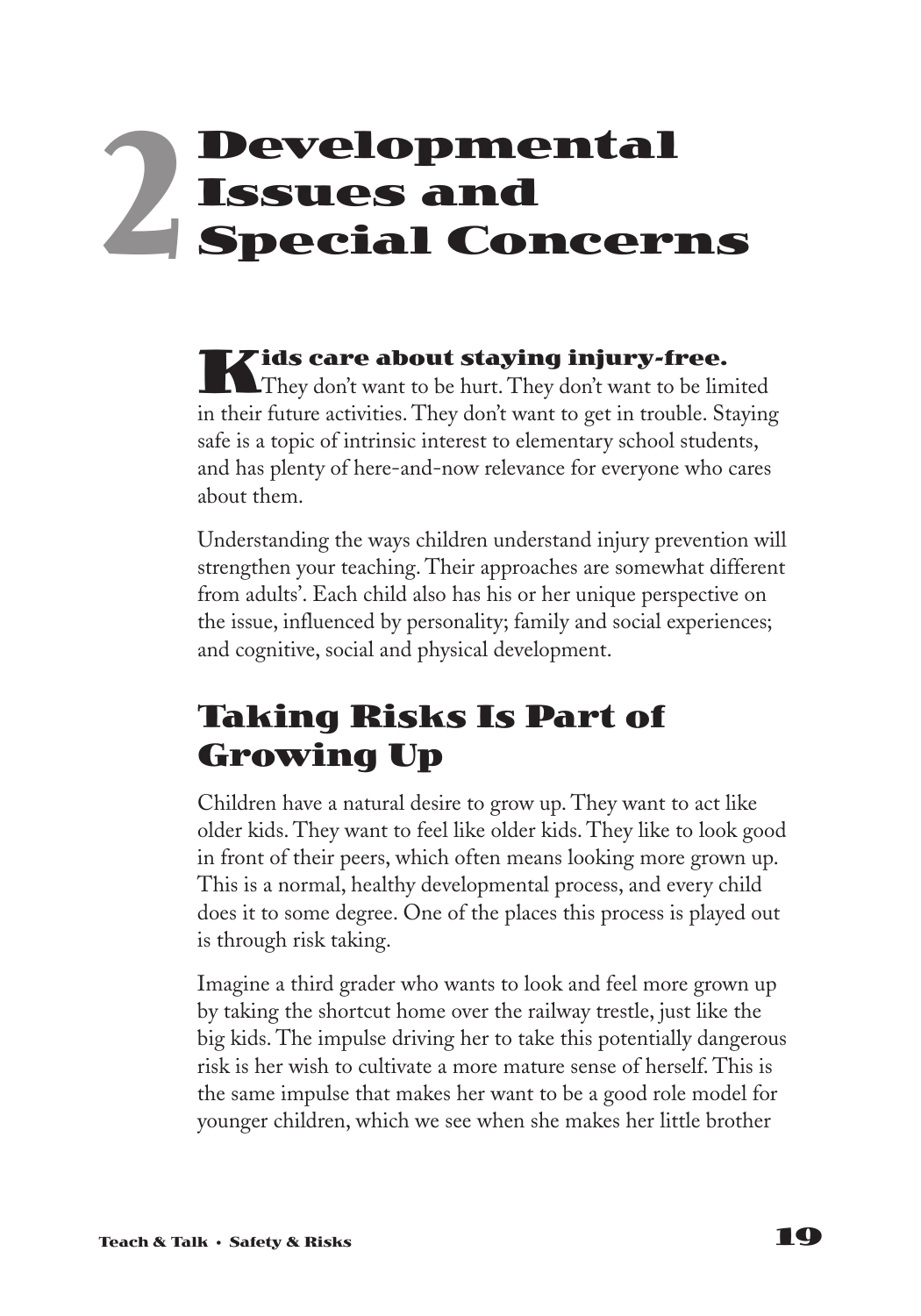# 2 Developmental Issues and Special Concerns

**Kids care about staying injury-free.** They don't want to be hurt. They don't want to be limited in their future activities. They don't want to get in trouble. Staying safe is a topic of intrinsic interest to elementary school students, and has plenty of here-and-now relevance for everyone who cares about them.

Understanding the ways children understand injury prevention will strengthen your teaching. Their approaches are somewhat different from adults'. Each child also has his or her unique perspective on the issue, influenced by personality; family and social experiences; and cognitive, social and physical development.

## Taking Risks Is Part of Growing Up

Children have a natural desire to grow up. They want to act like older kids. They want to feel like older kids. They like to look good in front of their peers, which often means looking more grown up. This is a normal, healthy developmental process, and every child does it to some degree. One of the places this process is played out is through risk taking.

Imagine a third grader who wants to look and feel more grown up by taking the shortcut home over the railway trestle, just like the big kids. The impulse driving her to take this potentially dangerous risk is her wish to cultivate a more mature sense of herself. This is the same impulse that makes her want to be a good role model for younger children, which we see when she makes her little brother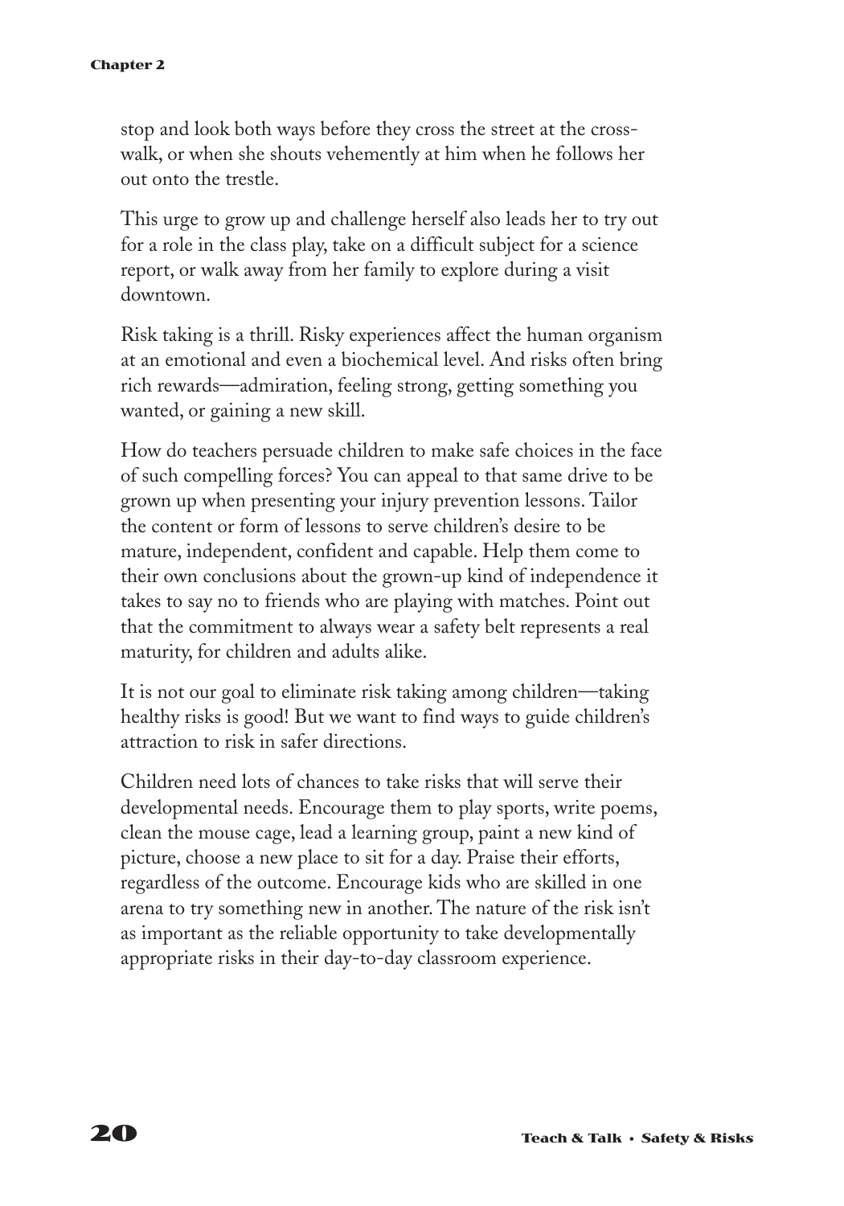stop and look both ways before they cross the street at the crosswalk, or when she shouts vehemently at him when he follows her out onto the trestle.

This urge to grow up and challenge herself also leads her to try out for a role in the class play, take on a difficult subject for a science report, or walk away from her family to explore during a visit downtown.

Risk taking is a thrill. Risky experiences affect the human organism at an emotional and even a biochemical level. And risks often bring rich rewards—admiration, feeling strong, getting something you wanted, or gaining a new skill.

How do teachers persuade children to make safe choices in the face of such compelling forces? You can appeal to that same drive to be grown up when presenting your injury prevention lessons. Tailor the content or form of lessons to serve children's desire to be mature, independent, confident and capable. Help them come to their own conclusions about the grown-up kind of independence it takes to say no to friends who are playing with matches. Point out that the commitment to always wear a safety belt represents a real maturity, for children and adults alike.

It is not our goal to eliminate risk taking among children—taking healthy risks is good! But we want to find ways to guide children's attraction to risk in safer directions.

Children need lots of chances to take risks that will serve their developmental needs. Encourage them to play sports, write poems, clean the mouse cage, lead a learning group, paint a new kind of picture, choose a new place to sit for a day. Praise their efforts, regardless of the outcome. Encourage kids who are skilled in one arena to try something new in another. The nature of the risk isn't as important as the reliable opportunity to take developmentally appropriate risks in their day-to-day classroom experience.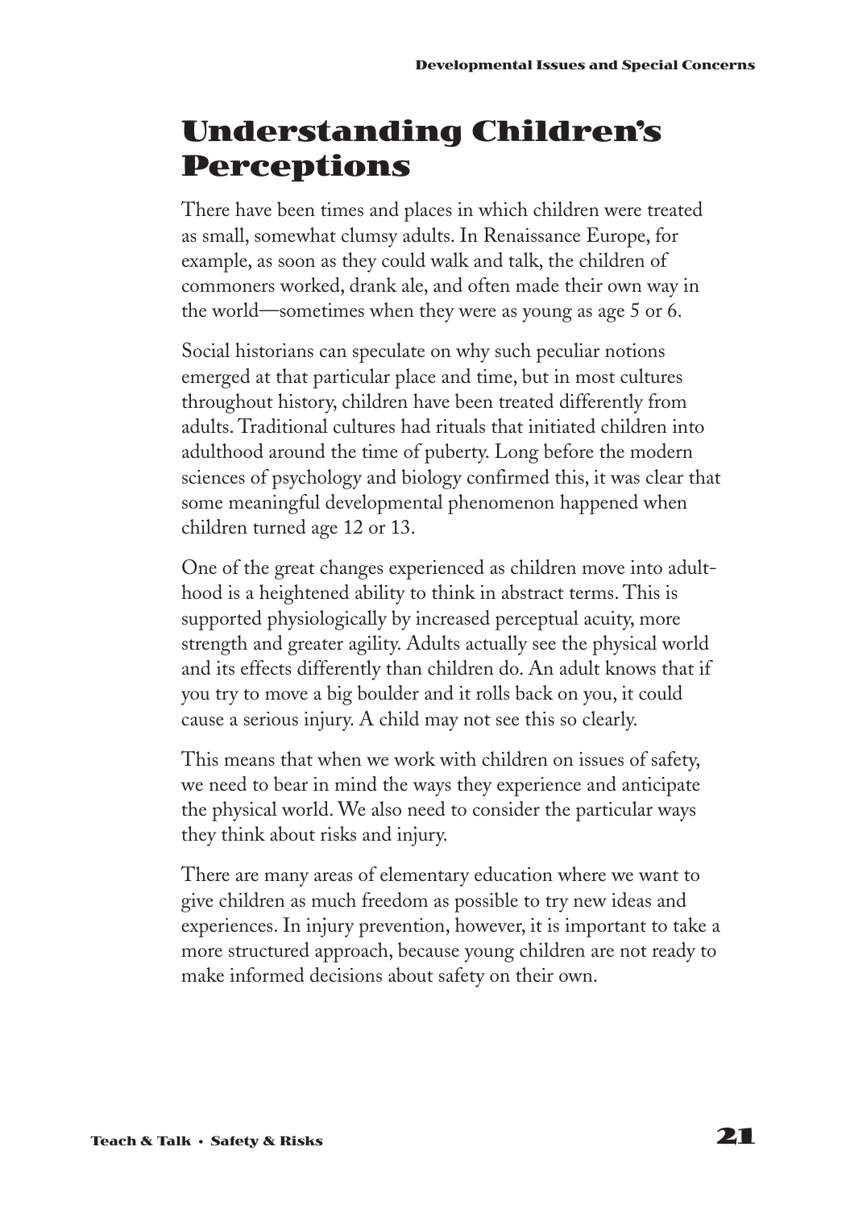## Understanding Children's Perceptions

There have been times and places in which children were treated as small, somewhat clumsy adults. In Renaissance Europe, for example, as soon as they could walk and talk, the children of commoners worked, drank ale, and often made their own way in the world—sometimes when they were as young as age 5 or 6.

Social historians can speculate on why such peculiar notions emerged at that particular place and time, but in most cultures throughout history, children have been treated differently from adults. Traditional cultures had rituals that initiated children into adulthood around the time of puberty. Long before the modern sciences of psychology and biology confirmed this, it was clear that some meaningful developmental phenomenon happened when children turned age 12 or 13.

One of the great changes experienced as children move into adulthood is a heightened ability to think in abstract terms. This is supported physiologically by increased perceptual acuity, more strength and greater agility. Adults actually see the physical world and its effects differently than children do. An adult knows that if you try to move a big boulder and it rolls back on you, it could cause a serious injury. A child may not see this so clearly.

This means that when we work with children on issues of safety, we need to bear in mind the ways they experience and anticipate the physical world. We also need to consider the particular ways they think about risks and injury.

There are many areas of elementary education where we want to give children as much freedom as possible to try new ideas and experiences. In injury prevention, however, it is important to take a more structured approach, because young children are not ready to make informed decisions about safety on their own.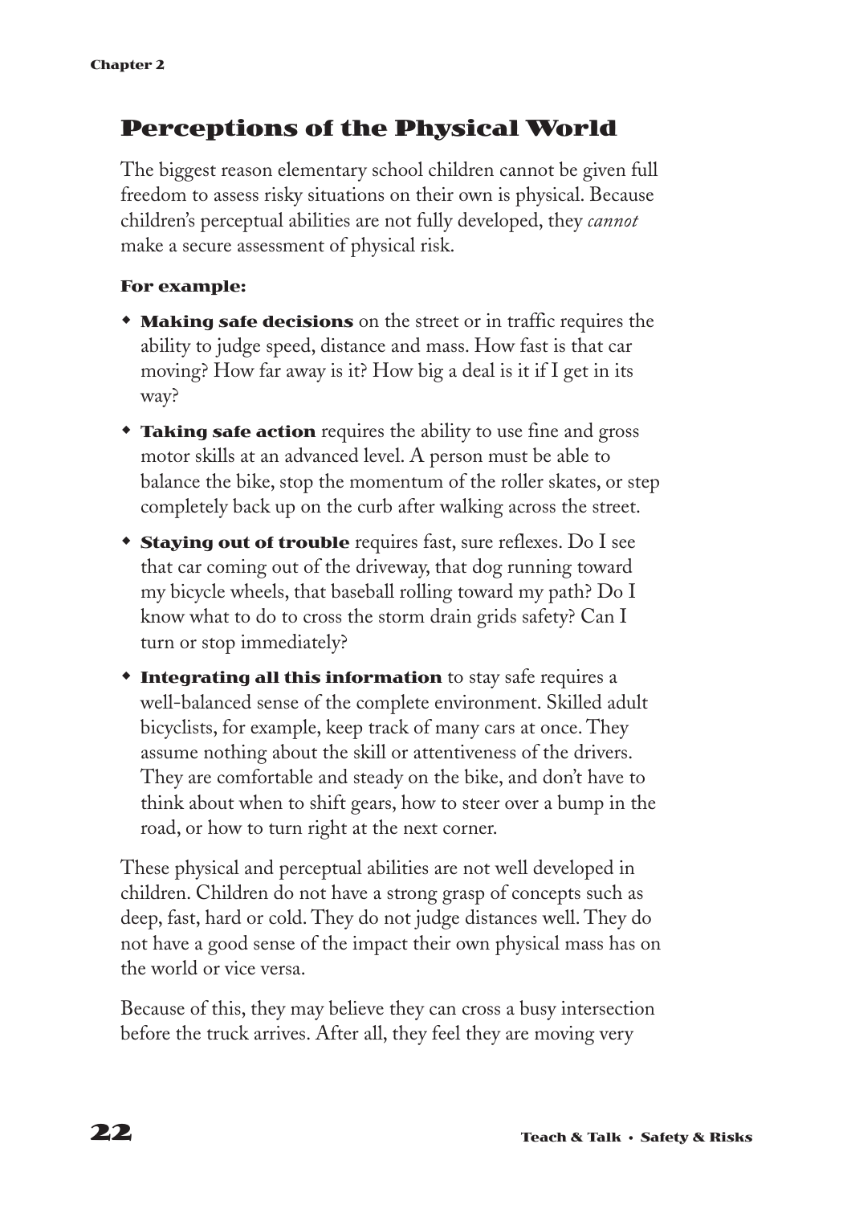## Perceptions of the Physical World

The biggest reason elementary school children cannot be given full freedom to assess risky situations on their own is physical. Because children's perceptual abilities are not fully developed, they *cannot* make a secure assessment of physical risk.

**For example:**

- **Making safe decisions** on the street or in traffic requires the ability to judge speed, distance and mass. How fast is that car moving? How far away is it? How big a deal is it if I get in its way?
- **Taking safe action** requires the ability to use fine and gross motor skills at an advanced level. A person must be able to balance the bike, stop the momentum of the roller skates, or step completely back up on the curb after walking across the street.
- **Staying out of trouble** requires fast, sure reflexes. Do I see that car coming out of the driveway, that dog running toward my bicycle wheels, that baseball rolling toward my path? Do I know what to do to cross the storm drain grids safety? Can I turn or stop immediately?
- **Integrating all this information** to stay safe requires a well-balanced sense of the complete environment. Skilled adult bicyclists, for example, keep track of many cars at once. They assume nothing about the skill or attentiveness of the drivers. They are comfortable and steady on the bike, and don't have to think about when to shift gears, how to steer over a bump in the road, or how to turn right at the next corner.

These physical and perceptual abilities are not well developed in children. Children do not have a strong grasp of concepts such as deep, fast, hard or cold. They do not judge distances well. They do not have a good sense of the impact their own physical mass has on the world or vice versa.

Because of this, they may believe they can cross a busy intersection before the truck arrives. After all, they feel they are moving very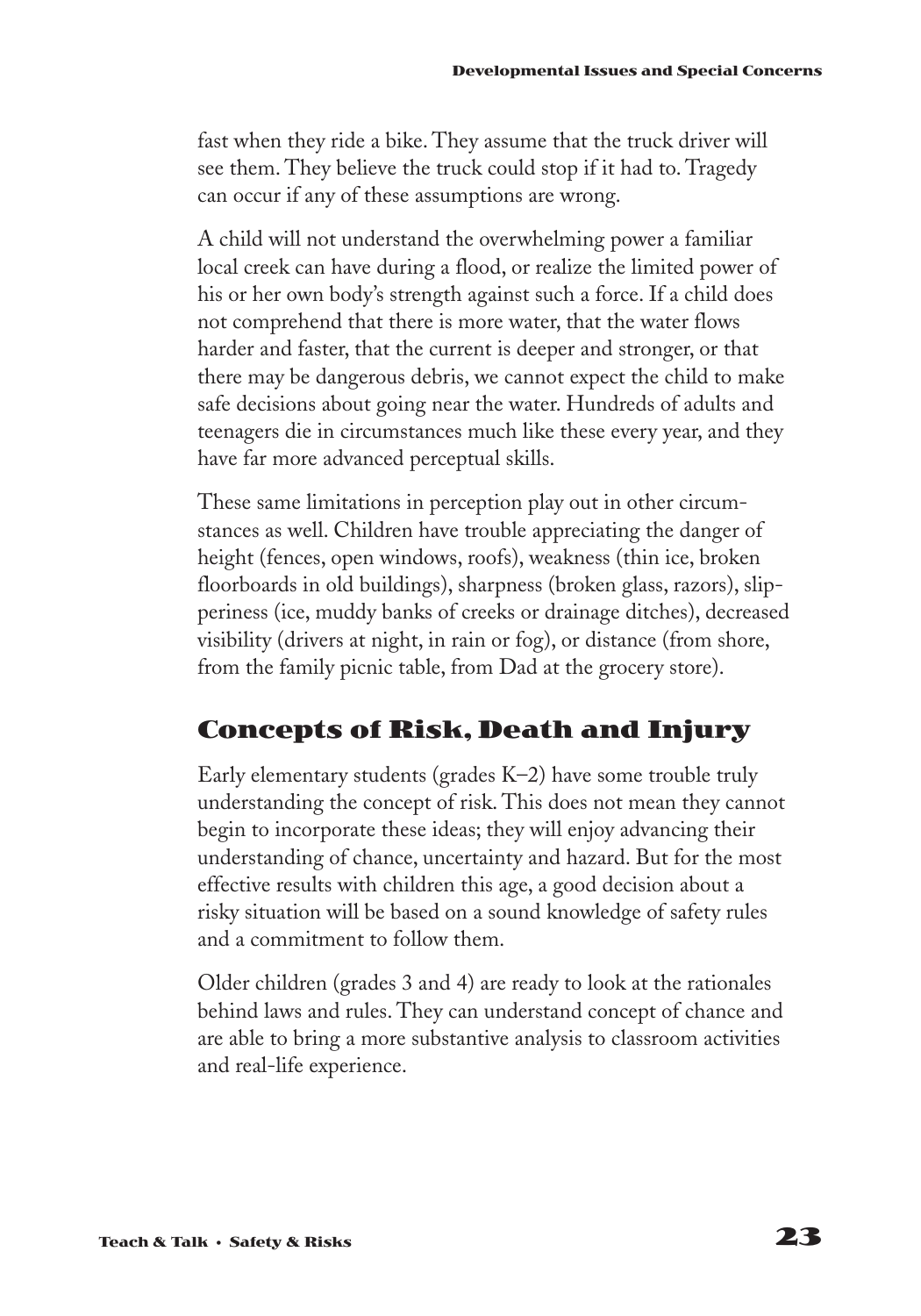fast when they ride a bike. They assume that the truck driver will see them. They believe the truck could stop if it had to. Tragedy can occur if any of these assumptions are wrong.

A child will not understand the overwhelming power a familiar local creek can have during a flood, or realize the limited power of his or her own body's strength against such a force. If a child does not comprehend that there is more water, that the water flows harder and faster, that the current is deeper and stronger, or that there may be dangerous debris, we cannot expect the child to make safe decisions about going near the water. Hundreds of adults and teenagers die in circumstances much like these every year, and they have far more advanced perceptual skills.

These same limitations in perception play out in other circumstances as well. Children have trouble appreciating the danger of height (fences, open windows, roofs), weakness (thin ice, broken floorboards in old buildings), sharpness (broken glass, razors), slipperiness (ice, muddy banks of creeks or drainage ditches), decreased visibility (drivers at night, in rain or fog), or distance (from shore, from the family picnic table, from Dad at the grocery store).

## Concepts of Risk, Death and Injury

Early elementary students (grades K–2) have some trouble truly understanding the concept of risk. This does not mean they cannot begin to incorporate these ideas; they will enjoy advancing their understanding of chance, uncertainty and hazard. But for the most effective results with children this age, a good decision about a risky situation will be based on a sound knowledge of safety rules and a commitment to follow them.

Older children (grades 3 and 4) are ready to look at the rationales behind laws and rules. They can understand concept of chance and are able to bring a more substantive analysis to classroom activities and real-life experience.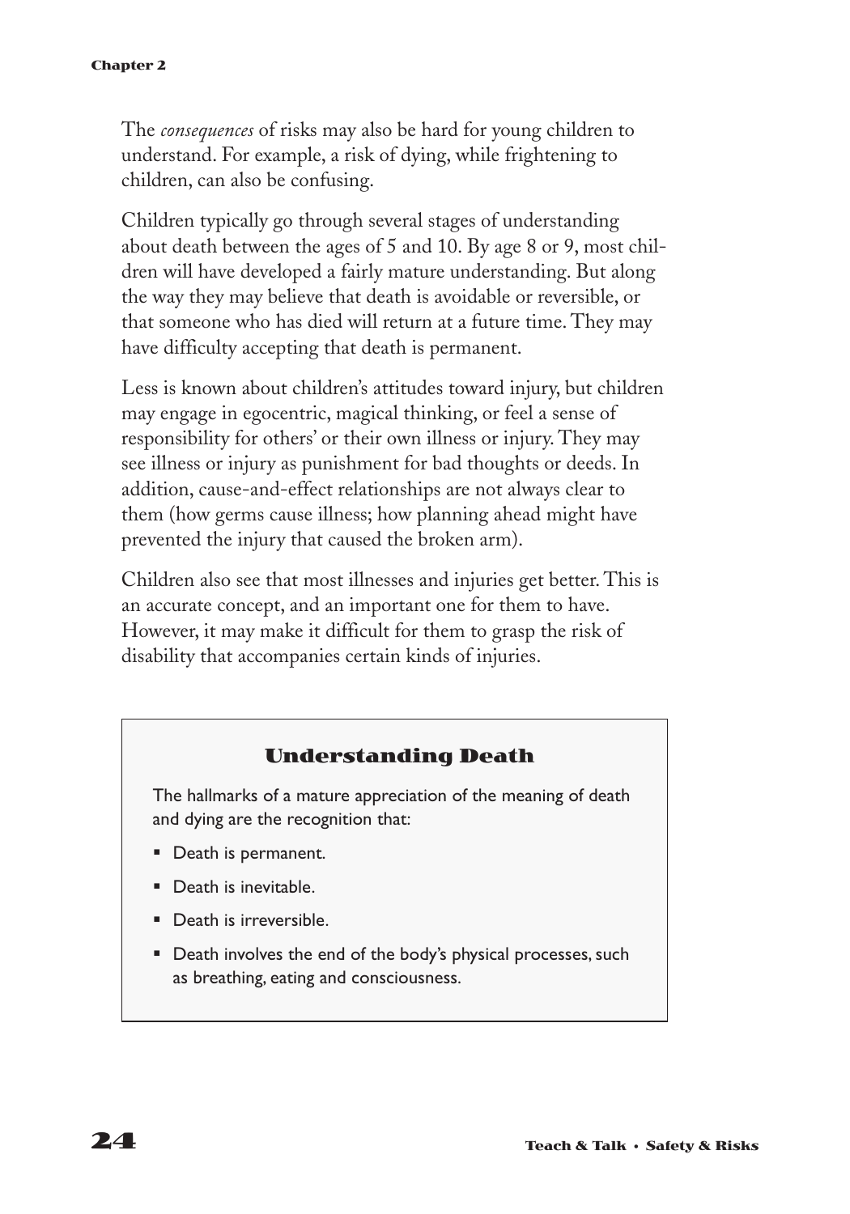The *consequences* of risks may also be hard for young children to understand. For example, a risk of dying, while frightening to children, can also be confusing.

Children typically go through several stages of understanding about death between the ages of 5 and 10. By age 8 or 9, most children will have developed a fairly mature understanding. But along the way they may believe that death is avoidable or reversible, or that someone who has died will return at a future time. They may have difficulty accepting that death is permanent.

Less is known about children's attitudes toward injury, but children may engage in egocentric, magical thinking, or feel a sense of responsibility for others' or their own illness or injury. They may see illness or injury as punishment for bad thoughts or deeds. In addition, cause-and-effect relationships are not always clear to them (how germs cause illness; how planning ahead might have prevented the injury that caused the broken arm).

Children also see that most illnesses and injuries get better. This is an accurate concept, and an important one for them to have. However, it may make it difficult for them to grasp the risk of disability that accompanies certain kinds of injuries.

### Understanding Death

The hallmarks of a mature appreciation of the meaning of death and dying are the recognition that:

- Death is permanent.
- Death is inevitable.
- Death is irreversible.
- Death involves the end of the body's physical processes, such as breathing, eating and consciousness.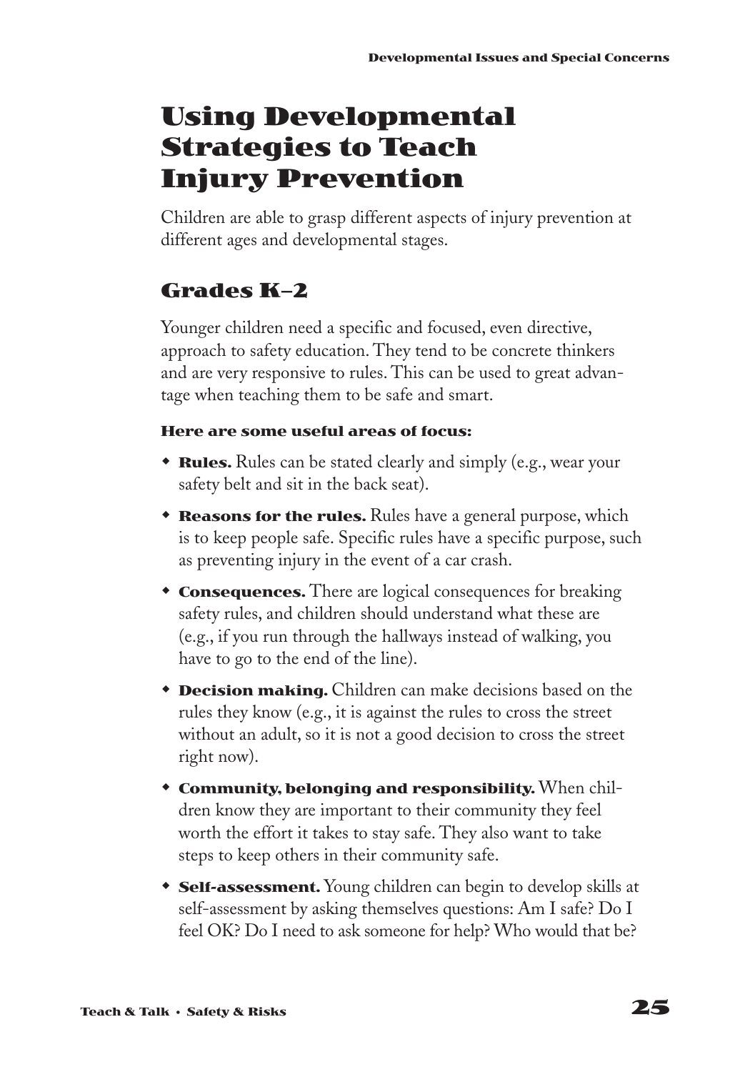# Using Developmental Strategies to Teach Injury Prevention

Children are able to grasp different aspects of injury prevention at different ages and developmental stages.

## Grades K–2

Younger children need a specific and focused, even directive, approach to safety education. They tend to be concrete thinkers and are very responsive to rules. This can be used to great advantage when teaching them to be safe and smart.

**Here are some useful areas of focus:**

- **Rules.** Rules can be stated clearly and simply (e.g., wear your safety belt and sit in the back seat).
- **Reasons for the rules.** Rules have a general purpose, which is to keep people safe. Specific rules have a specific purpose, such as preventing injury in the event of a car crash.
- **Consequences.** There are logical consequences for breaking safety rules, and children should understand what these are (e.g., if you run through the hallways instead of walking, you have to go to the end of the line).
- **Decision making.** Children can make decisions based on the rules they know (e.g., it is against the rules to cross the street without an adult, so it is not a good decision to cross the street right now).
- **Community, belonging and responsibility.** When children know they are important to their community they feel worth the effort it takes to stay safe. They also want to take steps to keep others in their community safe.
- **Self-assessment.** Young children can begin to develop skills at self-assessment by asking themselves questions: Am I safe? Do I feel OK? Do I need to ask someone for help? Who would that be?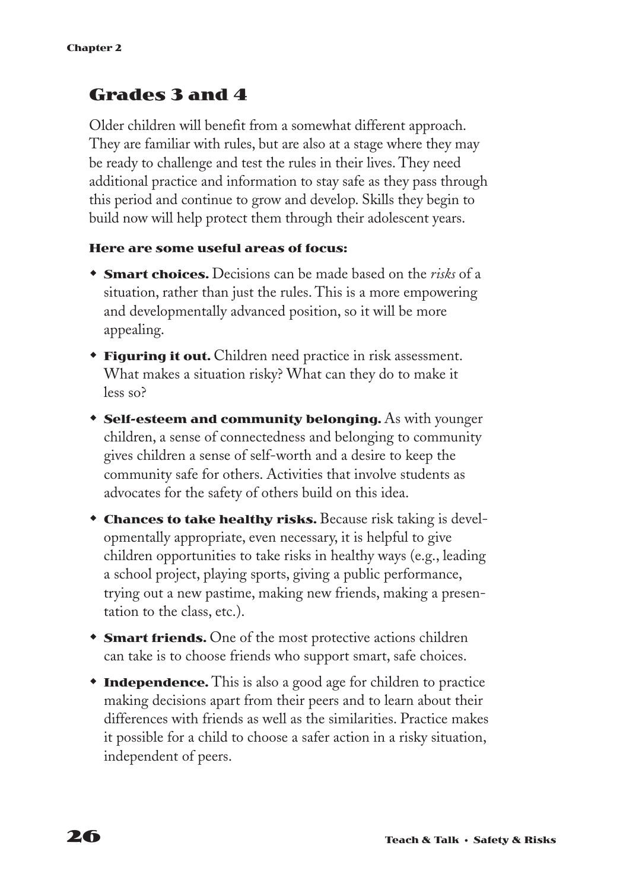## Grades 3 and 4

Older children will benefit from a somewhat different approach. They are familiar with rules, but are also at a stage where they may be ready to challenge and test the rules in their lives. They need additional practice and information to stay safe as they pass through this period and continue to grow and develop. Skills they begin to build now will help protect them through their adolescent years.

**Here are some useful areas of focus:**

- **Smart choices.** Decisions can be made based on the *risks* of a situation, rather than just the rules. This is a more empowering and developmentally advanced position, so it will be more appealing.
- **Figuring it out.** Children need practice in risk assessment. What makes a situation risky? What can they do to make it less so?
- **Self-esteem and community belonging.** As with younger children, a sense of connectedness and belonging to community gives children a sense of self-worth and a desire to keep the community safe for others. Activities that involve students as advocates for the safety of others build on this idea.
- **Chances to take healthy risks.** Because risk taking is developmentally appropriate, even necessary, it is helpful to give children opportunities to take risks in healthy ways (e.g., leading a school project, playing sports, giving a public performance, trying out a new pastime, making new friends, making a presentation to the class, etc.).
- **Smart friends.** One of the most protective actions children can take is to choose friends who support smart, safe choices.
- **Independence.** This is also a good age for children to practice making decisions apart from their peers and to learn about their differences with friends as well as the similarities. Practice makes it possible for a child to choose a safer action in a risky situation, independent of peers.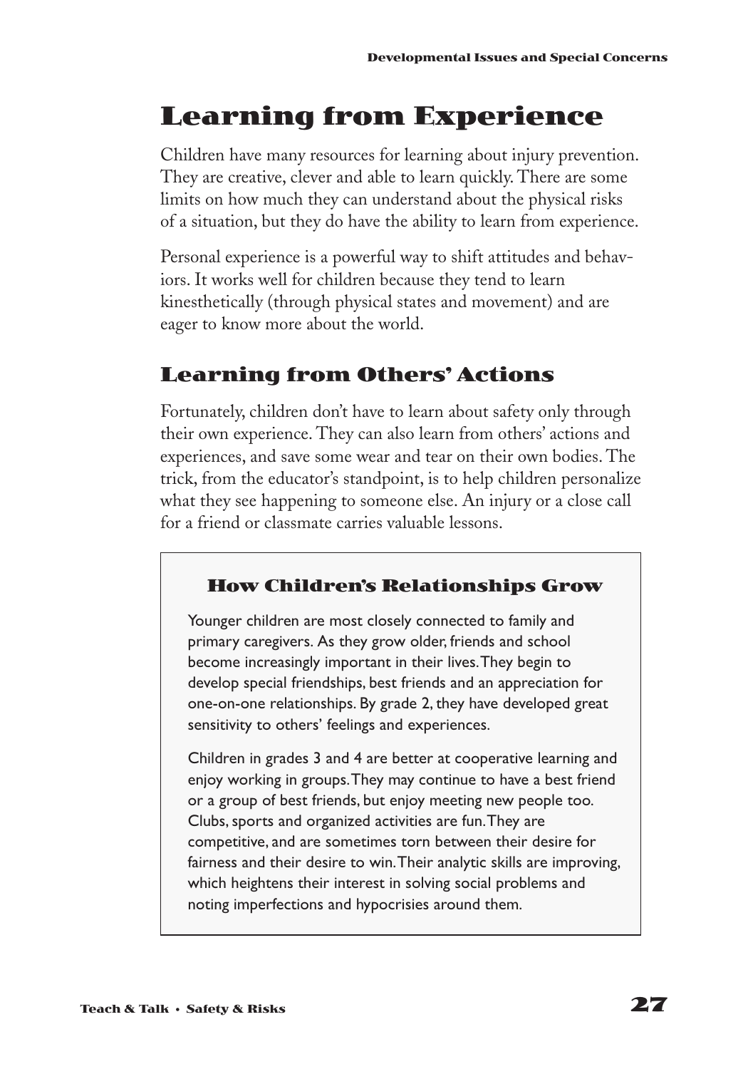# Learning from Experience

Children have many resources for learning about injury prevention. They are creative, clever and able to learn quickly. There are some limits on how much they can understand about the physical risks of a situation, but they do have the ability to learn from experience.

Personal experience is a powerful way to shift attitudes and behaviors. It works well for children because they tend to learn kinesthetically (through physical states and movement) and are eager to know more about the world.

## Learning from Others' Actions

Fortunately, children don't have to learn about safety only through their own experience. They can also learn from others' actions and experiences, and save some wear and tear on their own bodies. The trick, from the educator's standpoint, is to help children personalize what they see happening to someone else. An injury or a close call for a friend or classmate carries valuable lessons.

### How Children's Relationships Grow

Younger children are most closely connected to family and primary caregivers. As they grow older, friends and school become increasingly important in their lives. They begin to develop special friendships, best friends and an appreciation for one-on-one relationships. By grade 2, they have developed great sensitivity to others' feelings and experiences.

Children in grades 3 and 4 are better at cooperative learning and enjoy working in groups. They may continue to have a best friend or a group of best friends, but enjoy meeting new people too. Clubs, sports and organized activities are fun. They are competitive, and are sometimes torn between their desire for fairness and their desire to win. Their analytic skills are improving, which heightens their interest in solving social problems and noting imperfections and hypocrisies around them.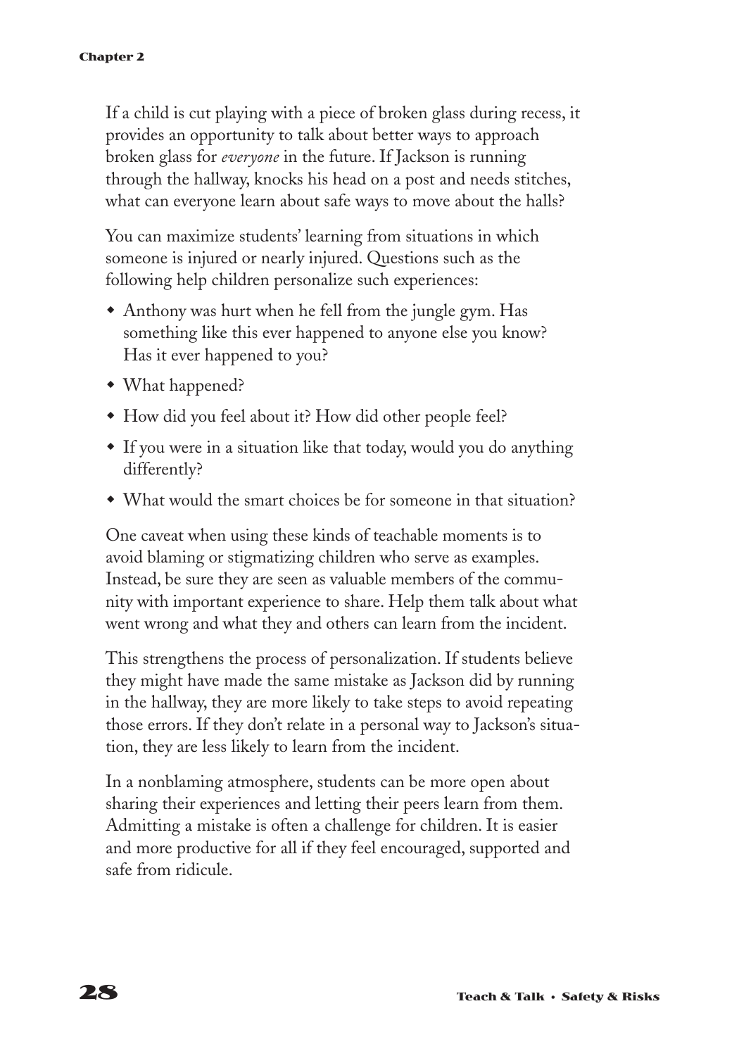If a child is cut playing with a piece of broken glass during recess, it provides an opportunity to talk about better ways to approach broken glass for *everyone* in the future. If Jackson is running through the hallway, knocks his head on a post and needs stitches, what can everyone learn about safe ways to move about the halls?

You can maximize students' learning from situations in which someone is injured or nearly injured. Questions such as the following help children personalize such experiences:

- Anthony was hurt when he fell from the jungle gym. Has something like this ever happened to anyone else you know? Has it ever happened to you?
- What happened?
- How did you feel about it? How did other people feel?
- If you were in a situation like that today, would you do anything differently?
- What would the smart choices be for someone in that situation?

One caveat when using these kinds of teachable moments is to avoid blaming or stigmatizing children who serve as examples. Instead, be sure they are seen as valuable members of the community with important experience to share. Help them talk about what went wrong and what they and others can learn from the incident.

This strengthens the process of personalization. If students believe they might have made the same mistake as Jackson did by running in the hallway, they are more likely to take steps to avoid repeating those errors. If they don't relate in a personal way to Jackson's situation, they are less likely to learn from the incident.

In a nonblaming atmosphere, students can be more open about sharing their experiences and letting their peers learn from them. Admitting a mistake is often a challenge for children. It is easier and more productive for all if they feel encouraged, supported and safe from ridicule.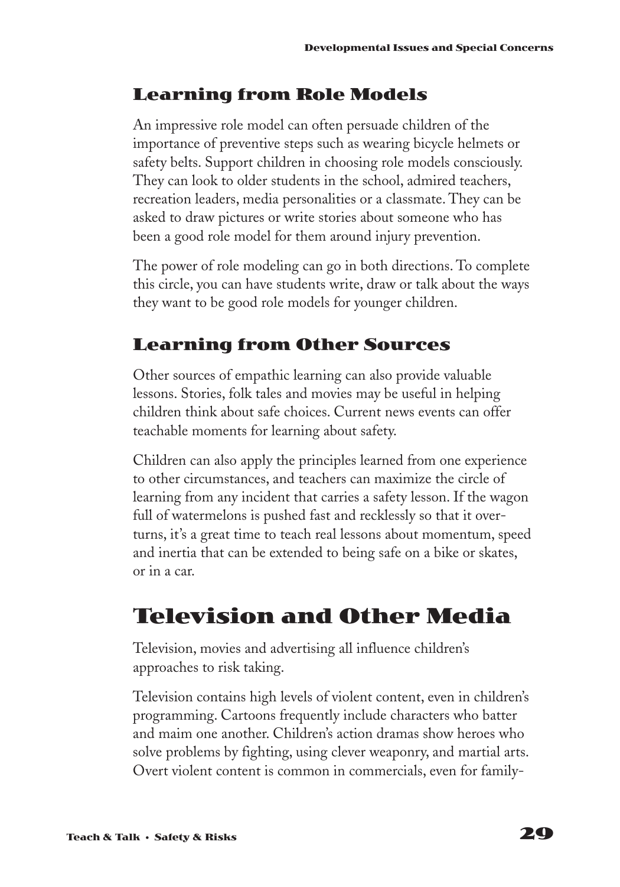### Learning from Role Models

An impressive role model can often persuade children of the importance of preventive steps such as wearing bicycle helmets or safety belts. Support children in choosing role models consciously. They can look to older students in the school, admired teachers, recreation leaders, media personalities or a classmate. They can be asked to draw pictures or write stories about someone who has been a good role model for them around injury prevention.

The power of role modeling can go in both directions. To complete this circle, you can have students write, draw or talk about the ways they want to be good role models for younger children.

### Learning from Other Sources

Other sources of empathic learning can also provide valuable lessons. Stories, folk tales and movies may be useful in helping children think about safe choices. Current news events can offer teachable moments for learning about safety.

Children can also apply the principles learned from one experience to other circumstances, and teachers can maximize the circle of learning from any incident that carries a safety lesson. If the wagon full of watermelons is pushed fast and recklessly so that it overturns, it's a great time to teach real lessons about momentum, speed and inertia that can be extended to being safe on a bike or skates, or in a car.

## Television and Other Media

Television, movies and advertising all influence children's approaches to risk taking.

Television contains high levels of violent content, even in children's programming. Cartoons frequently include characters who batter and maim one another. Children's action dramas show heroes who solve problems by fighting, using clever weaponry, and martial arts. Overt violent content is common in commercials, even for family-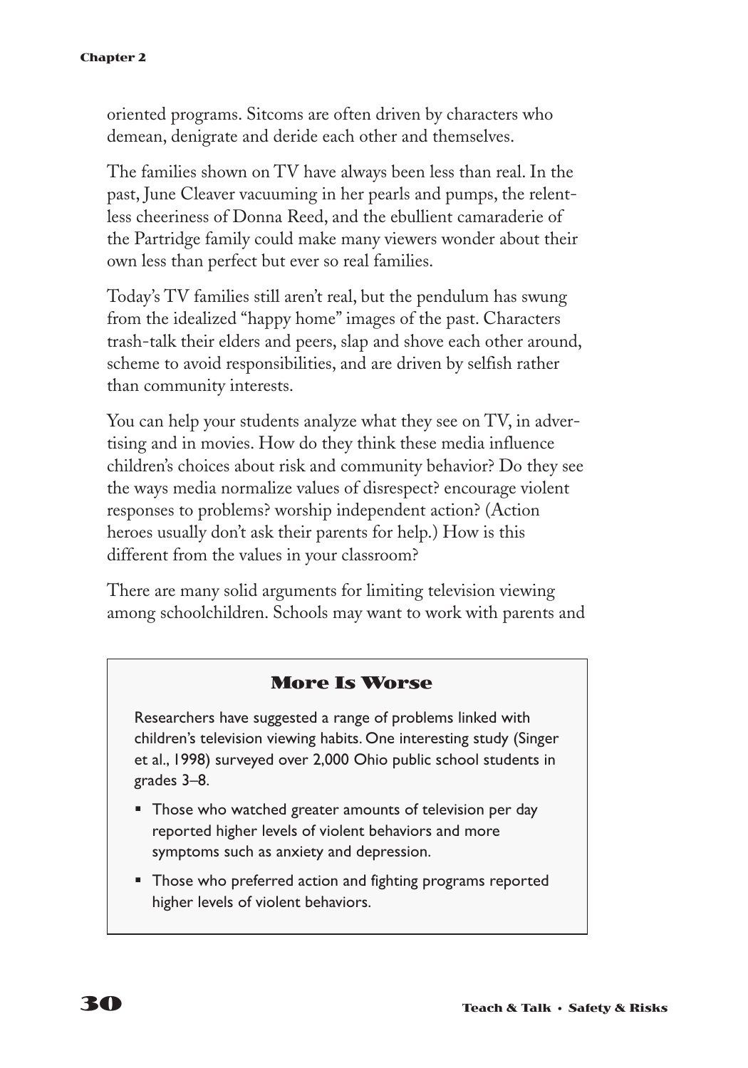oriented programs. Sitcoms are often driven by characters who demean, denigrate and deride each other and themselves.

The families shown on TV have always been less than real. In the past, June Cleaver vacuuming in her pearls and pumps, the relentless cheeriness of Donna Reed, and the ebullient camaraderie of the Partridge family could make many viewers wonder about their own less than perfect but ever so real families.

Today's TV families still aren't real, but the pendulum has swung from the idealized "happy home" images of the past. Characters trash-talk their elders and peers, slap and shove each other around, scheme to avoid responsibilities, and are driven by selfish rather than community interests.

You can help your students analyze what they see on TV, in advertising and in movies. How do they think these media influence children's choices about risk and community behavior? Do they see the ways media normalize values of disrespect? encourage violent responses to problems? worship independent action? (Action heroes usually don't ask their parents for help.) How is this different from the values in your classroom?

There are many solid arguments for limiting television viewing among schoolchildren. Schools may want to work with parents and

### More Is Worse

Researchers have suggested a range of problems linked with children's television viewing habits. One interesting study (Singer et al., 1998) surveyed over 2,000 Ohio public school students in grades 3–8.

- Those who watched greater amounts of television per day reported higher levels of violent behaviors and more symptoms such as anxiety and depression.
- Those who preferred action and fighting programs reported higher levels of violent behaviors.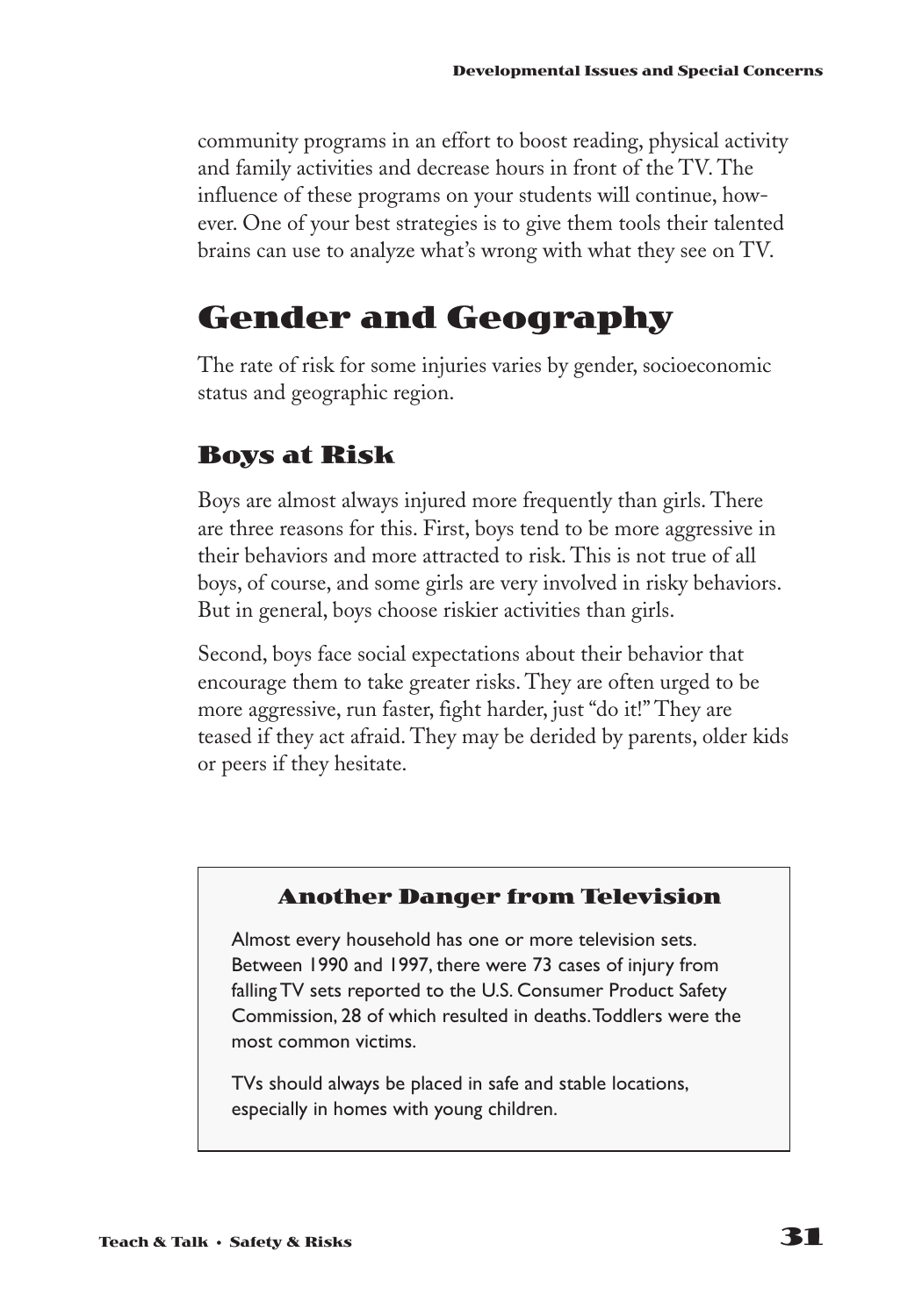community programs in an effort to boost reading, physical activity and family activities and decrease hours in front of the TV. The influence of these programs on your students will continue, however. One of your best strategies is to give them tools their talented brains can use to analyze what's wrong with what they see on TV.

# Gender and Geography

The rate of risk for some injuries varies by gender, socioeconomic status and geographic region.

## Boys at Risk

Boys are almost always injured more frequently than girls. There are three reasons for this. First, boys tend to be more aggressive in their behaviors and more attracted to risk. This is not true of all boys, of course, and some girls are very involved in risky behaviors. But in general, boys choose riskier activities than girls.

Second, boys face social expectations about their behavior that encourage them to take greater risks. They are often urged to be more aggressive, run faster, fight harder, just "do it!" They are teased if they act afraid. They may be derided by parents, older kids or peers if they hesitate.

### Another Danger from Television

Almost every household has one or more television sets. Between 1990 and 1997, there were 73 cases of injury from falling TV sets reported to the U.S. Consumer Product Safety Commission, 28 of which resulted in deaths. Toddlers were the most common victims.

TVs should always be placed in safe and stable locations, especially in homes with young children.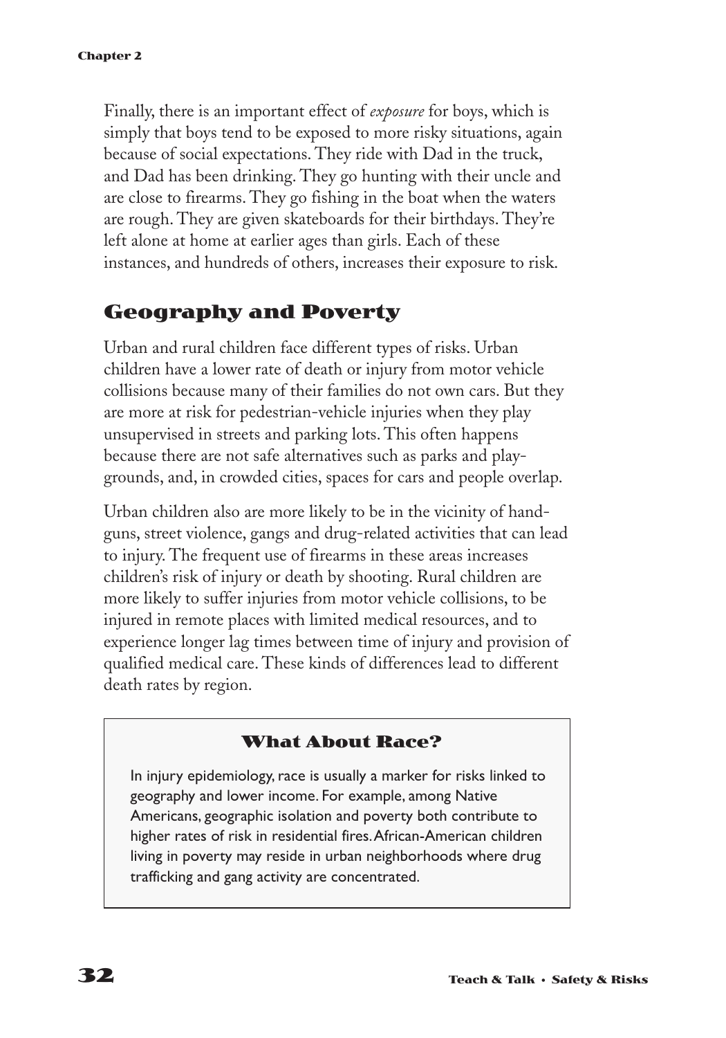Finally, there is an important effect of *exposure* for boys, which is simply that boys tend to be exposed to more risky situations, again because of social expectations. They ride with Dad in the truck, and Dad has been drinking. They go hunting with their uncle and are close to firearms. They go fishing in the boat when the waters are rough. They are given skateboards for their birthdays. They're left alone at home at earlier ages than girls. Each of these instances, and hundreds of others, increases their exposure to risk.

## Geography and Poverty

Urban and rural children face different types of risks. Urban children have a lower rate of death or injury from motor vehicle collisions because many of their families do not own cars. But they are more at risk for pedestrian-vehicle injuries when they play unsupervised in streets and parking lots. This often happens because there are not safe alternatives such as parks and playgrounds, and, in crowded cities, spaces for cars and people overlap.

Urban children also are more likely to be in the vicinity of handguns, street violence, gangs and drug-related activities that can lead to injury. The frequent use of firearms in these areas increases children's risk of injury or death by shooting. Rural children are more likely to suffer injuries from motor vehicle collisions, to be injured in remote places with limited medical resources, and to experience longer lag times between time of injury and provision of qualified medical care. These kinds of differences lead to different death rates by region.

### What About Race?

In injury epidemiology, race is usually a marker for risks linked to geography and lower income. For example, among Native Americans, geographic isolation and poverty both contribute to higher rates of risk in residential fires. African-American children living in poverty may reside in urban neighborhoods where drug trafficking and gang activity are concentrated.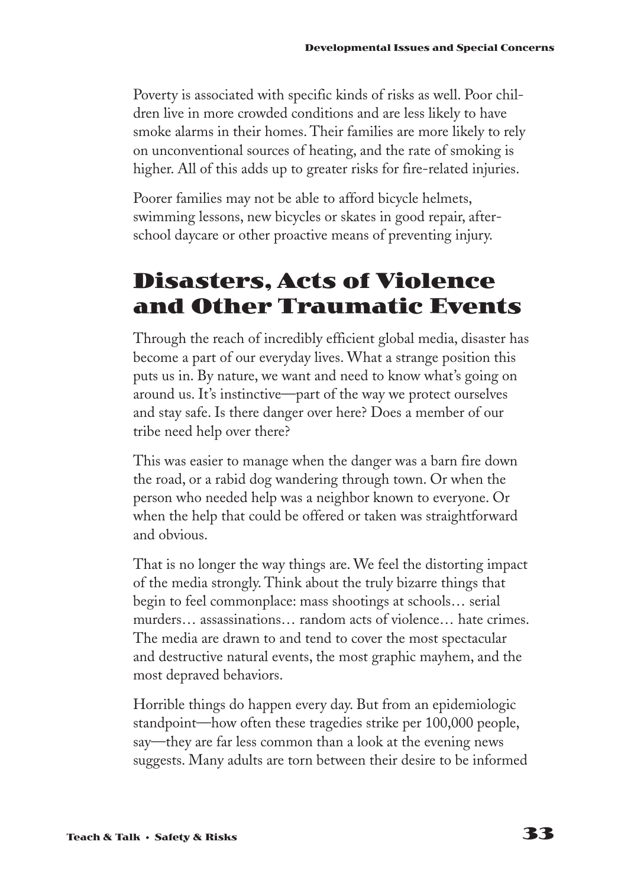Poverty is associated with specific kinds of risks as well. Poor children live in more crowded conditions and are less likely to have smoke alarms in their homes. Their families are more likely to rely on unconventional sources of heating, and the rate of smoking is higher. All of this adds up to greater risks for fire-related injuries.

Poorer families may not be able to afford bicycle helmets, swimming lessons, new bicycles or skates in good repair, after-school daycare or other proactive means of preventing injury.

## Disasters, Acts of Violence and Other Traumatic Events

Through the reach of incredibly efficient global media, disaster has become a part of our everyday lives. What a strange position this puts us in. By nature, we want and need to know what's going on around us. It's instinctive—part of the way we protect ourselves and stay safe. Is there danger over here? Does a member of our tribe need help over there?

This was easier to manage when the danger was a barn fire down the road, or a rabid dog wandering through town. Or when the person who needed help was a neighbor known to everyone. Or when the help that could be offered or taken was straightforward and obvious.

That is no longer the way things are. We feel the distorting impact of the media strongly. Think about the truly bizarre things that begin to feel commonplace: mass shootings at schools… serial murders… assassinations… random acts of violence… hate crimes. The media are drawn to and tend to cover the most spectacular and destructive natural events, the most graphic mayhem, and the most depraved behaviors.

Horrible things do happen every day. But from an epidemiologic standpoint—how often these tragedies strike per 100,000 people, say—they are far less common than a look at the evening news suggests. Many adults are torn between their desire to be informed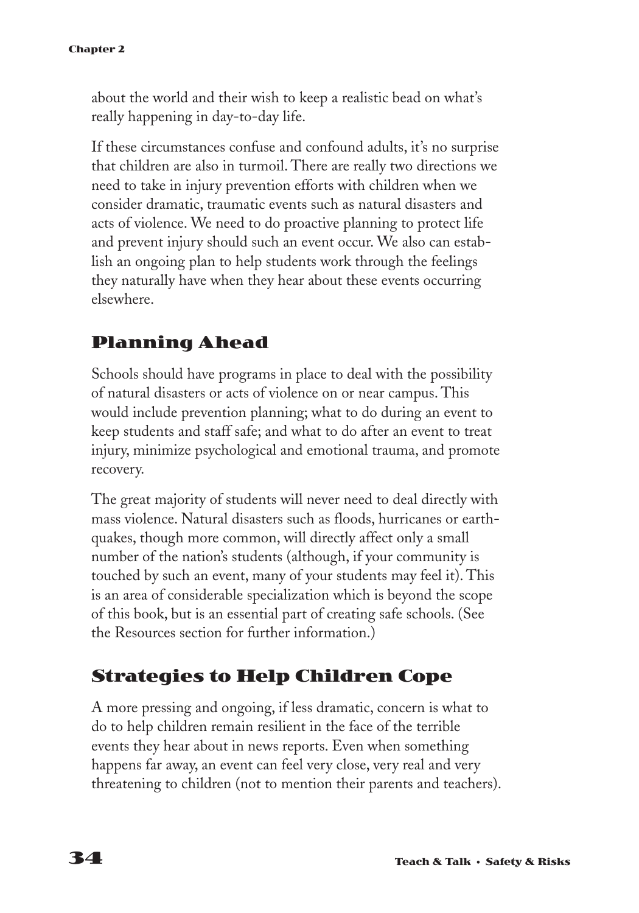about the world and their wish to keep a realistic bead on what's really happening in day-to-day life.

If these circumstances confuse and confound adults, it's no surprise that children are also in turmoil. There are really two directions we need to take in injury prevention efforts with children when we consider dramatic, traumatic events such as natural disasters and acts of violence. We need to do proactive planning to protect life and prevent injury should such an event occur. We also can establish an ongoing plan to help students work through the feelings they naturally have when they hear about these events occurring elsewhere.

## Planning Ahead

Schools should have programs in place to deal with the possibility of natural disasters or acts of violence on or near campus. This would include prevention planning; what to do during an event to keep students and staff safe; and what to do after an event to treat injury, minimize psychological and emotional trauma, and promote recovery.

The great majority of students will never need to deal directly with mass violence. Natural disasters such as floods, hurricanes or earthquakes, though more common, will directly affect only a small number of the nation's students (although, if your community is touched by such an event, many of your students may feel it). This is an area of considerable specialization which is beyond the scope of this book, but is an essential part of creating safe schools. (See the Resources section for further information.)

## Strategies to Help Children Cope

A more pressing and ongoing, if less dramatic, concern is what to do to help children remain resilient in the face of the terrible events they hear about in news reports. Even when something happens far away, an event can feel very close, very real and very threatening to children (not to mention their parents and teachers).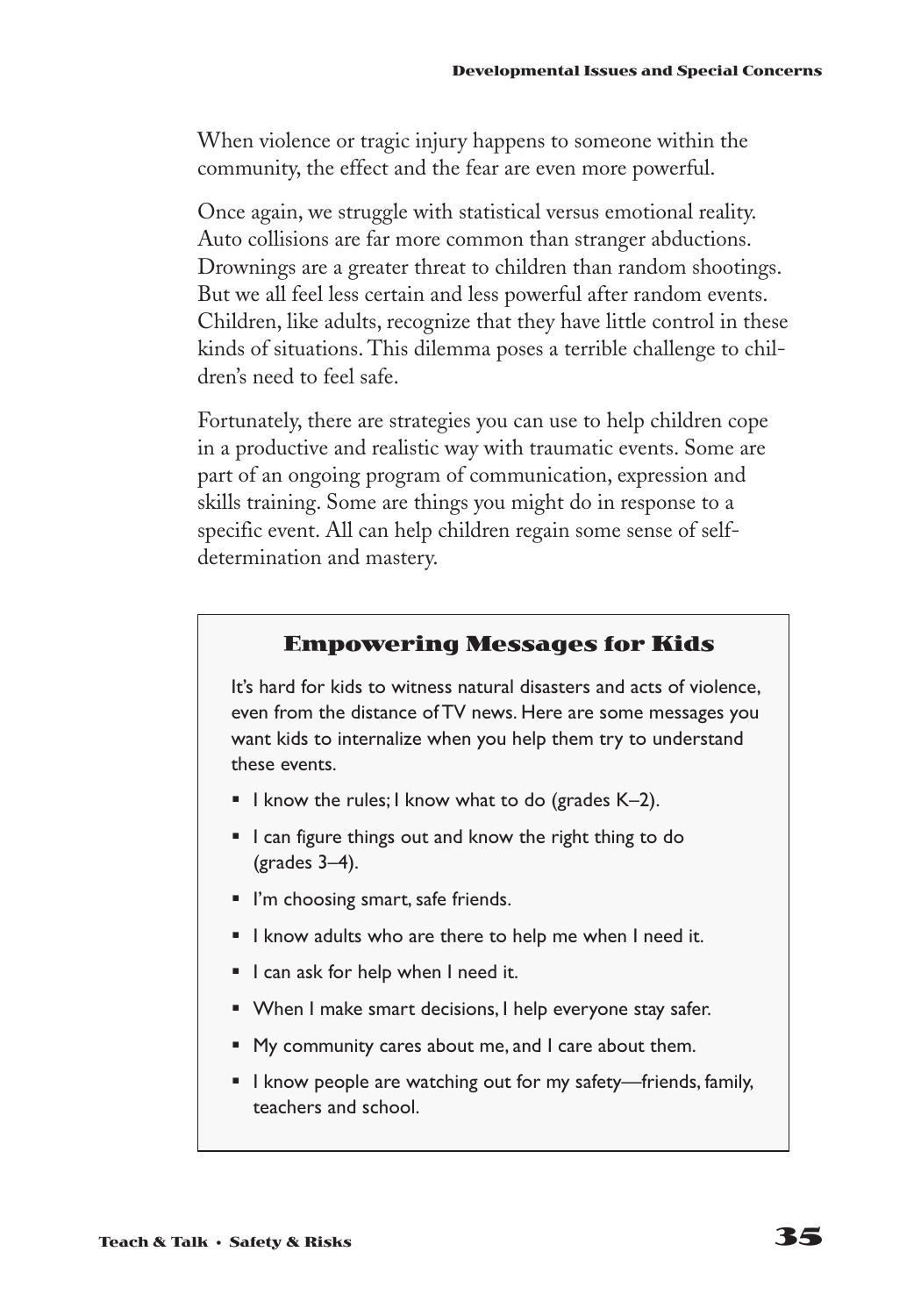When violence or tragic injury happens to someone within the community, the effect and the fear are even more powerful.

Once again, we struggle with statistical versus emotional reality. Auto collisions are far more common than stranger abductions. Drownings are a greater threat to children than random shootings. But we all feel less certain and less powerful after random events. Children, like adults, recognize that they have little control in these kinds of situations. This dilemma poses a terrible challenge to children's need to feel safe.

Fortunately, there are strategies you can use to help children cope in a productive and realistic way with traumatic events. Some are part of an ongoing program of communication, expression and skills training. Some are things you might do in response to a specific event. All can help children regain some sense of self-determination and mastery.

### Empowering Messages for Kids

It's hard for kids to witness natural disasters and acts of violence, even from the distance of TV news. Here are some messages you want kids to internalize when you help them try to understand these events.

- I know the rules; I know what to do (grades K–2).
- I can figure things out and know the right thing to do (grades 3–4).
- I'm choosing smart, safe friends.
- I know adults who are there to help me when I need it.
- I can ask for help when I need it.
- When I make smart decisions, I help everyone stay safer.
- My community cares about me, and I care about them.
- I know people are watching out for my safety—friends, family, teachers and school.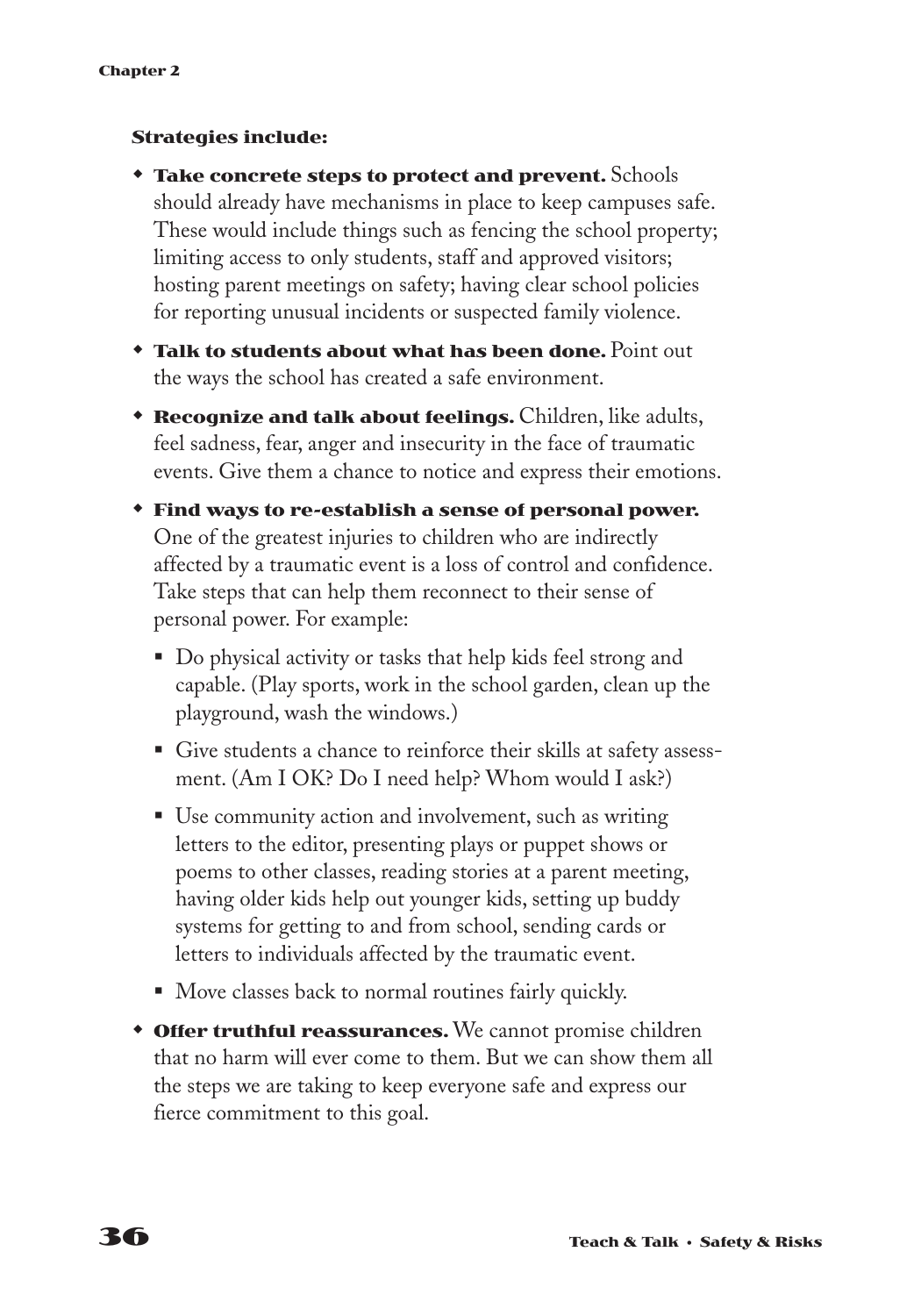**Strategies include:**

- **Take concrete steps to protect and prevent.** Schools should already have mechanisms in place to keep campuses safe. These would include things such as fencing the school property; limiting access to only students, staff and approved visitors; hosting parent meetings on safety; having clear school policies for reporting unusual incidents or suspected family violence.
- **Talk to students about what has been done.** Point out the ways the school has created a safe environment.
- **Recognize and talk about feelings.** Children, like adults, feel sadness, fear, anger and insecurity in the face of traumatic events. Give them a chance to notice and express their emotions.
- **Find ways to re-establish a sense of personal power.** One of the greatest injuries to children who are indirectly affected by a traumatic event is a loss of control and confidence. Take steps that can help them reconnect to their sense of personal power. For example:
  - Do physical activity or tasks that help kids feel strong and capable. (Play sports, work in the school garden, clean up the playground, wash the windows.)
  - Give students a chance to reinforce their skills at safety assessment. (Am I OK? Do I need help? Whom would I ask?)
  - Use community action and involvement, such as writing letters to the editor, presenting plays or puppet shows or poems to other classes, reading stories at a parent meeting, having older kids help out younger kids, setting up buddy systems for getting to and from school, sending cards or letters to individuals affected by the traumatic event.
  - Move classes back to normal routines fairly quickly.
- **Offer truthful reassurances.** We cannot promise children that no harm will ever come to them. But we can show them all the steps we are taking to keep everyone safe and express our fierce commitment to this goal.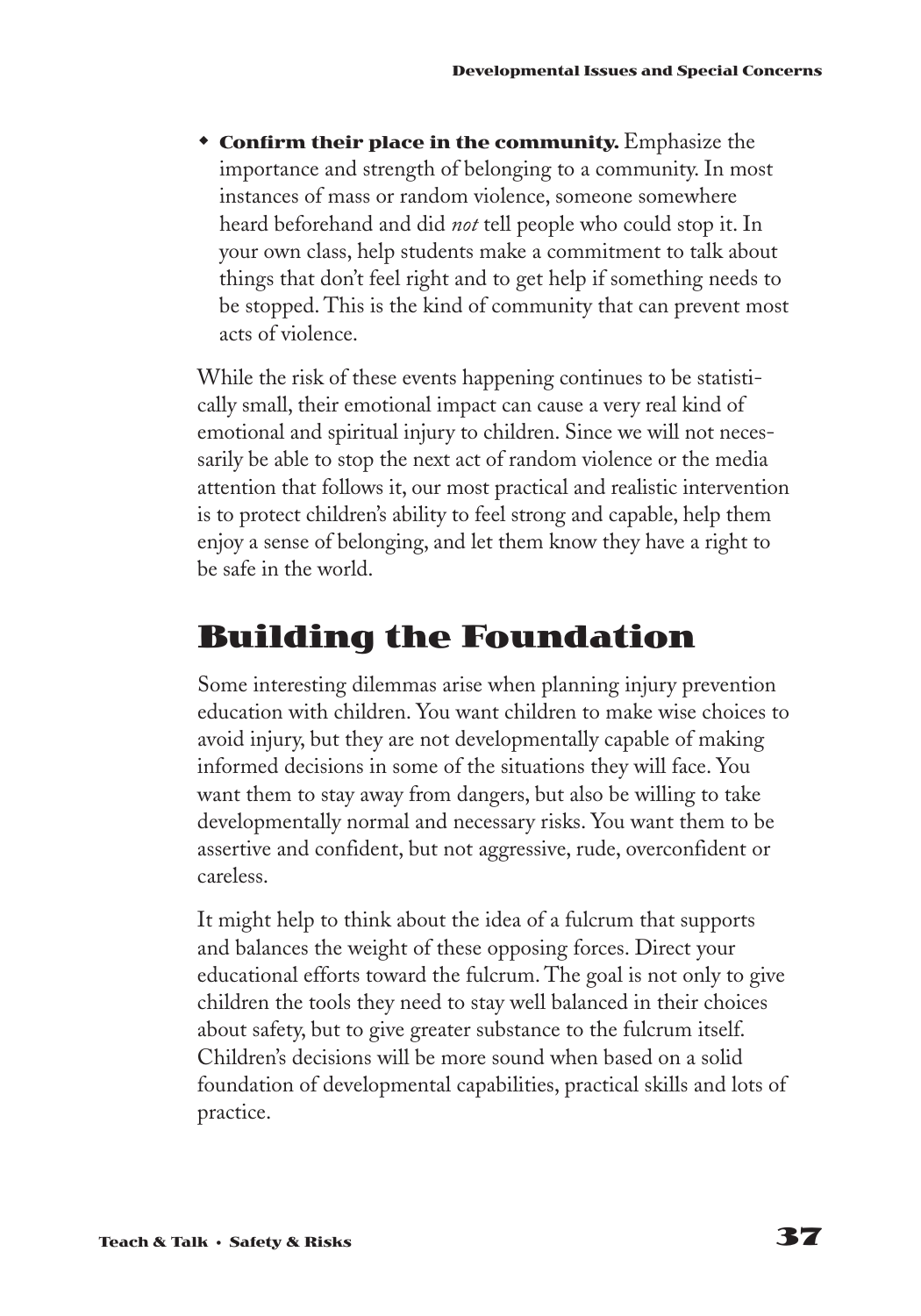- **Confirm their place in the community.** Emphasize the importance and strength of belonging to a community. In most instances of mass or random violence, someone somewhere heard beforehand and did *not* tell people who could stop it. In your own class, help students make a commitment to talk about things that don't feel right and to get help if something needs to be stopped. This is the kind of community that can prevent most acts of violence.

While the risk of these events happening continues to be statistically small, their emotional impact can cause a very real kind of emotional and spiritual injury to children. Since we will not necessarily be able to stop the next act of random violence or the media attention that follows it, our most practical and realistic intervention is to protect children's ability to feel strong and capable, help them enjoy a sense of belonging, and let them know they have a right to be safe in the world.

## Building the Foundation

Some interesting dilemmas arise when planning injury prevention education with children. You want children to make wise choices to avoid injury, but they are not developmentally capable of making informed decisions in some of the situations they will face. You want them to stay away from dangers, but also be willing to take developmentally normal and necessary risks. You want them to be assertive and confident, but not aggressive, rude, overconfident or careless.

It might help to think about the idea of a fulcrum that supports and balances the weight of these opposing forces. Direct your educational efforts toward the fulcrum. The goal is not only to give children the tools they need to stay well balanced in their choices about safety, but to give greater substance to the fulcrum itself. Children's decisions will be more sound when based on a solid foundation of developmental capabilities, practical skills and lots of practice.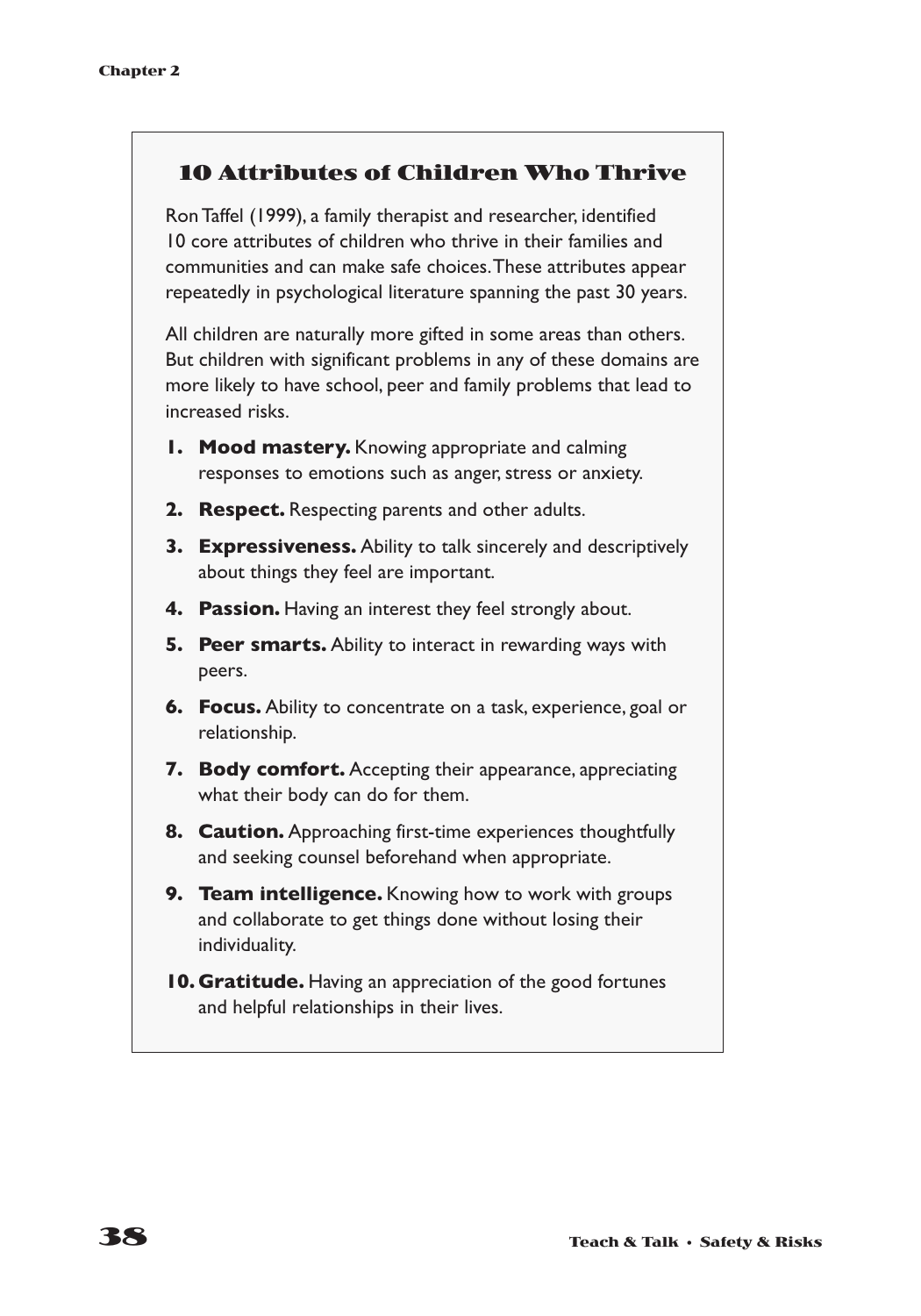## 10 Attributes of Children Who Thrive

Ron Taffel (1999), a family therapist and researcher, identified 10 core attributes of children who thrive in their families and communities and can make safe choices. These attributes appear repeatedly in psychological literature spanning the past 30 years.

All children are naturally more gifted in some areas than others. But children with significant problems in any of these domains are more likely to have school, peer and family problems that lead to increased risks.

1. **Mood mastery.** Knowing appropriate and calming responses to emotions such as anger, stress or anxiety.
2. **Respect.** Respecting parents and other adults.
3. **Expressiveness.** Ability to talk sincerely and descriptively about things they feel are important.
4. **Passion.** Having an interest they feel strongly about.
5. **Peer smarts.** Ability to interact in rewarding ways with peers.
6. **Focus.** Ability to concentrate on a task, experience, goal or relationship.
7. **Body comfort.** Accepting their appearance, appreciating what their body can do for them.
8. **Caution.** Approaching first-time experiences thoughtfully and seeking counsel beforehand when appropriate.
9. **Team intelligence.** Knowing how to work with groups and collaborate to get things done without losing their individuality.
10. **Gratitude.** Having an appreciation of the good fortunes and helpful relationships in their lives.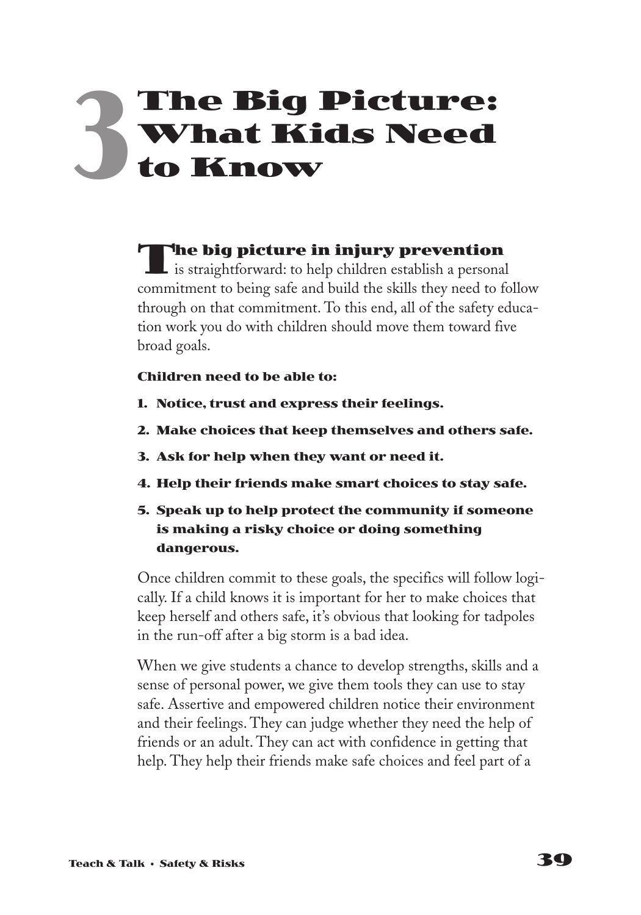# 3 The Big Picture: What Kids Need to Know

**The big picture in injury prevention** is straightforward: to help children establish a personal commitment to being safe and build the skills they need to follow through on that commitment. To this end, all of the safety education work you do with children should move them toward five broad goals.

**Children need to be able to:**

1. **Notice, trust and express their feelings.**
2. **Make choices that keep themselves and others safe.**
3. **Ask for help when they want or need it.**
4. **Help their friends make smart choices to stay safe.**
5. **Speak up to help protect the community if someone is making a risky choice or doing something dangerous.**

Once children commit to these goals, the specifics will follow logically. If a child knows it is important for her to make choices that keep herself and others safe, it's obvious that looking for tadpoles in the run-off after a big storm is a bad idea.

When we give students a chance to develop strengths, skills and a sense of personal power, we give them tools they can use to stay safe. Assertive and empowered children notice their environment and their feelings. They can judge whether they need the help of friends or an adult. They can act with confidence in getting that help. They help their friends make safe choices and feel part of a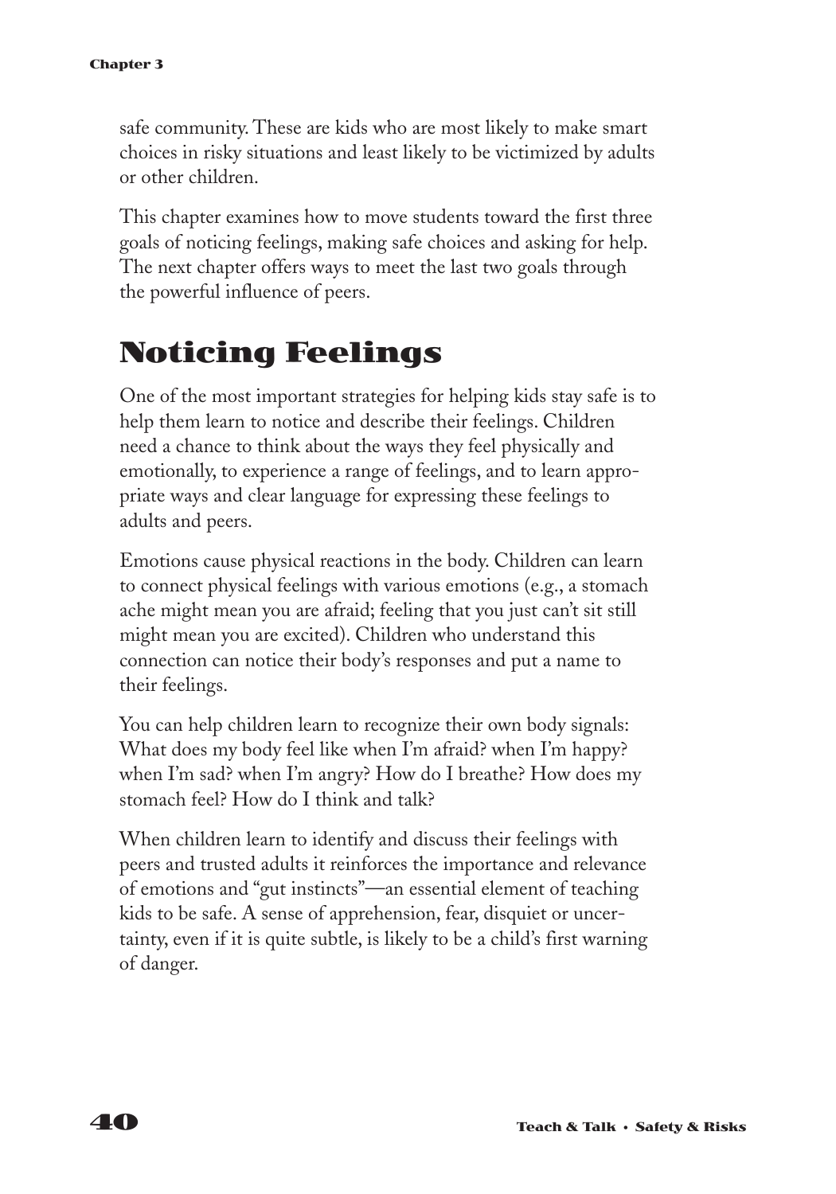safe community. These are kids who are most likely to make smart choices in risky situations and least likely to be victimized by adults or other children.

This chapter examines how to move students toward the first three goals of noticing feelings, making safe choices and asking for help. The next chapter offers ways to meet the last two goals through the powerful influence of peers.

## Noticing Feelings

One of the most important strategies for helping kids stay safe is to help them learn to notice and describe their feelings. Children need a chance to think about the ways they feel physically and emotionally, to experience a range of feelings, and to learn appropriate ways and clear language for expressing these feelings to adults and peers.

Emotions cause physical reactions in the body. Children can learn to connect physical feelings with various emotions (e.g., a stomach ache might mean you are afraid; feeling that you just can't sit still might mean you are excited). Children who understand this connection can notice their body's responses and put a name to their feelings.

You can help children learn to recognize their own body signals: What does my body feel like when I'm afraid? when I'm happy? when I'm sad? when I'm angry? How do I breathe? How does my stomach feel? How do I think and talk?

When children learn to identify and discuss their feelings with peers and trusted adults it reinforces the importance and relevance of emotions and "gut instincts"—an essential element of teaching kids to be safe. A sense of apprehension, fear, disquiet or uncertainty, even if it is quite subtle, is likely to be a child's first warning of danger.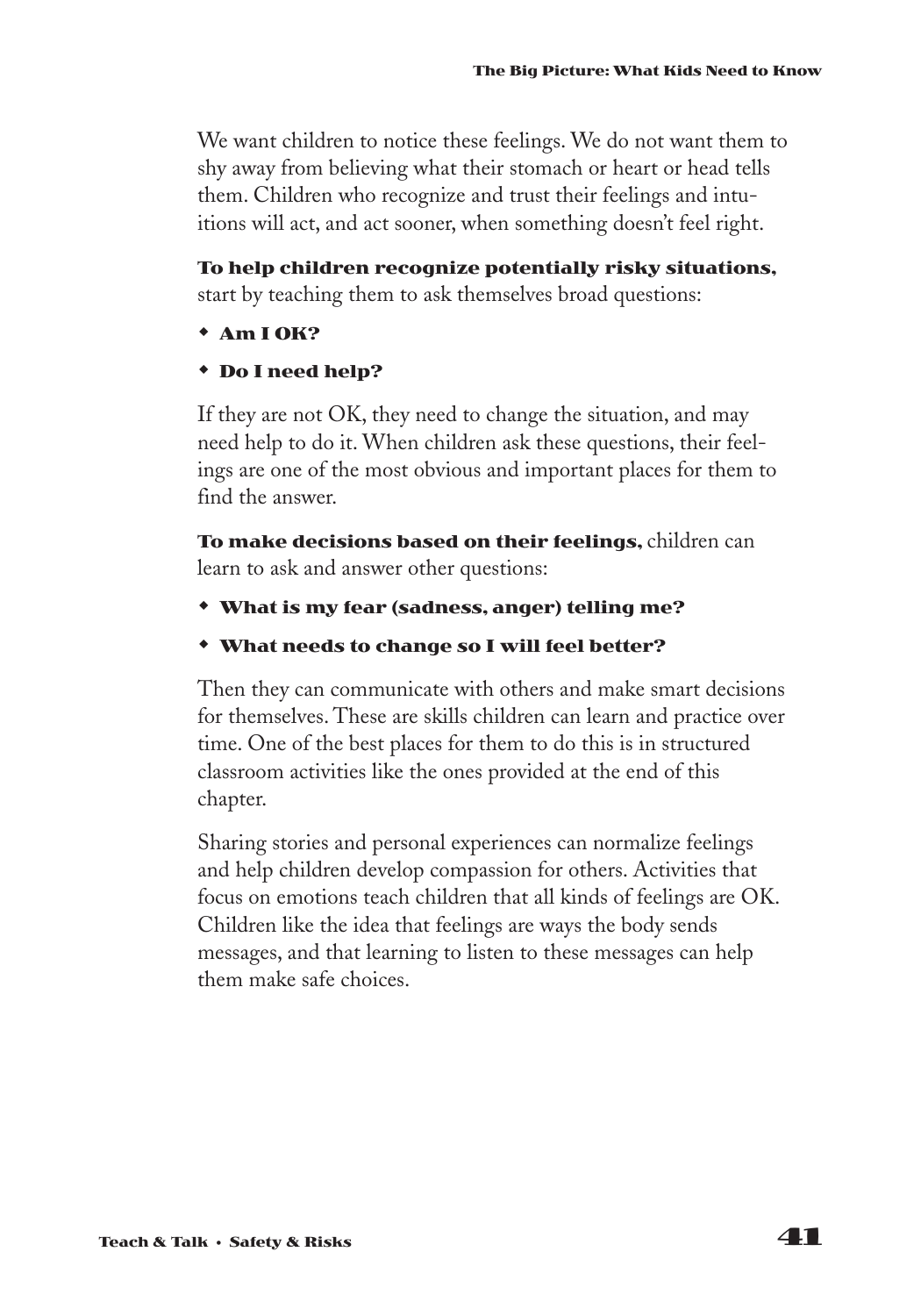We want children to notice these feelings. We do not want them to shy away from believing what their stomach or heart or head tells them. Children who recognize and trust their feelings and intuitions will act, and act sooner, when something doesn't feel right.

**To help children recognize potentially risky situations,** start by teaching them to ask themselves broad questions:

- **Am I OK?**
- **Do I need help?**

If they are not OK, they need to change the situation, and may need help to do it. When children ask these questions, their feelings are one of the most obvious and important places for them to find the answer.

**To make decisions based on their feelings,** children can learn to ask and answer other questions:

- **What is my fear (sadness, anger) telling me?**
- **What needs to change so I will feel better?**

Then they can communicate with others and make smart decisions for themselves. These are skills children can learn and practice over time. One of the best places for them to do this is in structured classroom activities like the ones provided at the end of this chapter.

Sharing stories and personal experiences can normalize feelings and help children develop compassion for others. Activities that focus on emotions teach children that all kinds of feelings are OK. Children like the idea that feelings are ways the body sends messages, and that learning to listen to these messages can help them make safe choices.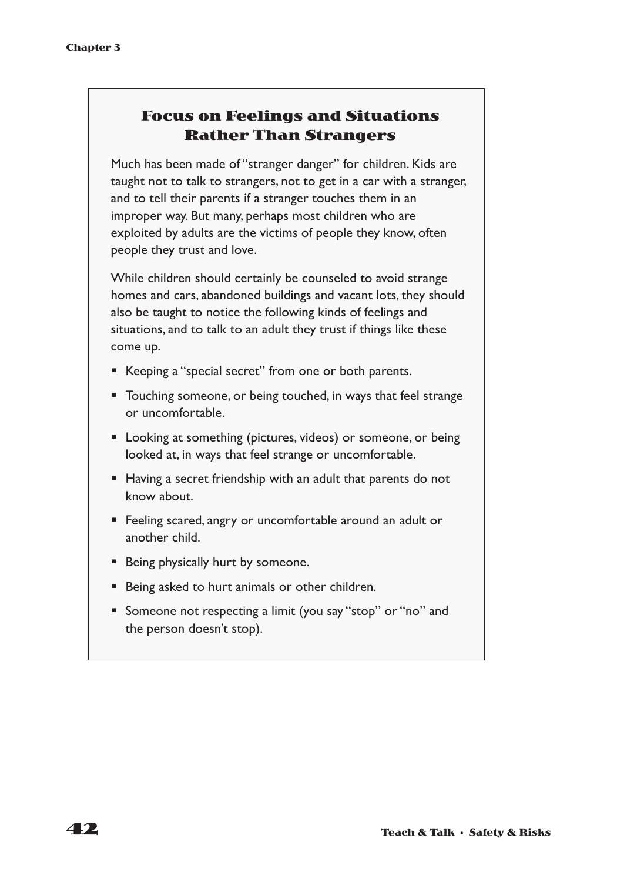## Focus on Feelings and Situations Rather Than Strangers

Much has been made of "stranger danger" for children. Kids are taught not to talk to strangers, not to get in a car with a stranger, and to tell their parents if a stranger touches them in an improper way. But many, perhaps most children who are exploited by adults are the victims of people they know, often people they trust and love.

While children should certainly be counseled to avoid strange homes and cars, abandoned buildings and vacant lots, they should also be taught to notice the following kinds of feelings and situations, and to talk to an adult they trust if things like these come up.

- Keeping a "special secret" from one or both parents.
- Touching someone, or being touched, in ways that feel strange or uncomfortable.
- Looking at something (pictures, videos) or someone, or being looked at, in ways that feel strange or uncomfortable.
- Having a secret friendship with an adult that parents do not know about.
- Feeling scared, angry or uncomfortable around an adult or another child.
- Being physically hurt by someone.
- Being asked to hurt animals or other children.
- Someone not respecting a limit (you say "stop" or "no" and the person doesn't stop).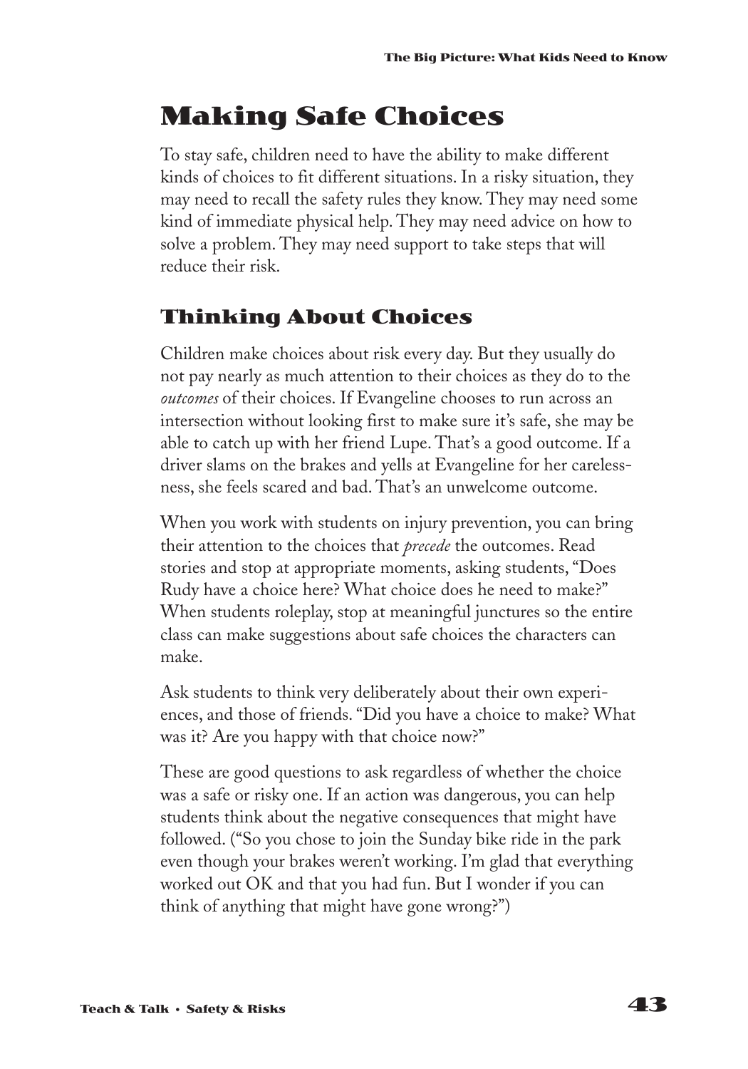# Making Safe Choices

To stay safe, children need to have the ability to make different kinds of choices to fit different situations. In a risky situation, they may need to recall the safety rules they know. They may need some kind of immediate physical help. They may need advice on how to solve a problem. They may need support to take steps that will reduce their risk.

## Thinking About Choices

Children make choices about risk every day. But they usually do not pay nearly as much attention to their choices as they do to the *outcomes* of their choices. If Evangeline chooses to run across an intersection without looking first to make sure it's safe, she may be able to catch up with her friend Lupe. That's a good outcome. If a driver slams on the brakes and yells at Evangeline for her carelessness, she feels scared and bad. That's an unwelcome outcome.

When you work with students on injury prevention, you can bring their attention to the choices that *precede* the outcomes. Read stories and stop at appropriate moments, asking students, "Does Rudy have a choice here? What choice does he need to make?" When students roleplay, stop at meaningful junctures so the entire class can make suggestions about safe choices the characters can make.

Ask students to think very deliberately about their own experiences, and those of friends. "Did you have a choice to make? What was it? Are you happy with that choice now?"

These are good questions to ask regardless of whether the choice was a safe or risky one. If an action was dangerous, you can help students think about the negative consequences that might have followed. ("So you chose to join the Sunday bike ride in the park even though your brakes weren't working. I'm glad that everything worked out OK and that you had fun. But I wonder if you can think of anything that might have gone wrong?")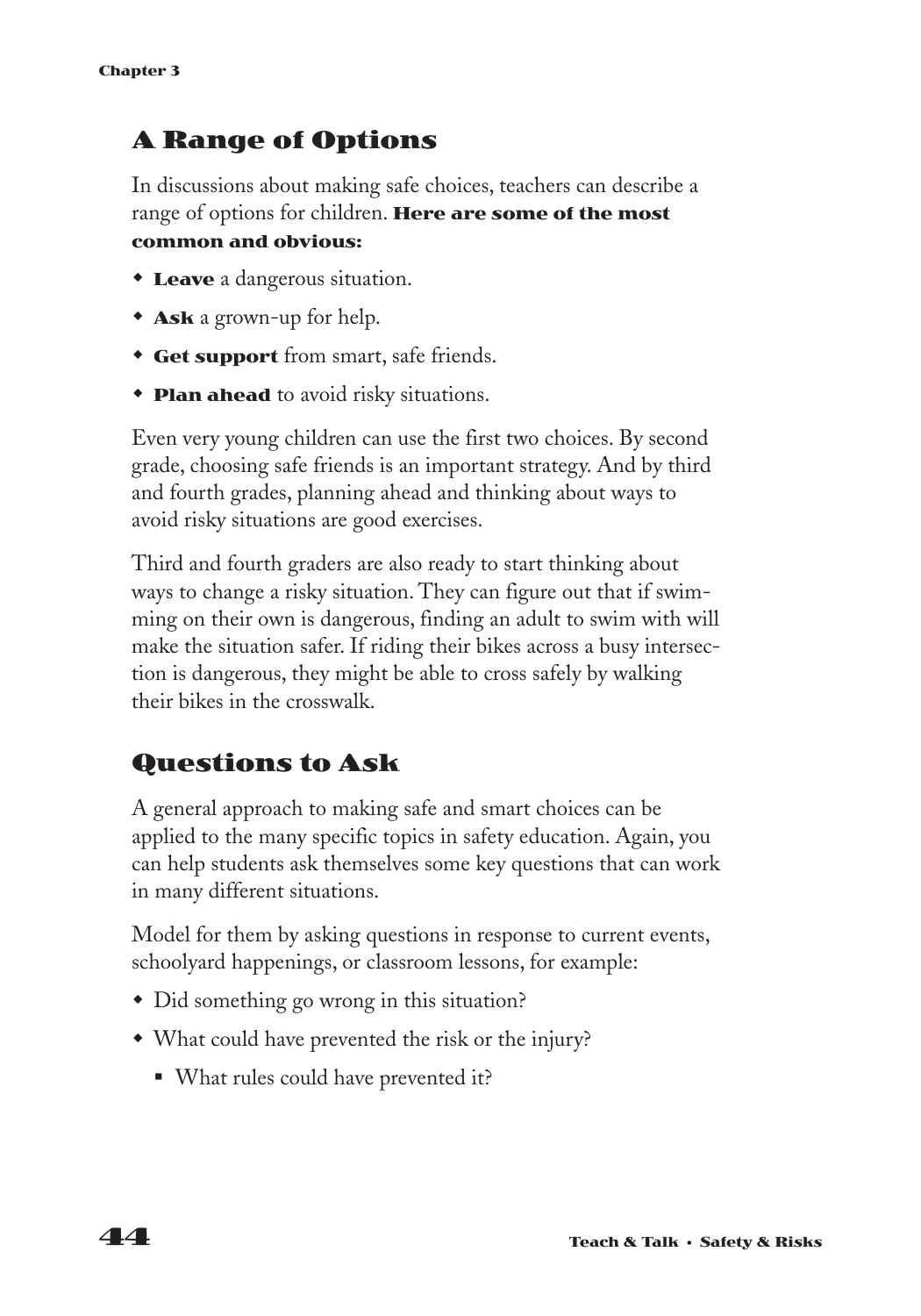## A Range of Options

In discussions about making safe choices, teachers can describe a range of options for children. **Here are some of the most common and obvious:**

- **Leave** a dangerous situation.
- **Ask** a grown-up for help.
- **Get support** from smart, safe friends.
- **Plan ahead** to avoid risky situations.

Even very young children can use the first two choices. By second grade, choosing safe friends is an important strategy. And by third and fourth grades, planning ahead and thinking about ways to avoid risky situations are good exercises.

Third and fourth graders are also ready to start thinking about ways to change a risky situation. They can figure out that if swimming on their own is dangerous, finding an adult to swim with will make the situation safer. If riding their bikes across a busy intersection is dangerous, they might be able to cross safely by walking their bikes in the crosswalk.

## Questions to Ask

A general approach to making safe and smart choices can be applied to the many specific topics in safety education. Again, you can help students ask themselves some key questions that can work in many different situations.

Model for them by asking questions in response to current events, schoolyard happenings, or classroom lessons, for example:

- Did something go wrong in this situation?
- What could have prevented the risk or the injury?
  - What rules could have prevented it?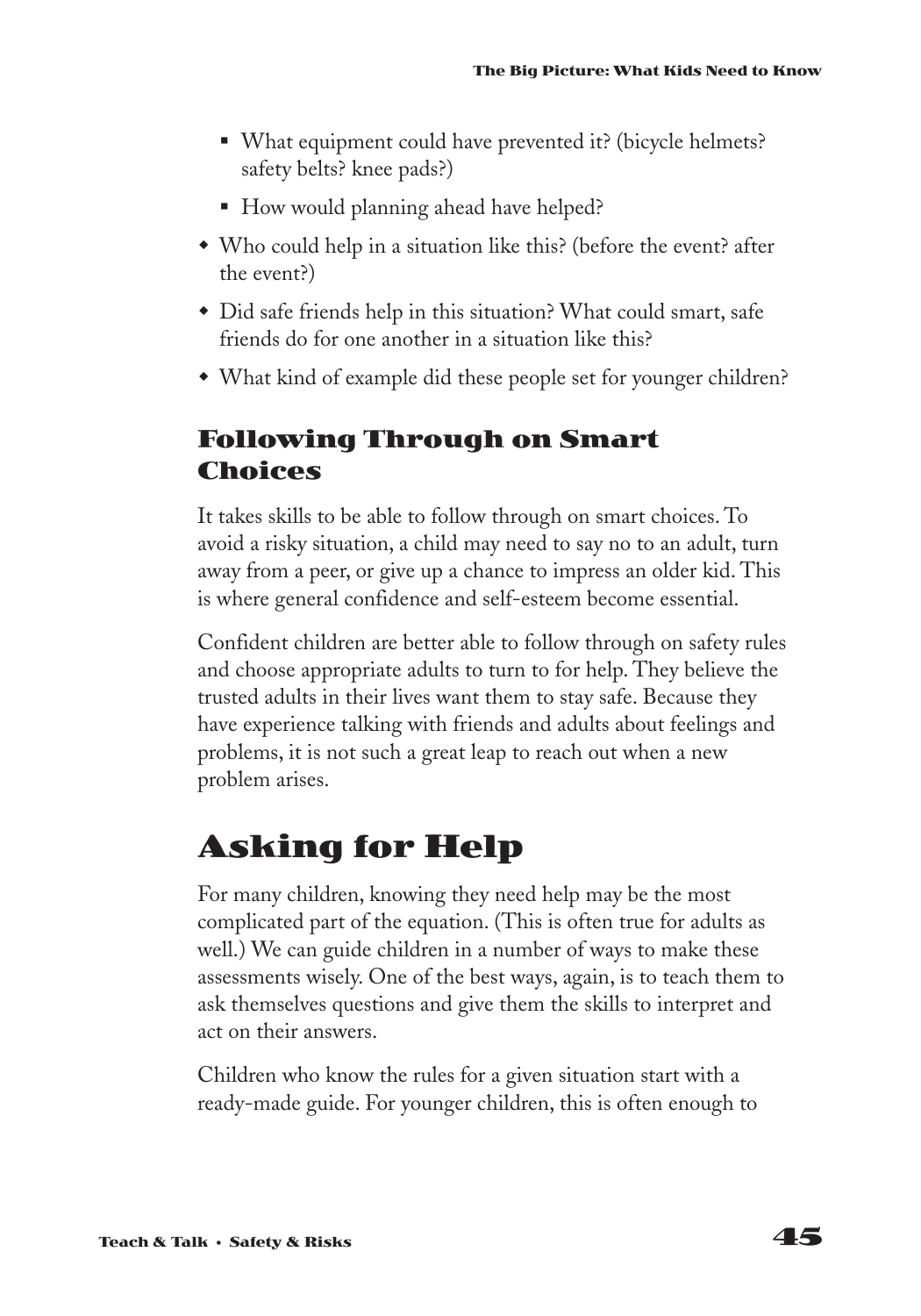- What equipment could have prevented it? (bicycle helmets? safety belts? knee pads?)
  - How would planning ahead have helped?
- Who could help in a situation like this? (before the event? after the event?)
- Did safe friends help in this situation? What could smart, safe friends do for one another in a situation like this?
- What kind of example did these people set for younger children?

### Following Through on Smart Choices

It takes skills to be able to follow through on smart choices. To avoid a risky situation, a child may need to say no to an adult, turn away from a peer, or give up a chance to impress an older kid. This is where general confidence and self-esteem become essential.

Confident children are better able to follow through on safety rules and choose appropriate adults to turn to for help. They believe the trusted adults in their lives want them to stay safe. Because they have experience talking with friends and adults about feelings and problems, it is not such a great leap to reach out when a new problem arises.

## Asking for Help

For many children, knowing they need help may be the most complicated part of the equation. (This is often true for adults as well.) We can guide children in a number of ways to make these assessments wisely. One of the best ways, again, is to teach them to ask themselves questions and give them the skills to interpret and act on their answers.

Children who know the rules for a given situation start with a ready-made guide. For younger children, this is often enough to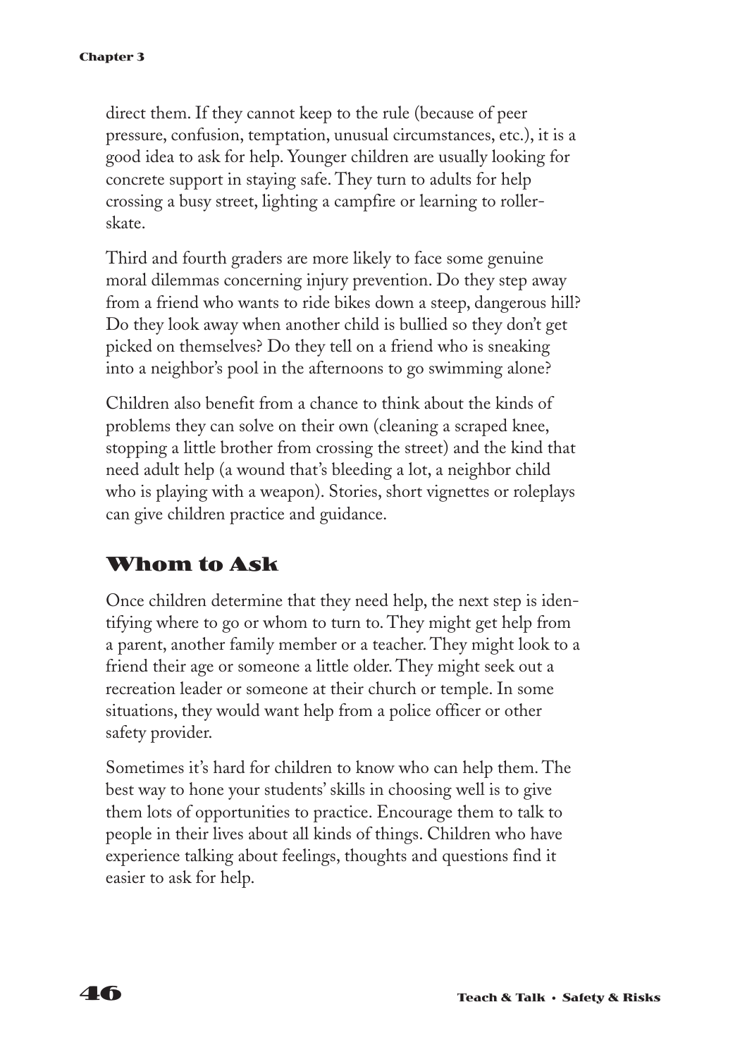direct them. If they cannot keep to the rule (because of peer pressure, confusion, temptation, unusual circumstances, etc.), it is a good idea to ask for help. Younger children are usually looking for concrete support in staying safe. They turn to adults for help crossing a busy street, lighting a campfire or learning to roller-skate.

Third and fourth graders are more likely to face some genuine moral dilemmas concerning injury prevention. Do they step away from a friend who wants to ride bikes down a steep, dangerous hill? Do they look away when another child is bullied so they don't get picked on themselves? Do they tell on a friend who is sneaking into a neighbor's pool in the afternoons to go swimming alone?

Children also benefit from a chance to think about the kinds of problems they can solve on their own (cleaning a scraped knee, stopping a little brother from crossing the street) and the kind that need adult help (a wound that's bleeding a lot, a neighbor child who is playing with a weapon). Stories, short vignettes or roleplays can give children practice and guidance.

## Whom to Ask

Once children determine that they need help, the next step is identifying where to go or whom to turn to. They might get help from a parent, another family member or a teacher. They might look to a friend their age or someone a little older. They might seek out a recreation leader or someone at their church or temple. In some situations, they would want help from a police officer or other safety provider.

Sometimes it's hard for children to know who can help them. The best way to hone your students' skills in choosing well is to give them lots of opportunities to practice. Encourage them to talk to people in their lives about all kinds of things. Children who have experience talking about feelings, thoughts and questions find it easier to ask for help.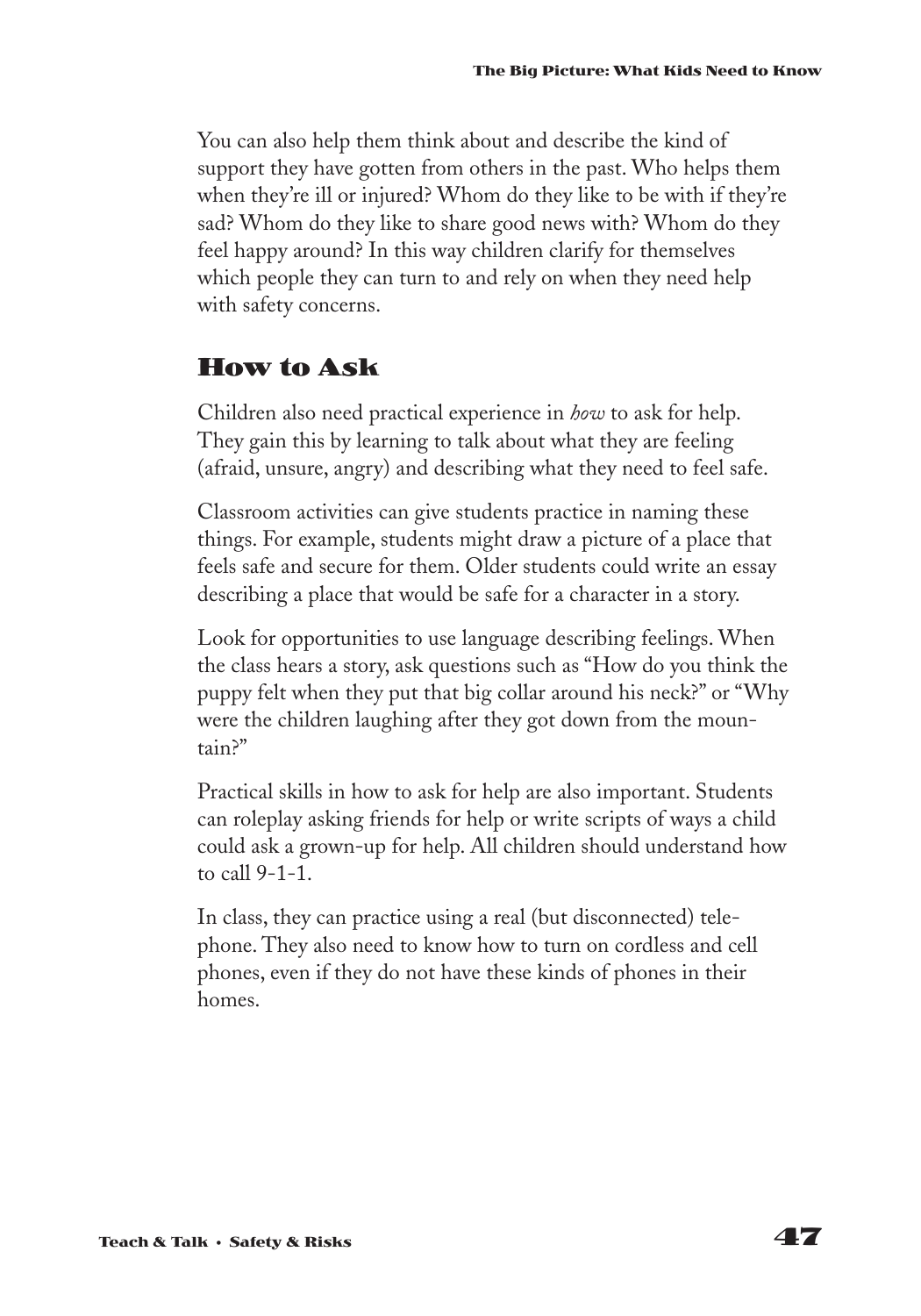You can also help them think about and describe the kind of support they have gotten from others in the past. Who helps them when they're ill or injured? Whom do they like to be with if they're sad? Whom do they like to share good news with? Whom do they feel happy around? In this way children clarify for themselves which people they can turn to and rely on when they need help with safety concerns.

## How to Ask

Children also need practical experience in *how* to ask for help. They gain this by learning to talk about what they are feeling (afraid, unsure, angry) and describing what they need to feel safe.

Classroom activities can give students practice in naming these things. For example, students might draw a picture of a place that feels safe and secure for them. Older students could write an essay describing a place that would be safe for a character in a story.

Look for opportunities to use language describing feelings. When the class hears a story, ask questions such as "How do you think the puppy felt when they put that big collar around his neck?" or "Why were the children laughing after they got down from the mountain?"

Practical skills in how to ask for help are also important. Students can roleplay asking friends for help or write scripts of ways a child could ask a grown-up for help. All children should understand how to call 9-1-1.

In class, they can practice using a real (but disconnected) telephone. They also need to know how to turn on cordless and cell phones, even if they do not have these kinds of phones in their homes.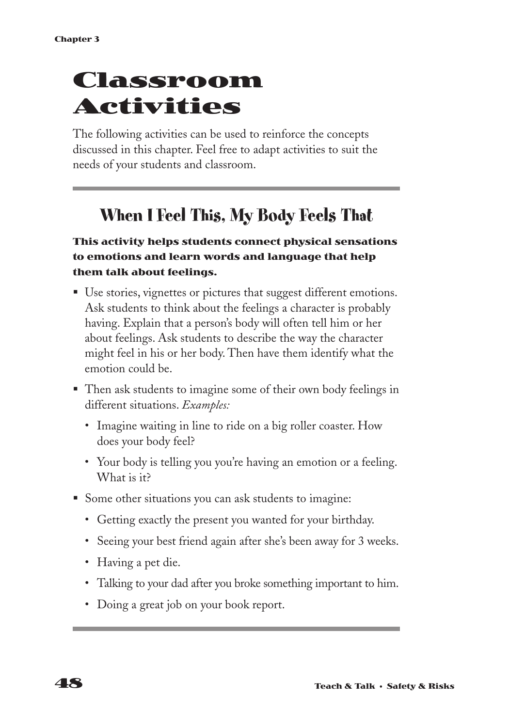# Classroom Activities

The following activities can be used to reinforce the concepts discussed in this chapter. Feel free to adapt activities to suit the needs of your students and classroom.

## When I Feel This, My Body Feels That

**This activity helps students connect physical sensations to emotions and learn words and language that help them talk about feelings.**

- Use stories, vignettes or pictures that suggest different emotions. Ask students to think about the feelings a character is probably having. Explain that a person's body will often tell him or her about feelings. Ask students to describe the way the character might feel in his or her body. Then have them identify what the emotion could be.
- Then ask students to imagine some of their own body feelings in different situations. *Examples:*
  - Imagine waiting in line to ride on a big roller coaster. How does your body feel?
  - Your body is telling you you're having an emotion or a feeling. What is it?
- Some other situations you can ask students to imagine:
  - Getting exactly the present you wanted for your birthday.
  - Seeing your best friend again after she's been away for 3 weeks.
  - Having a pet die.
  - Talking to your dad after you broke something important to him.
  - Doing a great job on your book report.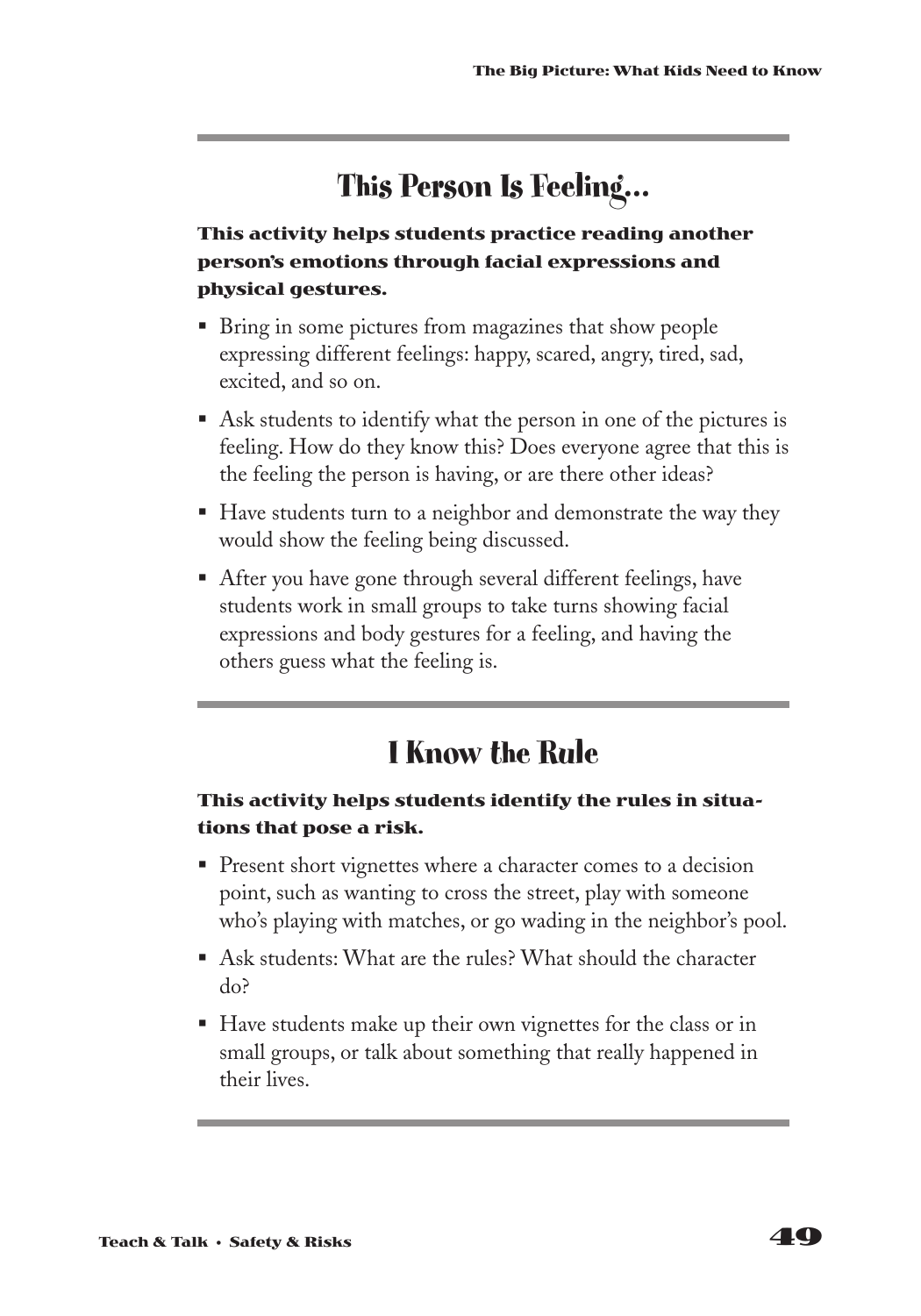## This Person Is Feeling...

**This activity helps students practice reading another person's emotions through facial expressions and physical gestures.**

- Bring in some pictures from magazines that show people expressing different feelings: happy, scared, angry, tired, sad, excited, and so on.
- Ask students to identify what the person in one of the pictures is feeling. How do they know this? Does everyone agree that this is the feeling the person is having, or are there other ideas?
- Have students turn to a neighbor and demonstrate the way they would show the feeling being discussed.
- After you have gone through several different feelings, have students work in small groups to take turns showing facial expressions and body gestures for a feeling, and having the others guess what the feeling is.

## I Know the Rule

**This activity helps students identify the rules in situations that pose a risk.**

- Present short vignettes where a character comes to a decision point, such as wanting to cross the street, play with someone who's playing with matches, or go wading in the neighbor's pool.
- Ask students: What are the rules? What should the character do?
- Have students make up their own vignettes for the class or in small groups, or talk about something that really happened in their lives.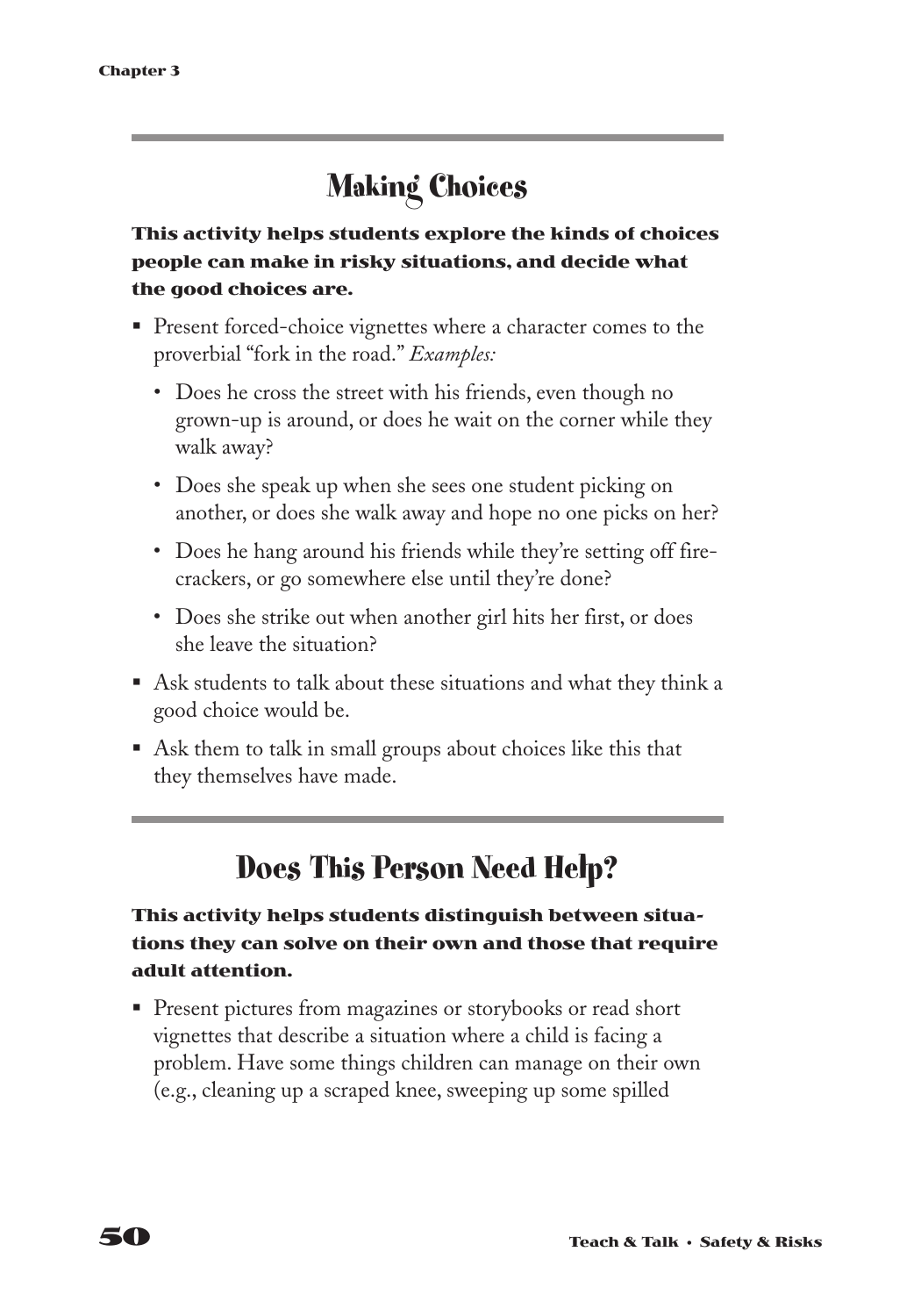## Making Choices

**This activity helps students explore the kinds of choices people can make in risky situations, and decide what the good choices are.**

- Present forced-choice vignettes where a character comes to the proverbial "fork in the road." *Examples:*
  - Does he cross the street with his friends, even though no grown-up is around, or does he wait on the corner while they walk away?
  - Does she speak up when she sees one student picking on another, or does she walk away and hope no one picks on her?
  - Does he hang around his friends while they're setting off firecrackers, or go somewhere else until they're done?
  - Does she strike out when another girl hits her first, or does she leave the situation?
- Ask students to talk about these situations and what they think a good choice would be.
- Ask them to talk in small groups about choices like this that they themselves have made.

## Does This Person Need Help?

**This activity helps students distinguish between situations they can solve on their own and those that require adult attention.**

- Present pictures from magazines or storybooks or read short vignettes that describe a situation where a child is facing a problem. Have some things children can manage on their own (e.g., cleaning up a scraped knee, sweeping up some spilled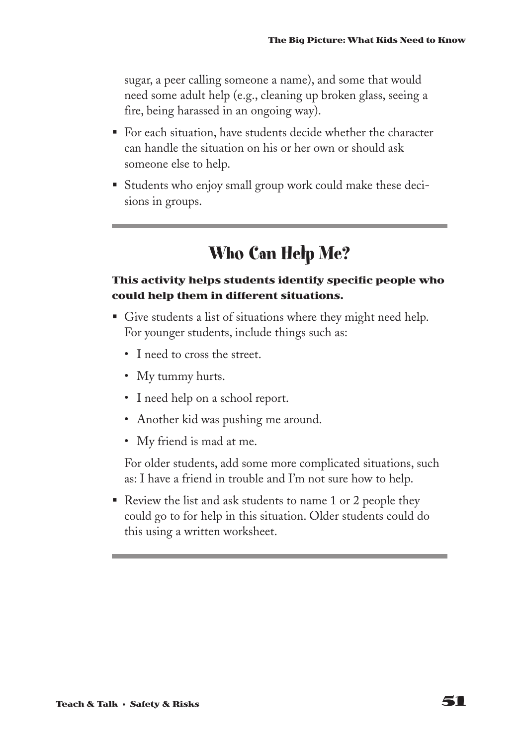sugar, a peer calling someone a name), and some that would need some adult help (e.g., cleaning up broken glass, seeing a fire, being harassed in an ongoing way).

- For each situation, have students decide whether the character can handle the situation on his or her own or should ask someone else to help.
- Students who enjoy small group work could make these decisions in groups.

---

## Who Can Help Me?

**This activity helps students identify specific people who could help them in different situations.**

- Give students a list of situations where they might need help. For younger students, include things such as:
  - I need to cross the street.
  - My tummy hurts.
  - I need help on a school report.
  - Another kid was pushing me around.
  - My friend is mad at me.

  For older students, add some more complicated situations, such as: I have a friend in trouble and I'm not sure how to help.

- Review the list and ask students to name 1 or 2 people they could go to for help in this situation. Older students could do this using a written worksheet.

---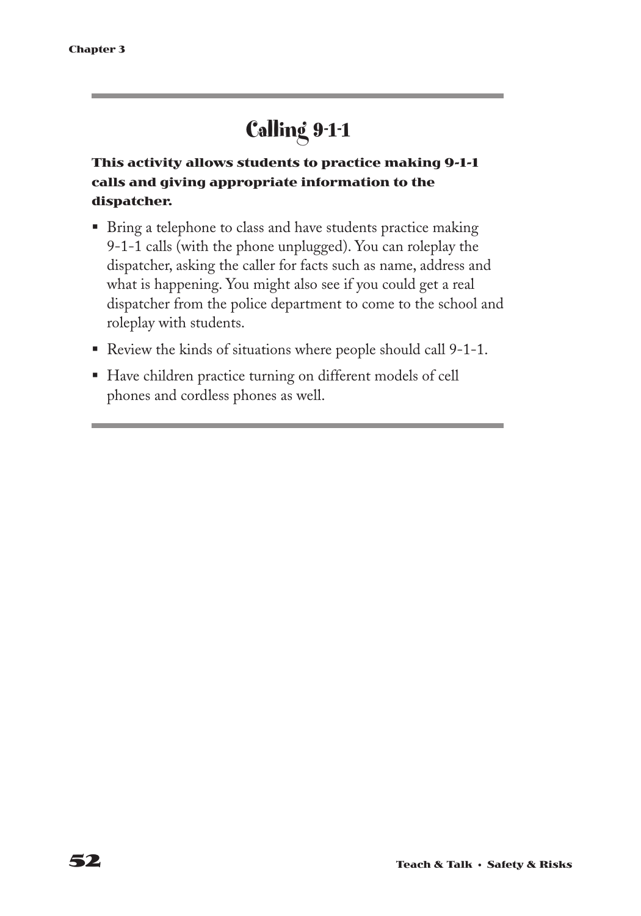# Calling 9-1-1

**This activity allows students to practice making 9-1-1 calls and giving appropriate information to the dispatcher.**

- Bring a telephone to class and have students practice making 9-1-1 calls (with the phone unplugged). You can roleplay the dispatcher, asking the caller for facts such as name, address and what is happening. You might also see if you could get a real dispatcher from the police department to come to the school and roleplay with students.
- Review the kinds of situations where people should call 9-1-1.
- Have children practice turning on different models of cell phones and cordless phones as well.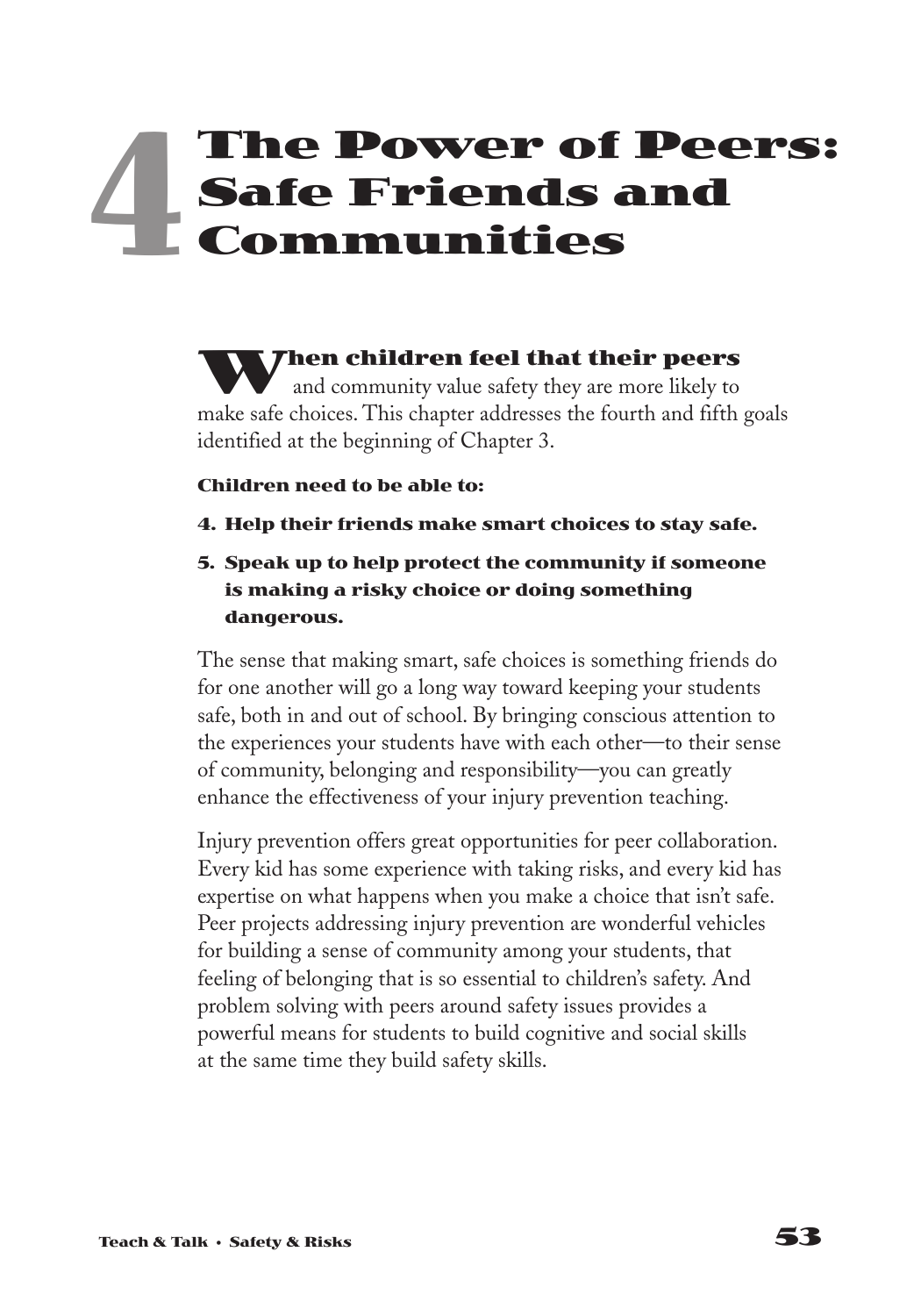# 4 The Power of Peers: Safe Friends and Communities

**When children feel that their peers** and community value safety they are more likely to make safe choices. This chapter addresses the fourth and fifth goals identified at the beginning of Chapter 3.

**Children need to be able to:**

4. **Help their friends make smart choices to stay safe.**
5. **Speak up to help protect the community if someone is making a risky choice or doing something dangerous.**

The sense that making smart, safe choices is something friends do for one another will go a long way toward keeping your students safe, both in and out of school. By bringing conscious attention to the experiences your students have with each other—to their sense of community, belonging and responsibility—you can greatly enhance the effectiveness of your injury prevention teaching.

Injury prevention offers great opportunities for peer collaboration. Every kid has some experience with taking risks, and every kid has expertise on what happens when you make a choice that isn't safe. Peer projects addressing injury prevention are wonderful vehicles for building a sense of community among your students, that feeling of belonging that is so essential to children's safety. And problem solving with peers around safety issues provides a powerful means for students to build cognitive and social skills at the same time they build safety skills.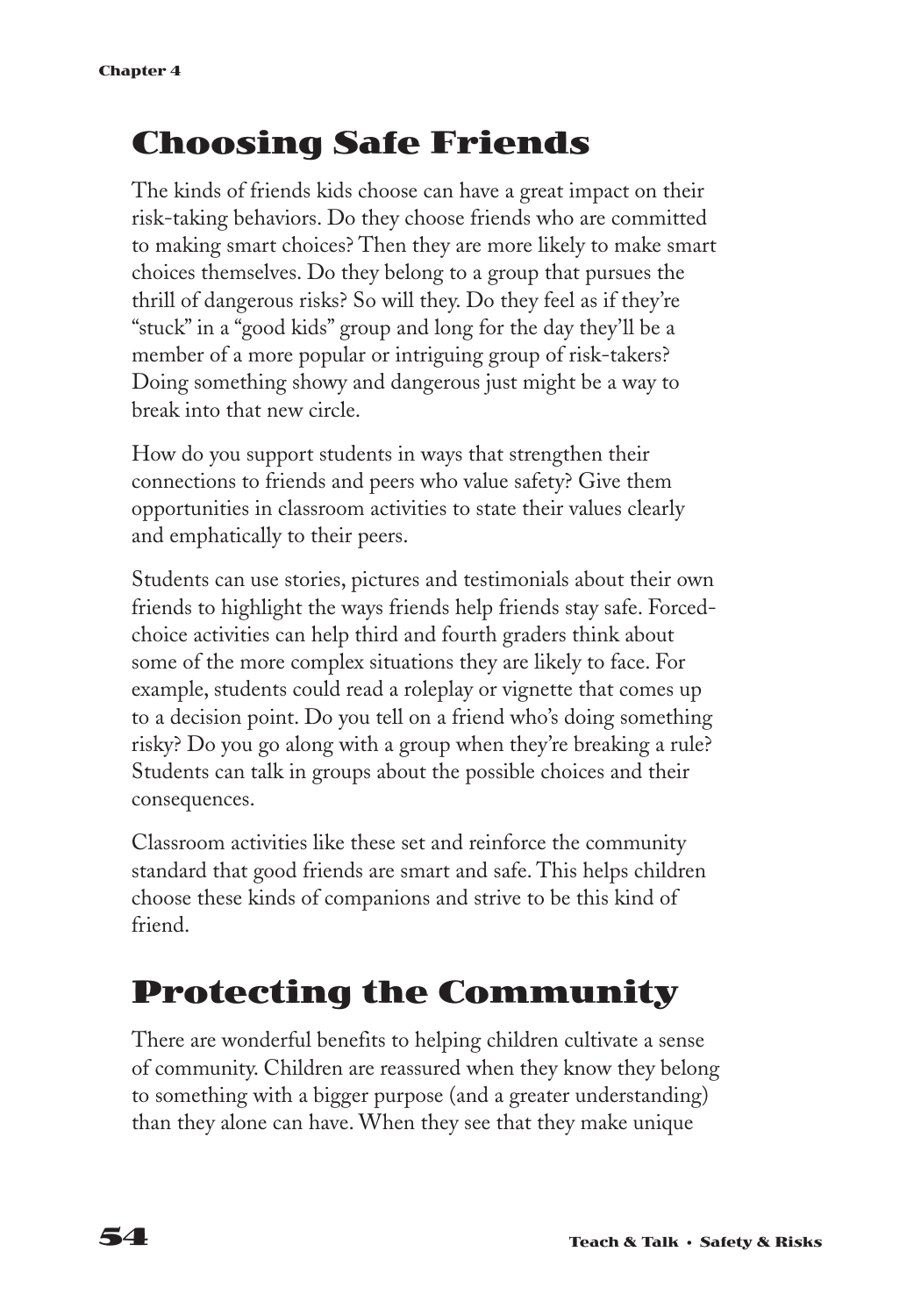## Choosing Safe Friends

The kinds of friends kids choose can have a great impact on their risk-taking behaviors. Do they choose friends who are committed to making smart choices? Then they are more likely to make smart choices themselves. Do they belong to a group that pursues the thrill of dangerous risks? So will they. Do they feel as if they're "stuck" in a "good kids" group and long for the day they'll be a member of a more popular or intriguing group of risk-takers? Doing something showy and dangerous just might be a way to break into that new circle.

How do you support students in ways that strengthen their connections to friends and peers who value safety? Give them opportunities in classroom activities to state their values clearly and emphatically to their peers.

Students can use stories, pictures and testimonials about their own friends to highlight the ways friends help friends stay safe. Forced-choice activities can help third and fourth graders think about some of the more complex situations they are likely to face. For example, students could read a roleplay or vignette that comes up to a decision point. Do you tell on a friend who's doing something risky? Do you go along with a group when they're breaking a rule? Students can talk in groups about the possible choices and their consequences.

Classroom activities like these set and reinforce the community standard that good friends are smart and safe. This helps children choose these kinds of companions and strive to be this kind of friend.

## Protecting the Community

There are wonderful benefits to helping children cultivate a sense of community. Children are reassured when they know they belong to something with a bigger purpose (and a greater understanding) than they alone can have. When they see that they make unique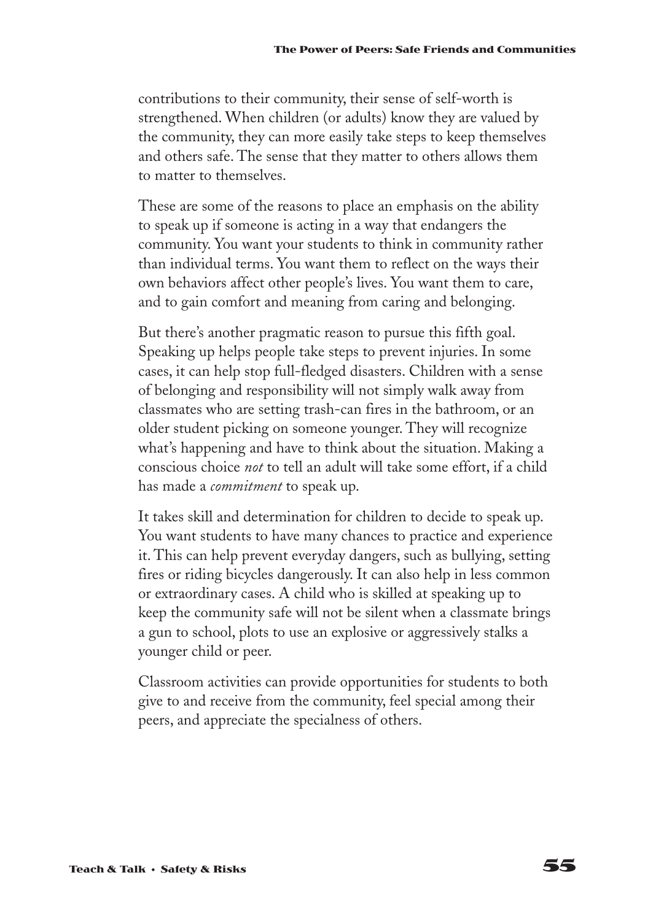contributions to their community, their sense of self-worth is strengthened. When children (or adults) know they are valued by the community, they can more easily take steps to keep themselves and others safe. The sense that they matter to others allows them to matter to themselves.

These are some of the reasons to place an emphasis on the ability to speak up if someone is acting in a way that endangers the community. You want your students to think in community rather than individual terms. You want them to reflect on the ways their own behaviors affect other people's lives. You want them to care, and to gain comfort and meaning from caring and belonging.

But there's another pragmatic reason to pursue this fifth goal. Speaking up helps people take steps to prevent injuries. In some cases, it can help stop full-fledged disasters. Children with a sense of belonging and responsibility will not simply walk away from classmates who are setting trash-can fires in the bathroom, or an older student picking on someone younger. They will recognize what's happening and have to think about the situation. Making a conscious choice *not* to tell an adult will take some effort, if a child has made a *commitment* to speak up.

It takes skill and determination for children to decide to speak up. You want students to have many chances to practice and experience it. This can help prevent everyday dangers, such as bullying, setting fires or riding bicycles dangerously. It can also help in less common or extraordinary cases. A child who is skilled at speaking up to keep the community safe will not be silent when a classmate brings a gun to school, plots to use an explosive or aggressively stalks a younger child or peer.

Classroom activities can provide opportunities for students to both give to and receive from the community, feel special among their peers, and appreciate the specialness of others.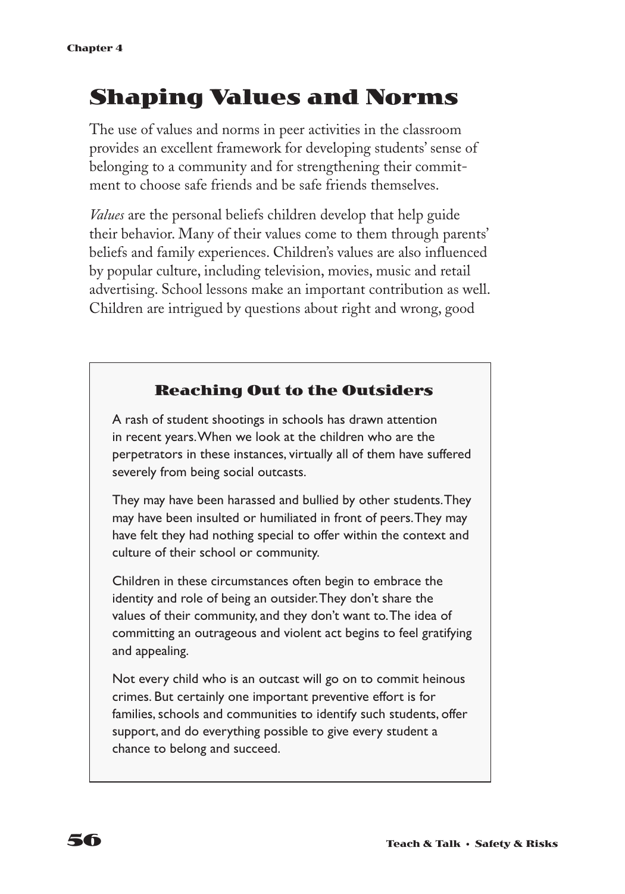# Shaping Values and Norms

The use of values and norms in peer activities in the classroom provides an excellent framework for developing students' sense of belonging to a community and for strengthening their commitment to choose safe friends and be safe friends themselves.

*Values* are the personal beliefs children develop that help guide their behavior. Many of their values come to them through parents' beliefs and family experiences. Children's values are also influenced by popular culture, including television, movies, music and retail advertising. School lessons make an important contribution as well. Children are intrigued by questions about right and wrong, good

### Reaching Out to the Outsiders

A rash of student shootings in schools has drawn attention in recent years. When we look at the children who are the perpetrators in these instances, virtually all of them have suffered severely from being social outcasts.

They may have been harassed and bullied by other students. They may have been insulted or humiliated in front of peers. They may have felt they had nothing special to offer within the context and culture of their school or community.

Children in these circumstances often begin to embrace the identity and role of being an outsider. They don't share the values of their community, and they don't want to. The idea of committing an outrageous and violent act begins to feel gratifying and appealing.

Not every child who is an outcast will go on to commit heinous crimes. But certainly one important preventive effort is for families, schools and communities to identify such students, offer support, and do everything possible to give every student a chance to belong and succeed.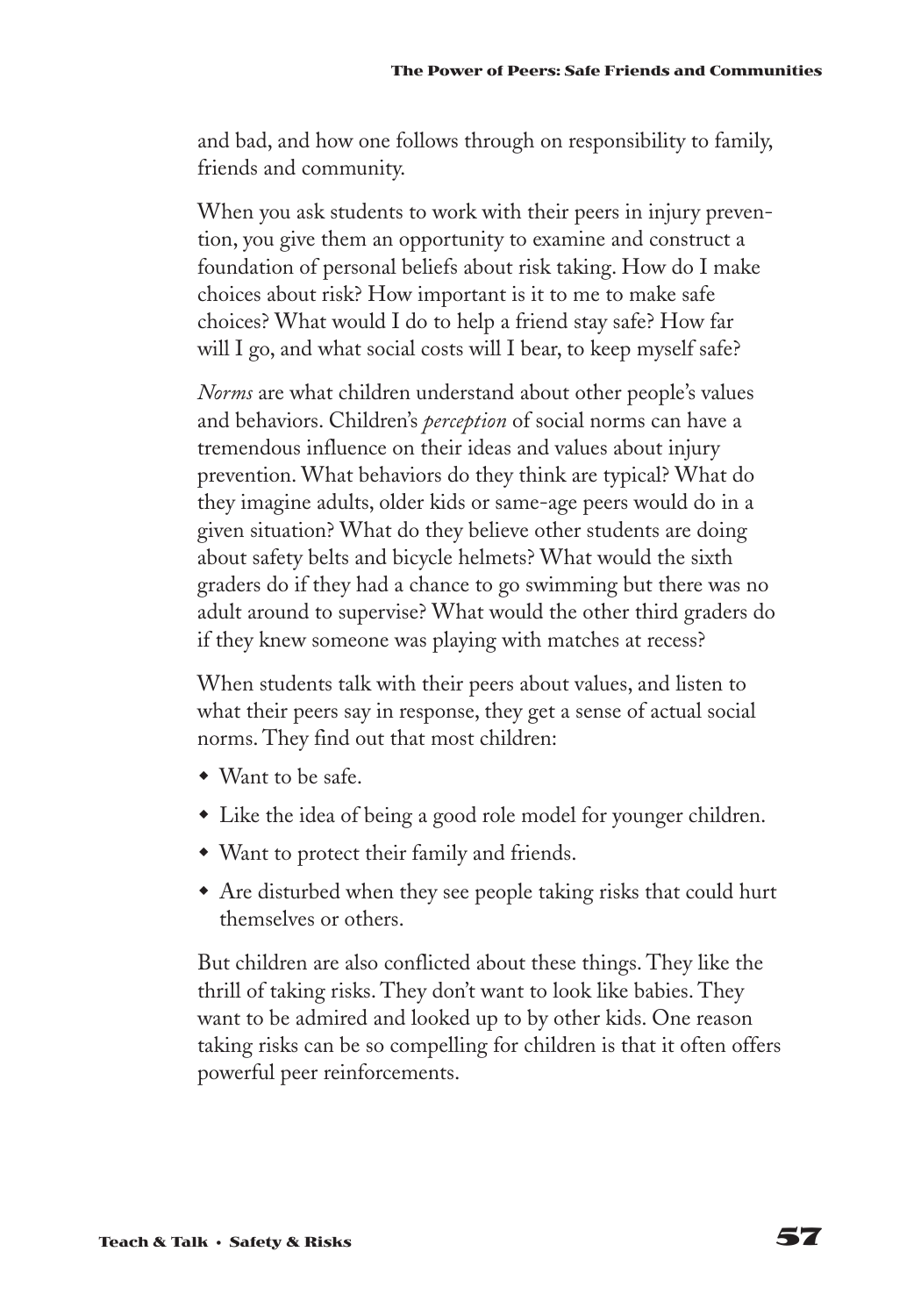and bad, and how one follows through on responsibility to family, friends and community.

When you ask students to work with their peers in injury prevention, you give them an opportunity to examine and construct a foundation of personal beliefs about risk taking. How do I make choices about risk? How important is it to me to make safe choices? What would I do to help a friend stay safe? How far will I go, and what social costs will I bear, to keep myself safe?

*Norms* are what children understand about other people's values and behaviors. Children's *perception* of social norms can have a tremendous influence on their ideas and values about injury prevention. What behaviors do they think are typical? What do they imagine adults, older kids or same-age peers would do in a given situation? What do they believe other students are doing about safety belts and bicycle helmets? What would the sixth graders do if they had a chance to go swimming but there was no adult around to supervise? What would the other third graders do if they knew someone was playing with matches at recess?

When students talk with their peers about values, and listen to what their peers say in response, they get a sense of actual social norms. They find out that most children:

- Want to be safe.
- Like the idea of being a good role model for younger children.
- Want to protect their family and friends.
- Are disturbed when they see people taking risks that could hurt themselves or others.

But children are also conflicted about these things. They like the thrill of taking risks. They don't want to look like babies. They want to be admired and looked up to by other kids. One reason taking risks can be so compelling for children is that it often offers powerful peer reinforcements.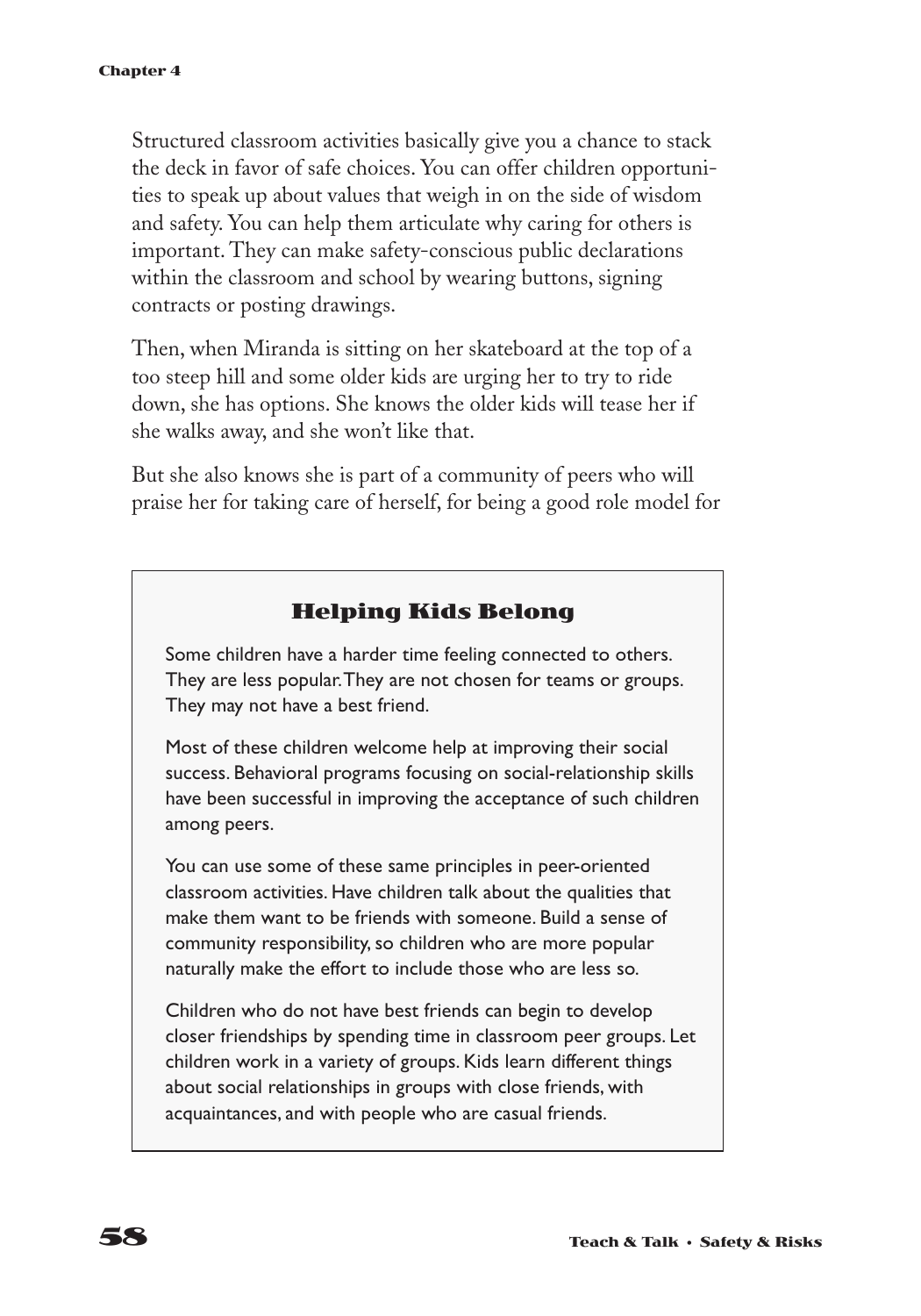Structured classroom activities basically give you a chance to stack the deck in favor of safe choices. You can offer children opportunities to speak up about values that weigh in on the side of wisdom and safety. You can help them articulate why caring for others is important. They can make safety-conscious public declarations within the classroom and school by wearing buttons, signing contracts or posting drawings.

Then, when Miranda is sitting on her skateboard at the top of a too steep hill and some older kids are urging her to try to ride down, she has options. She knows the older kids will tease her if she walks away, and she won't like that.

But she also knows she is part of a community of peers who will praise her for taking care of herself, for being a good role model for

### Helping Kids Belong

Some children have a harder time feeling connected to others. They are less popular. They are not chosen for teams or groups. They may not have a best friend.

Most of these children welcome help at improving their social success. Behavioral programs focusing on social-relationship skills have been successful in improving the acceptance of such children among peers.

You can use some of these same principles in peer-oriented classroom activities. Have children talk about the qualities that make them want to be friends with someone. Build a sense of community responsibility, so children who are more popular naturally make the effort to include those who are less so.

Children who do not have best friends can begin to develop closer friendships by spending time in classroom peer groups. Let children work in a variety of groups. Kids learn different things about social relationships in groups with close friends, with acquaintances, and with people who are casual friends.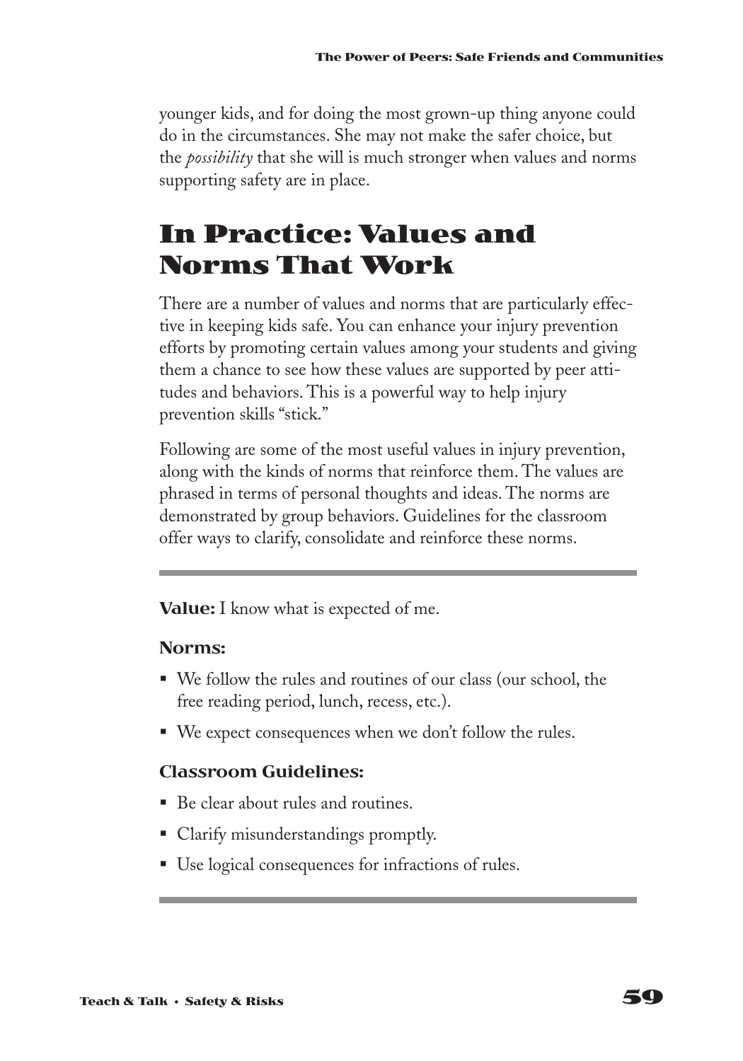younger kids, and for doing the most grown-up thing anyone could do in the circumstances. She may not make the safer choice, but the *possibility* that she will is much stronger when values and norms supporting safety are in place.

## In Practice: Values and Norms That Work

There are a number of values and norms that are particularly effective in keeping kids safe. You can enhance your injury prevention efforts by promoting certain values among your students and giving them a chance to see how these values are supported by peer attitudes and behaviors. This is a powerful way to help injury prevention skills "stick."

Following are some of the most useful values in injury prevention, along with the kinds of norms that reinforce them. The values are phrased in terms of personal thoughts and ideas. The norms are demonstrated by group behaviors. Guidelines for the classroom offer ways to clarify, consolidate and reinforce these norms.

---

**Value:** I know what is expected of me.

### Norms:

- We follow the rules and routines of our class (our school, the free reading period, lunch, recess, etc.).
- We expect consequences when we don't follow the rules.

### Classroom Guidelines:

- Be clear about rules and routines.
- Clarify misunderstandings promptly.
- Use logical consequences for infractions of rules.

---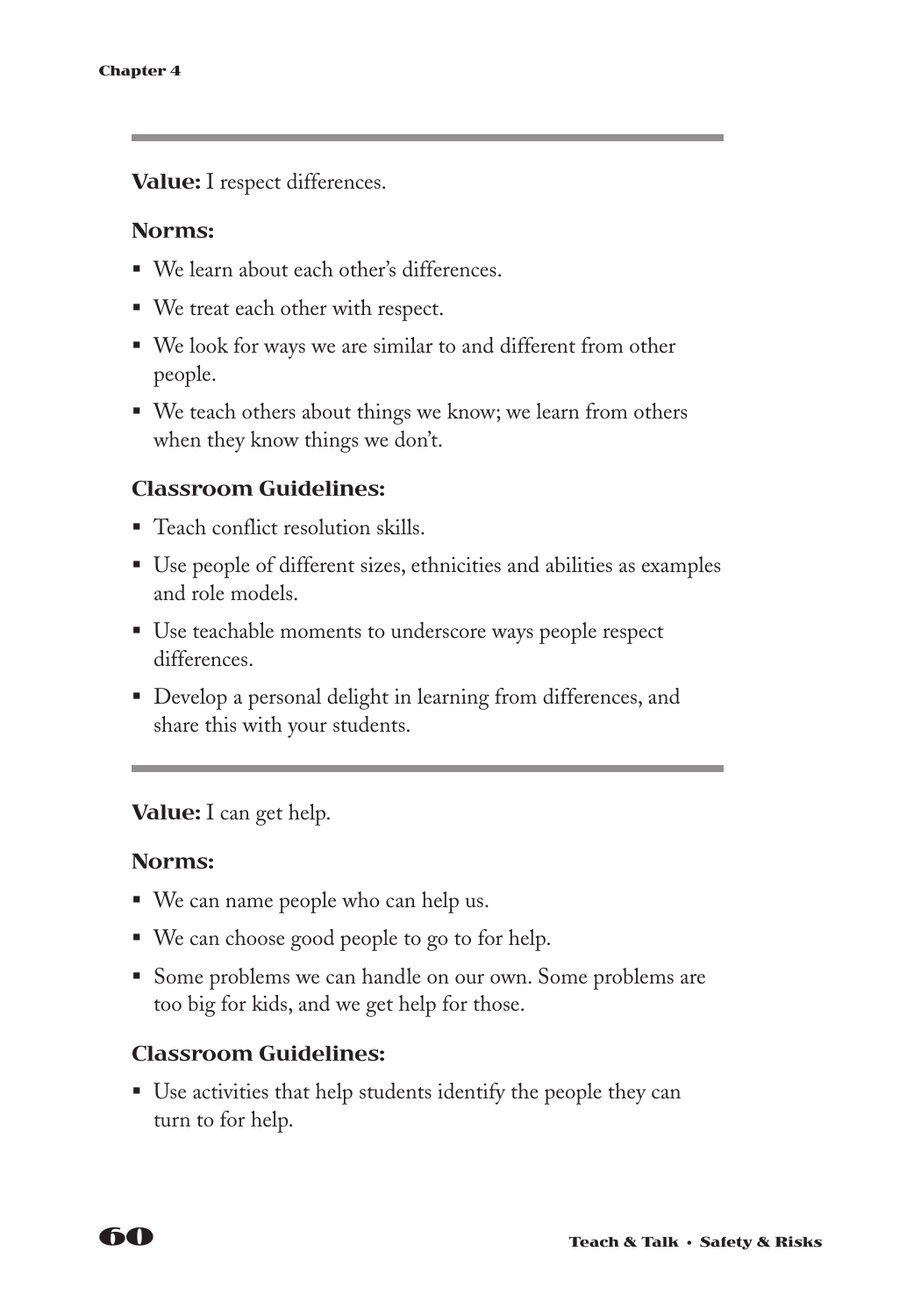---

**Value:** I respect differences.

### Norms:

- We learn about each other's differences.
- We treat each other with respect.
- We look for ways we are similar to and different from other people.
- We teach others about things we know; we learn from others when they know things we don't.

### Classroom Guidelines:

- Teach conflict resolution skills.
- Use people of different sizes, ethnicities and abilities as examples and role models.
- Use teachable moments to underscore ways people respect differences.
- Develop a personal delight in learning from differences, and share this with your students.

---

**Value:** I can get help.

### Norms:

- We can name people who can help us.
- We can choose good people to go to for help.
- Some problems we can handle on our own. Some problems are too big for kids, and we get help for those.

### Classroom Guidelines:

- Use activities that help students identify the people they can turn to for help.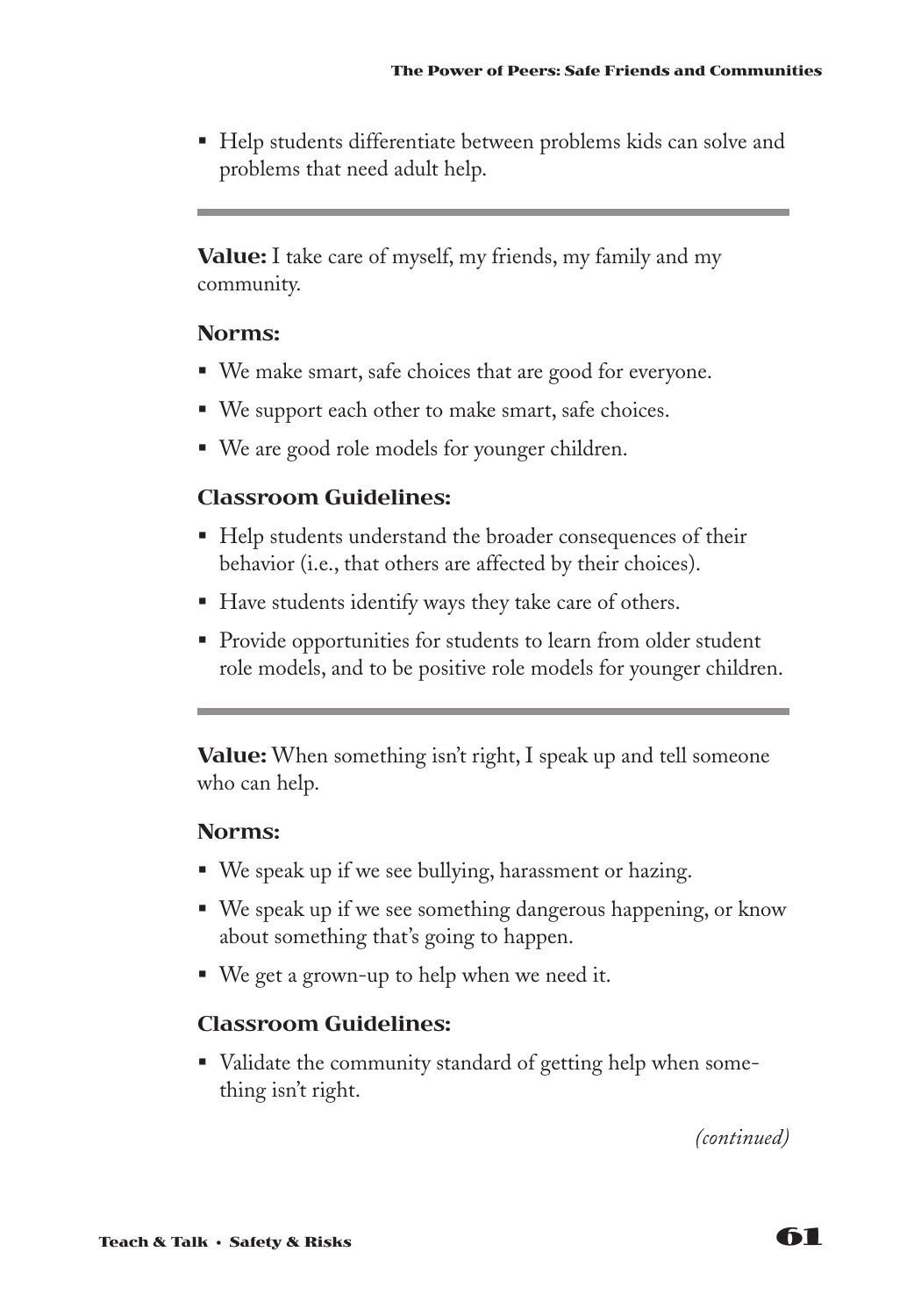- Help students differentiate between problems kids can solve and problems that need adult help.

---

**Value:** I take care of myself, my friends, my family and my community.

### Norms:

- We make smart, safe choices that are good for everyone.
- We support each other to make smart, safe choices.
- We are good role models for younger children.

### Classroom Guidelines:

- Help students understand the broader consequences of their behavior (i.e., that others are affected by their choices).
- Have students identify ways they take care of others.
- Provide opportunities for students to learn from older student role models, and to be positive role models for younger children.

---

**Value:** When something isn't right, I speak up and tell someone who can help.

### Norms:

- We speak up if we see bullying, harassment or hazing.
- We speak up if we see something dangerous happening, or know about something that's going to happen.
- We get a grown-up to help when we need it.

### Classroom Guidelines:

- Validate the community standard of getting help when something isn't right.

*(continued)*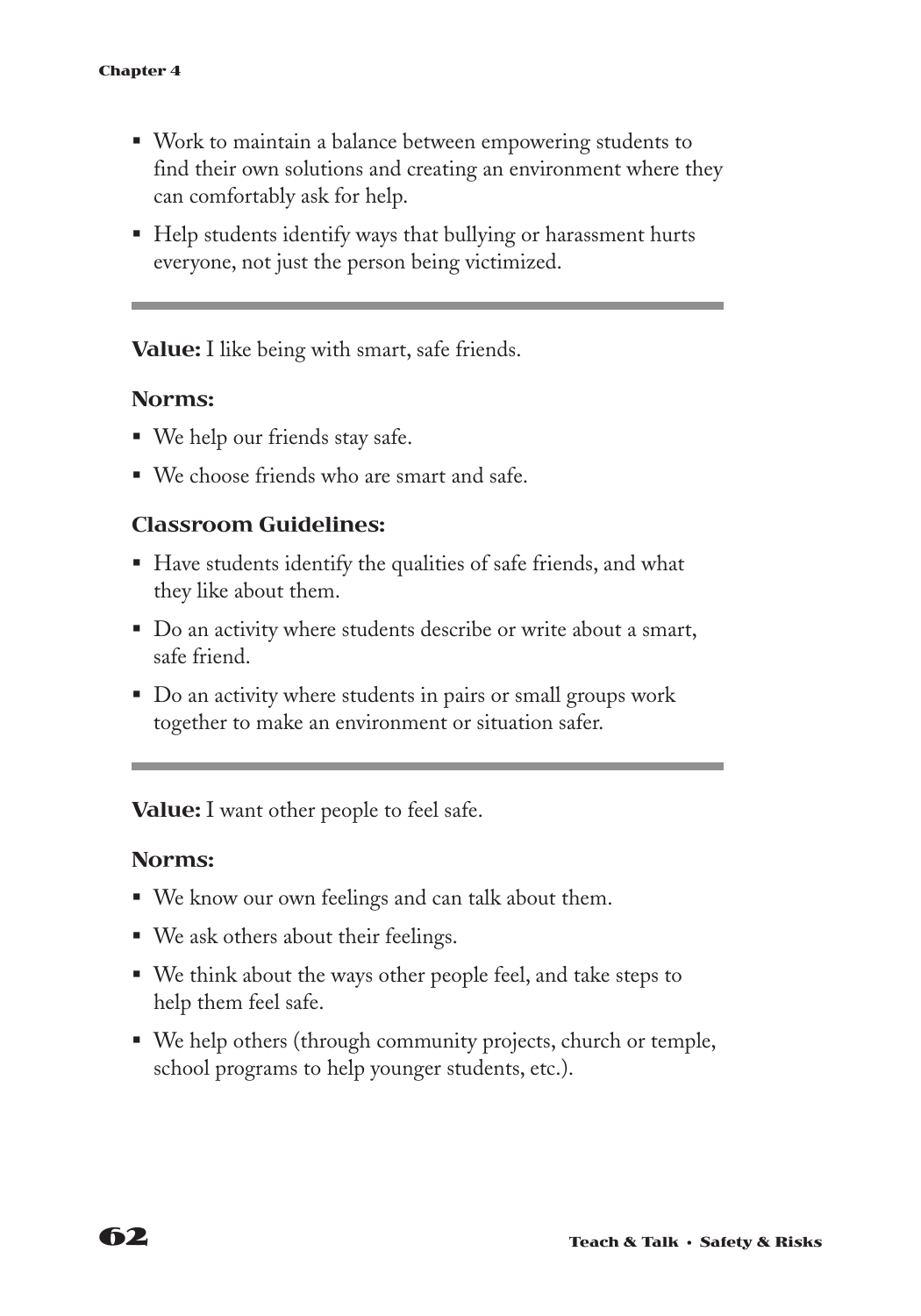- Work to maintain a balance between empowering students to find their own solutions and creating an environment where they can comfortably ask for help.
- Help students identify ways that bullying or harassment hurts everyone, not just the person being victimized.

---

**Value:** I like being with smart, safe friends.

### Norms:

- We help our friends stay safe.
- We choose friends who are smart and safe.

### Classroom Guidelines:

- Have students identify the qualities of safe friends, and what they like about them.
- Do an activity where students describe or write about a smart, safe friend.
- Do an activity where students in pairs or small groups work together to make an environment or situation safer.

---

**Value:** I want other people to feel safe.

### Norms:

- We know our own feelings and can talk about them.
- We ask others about their feelings.
- We think about the ways other people feel, and take steps to help them feel safe.
- We help others (through community projects, church or temple, school programs to help younger students, etc.).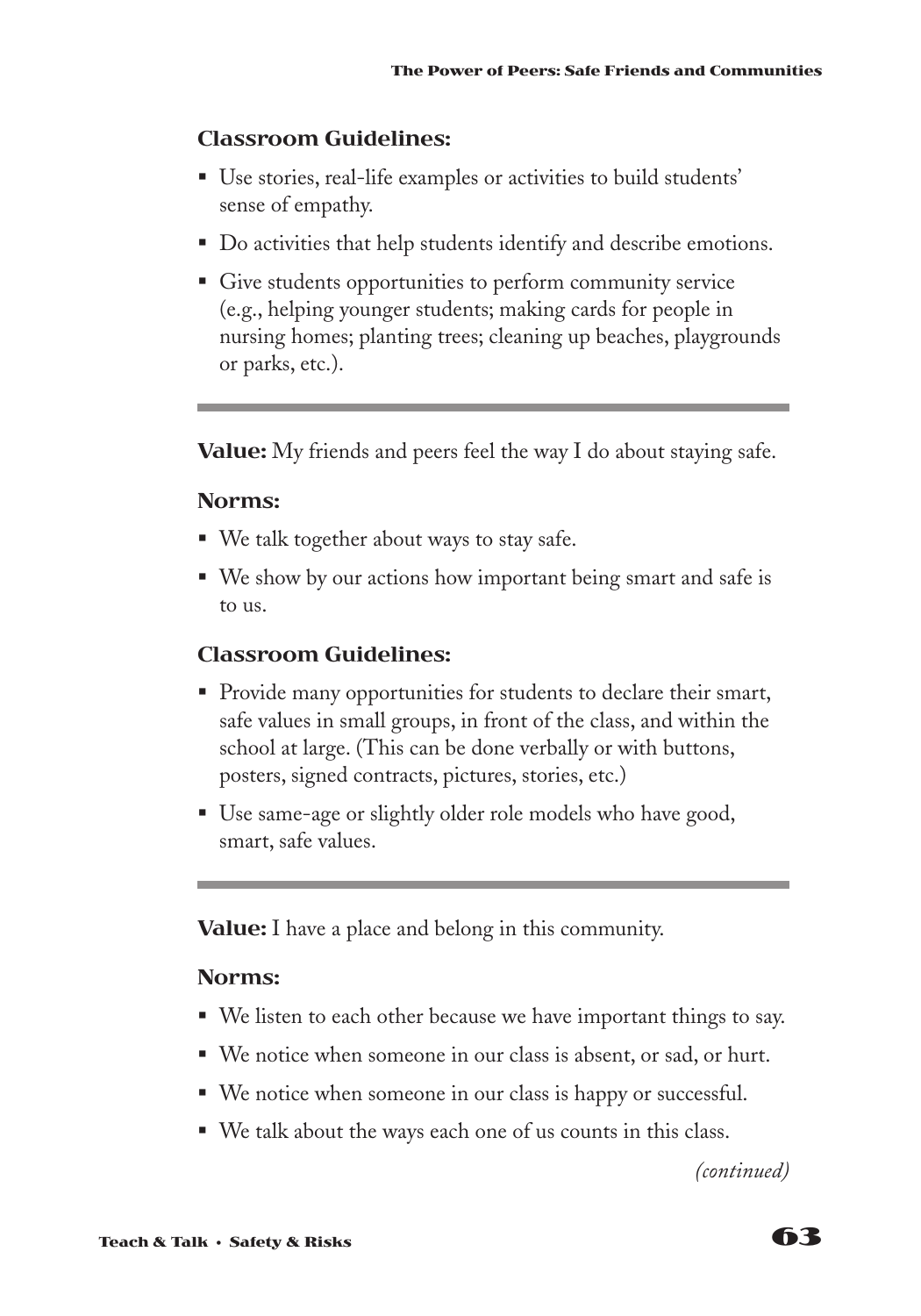### Classroom Guidelines:

- Use stories, real-life examples or activities to build students' sense of empathy.
- Do activities that help students identify and describe emotions.
- Give students opportunities to perform community service (e.g., helping younger students; making cards for people in nursing homes; planting trees; cleaning up beaches, playgrounds or parks, etc.).

---

**Value:** My friends and peers feel the way I do about staying safe.

### Norms:

- We talk together about ways to stay safe.
- We show by our actions how important being smart and safe is to us.

### Classroom Guidelines:

- Provide many opportunities for students to declare their smart, safe values in small groups, in front of the class, and within the school at large. (This can be done verbally or with buttons, posters, signed contracts, pictures, stories, etc.)
- Use same-age or slightly older role models who have good, smart, safe values.

---

**Value:** I have a place and belong in this community.

### Norms:

- We listen to each other because we have important things to say.
- We notice when someone in our class is absent, or sad, or hurt.
- We notice when someone in our class is happy or successful.
- We talk about the ways each one of us counts in this class.

*(continued)*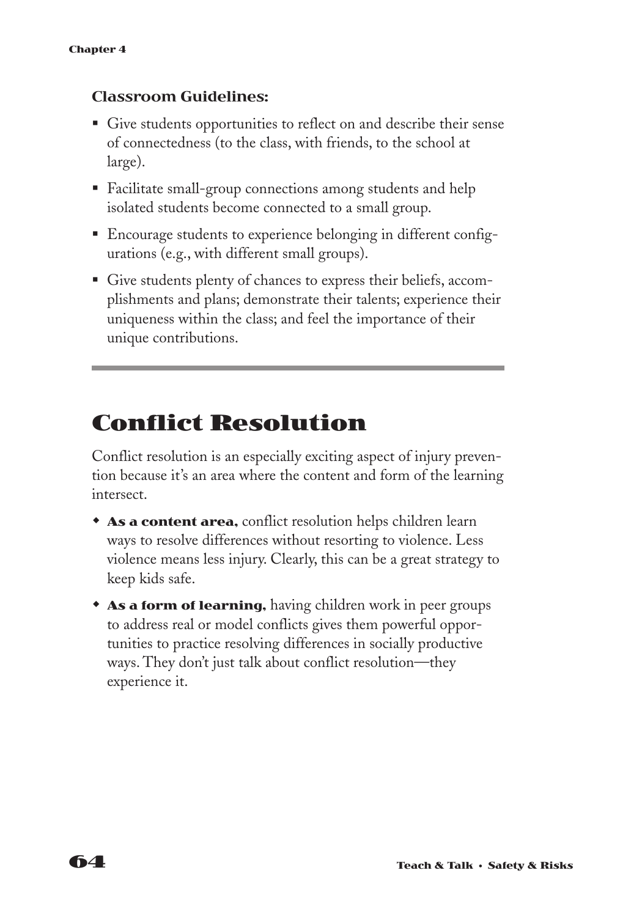### Classroom Guidelines:

- Give students opportunities to reflect on and describe their sense of connectedness (to the class, with friends, to the school at large).
- Facilitate small-group connections among students and help isolated students become connected to a small group.
- Encourage students to experience belonging in different configurations (e.g., with different small groups).
- Give students plenty of chances to express their beliefs, accomplishments and plans; demonstrate their talents; experience their uniqueness within the class; and feel the importance of their unique contributions.

---

# Conflict Resolution

Conflict resolution is an especially exciting aspect of injury prevention because it's an area where the content and form of the learning intersect.

- **As a content area,** conflict resolution helps children learn ways to resolve differences without resorting to violence. Less violence means less injury. Clearly, this can be a great strategy to keep kids safe.
- **As a form of learning,** having children work in peer groups to address real or model conflicts gives them powerful opportunities to practice resolving differences in socially productive ways. They don't just talk about conflict resolution—they experience it.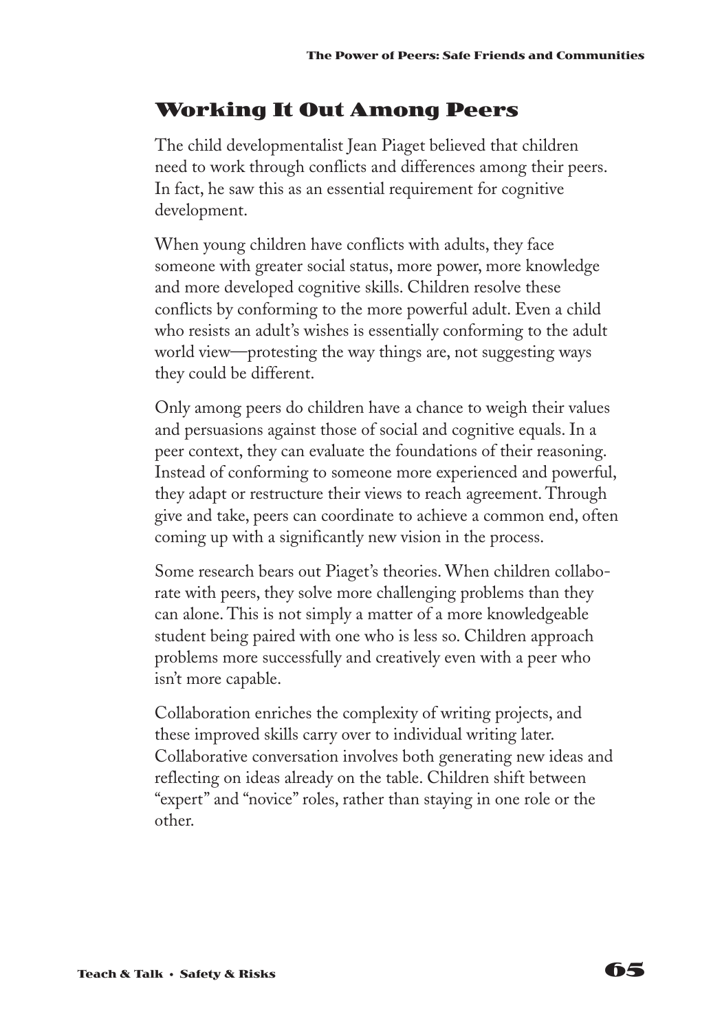## Working It Out Among Peers

The child developmentalist Jean Piaget believed that children need to work through conflicts and differences among their peers. In fact, he saw this as an essential requirement for cognitive development.

When young children have conflicts with adults, they face someone with greater social status, more power, more knowledge and more developed cognitive skills. Children resolve these conflicts by conforming to the more powerful adult. Even a child who resists an adult's wishes is essentially conforming to the adult world view—protesting the way things are, not suggesting ways they could be different.

Only among peers do children have a chance to weigh their values and persuasions against those of social and cognitive equals. In a peer context, they can evaluate the foundations of their reasoning. Instead of conforming to someone more experienced and powerful, they adapt or restructure their views to reach agreement. Through give and take, peers can coordinate to achieve a common end, often coming up with a significantly new vision in the process.

Some research bears out Piaget's theories. When children collaborate with peers, they solve more challenging problems than they can alone. This is not simply a matter of a more knowledgeable student being paired with one who is less so. Children approach problems more successfully and creatively even with a peer who isn't more capable.

Collaboration enriches the complexity of writing projects, and these improved skills carry over to individual writing later. Collaborative conversation involves both generating new ideas and reflecting on ideas already on the table. Children shift between "expert" and "novice" roles, rather than staying in one role or the other.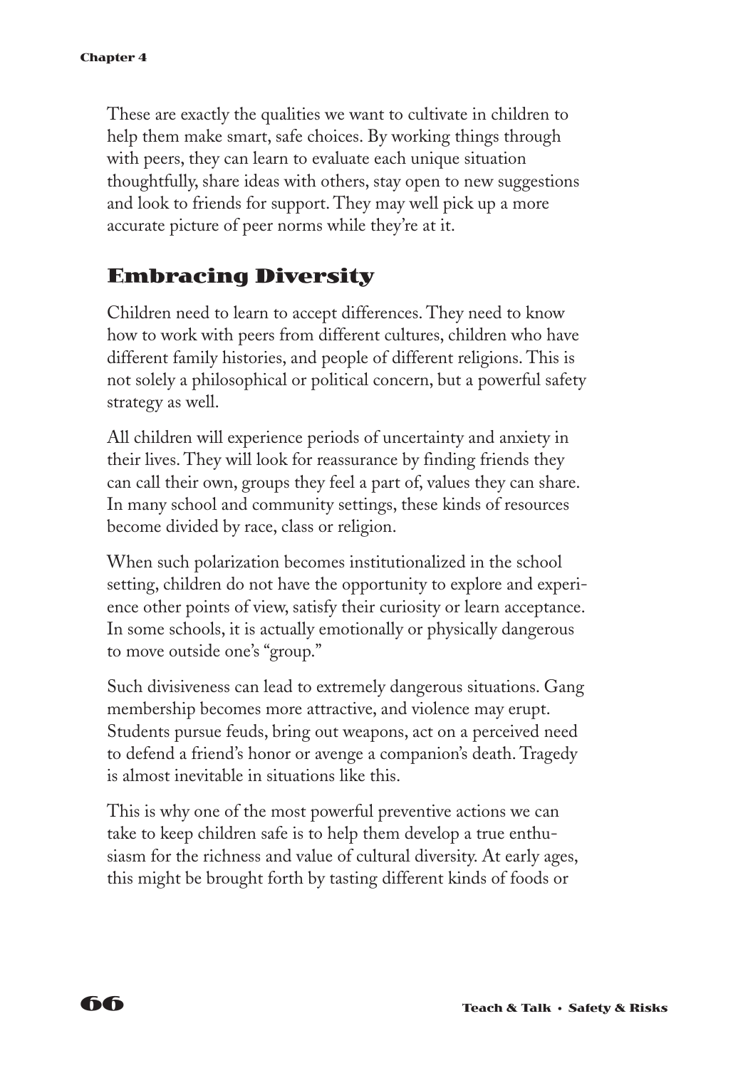These are exactly the qualities we want to cultivate in children to help them make smart, safe choices. By working things through with peers, they can learn to evaluate each unique situation thoughtfully, share ideas with others, stay open to new suggestions and look to friends for support. They may well pick up a more accurate picture of peer norms while they're at it.

## Embracing Diversity

Children need to learn to accept differences. They need to know how to work with peers from different cultures, children who have different family histories, and people of different religions. This is not solely a philosophical or political concern, but a powerful safety strategy as well.

All children will experience periods of uncertainty and anxiety in their lives. They will look for reassurance by finding friends they can call their own, groups they feel a part of, values they can share. In many school and community settings, these kinds of resources become divided by race, class or religion.

When such polarization becomes institutionalized in the school setting, children do not have the opportunity to explore and experience other points of view, satisfy their curiosity or learn acceptance. In some schools, it is actually emotionally or physically dangerous to move outside one's "group."

Such divisiveness can lead to extremely dangerous situations. Gang membership becomes more attractive, and violence may erupt. Students pursue feuds, bring out weapons, act on a perceived need to defend a friend's honor or avenge a companion's death. Tragedy is almost inevitable in situations like this.

This is why one of the most powerful preventive actions we can take to keep children safe is to help them develop a true enthusiasm for the richness and value of cultural diversity. At early ages, this might be brought forth by tasting different kinds of foods or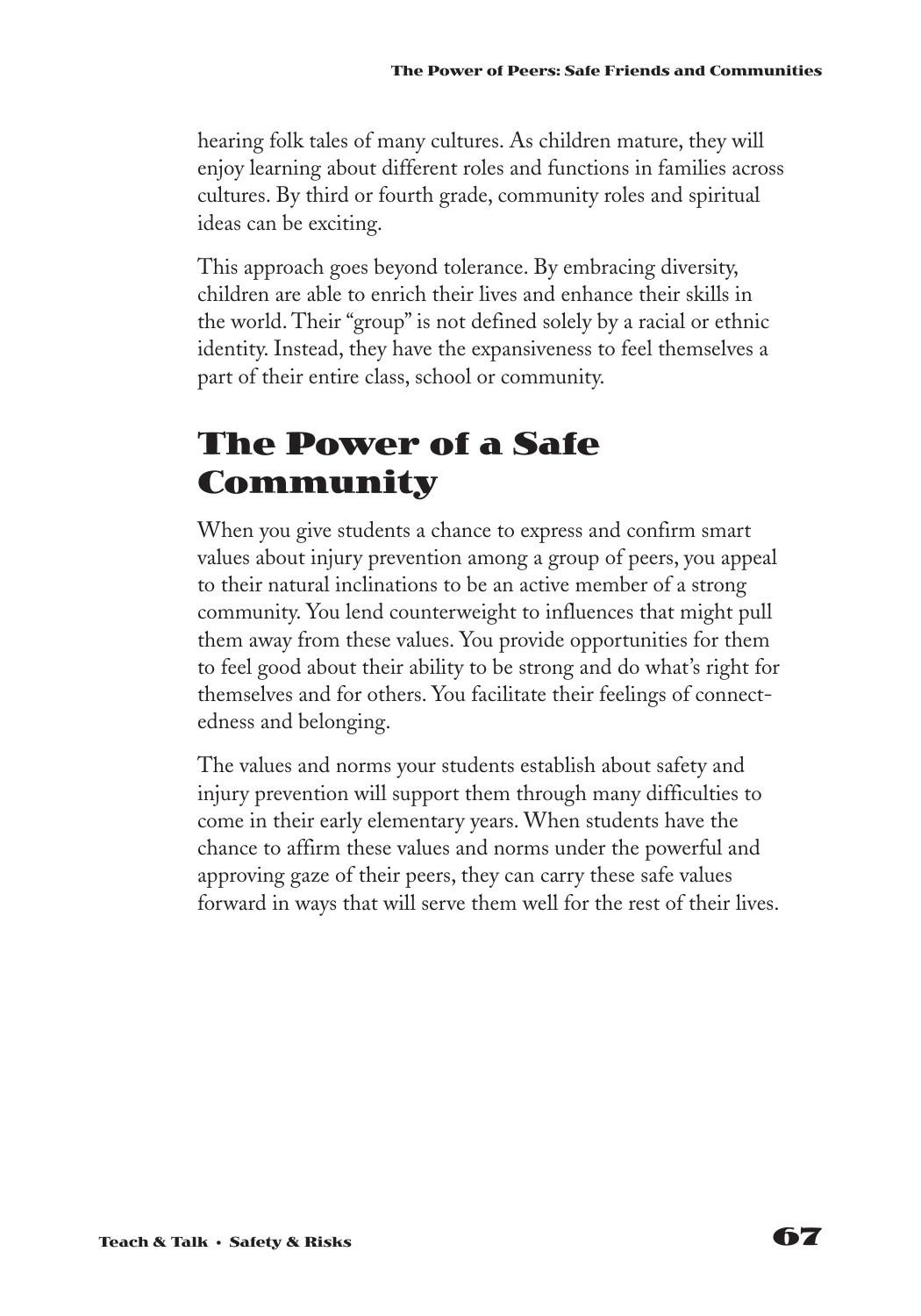hearing folk tales of many cultures. As children mature, they will enjoy learning about different roles and functions in families across cultures. By third or fourth grade, community roles and spiritual ideas can be exciting.

This approach goes beyond tolerance. By embracing diversity, children are able to enrich their lives and enhance their skills in the world. Their "group" is not defined solely by a racial or ethnic identity. Instead, they have the expansiveness to feel themselves a part of their entire class, school or community.

## The Power of a Safe Community

When you give students a chance to express and confirm smart values about injury prevention among a group of peers, you appeal to their natural inclinations to be an active member of a strong community. You lend counterweight to influences that might pull them away from these values. You provide opportunities for them to feel good about their ability to be strong and do what's right for themselves and for others. You facilitate their feelings of connectedness and belonging.

The values and norms your students establish about safety and injury prevention will support them through many difficulties to come in their early elementary years. When students have the chance to affirm these values and norms under the powerful and approving gaze of their peers, they can carry these safe values forward in ways that will serve them well for the rest of their lives.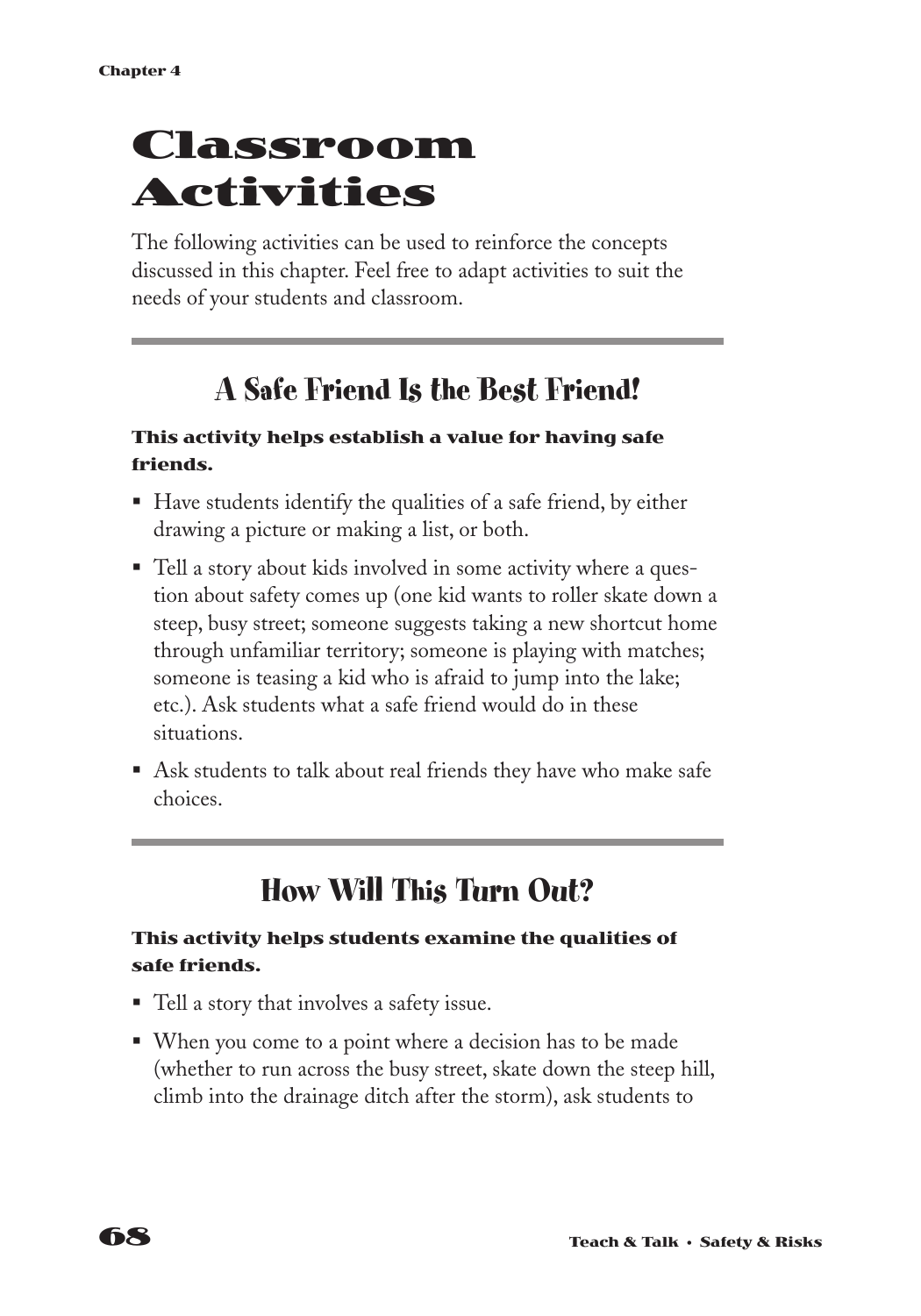# Classroom Activities

The following activities can be used to reinforce the concepts discussed in this chapter. Feel free to adapt activities to suit the needs of your students and classroom.

## A Safe Friend Is the Best Friend!

**This activity helps establish a value for having safe friends.**

- Have students identify the qualities of a safe friend, by either drawing a picture or making a list, or both.
- Tell a story about kids involved in some activity where a question about safety comes up (one kid wants to roller skate down a steep, busy street; someone suggests taking a new shortcut home through unfamiliar territory; someone is playing with matches; someone is teasing a kid who is afraid to jump into the lake; etc.). Ask students what a safe friend would do in these situations.
- Ask students to talk about real friends they have who make safe choices.

## How Will This Turn Out?

**This activity helps students examine the qualities of safe friends.**

- Tell a story that involves a safety issue.
- When you come to a point where a decision has to be made (whether to run across the busy street, skate down the steep hill, climb into the drainage ditch after the storm), ask students to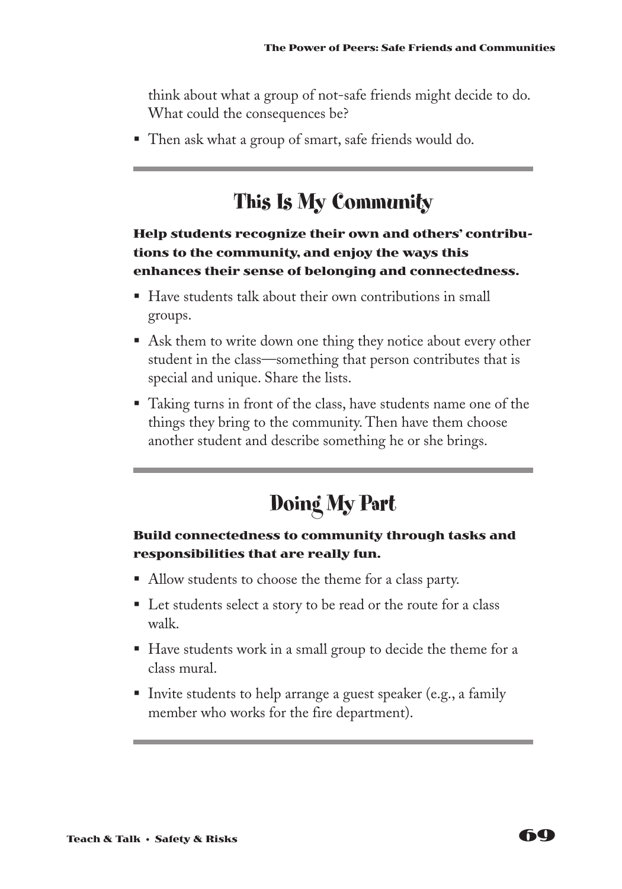think about what a group of not-safe friends might decide to do. What could the consequences be?

- Then ask what a group of smart, safe friends would do.

---

## This Is My Community

**Help students recognize their own and others' contributions to the community, and enjoy the ways this enhances their sense of belonging and connectedness.**

- Have students talk about their own contributions in small groups.
- Ask them to write down one thing they notice about every other student in the class—something that person contributes that is special and unique. Share the lists.
- Taking turns in front of the class, have students name one of the things they bring to the community. Then have them choose another student and describe something he or she brings.

---

## Doing My Part

**Build connectedness to community through tasks and responsibilities that are really fun.**

- Allow students to choose the theme for a class party.
- Let students select a story to be read or the route for a class walk.
- Have students work in a small group to decide the theme for a class mural.
- Invite students to help arrange a guest speaker (e.g., a family member who works for the fire department).

---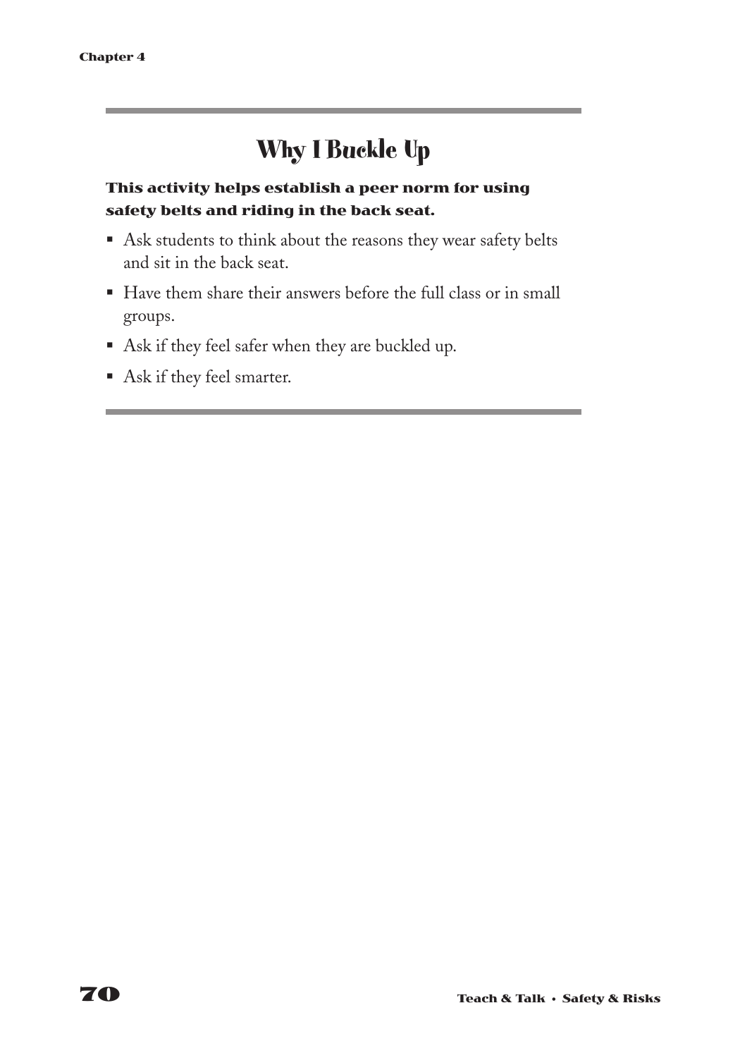## Why I Buckle Up

**This activity helps establish a peer norm for using safety belts and riding in the back seat.**

- Ask students to think about the reasons they wear safety belts and sit in the back seat.
- Have them share their answers before the full class or in small groups.
- Ask if they feel safer when they are buckled up.
- Ask if they feel smarter.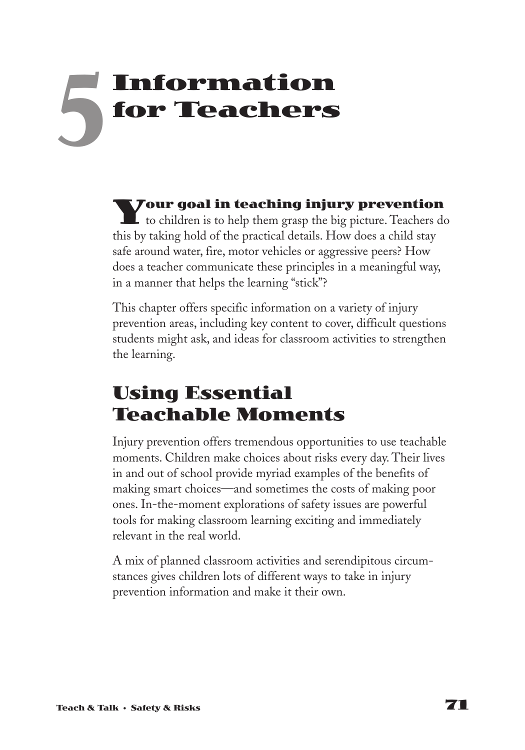# 5 Information for Teachers

**Your goal in teaching injury prevention** to children is to help them grasp the big picture. Teachers do this by taking hold of the practical details. How does a child stay safe around water, fire, motor vehicles or aggressive peers? How does a teacher communicate these principles in a meaningful way, in a manner that helps the learning "stick"?

This chapter offers specific information on a variety of injury prevention areas, including key content to cover, difficult questions students might ask, and ideas for classroom activities to strengthen the learning.

## Using Essential Teachable Moments

Injury prevention offers tremendous opportunities to use teachable moments. Children make choices about risks every day. Their lives in and out of school provide myriad examples of the benefits of making smart choices—and sometimes the costs of making poor ones. In-the-moment explorations of safety issues are powerful tools for making classroom learning exciting and immediately relevant in the real world.

A mix of planned classroom activities and serendipitous circumstances gives children lots of different ways to take in injury prevention information and make it their own.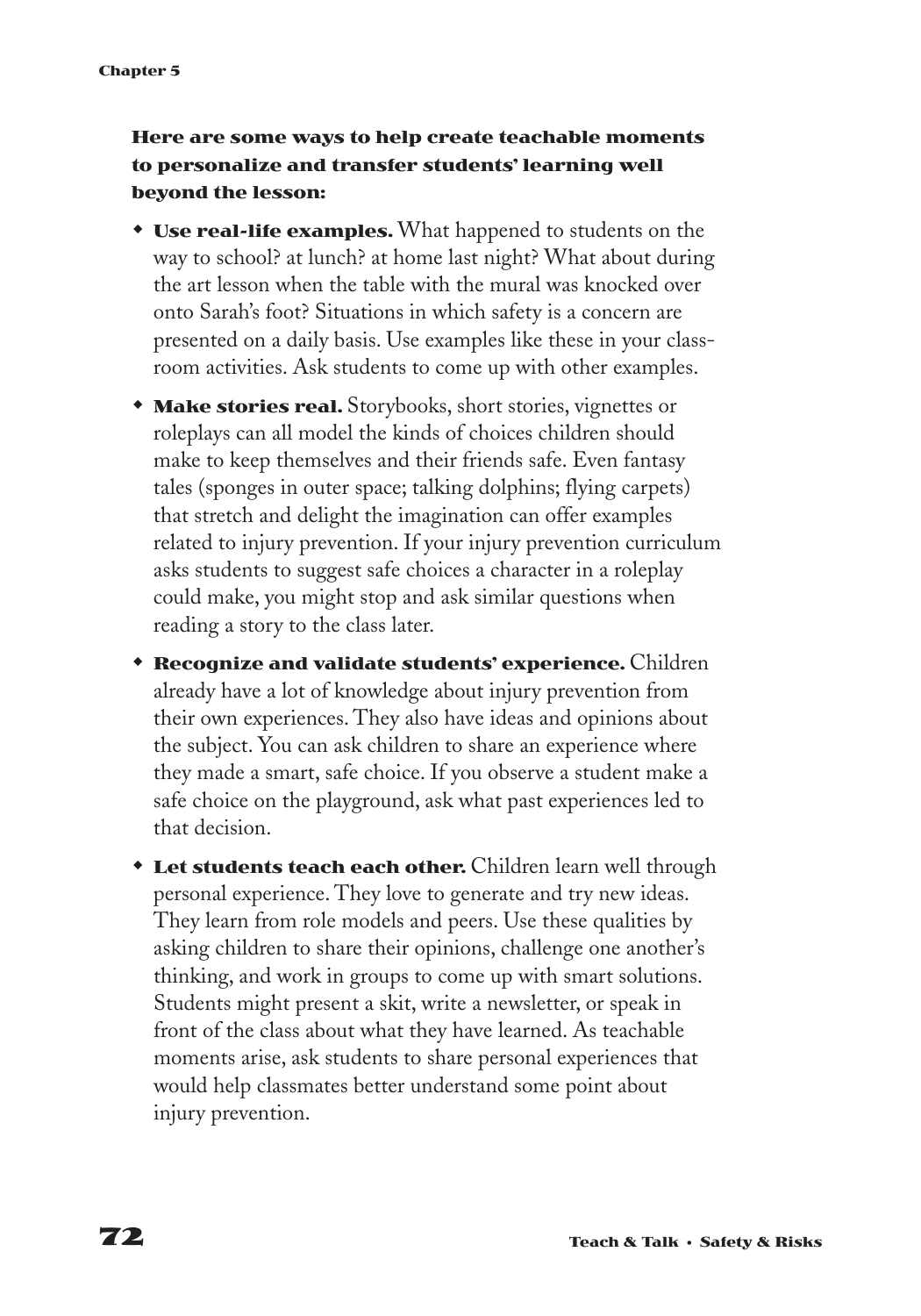**Here are some ways to help create teachable moments to personalize and transfer students' learning well beyond the lesson:**

- **Use real-life examples.** What happened to students on the way to school? at lunch? at home last night? What about during the art lesson when the table with the mural was knocked over onto Sarah's foot? Situations in which safety is a concern are presented on a daily basis. Use examples like these in your classroom activities. Ask students to come up with other examples.
- **Make stories real.** Storybooks, short stories, vignettes or roleplays can all model the kinds of choices children should make to keep themselves and their friends safe. Even fantasy tales (sponges in outer space; talking dolphins; flying carpets) that stretch and delight the imagination can offer examples related to injury prevention. If your injury prevention curriculum asks students to suggest safe choices a character in a roleplay could make, you might stop and ask similar questions when reading a story to the class later.
- **Recognize and validate students' experience.** Children already have a lot of knowledge about injury prevention from their own experiences. They also have ideas and opinions about the subject. You can ask children to share an experience where they made a smart, safe choice. If you observe a student make a safe choice on the playground, ask what past experiences led to that decision.
- **Let students teach each other.** Children learn well through personal experience. They love to generate and try new ideas. They learn from role models and peers. Use these qualities by asking children to share their opinions, challenge one another's thinking, and work in groups to come up with smart solutions. Students might present a skit, write a newsletter, or speak in front of the class about what they have learned. As teachable moments arise, ask students to share personal experiences that would help classmates better understand some point about injury prevention.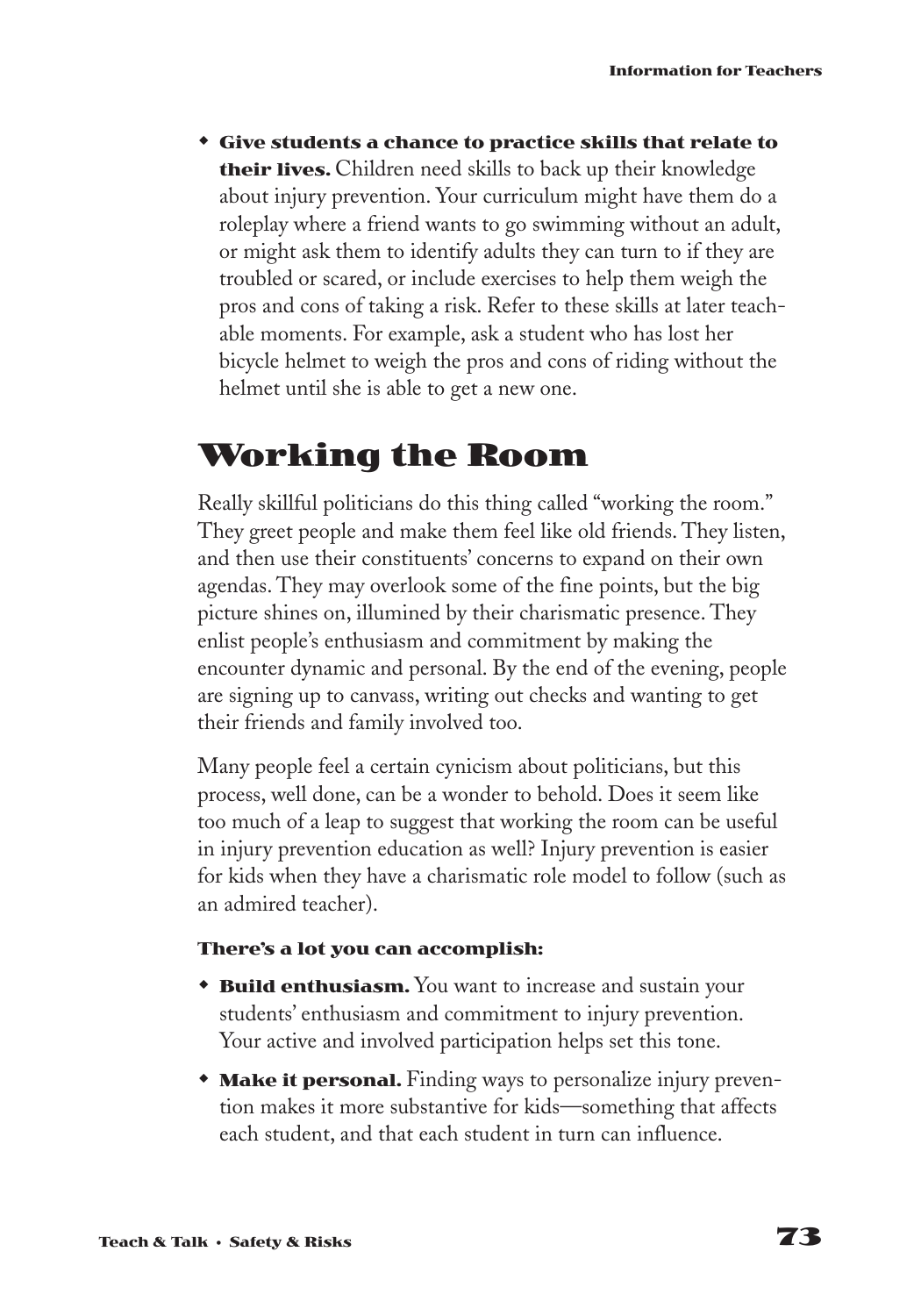- **Give students a chance to practice skills that relate to their lives.** Children need skills to back up their knowledge about injury prevention. Your curriculum might have them do a roleplay where a friend wants to go swimming without an adult, or might ask them to identify adults they can turn to if they are troubled or scared, or include exercises to help them weigh the pros and cons of taking a risk. Refer to these skills at later teachable moments. For example, ask a student who has lost her bicycle helmet to weigh the pros and cons of riding without the helmet until she is able to get a new one.

## Working the Room

Really skillful politicians do this thing called "working the room." They greet people and make them feel like old friends. They listen, and then use their constituents' concerns to expand on their own agendas. They may overlook some of the fine points, but the big picture shines on, illumined by their charismatic presence. They enlist people's enthusiasm and commitment by making the encounter dynamic and personal. By the end of the evening, people are signing up to canvass, writing out checks and wanting to get their friends and family involved too.

Many people feel a certain cynicism about politicians, but this process, well done, can be a wonder to behold. Does it seem like too much of a leap to suggest that working the room can be useful in injury prevention education as well? Injury prevention is easier for kids when they have a charismatic role model to follow (such as an admired teacher).

#### There's a lot you can accomplish:

- **Build enthusiasm.** You want to increase and sustain your students' enthusiasm and commitment to injury prevention. Your active and involved participation helps set this tone.
- **Make it personal.** Finding ways to personalize injury prevention makes it more substantive for kids—something that affects each student, and that each student in turn can influence.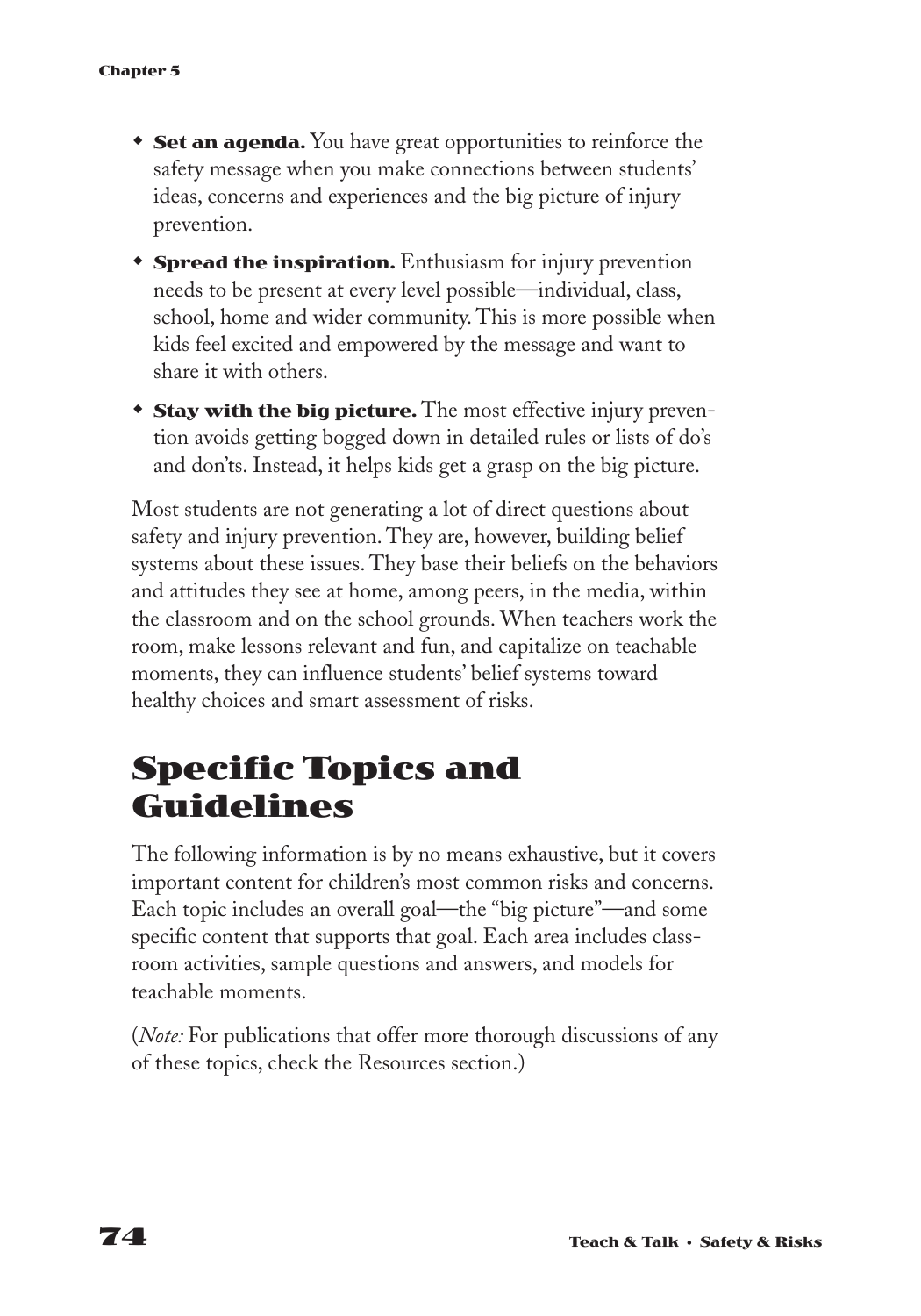- **Set an agenda.** You have great opportunities to reinforce the safety message when you make connections between students' ideas, concerns and experiences and the big picture of injury prevention.
- **Spread the inspiration.** Enthusiasm for injury prevention needs to be present at every level possible—individual, class, school, home and wider community. This is more possible when kids feel excited and empowered by the message and want to share it with others.
- **Stay with the big picture.** The most effective injury prevention avoids getting bogged down in detailed rules or lists of do's and don'ts. Instead, it helps kids get a grasp on the big picture.

Most students are not generating a lot of direct questions about safety and injury prevention. They are, however, building belief systems about these issues. They base their beliefs on the behaviors and attitudes they see at home, among peers, in the media, within the classroom and on the school grounds. When teachers work the room, make lessons relevant and fun, and capitalize on teachable moments, they can influence students' belief systems toward healthy choices and smart assessment of risks.

## Specific Topics and Guidelines

The following information is by no means exhaustive, but it covers important content for children's most common risks and concerns. Each topic includes an overall goal—the "big picture"—and some specific content that supports that goal. Each area includes classroom activities, sample questions and answers, and models for teachable moments.

(*Note:* For publications that offer more thorough discussions of any of these topics, check the Resources section.)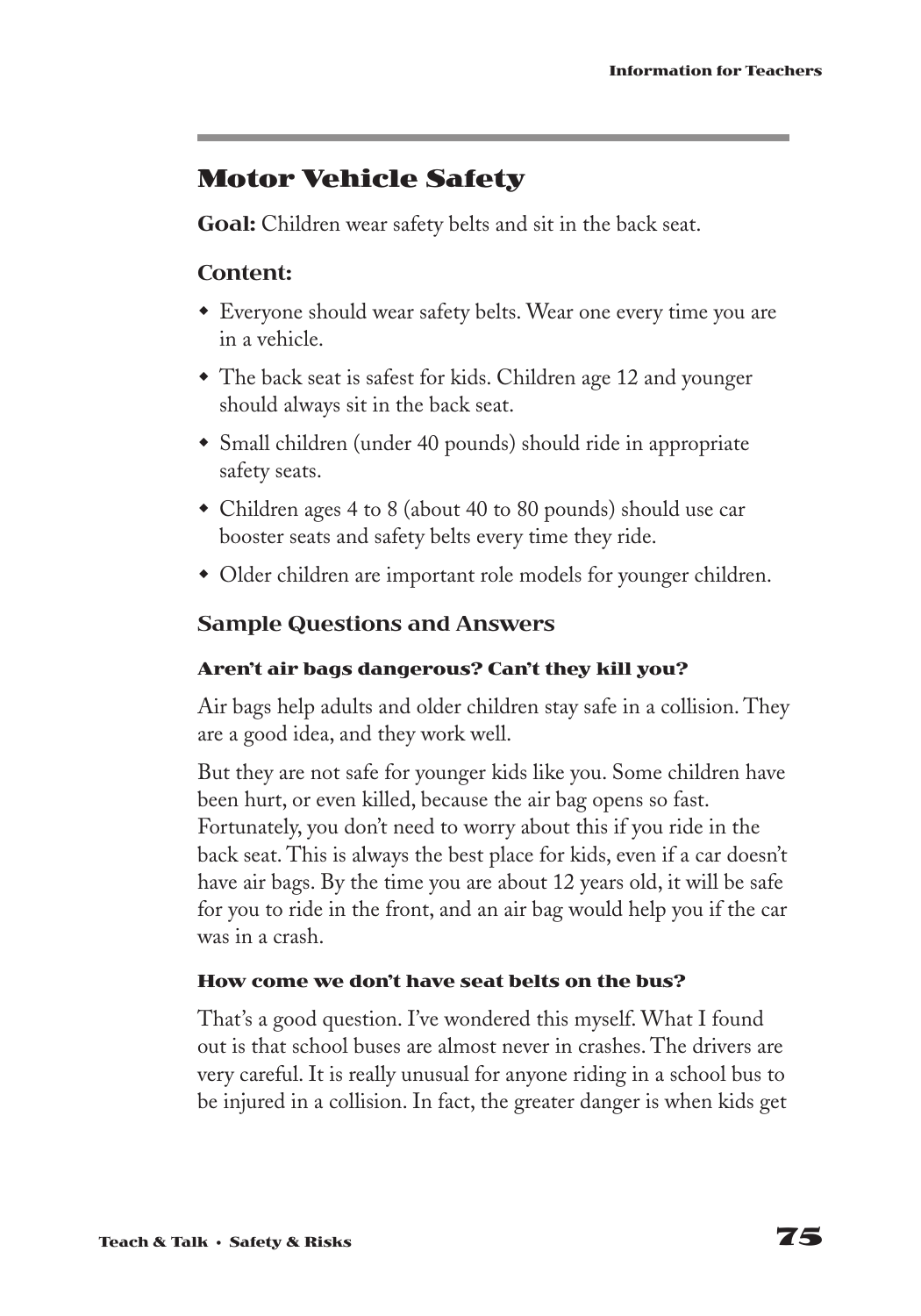## Motor Vehicle Safety

**Goal:** Children wear safety belts and sit in the back seat.

### Content:

- Everyone should wear safety belts. Wear one every time you are in a vehicle.
- The back seat is safest for kids. Children age 12 and younger should always sit in the back seat.
- Small children (under 40 pounds) should ride in appropriate safety seats.
- Children ages 4 to 8 (about 40 to 80 pounds) should use car booster seats and safety belts every time they ride.
- Older children are important role models for younger children.

### Sample Questions and Answers

#### Aren't air bags dangerous? Can't they kill you?

Air bags help adults and older children stay safe in a collision. They are a good idea, and they work well.

But they are not safe for younger kids like you. Some children have been hurt, or even killed, because the air bag opens so fast. Fortunately, you don't need to worry about this if you ride in the back seat. This is always the best place for kids, even if a car doesn't have air bags. By the time you are about 12 years old, it will be safe for you to ride in the front, and an air bag would help you if the car was in a crash.

#### How come we don't have seat belts on the bus?

That's a good question. I've wondered this myself. What I found out is that school buses are almost never in crashes. The drivers are very careful. It is really unusual for anyone riding in a school bus to be injured in a collision. In fact, the greater danger is when kids get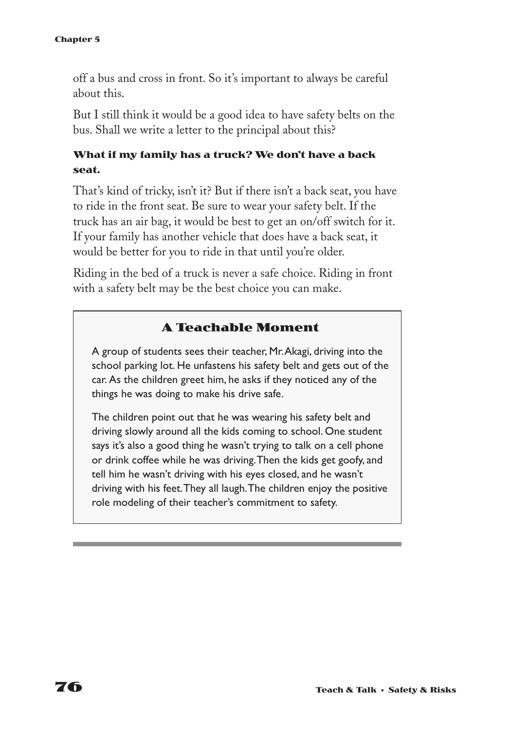off a bus and cross in front. So it's important to always be careful about this.

But I still think it would be a good idea to have safety belts on the bus. Shall we write a letter to the principal about this?

### What if my family has a truck? We don't have a back seat.

That's kind of tricky, isn't it? But if there isn't a back seat, you have to ride in the front seat. Be sure to wear your safety belt. If the truck has an air bag, it would be best to get an on/off switch for it. If your family has another vehicle that does have a back seat, it would be better for you to ride in that until you're older.

Riding in the bed of a truck is never a safe choice. Riding in front with a safety belt may be the best choice you can make.

## A Teachable Moment

A group of students sees their teacher, Mr. Akagi, driving into the school parking lot. He unfastens his safety belt and gets out of the car. As the children greet him, he asks if they noticed any of the things he was doing to make his drive safe.

The children point out that he was wearing his safety belt and driving slowly around all the kids coming to school. One student says it's also a good thing he wasn't trying to talk on a cell phone or drink coffee while he was driving. Then the kids get goofy, and tell him he wasn't driving with his eyes closed, and he wasn't driving with his feet. They all laugh. The children enjoy the positive role modeling of their teacher's commitment to safety.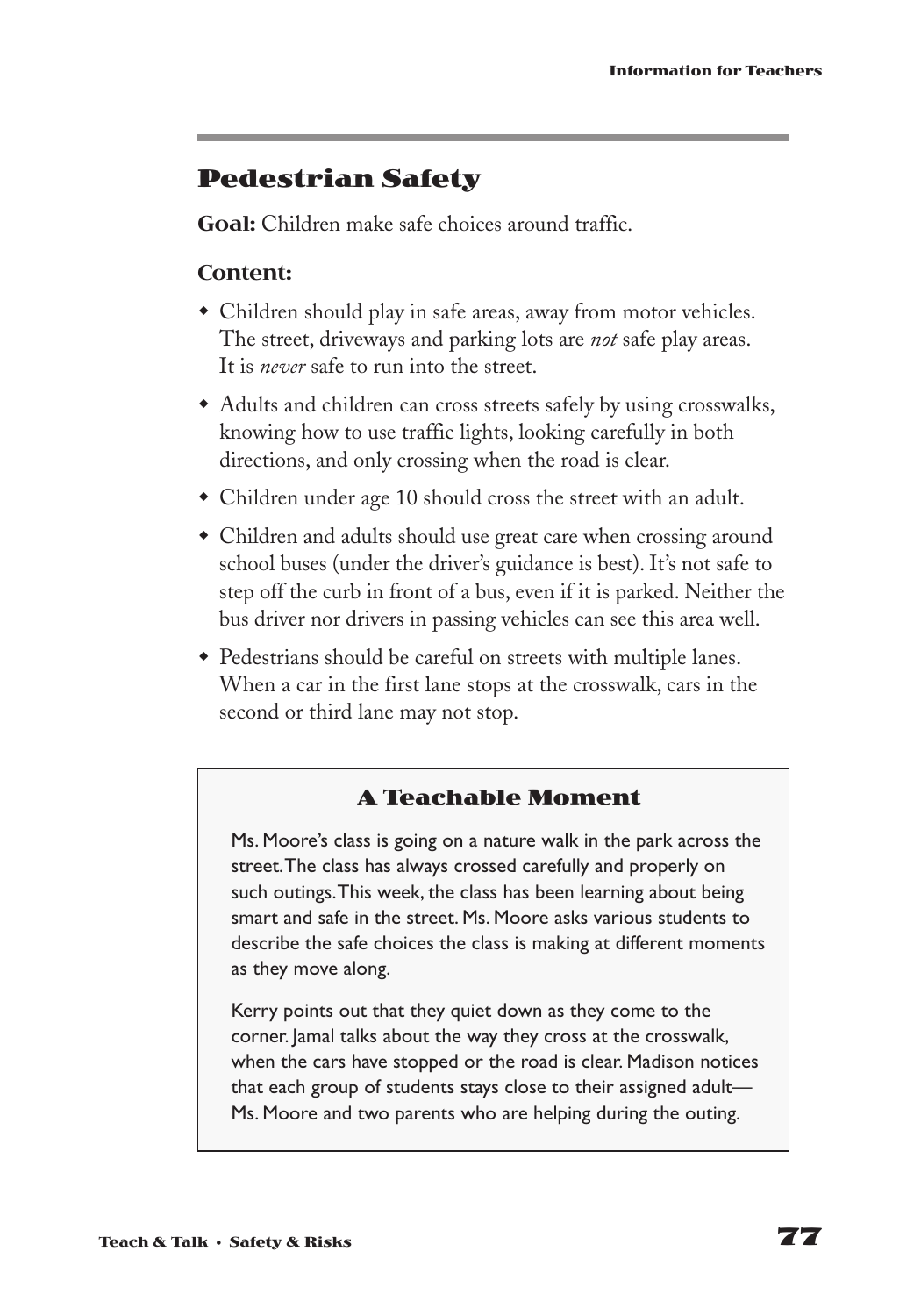## Pedestrian Safety

**Goal:** Children make safe choices around traffic.

### Content:

- Children should play in safe areas, away from motor vehicles. The street, driveways and parking lots are *not* safe play areas. It is *never* safe to run into the street.
- Adults and children can cross streets safely by using crosswalks, knowing how to use traffic lights, looking carefully in both directions, and only crossing when the road is clear.
- Children under age 10 should cross the street with an adult.
- Children and adults should use great care when crossing around school buses (under the driver's guidance is best). It's not safe to step off the curb in front of a bus, even if it is parked. Neither the bus driver nor drivers in passing vehicles can see this area well.
- Pedestrians should be careful on streets with multiple lanes. When a car in the first lane stops at the crosswalk, cars in the second or third lane may not stop.

### A Teachable Moment

Ms. Moore's class is going on a nature walk in the park across the street. The class has always crossed carefully and properly on such outings. This week, the class has been learning about being smart and safe in the street. Ms. Moore asks various students to describe the safe choices the class is making at different moments as they move along.

Kerry points out that they quiet down as they come to the corner. Jamal talks about the way they cross at the crosswalk, when the cars have stopped or the road is clear. Madison notices that each group of students stays close to their assigned adult—Ms. Moore and two parents who are helping during the outing.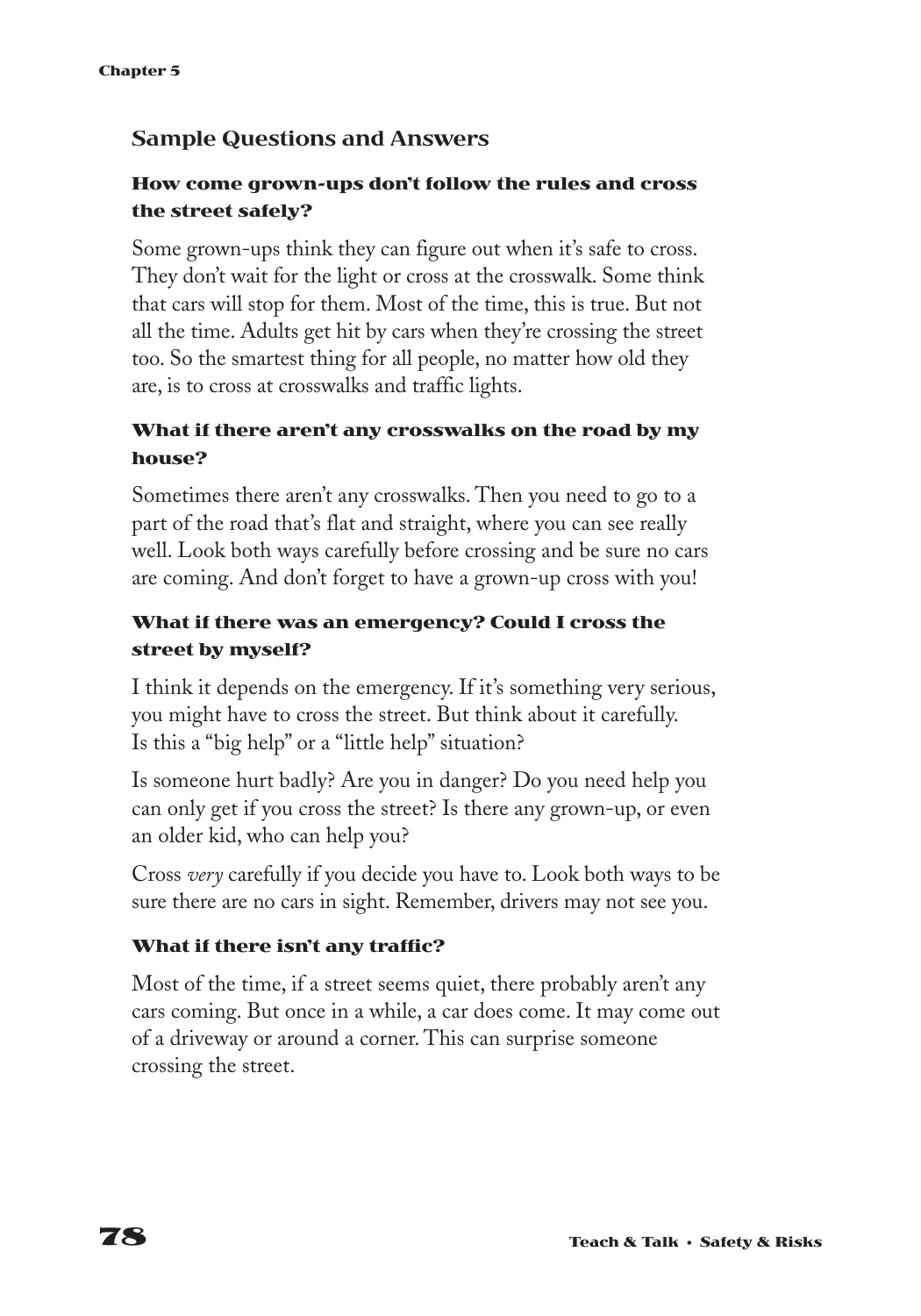## Sample Questions and Answers

### How come grown-ups don't follow the rules and cross the street safely?

Some grown-ups think they can figure out when it's safe to cross. They don't wait for the light or cross at the crosswalk. Some think that cars will stop for them. Most of the time, this is true. But not all the time. Adults get hit by cars when they're crossing the street too. So the smartest thing for all people, no matter how old they are, is to cross at crosswalks and traffic lights.

### What if there aren't any crosswalks on the road by my house?

Sometimes there aren't any crosswalks. Then you need to go to a part of the road that's flat and straight, where you can see really well. Look both ways carefully before crossing and be sure no cars are coming. And don't forget to have a grown-up cross with you!

### What if there was an emergency? Could I cross the street by myself?

I think it depends on the emergency. If it's something very serious, you might have to cross the street. But think about it carefully. Is this a "big help" or a "little help" situation?

Is someone hurt badly? Are you in danger? Do you need help you can only get if you cross the street? Is there any grown-up, or even an older kid, who can help you?

Cross *very* carefully if you decide you have to. Look both ways to be sure there are no cars in sight. Remember, drivers may not see you.

### What if there isn't any traffic?

Most of the time, if a street seems quiet, there probably aren't any cars coming. But once in a while, a car does come. It may come out of a driveway or around a corner. This can surprise someone crossing the street.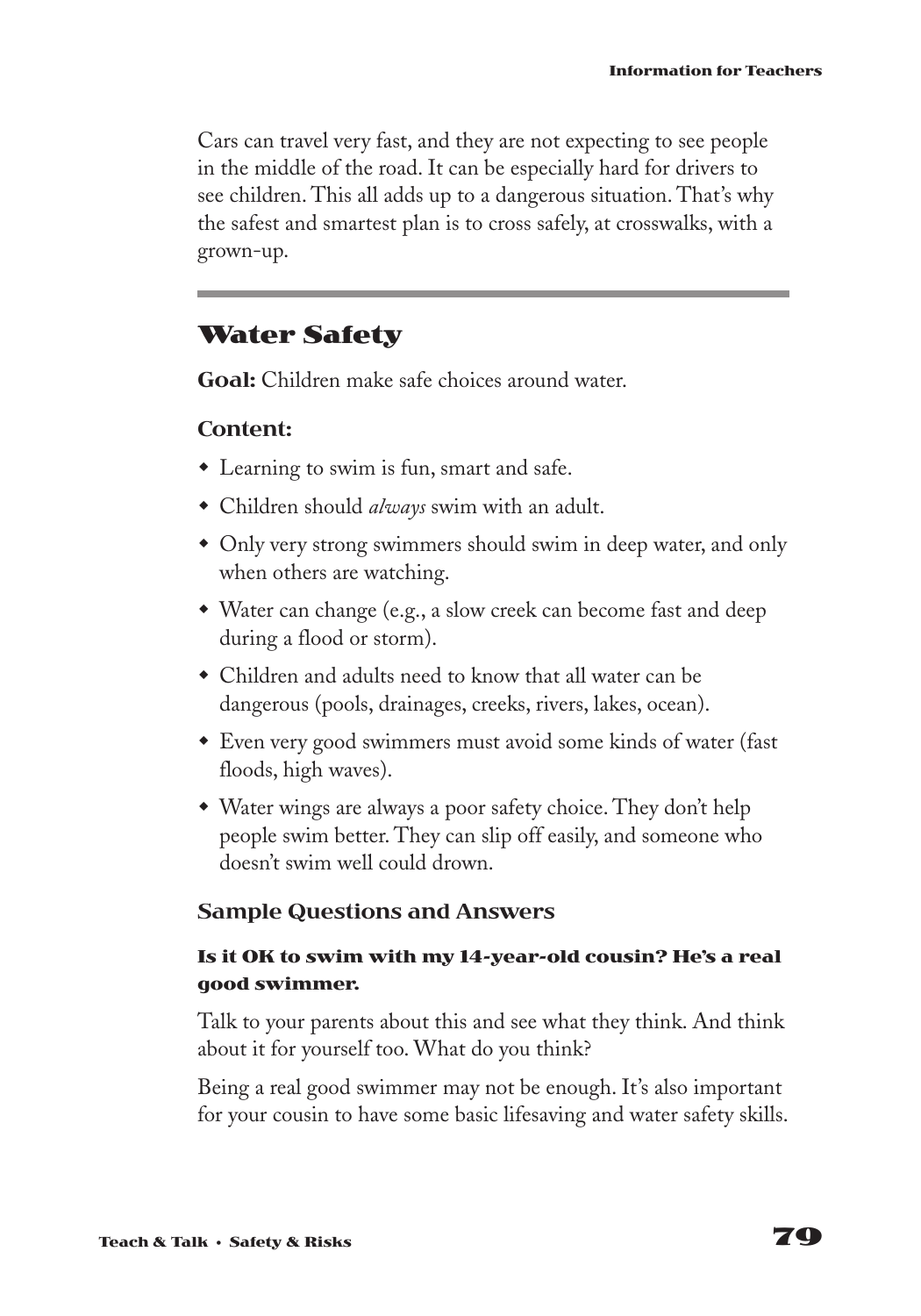Cars can travel very fast, and they are not expecting to see people in the middle of the road. It can be especially hard for drivers to see children. This all adds up to a dangerous situation. That's why the safest and smartest plan is to cross safely, at crosswalks, with a grown-up.

---

## Water Safety

**Goal:** Children make safe choices around water.

### Content:

- Learning to swim is fun, smart and safe.
- Children should *always* swim with an adult.
- Only very strong swimmers should swim in deep water, and only when others are watching.
- Water can change (e.g., a slow creek can become fast and deep during a flood or storm).
- Children and adults need to know that all water can be dangerous (pools, drainages, creeks, rivers, lakes, ocean).
- Even very good swimmers must avoid some kinds of water (fast floods, high waves).
- Water wings are always a poor safety choice. They don't help people swim better. They can slip off easily, and someone who doesn't swim well could drown.

### Sample Questions and Answers

#### Is it OK to swim with my 14-year-old cousin? He's a real good swimmer.

Talk to your parents about this and see what they think. And think about it for yourself too. What do you think?

Being a real good swimmer may not be enough. It's also important for your cousin to have some basic lifesaving and water safety skills.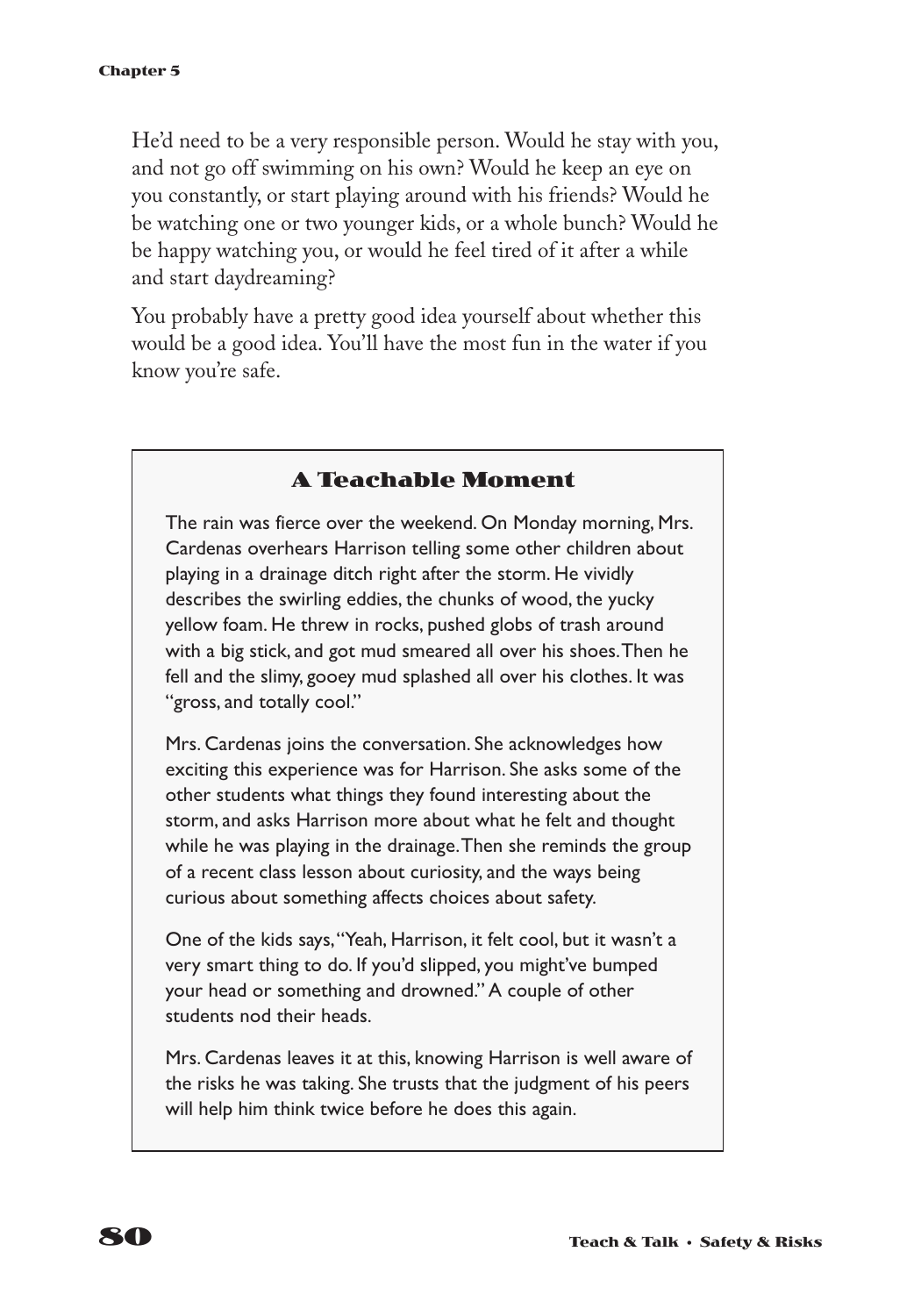He'd need to be a very responsible person. Would he stay with you, and not go off swimming on his own? Would he keep an eye on you constantly, or start playing around with his friends? Would he be watching one or two younger kids, or a whole bunch? Would he be happy watching you, or would he feel tired of it after a while and start daydreaming?

You probably have a pretty good idea yourself about whether this would be a good idea. You'll have the most fun in the water if you know you're safe.

### A Teachable Moment

The rain was fierce over the weekend. On Monday morning, Mrs. Cardenas overhears Harrison telling some other children about playing in a drainage ditch right after the storm. He vividly describes the swirling eddies, the chunks of wood, the yucky yellow foam. He threw in rocks, pushed globs of trash around with a big stick, and got mud smeared all over his shoes. Then he fell and the slimy, gooey mud splashed all over his clothes. It was "gross, and totally cool."

Mrs. Cardenas joins the conversation. She acknowledges how exciting this experience was for Harrison. She asks some of the other students what things they found interesting about the storm, and asks Harrison more about what he felt and thought while he was playing in the drainage. Then she reminds the group of a recent class lesson about curiosity, and the ways being curious about something affects choices about safety.

One of the kids says, "Yeah, Harrison, it felt cool, but it wasn't a very smart thing to do. If you'd slipped, you might've bumped your head or something and drowned." A couple of other students nod their heads.

Mrs. Cardenas leaves it at this, knowing Harrison is well aware of the risks he was taking. She trusts that the judgment of his peers will help him think twice before he does this again.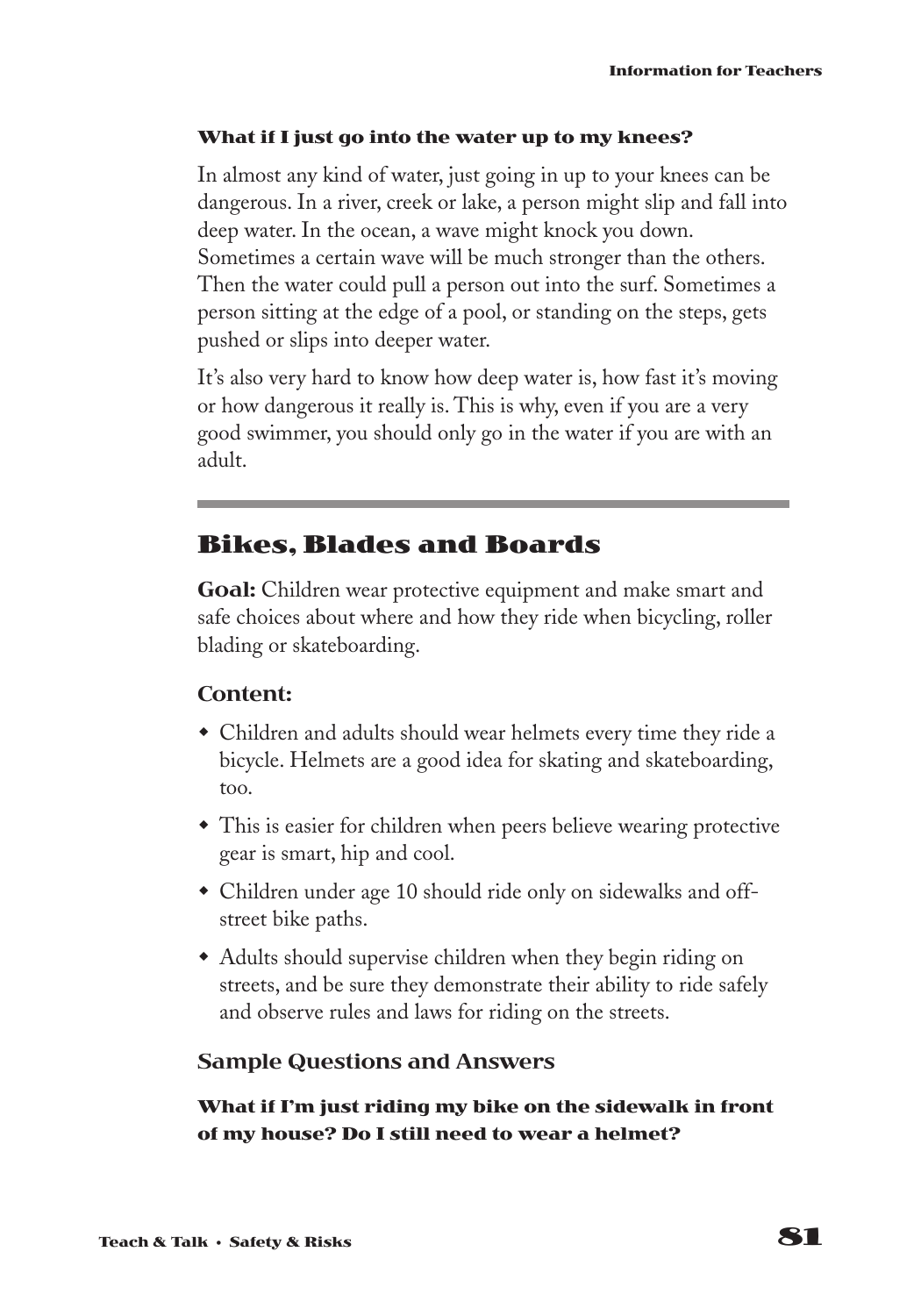**What if I just go into the water up to my knees?**

In almost any kind of water, just going in up to your knees can be dangerous. In a river, creek or lake, a person might slip and fall into deep water. In the ocean, a wave might knock you down. Sometimes a certain wave will be much stronger than the others. Then the water could pull a person out into the surf. Sometimes a person sitting at the edge of a pool, or standing on the steps, gets pushed or slips into deeper water.

It's also very hard to know how deep water is, how fast it's moving or how dangerous it really is. This is why, even if you are a very good swimmer, you should only go in the water if you are with an adult.

---

## Bikes, Blades and Boards

**Goal:** Children wear protective equipment and make smart and safe choices about where and how they ride when bicycling, roller blading or skateboarding.

### Content:

- Children and adults should wear helmets every time they ride a bicycle. Helmets are a good idea for skating and skateboarding, too.
- This is easier for children when peers believe wearing protective gear is smart, hip and cool.
- Children under age 10 should ride only on sidewalks and off-street bike paths.
- Adults should supervise children when they begin riding on streets, and be sure they demonstrate their ability to ride safely and observe rules and laws for riding on the streets.

### Sample Questions and Answers

**What if I'm just riding my bike on the sidewalk in front of my house? Do I still need to wear a helmet?**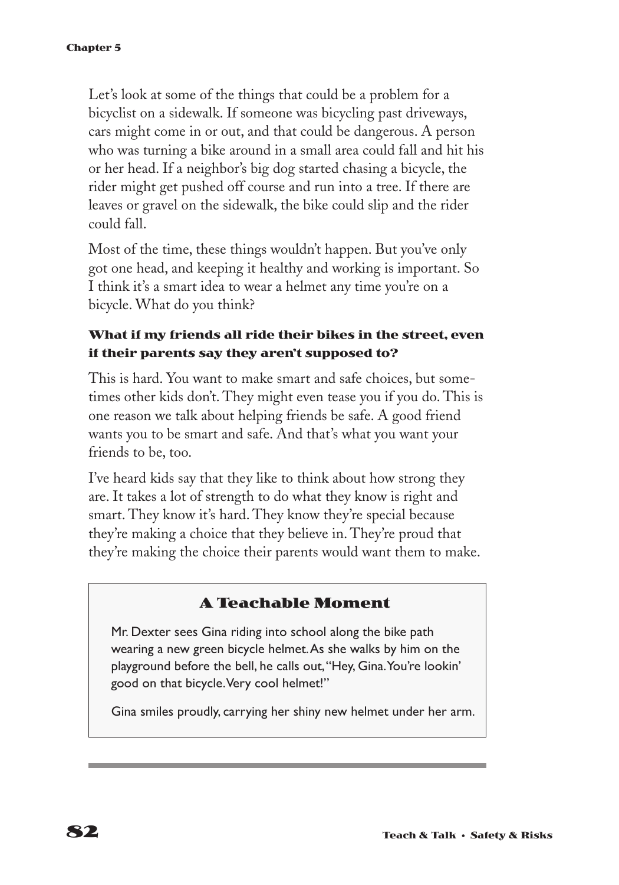Let's look at some of the things that could be a problem for a bicyclist on a sidewalk. If someone was bicycling past driveways, cars might come in or out, and that could be dangerous. A person who was turning a bike around in a small area could fall and hit his or her head. If a neighbor's big dog started chasing a bicycle, the rider might get pushed off course and run into a tree. If there are leaves or gravel on the sidewalk, the bike could slip and the rider could fall.

Most of the time, these things wouldn't happen. But you've only got one head, and keeping it healthy and working is important. So I think it's a smart idea to wear a helmet any time you're on a bicycle. What do you think?

**What if my friends all ride their bikes in the street, even if their parents say they aren't supposed to?**

This is hard. You want to make smart and safe choices, but sometimes other kids don't. They might even tease you if you do. This is one reason we talk about helping friends be safe. A good friend wants you to be smart and safe. And that's what you want your friends to be, too.

I've heard kids say that they like to think about how strong they are. It takes a lot of strength to do what they know is right and smart. They know it's hard. They know they're special because they're making a choice that they believe in. They're proud that they're making the choice their parents would want them to make.

### A Teachable Moment

Mr. Dexter sees Gina riding into school along the bike path wearing a new green bicycle helmet. As she walks by him on the playground before the bell, he calls out, "Hey, Gina. You're lookin' good on that bicycle. Very cool helmet!"

Gina smiles proudly, carrying her shiny new helmet under her arm.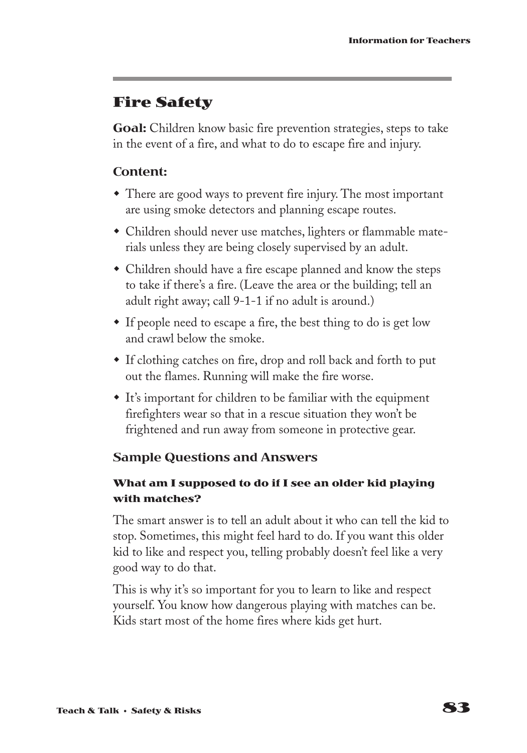## Fire Safety

**Goal:** Children know basic fire prevention strategies, steps to take in the event of a fire, and what to do to escape fire and injury.

### Content:

- There are good ways to prevent fire injury. The most important are using smoke detectors and planning escape routes.
- Children should never use matches, lighters or flammable materials unless they are being closely supervised by an adult.
- Children should have a fire escape planned and know the steps to take if there's a fire. (Leave the area or the building; tell an adult right away; call 9-1-1 if no adult is around.)
- If people need to escape a fire, the best thing to do is get low and crawl below the smoke.
- If clothing catches on fire, drop and roll back and forth to put out the flames. Running will make the fire worse.
- It's important for children to be familiar with the equipment firefighters wear so that in a rescue situation they won't be frightened and run away from someone in protective gear.

### Sample Questions and Answers

#### What am I supposed to do if I see an older kid playing with matches?

The smart answer is to tell an adult about it who can tell the kid to stop. Sometimes, this might feel hard to do. If you want this older kid to like and respect you, telling probably doesn't feel like a very good way to do that.

This is why it's so important for you to learn to like and respect yourself. You know how dangerous playing with matches can be. Kids start most of the home fires where kids get hurt.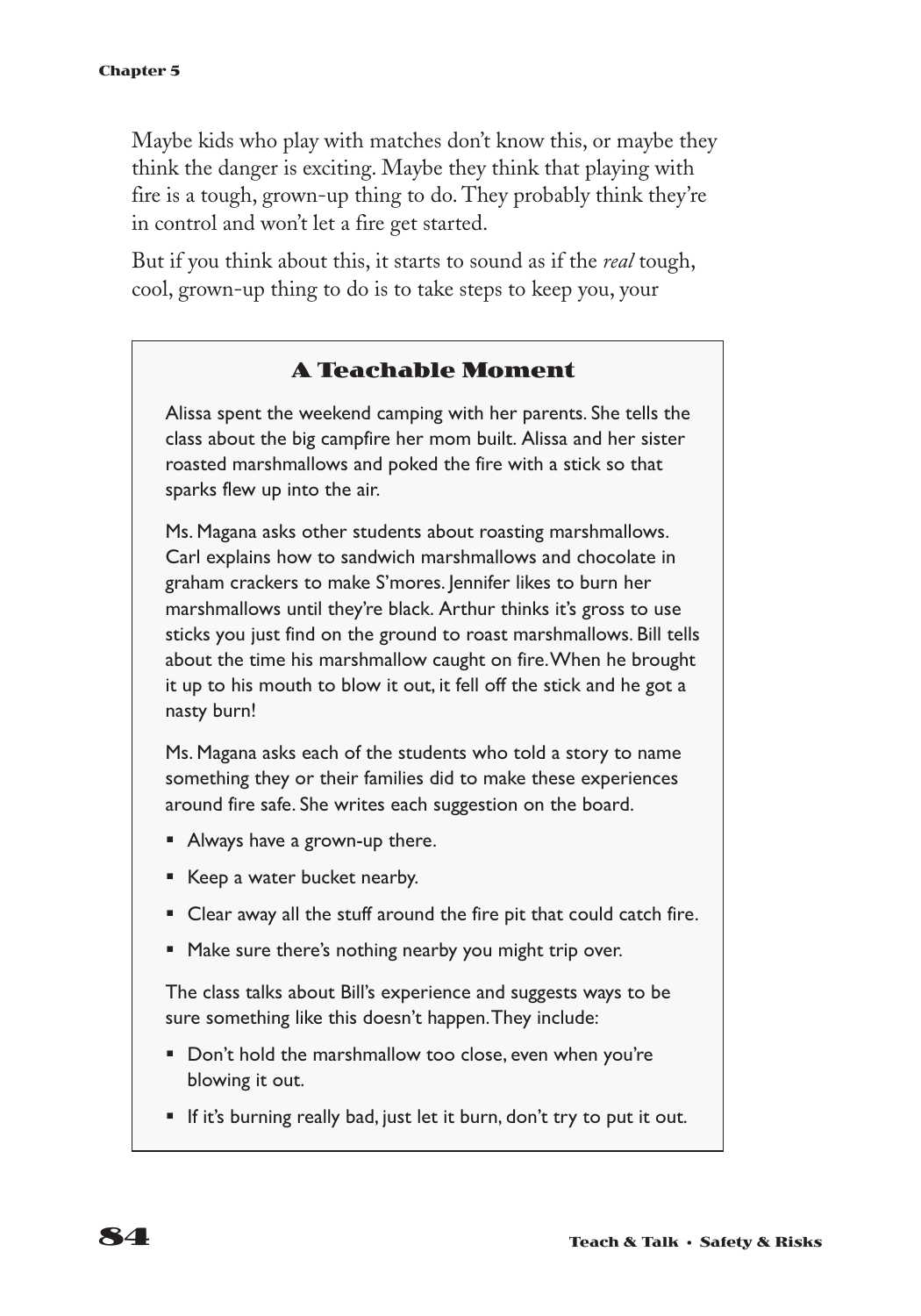Maybe kids who play with matches don't know this, or maybe they think the danger is exciting. Maybe they think that playing with fire is a tough, grown-up thing to do. They probably think they're in control and won't let a fire get started.

But if you think about this, it starts to sound as if the *real* tough, cool, grown-up thing to do is to take steps to keep you, your

### A Teachable Moment

Alissa spent the weekend camping with her parents. She tells the class about the big campfire her mom built. Alissa and her sister roasted marshmallows and poked the fire with a stick so that sparks flew up into the air.

Ms. Magana asks other students about roasting marshmallows. Carl explains how to sandwich marshmallows and chocolate in graham crackers to make S'mores. Jennifer likes to burn her marshmallows until they're black. Arthur thinks it's gross to use sticks you just find on the ground to roast marshmallows. Bill tells about the time his marshmallow caught on fire. When he brought it up to his mouth to blow it out, it fell off the stick and he got a nasty burn!

Ms. Magana asks each of the students who told a story to name something they or their families did to make these experiences around fire safe. She writes each suggestion on the board.

- Always have a grown-up there.
- Keep a water bucket nearby.
- Clear away all the stuff around the fire pit that could catch fire.
- Make sure there's nothing nearby you might trip over.

The class talks about Bill's experience and suggests ways to be sure something like this doesn't happen. They include:

- Don't hold the marshmallow too close, even when you're blowing it out.
- If it's burning really bad, just let it burn, don't try to put it out.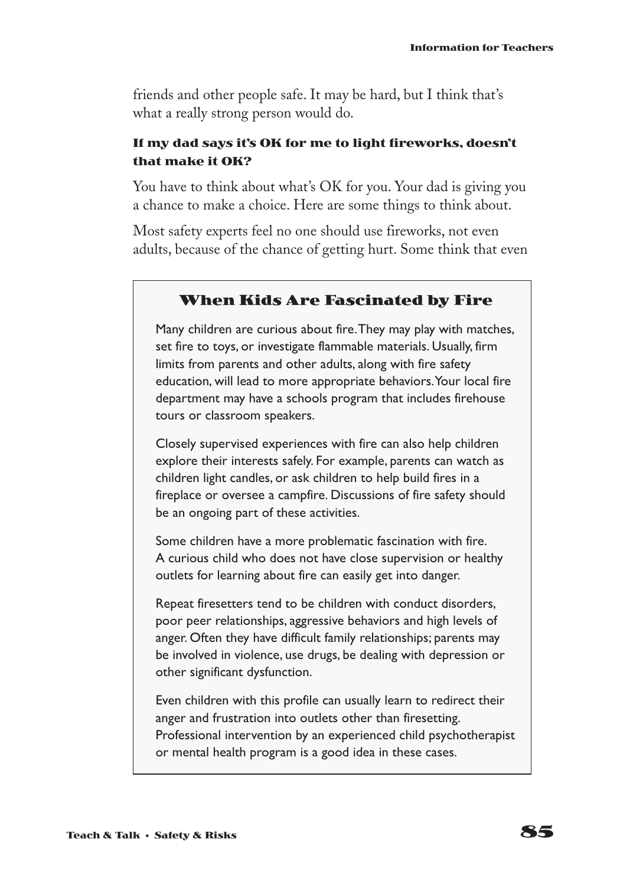friends and other people safe. It may be hard, but I think that's what a really strong person would do.

**If my dad says it's OK for me to light fireworks, doesn't that make it OK?**

You have to think about what's OK for you. Your dad is giving you a chance to make a choice. Here are some things to think about.

Most safety experts feel no one should use fireworks, not even adults, because of the chance of getting hurt. Some think that even

## When Kids Are Fascinated by Fire

Many children are curious about fire. They may play with matches, set fire to toys, or investigate flammable materials. Usually, firm limits from parents and other adults, along with fire safety education, will lead to more appropriate behaviors. Your local fire department may have a schools program that includes firehouse tours or classroom speakers.

Closely supervised experiences with fire can also help children explore their interests safely. For example, parents can watch as children light candles, or ask children to help build fires in a fireplace or oversee a campfire. Discussions of fire safety should be an ongoing part of these activities.

Some children have a more problematic fascination with fire. A curious child who does not have close supervision or healthy outlets for learning about fire can easily get into danger.

Repeat firesetters tend to be children with conduct disorders, poor peer relationships, aggressive behaviors and high levels of anger. Often they have difficult family relationships; parents may be involved in violence, use drugs, be dealing with depression or other significant dysfunction.

Even children with this profile can usually learn to redirect their anger and frustration into outlets other than firesetting. Professional intervention by an experienced child psychotherapist or mental health program is a good idea in these cases.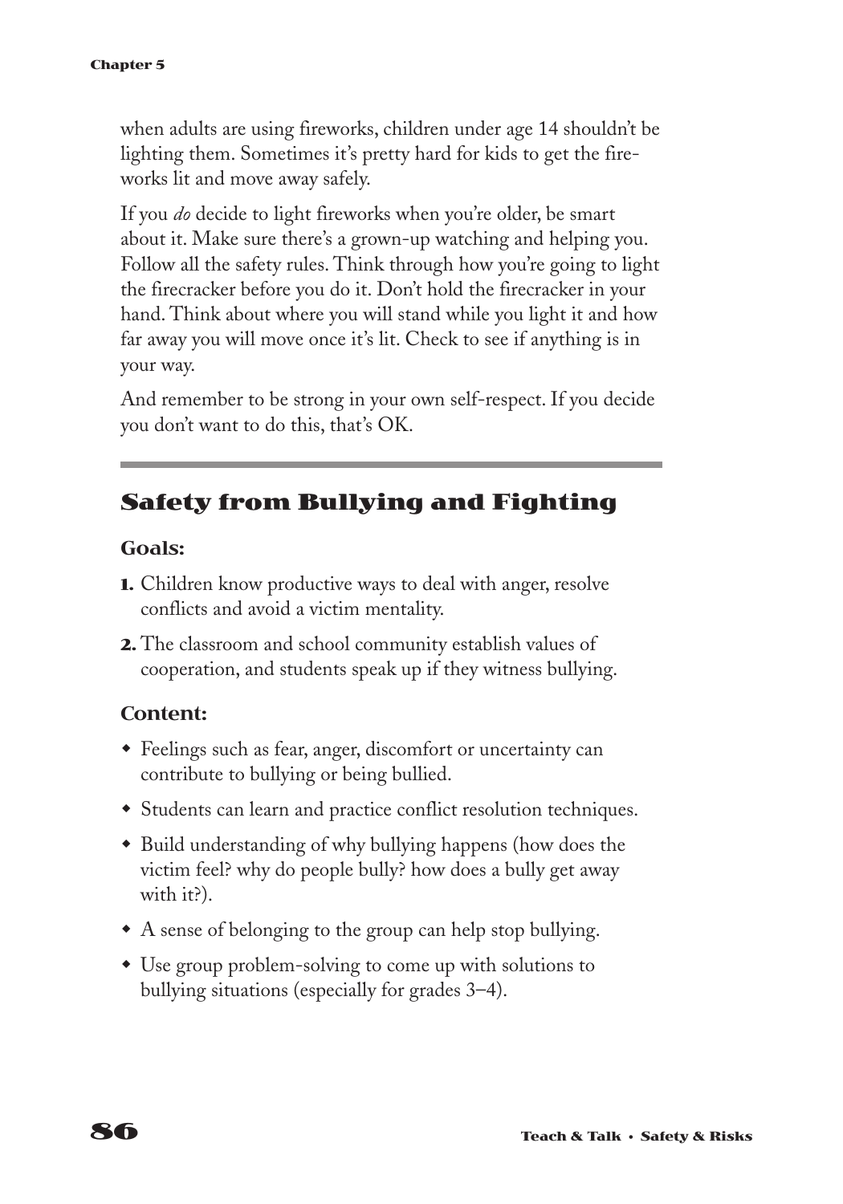when adults are using fireworks, children under age 14 shouldn't be lighting them. Sometimes it's pretty hard for kids to get the fireworks lit and move away safely.

If you *do* decide to light fireworks when you're older, be smart about it. Make sure there's a grown-up watching and helping you. Follow all the safety rules. Think through how you're going to light the firecracker before you do it. Don't hold the firecracker in your hand. Think about where you will stand while you light it and how far away you will move once it's lit. Check to see if anything is in your way.

And remember to be strong in your own self-respect. If you decide you don't want to do this, that's OK.

## Safety from Bullying and Fighting

### Goals:

1. Children know productive ways to deal with anger, resolve conflicts and avoid a victim mentality.
2. The classroom and school community establish values of cooperation, and students speak up if they witness bullying.

### Content:

- Feelings such as fear, anger, discomfort or uncertainty can contribute to bullying or being bullied.
- Students can learn and practice conflict resolution techniques.
- Build understanding of why bullying happens (how does the victim feel? why do people bully? how does a bully get away with it?).
- A sense of belonging to the group can help stop bullying.
- Use group problem-solving to come up with solutions to bullying situations (especially for grades 3–4).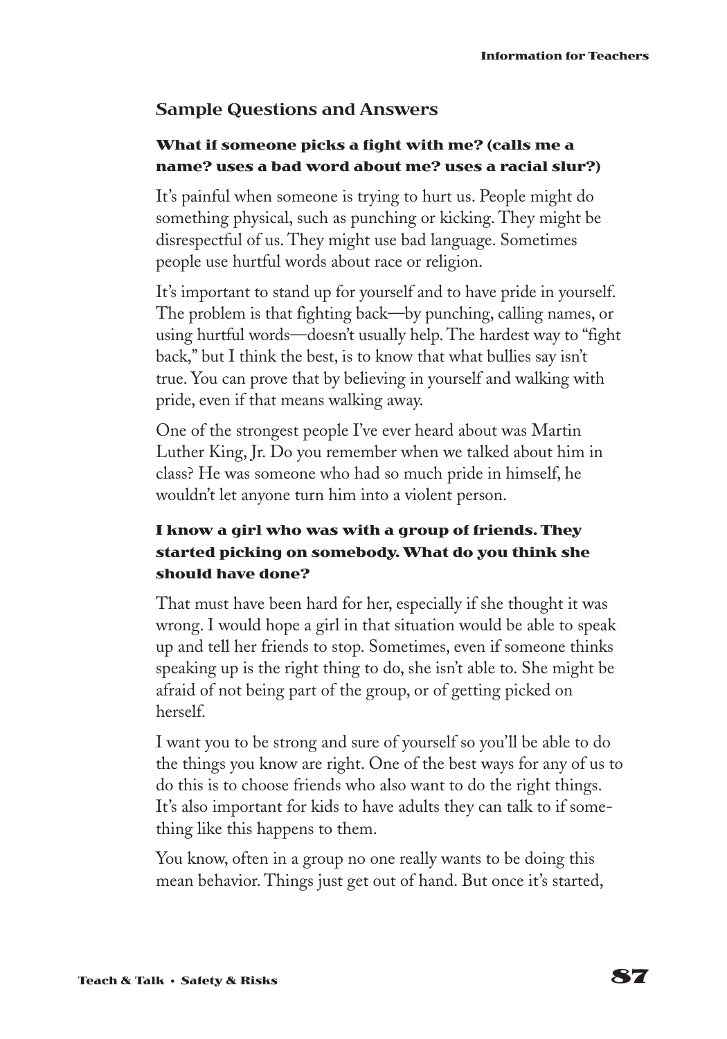## Sample Questions and Answers

### What if someone picks a fight with me? (calls me a name? uses a bad word about me? uses a racial slur?)

It's painful when someone is trying to hurt us. People might do something physical, such as punching or kicking. They might be disrespectful of us. They might use bad language. Sometimes people use hurtful words about race or religion.

It's important to stand up for yourself and to have pride in yourself. The problem is that fighting back—by punching, calling names, or using hurtful words—doesn't usually help. The hardest way to "fight back," but I think the best, is to know that what bullies say isn't true. You can prove that by believing in yourself and walking with pride, even if that means walking away.

One of the strongest people I've ever heard about was Martin Luther King, Jr. Do you remember when we talked about him in class? He was someone who had so much pride in himself, he wouldn't let anyone turn him into a violent person.

### I know a girl who was with a group of friends. They started picking on somebody. What do you think she should have done?

That must have been hard for her, especially if she thought it was wrong. I would hope a girl in that situation would be able to speak up and tell her friends to stop. Sometimes, even if someone thinks speaking up is the right thing to do, she isn't able to. She might be afraid of not being part of the group, or of getting picked on herself.

I want you to be strong and sure of yourself so you'll be able to do the things you know are right. One of the best ways for any of us to do this is to choose friends who also want to do the right things. It's also important for kids to have adults they can talk to if something like this happens to them.

You know, often in a group no one really wants to be doing this mean behavior. Things just get out of hand. But once it's started,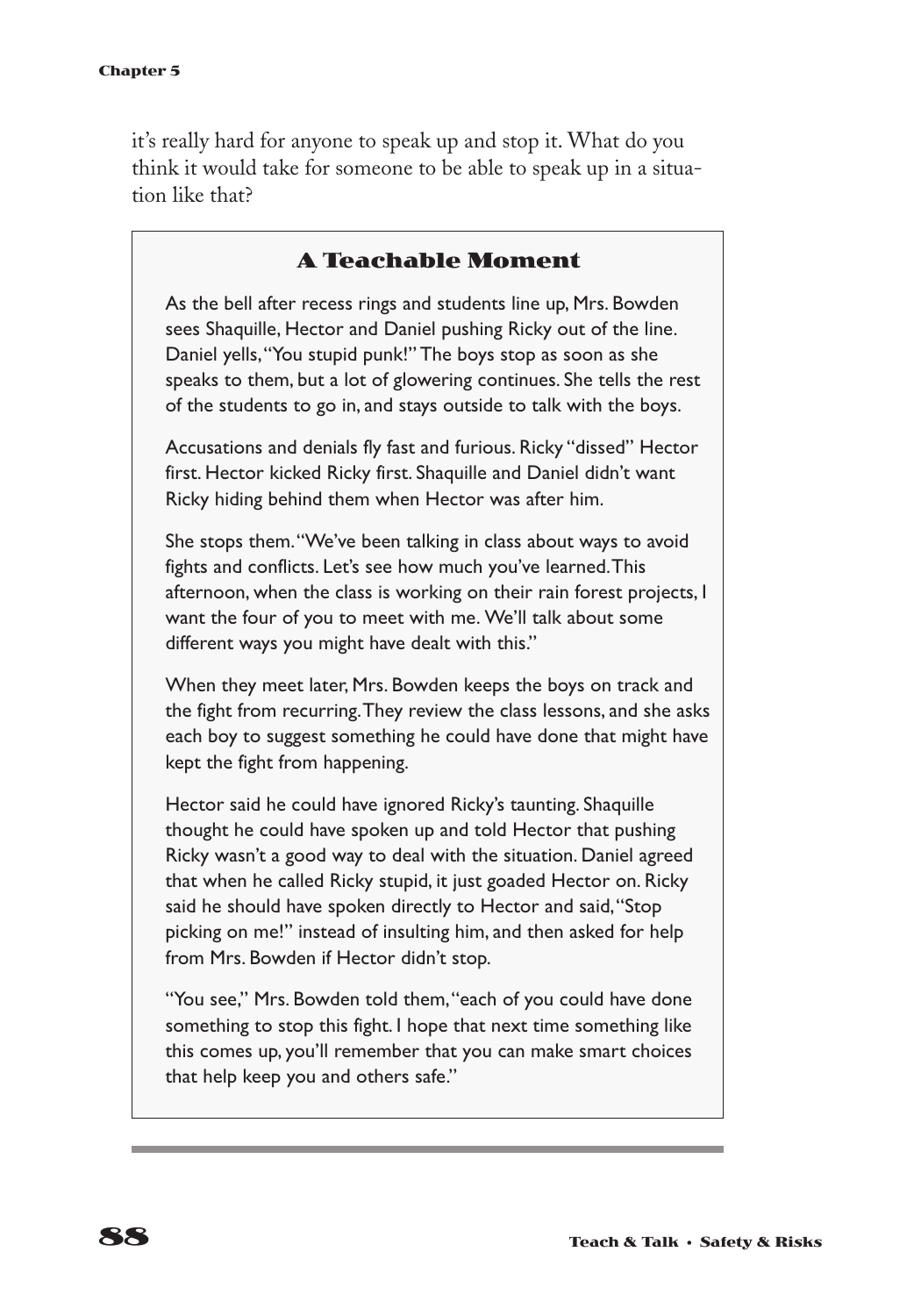it's really hard for anyone to speak up and stop it. What do you think it would take for someone to be able to speak up in a situation like that?

### A Teachable Moment

As the bell after recess rings and students line up, Mrs. Bowden sees Shaquille, Hector and Daniel pushing Ricky out of the line. Daniel yells, "You stupid punk!" The boys stop as soon as she speaks to them, but a lot of glowering continues. She tells the rest of the students to go in, and stays outside to talk with the boys.

Accusations and denials fly fast and furious. Ricky "dissed" Hector first. Hector kicked Ricky first. Shaquille and Daniel didn't want Ricky hiding behind them when Hector was after him.

She stops them. "We've been talking in class about ways to avoid fights and conflicts. Let's see how much you've learned. This afternoon, when the class is working on their rain forest projects, I want the four of you to meet with me. We'll talk about some different ways you might have dealt with this."

When they meet later, Mrs. Bowden keeps the boys on track and the fight from recurring. They review the class lessons, and she asks each boy to suggest something he could have done that might have kept the fight from happening.

Hector said he could have ignored Ricky's taunting. Shaquille thought he could have spoken up and told Hector that pushing Ricky wasn't a good way to deal with the situation. Daniel agreed that when he called Ricky stupid, it just goaded Hector on. Ricky said he should have spoken directly to Hector and said, "Stop picking on me!" instead of insulting him, and then asked for help from Mrs. Bowden if Hector didn't stop.

"You see," Mrs. Bowden told them, "each of you could have done something to stop this fight. I hope that next time something like this comes up, you'll remember that you can make smart choices that help keep you and others safe."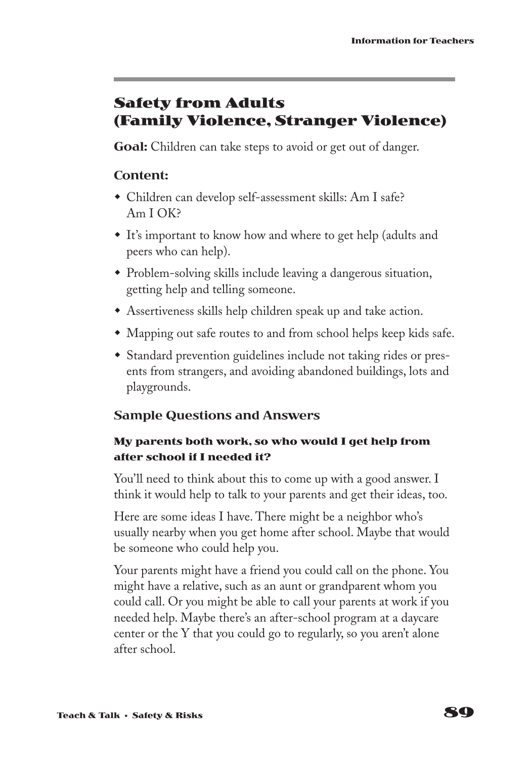## Safety from Adults (Family Violence, Stranger Violence)

**Goal:** Children can take steps to avoid or get out of danger.

### Content:

- Children can develop self-assessment skills: Am I safe? Am I OK?
- It's important to know how and where to get help (adults and peers who can help).
- Problem-solving skills include leaving a dangerous situation, getting help and telling someone.
- Assertiveness skills help children speak up and take action.
- Mapping out safe routes to and from school helps keep kids safe.
- Standard prevention guidelines include not taking rides or presents from strangers, and avoiding abandoned buildings, lots and playgrounds.

### Sample Questions and Answers

#### My parents both work, so who would I get help from after school if I needed it?

You'll need to think about this to come up with a good answer. I think it would help to talk to your parents and get their ideas, too.

Here are some ideas I have. There might be a neighbor who's usually nearby when you get home after school. Maybe that would be someone who could help you.

Your parents might have a friend you could call on the phone. You might have a relative, such as an aunt or grandparent whom you could call. Or you might be able to call your parents at work if you needed help. Maybe there's an after-school program at a daycare center or the Y that you could go to regularly, so you aren't alone after school.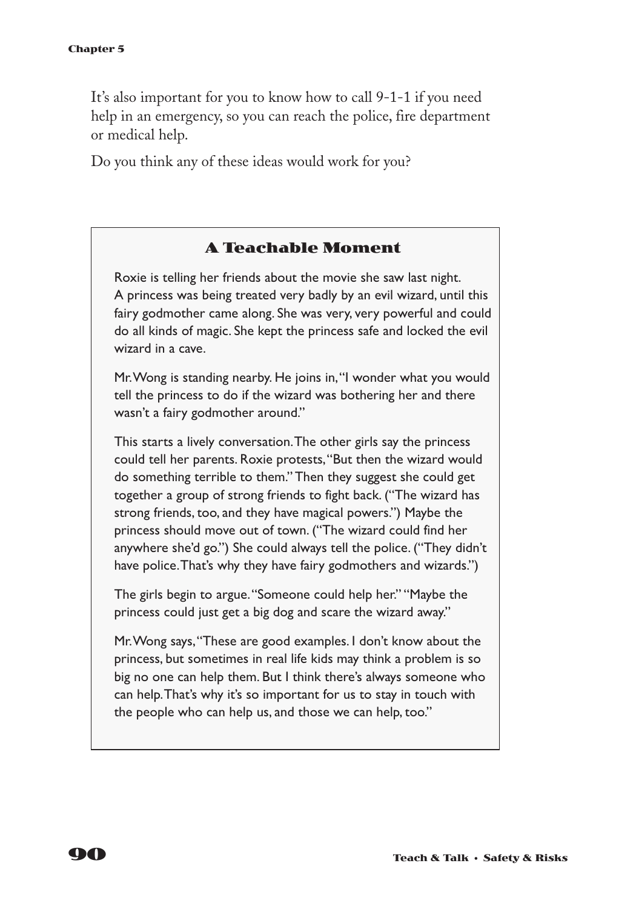It's also important for you to know how to call 9-1-1 if you need help in an emergency, so you can reach the police, fire department or medical help.

Do you think any of these ideas would work for you?

## A Teachable Moment

Roxie is telling her friends about the movie she saw last night. A princess was being treated very badly by an evil wizard, until this fairy godmother came along. She was very, very powerful and could do all kinds of magic. She kept the princess safe and locked the evil wizard in a cave.

Mr. Wong is standing nearby. He joins in, "I wonder what you would tell the princess to do if the wizard was bothering her and there wasn't a fairy godmother around."

This starts a lively conversation. The other girls say the princess could tell her parents. Roxie protests, "But then the wizard would do something terrible to them." Then they suggest she could get together a group of strong friends to fight back. ("The wizard has strong friends, too, and they have magical powers.") Maybe the princess should move out of town. ("The wizard could find her anywhere she'd go.") She could always tell the police. ("They didn't have police. That's why they have fairy godmothers and wizards.")

The girls begin to argue. "Someone could help her." "Maybe the princess could just get a big dog and scare the wizard away."

Mr. Wong says, "These are good examples. I don't know about the princess, but sometimes in real life kids may think a problem is so big no one can help them. But I think there's always someone who can help. That's why it's so important for us to stay in touch with the people who can help us, and those we can help, too."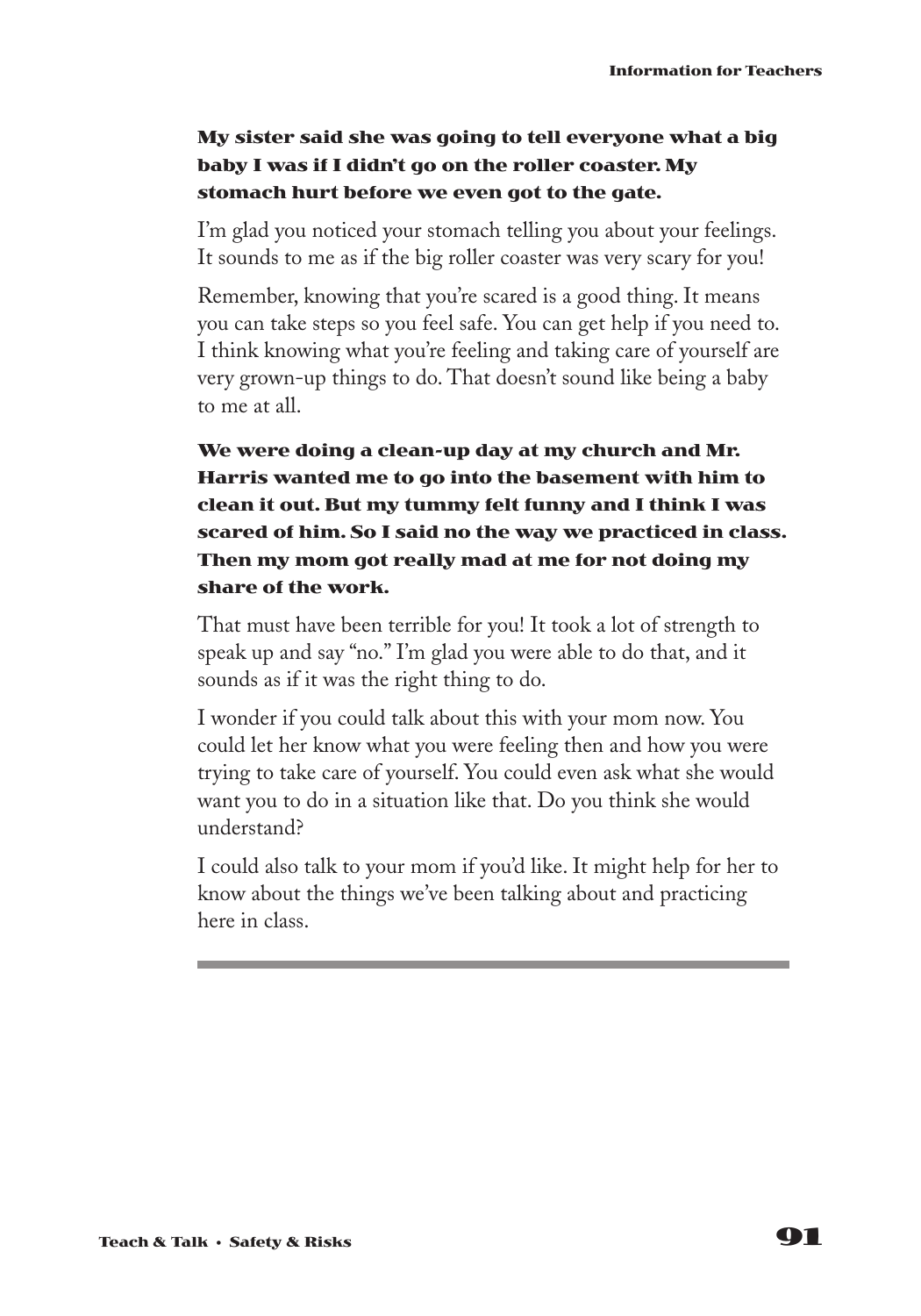**My sister said she was going to tell everyone what a big baby I was if I didn't go on the roller coaster. My stomach hurt before we even got to the gate.**

I'm glad you noticed your stomach telling you about your feelings. It sounds to me as if the big roller coaster was very scary for you!

Remember, knowing that you're scared is a good thing. It means you can take steps so you feel safe. You can get help if you need to. I think knowing what you're feeling and taking care of yourself are very grown-up things to do. That doesn't sound like being a baby to me at all.

**We were doing a clean-up day at my church and Mr. Harris wanted me to go into the basement with him to clean it out. But my tummy felt funny and I think I was scared of him. So I said no the way we practiced in class. Then my mom got really mad at me for not doing my share of the work.**

That must have been terrible for you! It took a lot of strength to speak up and say "no." I'm glad you were able to do that, and it sounds as if it was the right thing to do.

I wonder if you could talk about this with your mom now. You could let her know what you were feeling then and how you were trying to take care of yourself. You could even ask what she would want you to do in a situation like that. Do you think she would understand?

I could also talk to your mom if you'd like. It might help for her to know about the things we've been talking about and practicing here in class.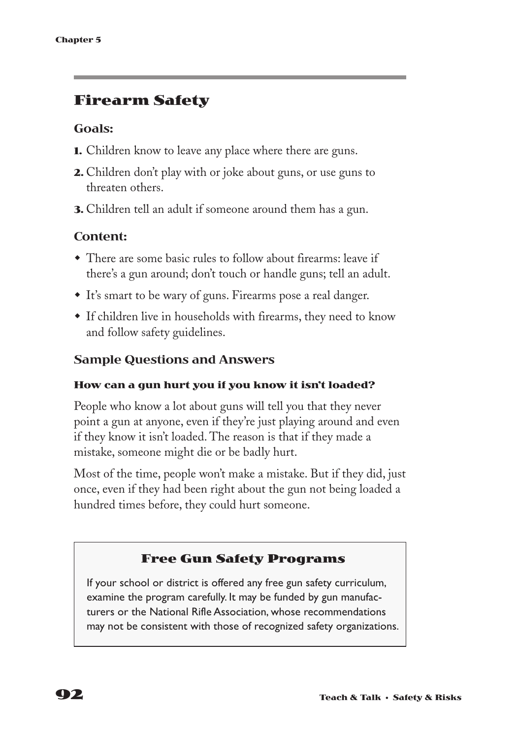## Firearm Safety

### Goals:

**1.** Children know to leave any place where there are guns.

**2.** Children don't play with or joke about guns, or use guns to threaten others.

**3.** Children tell an adult if someone around them has a gun.

### Content:

- There are some basic rules to follow about firearms: leave if there's a gun around; don't touch or handle guns; tell an adult.
- It's smart to be wary of guns. Firearms pose a real danger.
- If children live in households with firearms, they need to know and follow safety guidelines.

### Sample Questions and Answers

**How can a gun hurt you if you know it isn't loaded?**

People who know a lot about guns will tell you that they never point a gun at anyone, even if they're just playing around and even if they know it isn't loaded. The reason is that if they made a mistake, someone might die or be badly hurt.

Most of the time, people won't make a mistake. But if they did, just once, even if they had been right about the gun not being loaded a hundred times before, they could hurt someone.

### Free Gun Safety Programs

If your school or district is offered any free gun safety curriculum, examine the program carefully. It may be funded by gun manufacturers or the National Rifle Association, whose recommendations may not be consistent with those of recognized safety organizations.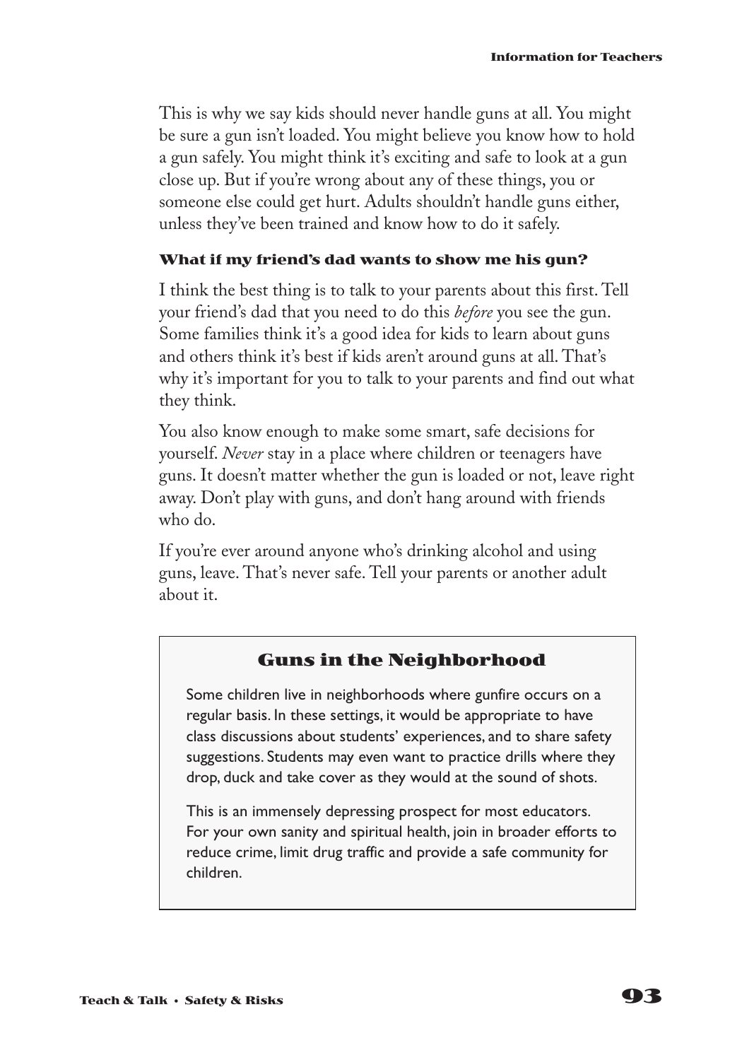This is why we say kids should never handle guns at all. You might be sure a gun isn't loaded. You might believe you know how to hold a gun safely. You might think it's exciting and safe to look at a gun close up. But if you're wrong about any of these things, you or someone else could get hurt. Adults shouldn't handle guns either, unless they've been trained and know how to do it safely.

**What if my friend's dad wants to show me his gun?**

I think the best thing is to talk to your parents about this first. Tell your friend's dad that you need to do this *before* you see the gun. Some families think it's a good idea for kids to learn about guns and others think it's best if kids aren't around guns at all. That's why it's important for you to talk to your parents and find out what they think.

You also know enough to make some smart, safe decisions for yourself. *Never* stay in a place where children or teenagers have guns. It doesn't matter whether the gun is loaded or not, leave right away. Don't play with guns, and don't hang around with friends who do.

If you're ever around anyone who's drinking alcohol and using guns, leave. That's never safe. Tell your parents or another adult about it.

### Guns in the Neighborhood

Some children live in neighborhoods where gunfire occurs on a regular basis. In these settings, it would be appropriate to have class discussions about students' experiences, and to share safety suggestions. Students may even want to practice drills where they drop, duck and take cover as they would at the sound of shots.

This is an immensely depressing prospect for most educators. For your own sanity and spiritual health, join in broader efforts to reduce crime, limit drug traffic and provide a safe community for children.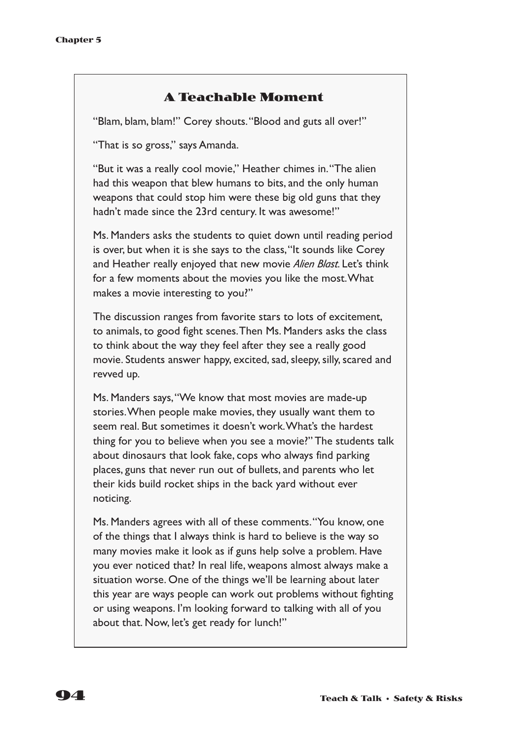## A Teachable Moment

"Blam, blam, blam!" Corey shouts. "Blood and guts all over!"

"That is so gross," says Amanda.

"But it was a really cool movie," Heather chimes in. "The alien had this weapon that blew humans to bits, and the only human weapons that could stop him were these big old guns that they hadn't made since the 23rd century. It was awesome!"

Ms. Manders asks the students to quiet down until reading period is over, but when it is she says to the class, "It sounds like Corey and Heather really enjoyed that new movie *Alien Blast*. Let's think for a few moments about the movies you like the most. What makes a movie interesting to you?"

The discussion ranges from favorite stars to lots of excitement, to animals, to good fight scenes. Then Ms. Manders asks the class to think about the way they feel after they see a really good movie. Students answer happy, excited, sad, sleepy, silly, scared and revved up.

Ms. Manders says, "We know that most movies are made-up stories. When people make movies, they usually want them to seem real. But sometimes it doesn't work. What's the hardest thing for you to believe when you see a movie?" The students talk about dinosaurs that look fake, cops who always find parking places, guns that never run out of bullets, and parents who let their kids build rocket ships in the back yard without ever noticing.

Ms. Manders agrees with all of these comments. "You know, one of the things that I always think is hard to believe is the way so many movies make it look as if guns help solve a problem. Have you ever noticed that? In real life, weapons almost always make a situation worse. One of the things we'll be learning about later this year are ways people can work out problems without fighting or using weapons. I'm looking forward to talking with all of you about that. Now, let's get ready for lunch!"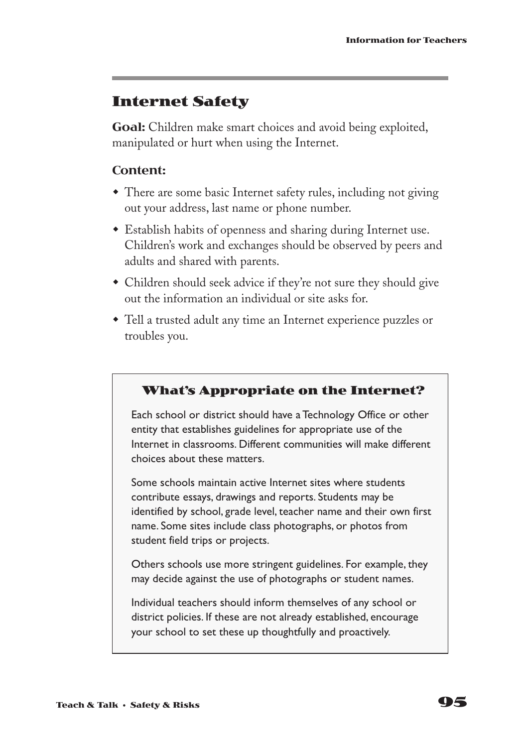## Internet Safety

**Goal:** Children make smart choices and avoid being exploited, manipulated or hurt when using the Internet.

### Content:

- There are some basic Internet safety rules, including not giving out your address, last name or phone number.
- Establish habits of openness and sharing during Internet use. Children's work and exchanges should be observed by peers and adults and shared with parents.
- Children should seek advice if they're not sure they should give out the information an individual or site asks for.
- Tell a trusted adult any time an Internet experience puzzles or troubles you.

### What's Appropriate on the Internet?

Each school or district should have a Technology Office or other entity that establishes guidelines for appropriate use of the Internet in classrooms. Different communities will make different choices about these matters.

Some schools maintain active Internet sites where students contribute essays, drawings and reports. Students may be identified by school, grade level, teacher name and their own first name. Some sites include class photographs, or photos from student field trips or projects.

Others schools use more stringent guidelines. For example, they may decide against the use of photographs or student names.

Individual teachers should inform themselves of any school or district policies. If these are not already established, encourage your school to set these up thoughtfully and proactively.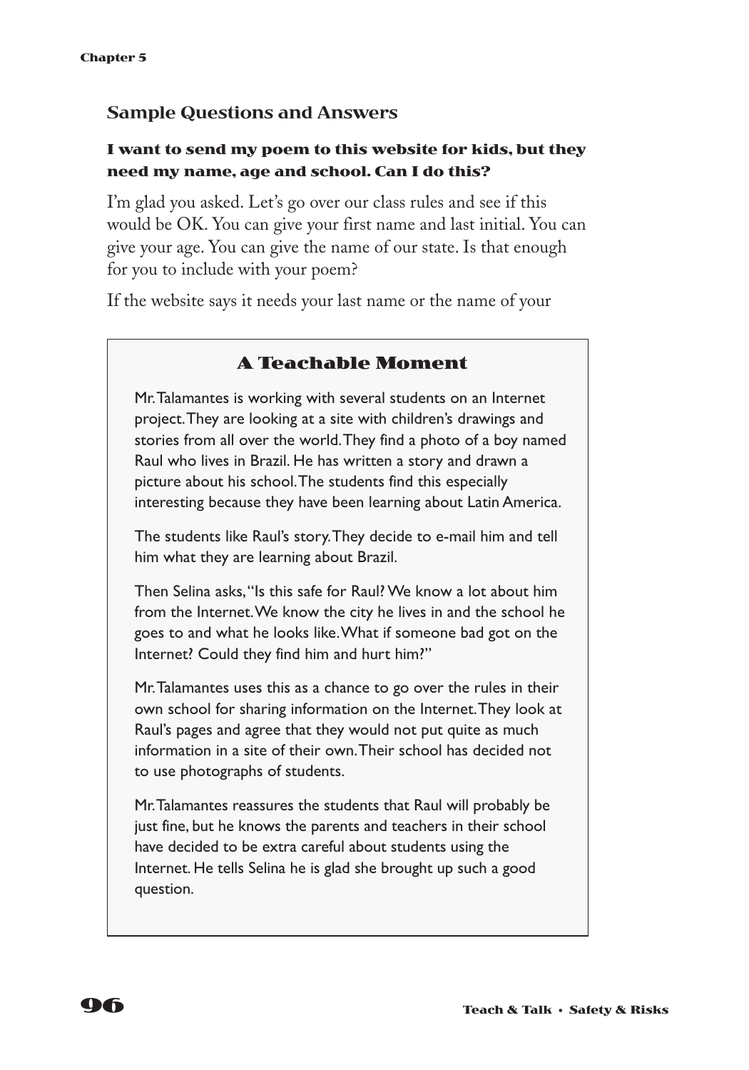## Sample Questions and Answers

**I want to send my poem to this website for kids, but they need my name, age and school. Can I do this?**

I'm glad you asked. Let's go over our class rules and see if this would be OK. You can give your first name and last initial. You can give your age. You can give the name of our state. Is that enough for you to include with your poem?

If the website says it needs your last name or the name of your

### A Teachable Moment

Mr. Talamantes is working with several students on an Internet project. They are looking at a site with children's drawings and stories from all over the world. They find a photo of a boy named Raul who lives in Brazil. He has written a story and drawn a picture about his school. The students find this especially interesting because they have been learning about Latin America.

The students like Raul's story. They decide to e-mail him and tell him what they are learning about Brazil.

Then Selina asks, "Is this safe for Raul? We know a lot about him from the Internet. We know the city he lives in and the school he goes to and what he looks like. What if someone bad got on the Internet? Could they find him and hurt him?"

Mr. Talamantes uses this as a chance to go over the rules in their own school for sharing information on the Internet. They look at Raul's pages and agree that they would not put quite as much information in a site of their own. Their school has decided not to use photographs of students.

Mr. Talamantes reassures the students that Raul will probably be just fine, but he knows the parents and teachers in their school have decided to be extra careful about students using the Internet. He tells Selina he is glad she brought up such a good question.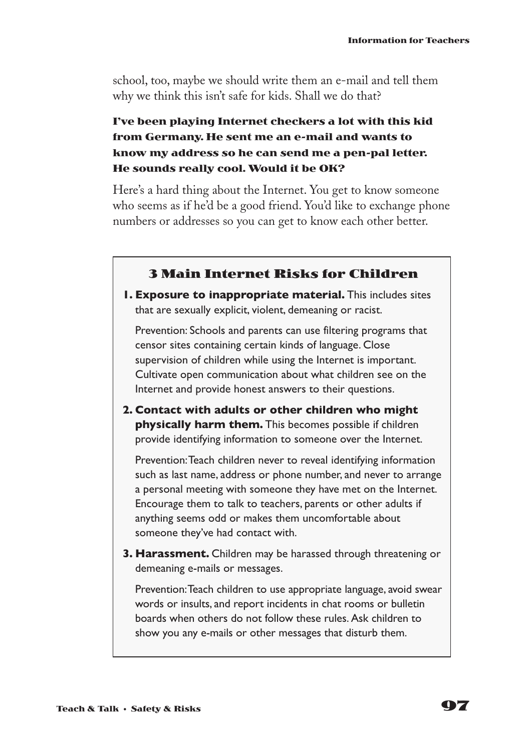school, too, maybe we should write them an e-mail and tell them why we think this isn't safe for kids. Shall we do that?

**I've been playing Internet checkers a lot with this kid from Germany. He sent me an e-mail and wants to know my address so he can send me a pen-pal letter. He sounds really cool. Would it be OK?**

Here's a hard thing about the Internet. You get to know someone who seems as if he'd be a good friend. You'd like to exchange phone numbers or addresses so you can get to know each other better.

## 3 Main Internet Risks for Children

**1. Exposure to inappropriate material.** This includes sites that are sexually explicit, violent, demeaning or racist.

Prevention: Schools and parents can use filtering programs that censor sites containing certain kinds of language. Close supervision of children while using the Internet is important. Cultivate open communication about what children see on the Internet and provide honest answers to their questions.

**2. Contact with adults or other children who might physically harm them.** This becomes possible if children provide identifying information to someone over the Internet.

Prevention: Teach children never to reveal identifying information such as last name, address or phone number, and never to arrange a personal meeting with someone they have met on the Internet. Encourage them to talk to teachers, parents or other adults if anything seems odd or makes them uncomfortable about someone they've had contact with.

**3. Harassment.** Children may be harassed through threatening or demeaning e-mails or messages.

Prevention: Teach children to use appropriate language, avoid swear words or insults, and report incidents in chat rooms or bulletin boards when others do not follow these rules. Ask children to show you any e-mails or other messages that disturb them.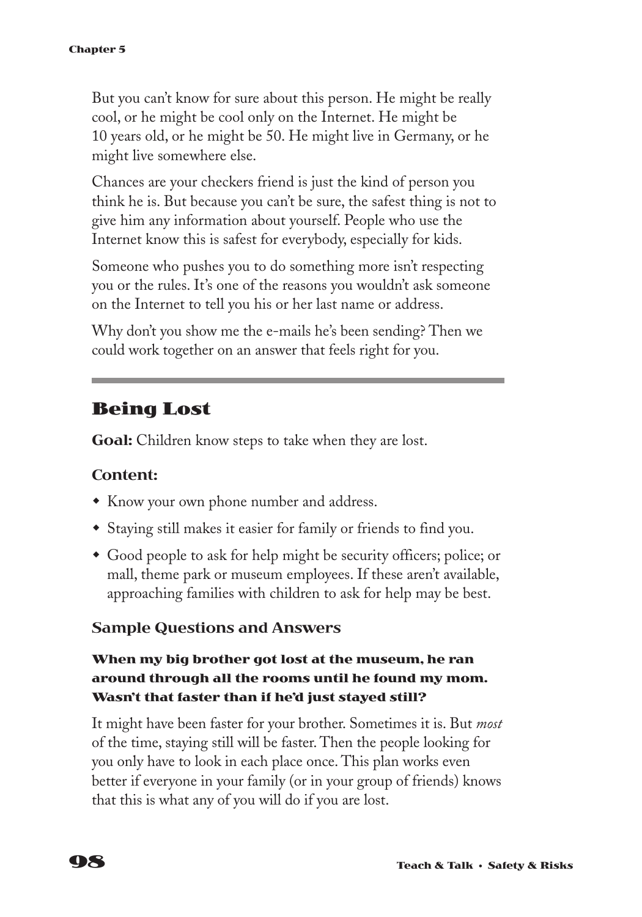But you can't know for sure about this person. He might be really cool, or he might be cool only on the Internet. He might be 10 years old, or he might be 50. He might live in Germany, or he might live somewhere else.

Chances are your checkers friend is just the kind of person you think he is. But because you can't be sure, the safest thing is not to give him any information about yourself. People who use the Internet know this is safest for everybody, especially for kids.

Someone who pushes you to do something more isn't respecting you or the rules. It's one of the reasons you wouldn't ask someone on the Internet to tell you his or her last name or address.

Why don't you show me the e-mails he's been sending? Then we could work together on an answer that feels right for you.

---

## Being Lost

**Goal:** Children know steps to take when they are lost.

### Content:

- Know your own phone number and address.
- Staying still makes it easier for family or friends to find you.
- Good people to ask for help might be security officers; police; or mall, theme park or museum employees. If these aren't available, approaching families with children to ask for help may be best.

### Sample Questions and Answers

**When my big brother got lost at the museum, he ran around through all the rooms until he found my mom. Wasn't that faster than if he'd just stayed still?**

It might have been faster for your brother. Sometimes it is. But *most* of the time, staying still will be faster. Then the people looking for you only have to look in each place once. This plan works even better if everyone in your family (or in your group of friends) knows that this is what any of you will do if you are lost.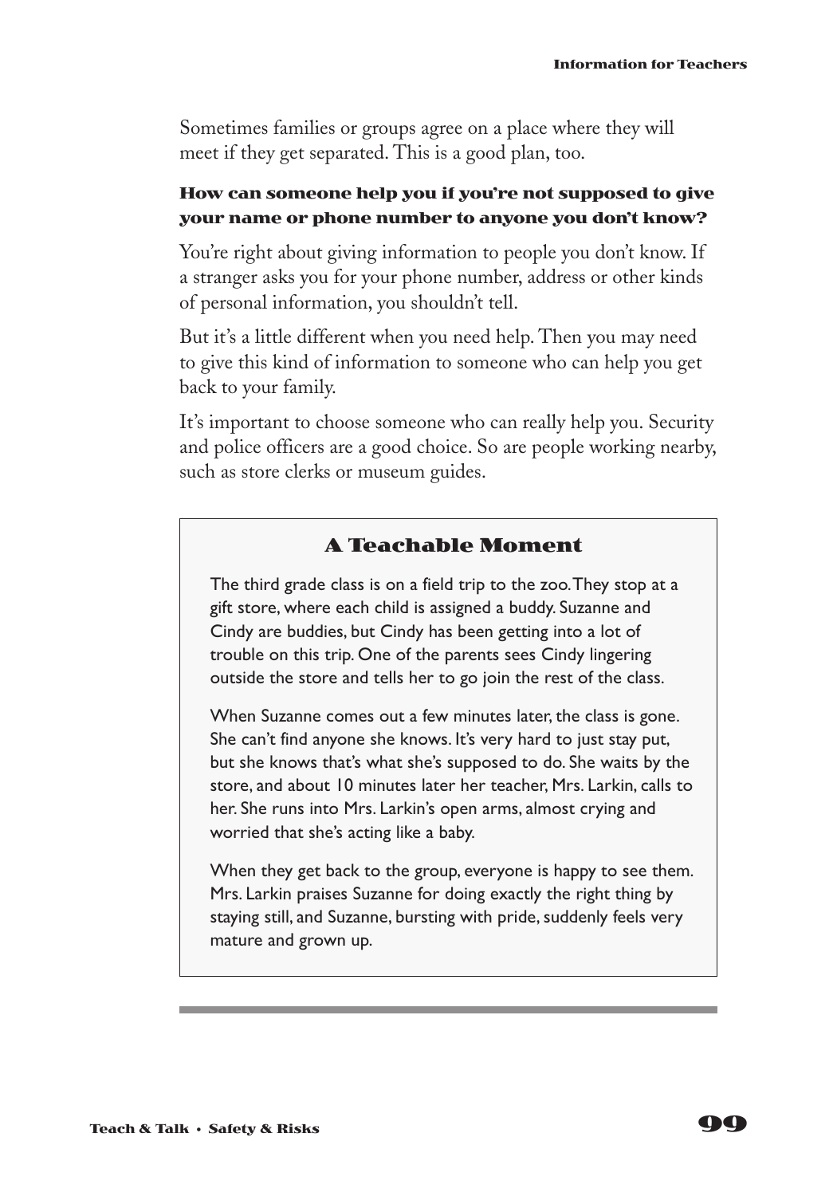Sometimes families or groups agree on a place where they will meet if they get separated. This is a good plan, too.

### How can someone help you if you're not supposed to give your name or phone number to anyone you don't know?

You're right about giving information to people you don't know. If a stranger asks you for your phone number, address or other kinds of personal information, you shouldn't tell.

But it's a little different when you need help. Then you may need to give this kind of information to someone who can help you get back to your family.

It's important to choose someone who can really help you. Security and police officers are a good choice. So are people working nearby, such as store clerks or museum guides.

### A Teachable Moment

The third grade class is on a field trip to the zoo. They stop at a gift store, where each child is assigned a buddy. Suzanne and Cindy are buddies, but Cindy has been getting into a lot of trouble on this trip. One of the parents sees Cindy lingering outside the store and tells her to go join the rest of the class.

When Suzanne comes out a few minutes later, the class is gone. She can't find anyone she knows. It's very hard to just stay put, but she knows that's what she's supposed to do. She waits by the store, and about 10 minutes later her teacher, Mrs. Larkin, calls to her. She runs into Mrs. Larkin's open arms, almost crying and worried that she's acting like a baby.

When they get back to the group, everyone is happy to see them. Mrs. Larkin praises Suzanne for doing exactly the right thing by staying still, and Suzanne, bursting with pride, suddenly feels very mature and grown up.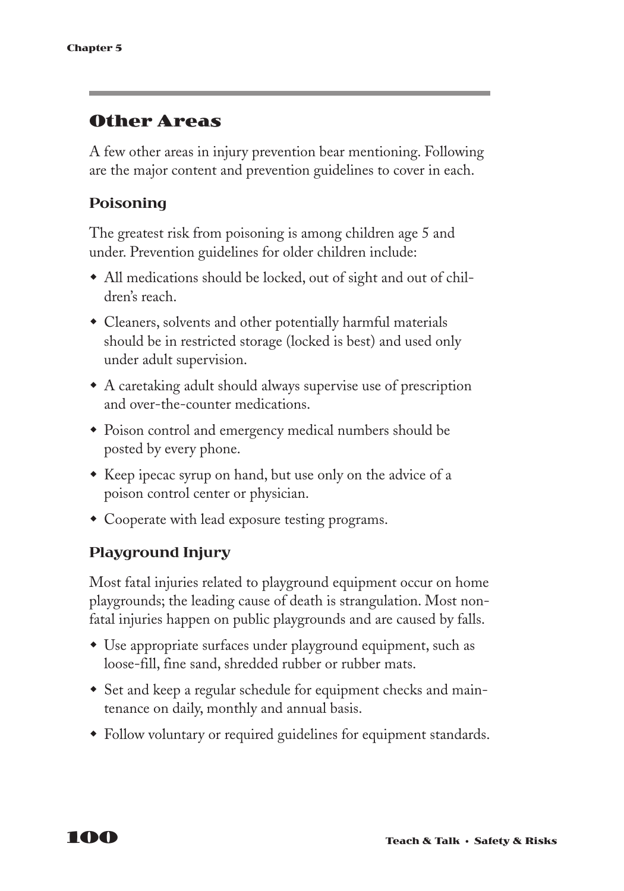## Other Areas

A few other areas in injury prevention bear mentioning. Following are the major content and prevention guidelines to cover in each.

### Poisoning

The greatest risk from poisoning is among children age 5 and under. Prevention guidelines for older children include:

- All medications should be locked, out of sight and out of children's reach.
- Cleaners, solvents and other potentially harmful materials should be in restricted storage (locked is best) and used only under adult supervision.
- A caretaking adult should always supervise use of prescription and over-the-counter medications.
- Poison control and emergency medical numbers should be posted by every phone.
- Keep ipecac syrup on hand, but use only on the advice of a poison control center or physician.
- Cooperate with lead exposure testing programs.

### Playground Injury

Most fatal injuries related to playground equipment occur on home playgrounds; the leading cause of death is strangulation. Most nonfatal injuries happen on public playgrounds and are caused by falls.

- Use appropriate surfaces under playground equipment, such as loose-fill, fine sand, shredded rubber or rubber mats.
- Set and keep a regular schedule for equipment checks and maintenance on daily, monthly and annual basis.
- Follow voluntary or required guidelines for equipment standards.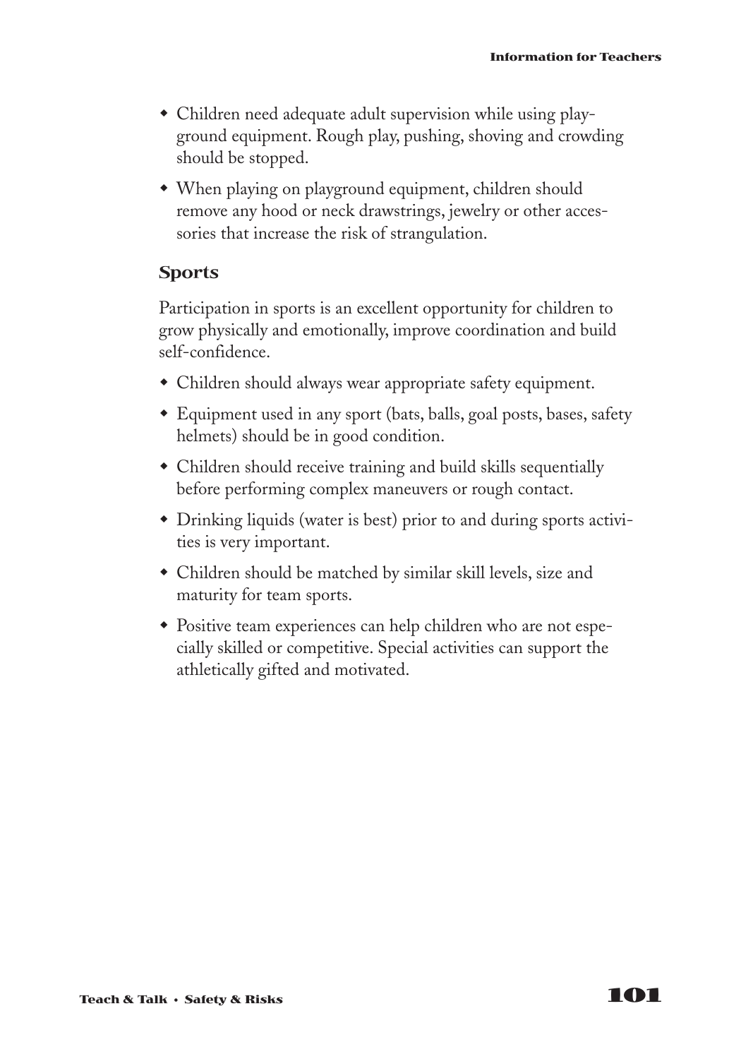- Children need adequate adult supervision while using playground equipment. Rough play, pushing, shoving and crowding should be stopped.
- When playing on playground equipment, children should remove any hood or neck drawstrings, jewelry or other accessories that increase the risk of strangulation.

### Sports

Participation in sports is an excellent opportunity for children to grow physically and emotionally, improve coordination and build self-confidence.

- Children should always wear appropriate safety equipment.
- Equipment used in any sport (bats, balls, goal posts, bases, safety helmets) should be in good condition.
- Children should receive training and build skills sequentially before performing complex maneuvers or rough contact.
- Drinking liquids (water is best) prior to and during sports activities is very important.
- Children should be matched by similar skill levels, size and maturity for team sports.
- Positive team experiences can help children who are not especially skilled or competitive. Special activities can support the athletically gifted and motivated.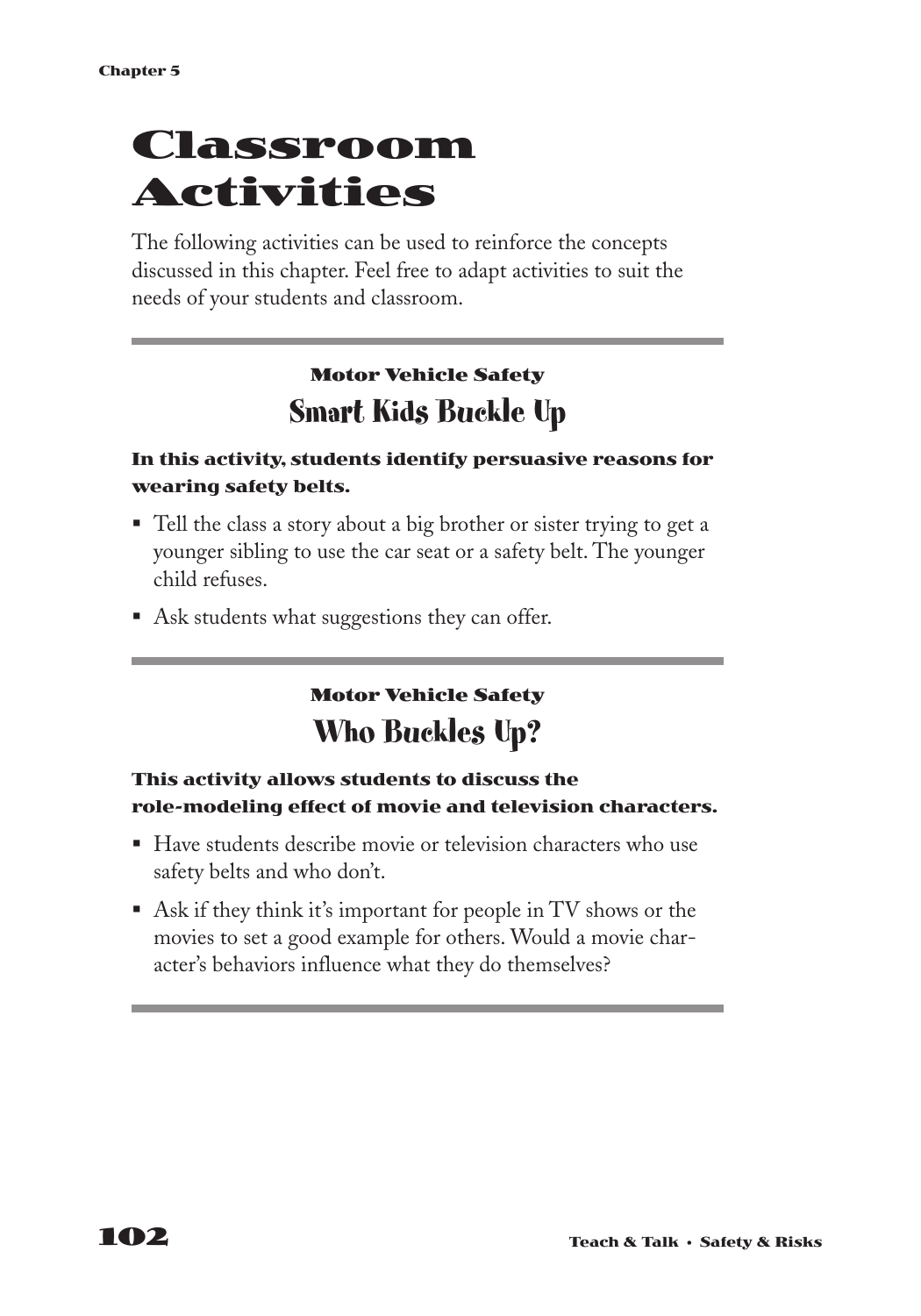# Classroom Activities

The following activities can be used to reinforce the concepts discussed in this chapter. Feel free to adapt activities to suit the needs of your students and classroom.

---

### Motor Vehicle Safety

## Smart Kids Buckle Up

**In this activity, students identify persuasive reasons for wearing safety belts.**

- Tell the class a story about a big brother or sister trying to get a younger sibling to use the car seat or a safety belt. The younger child refuses.
- Ask students what suggestions they can offer.

---

### Motor Vehicle Safety

## Who Buckles Up?

**This activity allows students to discuss the role-modeling effect of movie and television characters.**

- Have students describe movie or television characters who use safety belts and who don't.
- Ask if they think it's important for people in TV shows or the movies to set a good example for others. Would a movie character's behaviors influence what they do themselves?

---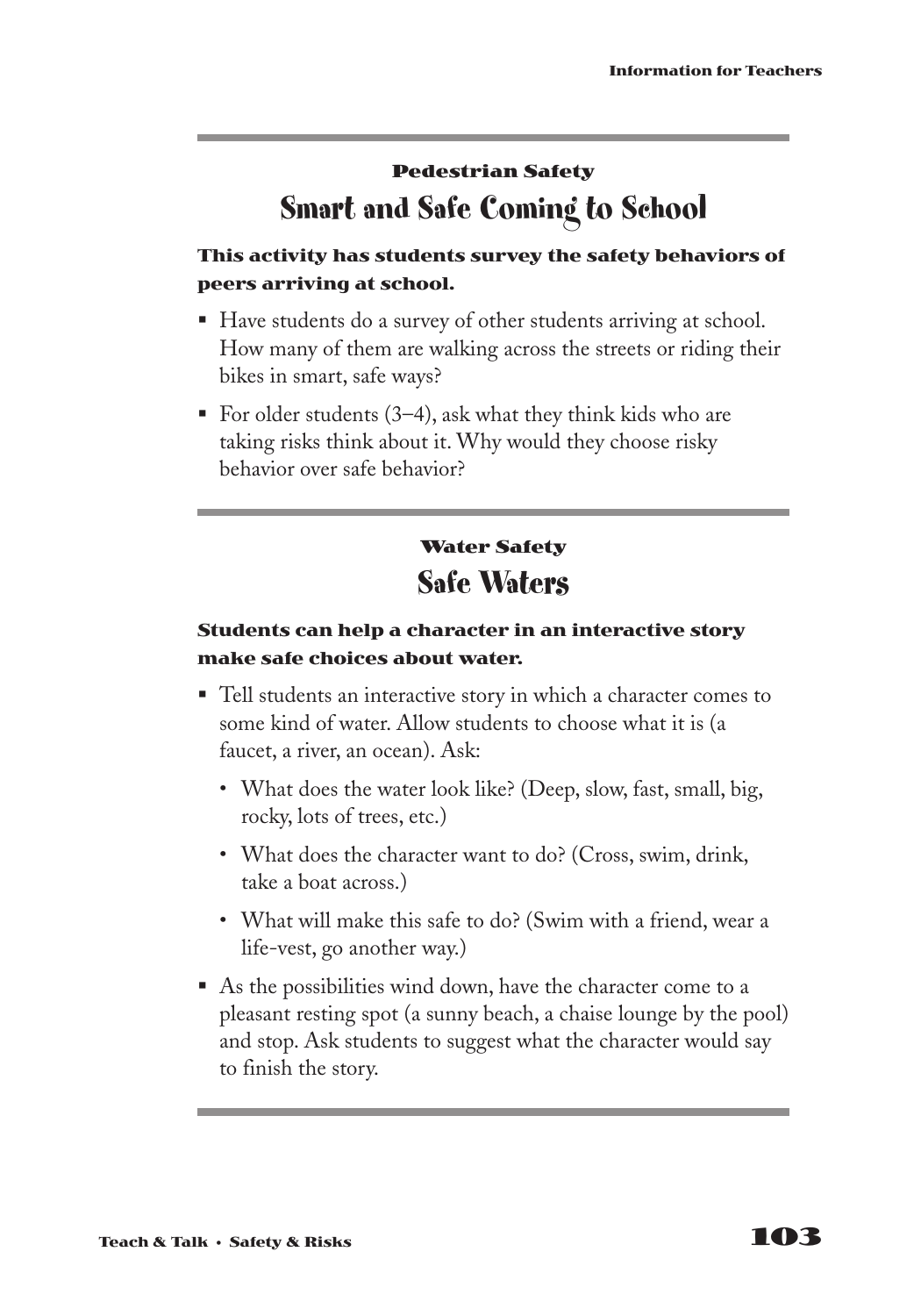### Pedestrian Safety

## Smart and Safe Coming to School

**This activity has students survey the safety behaviors of peers arriving at school.**

- Have students do a survey of other students arriving at school. How many of them are walking across the streets or riding their bikes in smart, safe ways?
- For older students (3–4), ask what they think kids who are taking risks think about it. Why would they choose risky behavior over safe behavior?

### Water Safety

## Safe Waters

**Students can help a character in an interactive story make safe choices about water.**

- Tell students an interactive story in which a character comes to some kind of water. Allow students to choose what it is (a faucet, a river, an ocean). Ask:
  - What does the water look like? (Deep, slow, fast, small, big, rocky, lots of trees, etc.)
  - What does the character want to do? (Cross, swim, drink, take a boat across.)
  - What will make this safe to do? (Swim with a friend, wear a life-vest, go another way.)
- As the possibilities wind down, have the character come to a pleasant resting spot (a sunny beach, a chaise lounge by the pool) and stop. Ask students to suggest what the character would say to finish the story.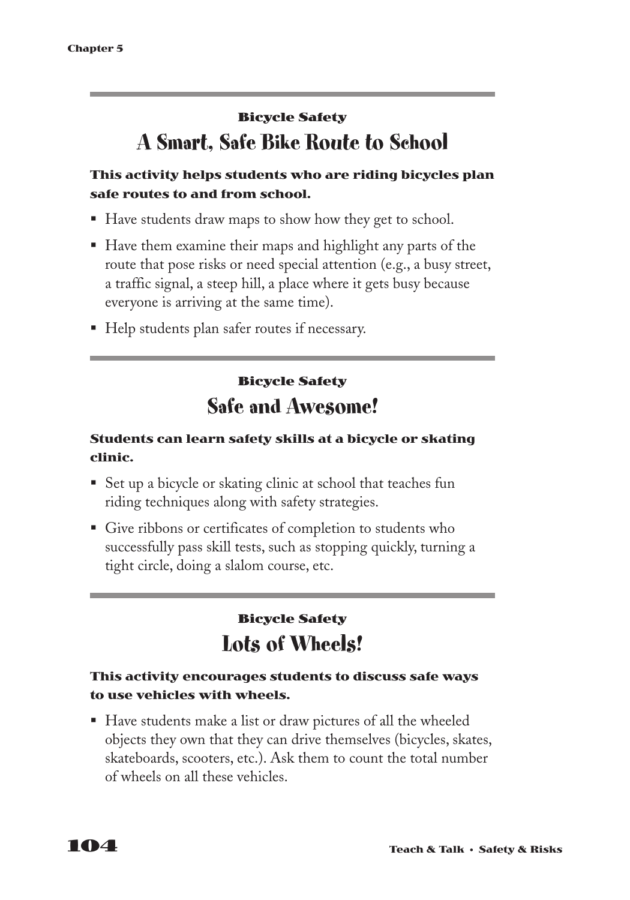### Bicycle Safety

## A Smart, Safe Bike Route to School

**This activity helps students who are riding bicycles plan safe routes to and from school.**

- Have students draw maps to show how they get to school.
- Have them examine their maps and highlight any parts of the route that pose risks or need special attention (e.g., a busy street, a traffic signal, a steep hill, a place where it gets busy because everyone is arriving at the same time).
- Help students plan safer routes if necessary.

### Bicycle Safety

## Safe and Awesome!

**Students can learn safety skills at a bicycle or skating clinic.**

- Set up a bicycle or skating clinic at school that teaches fun riding techniques along with safety strategies.
- Give ribbons or certificates of completion to students who successfully pass skill tests, such as stopping quickly, turning a tight circle, doing a slalom course, etc.

### Bicycle Safety

## Lots of Wheels!

**This activity encourages students to discuss safe ways to use vehicles with wheels.**

- Have students make a list or draw pictures of all the wheeled objects they own that they can drive themselves (bicycles, skates, skateboards, scooters, etc.). Ask them to count the total number of wheels on all these vehicles.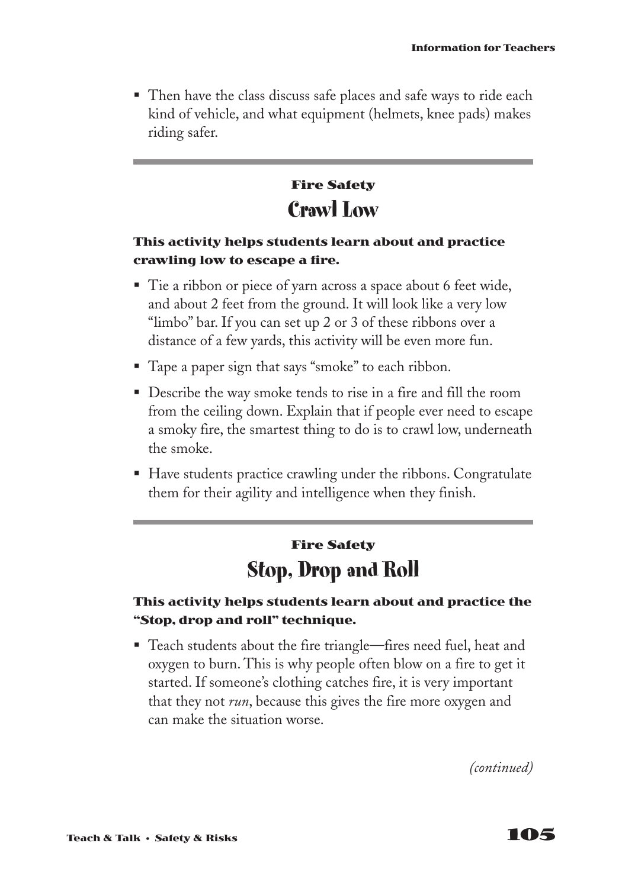- Then have the class discuss safe places and safe ways to ride each kind of vehicle, and what equipment (helmets, knee pads) makes riding safer.

---

### Fire Safety

## Crawl Low

**This activity helps students learn about and practice crawling low to escape a fire.**

- Tie a ribbon or piece of yarn across a space about 6 feet wide, and about 2 feet from the ground. It will look like a very low "limbo" bar. If you can set up 2 or 3 of these ribbons over a distance of a few yards, this activity will be even more fun.
- Tape a paper sign that says "smoke" to each ribbon.
- Describe the way smoke tends to rise in a fire and fill the room from the ceiling down. Explain that if people ever need to escape a smoky fire, the smartest thing to do is to crawl low, underneath the smoke.
- Have students practice crawling under the ribbons. Congratulate them for their agility and intelligence when they finish.

---

### Fire Safety

## Stop, Drop and Roll

**This activity helps students learn about and practice the "Stop, drop and roll" technique.**

- Teach students about the fire triangle—fires need fuel, heat and oxygen to burn. This is why people often blow on a fire to get it started. If someone's clothing catches fire, it is very important that they not *run*, because this gives the fire more oxygen and can make the situation worse.

*(continued)*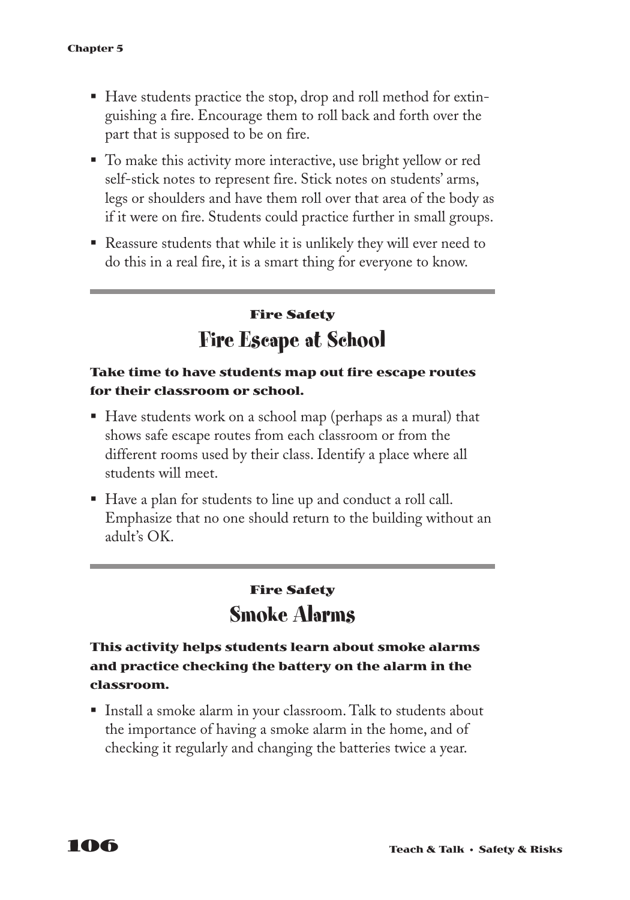- Have students practice the stop, drop and roll method for extinguishing a fire. Encourage them to roll back and forth over the part that is supposed to be on fire.
- To make this activity more interactive, use bright yellow or red self-stick notes to represent fire. Stick notes on students' arms, legs or shoulders and have them roll over that area of the body as if it were on fire. Students could practice further in small groups.
- Reassure students that while it is unlikely they will ever need to do this in a real fire, it is a smart thing for everyone to know.

---

### Fire Safety

## Fire Escape at School

**Take time to have students map out fire escape routes for their classroom or school.**

- Have students work on a school map (perhaps as a mural) that shows safe escape routes from each classroom or from the different rooms used by their class. Identify a place where all students will meet.
- Have a plan for students to line up and conduct a roll call. Emphasize that no one should return to the building without an adult's OK.

---

### Fire Safety

## Smoke Alarms

**This activity helps students learn about smoke alarms and practice checking the battery on the alarm in the classroom.**

- Install a smoke alarm in your classroom. Talk to students about the importance of having a smoke alarm in the home, and of checking it regularly and changing the batteries twice a year.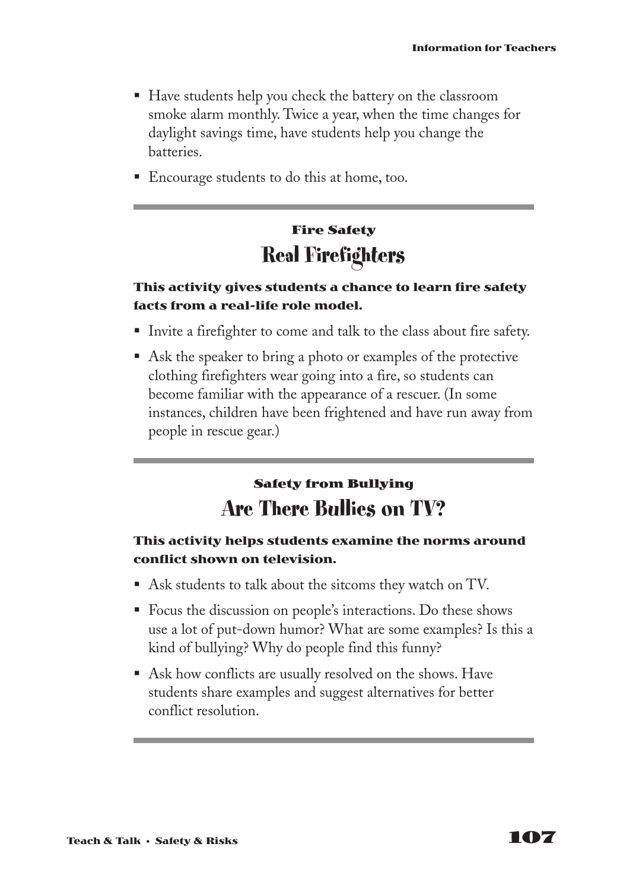- Have students help you check the battery on the classroom smoke alarm monthly. Twice a year, when the time changes for daylight savings time, have students help you change the batteries.
- Encourage students to do this at home, too.

---

### Fire Safety

## Real Firefighters

**This activity gives students a chance to learn fire safety facts from a real-life role model.**

- Invite a firefighter to come and talk to the class about fire safety.
- Ask the speaker to bring a photo or examples of the protective clothing firefighters wear going into a fire, so students can become familiar with the appearance of a rescuer. (In some instances, children have been frightened and have run away from people in rescue gear.)

---

### Safety from Bullying

## Are There Bullies on TV?

**This activity helps students examine the norms around conflict shown on television.**

- Ask students to talk about the sitcoms they watch on TV.
- Focus the discussion on people's interactions. Do these shows use a lot of put-down humor? What are some examples? Is this a kind of bullying? Why do people find this funny?
- Ask how conflicts are usually resolved on the shows. Have students share examples and suggest alternatives for better conflict resolution.

---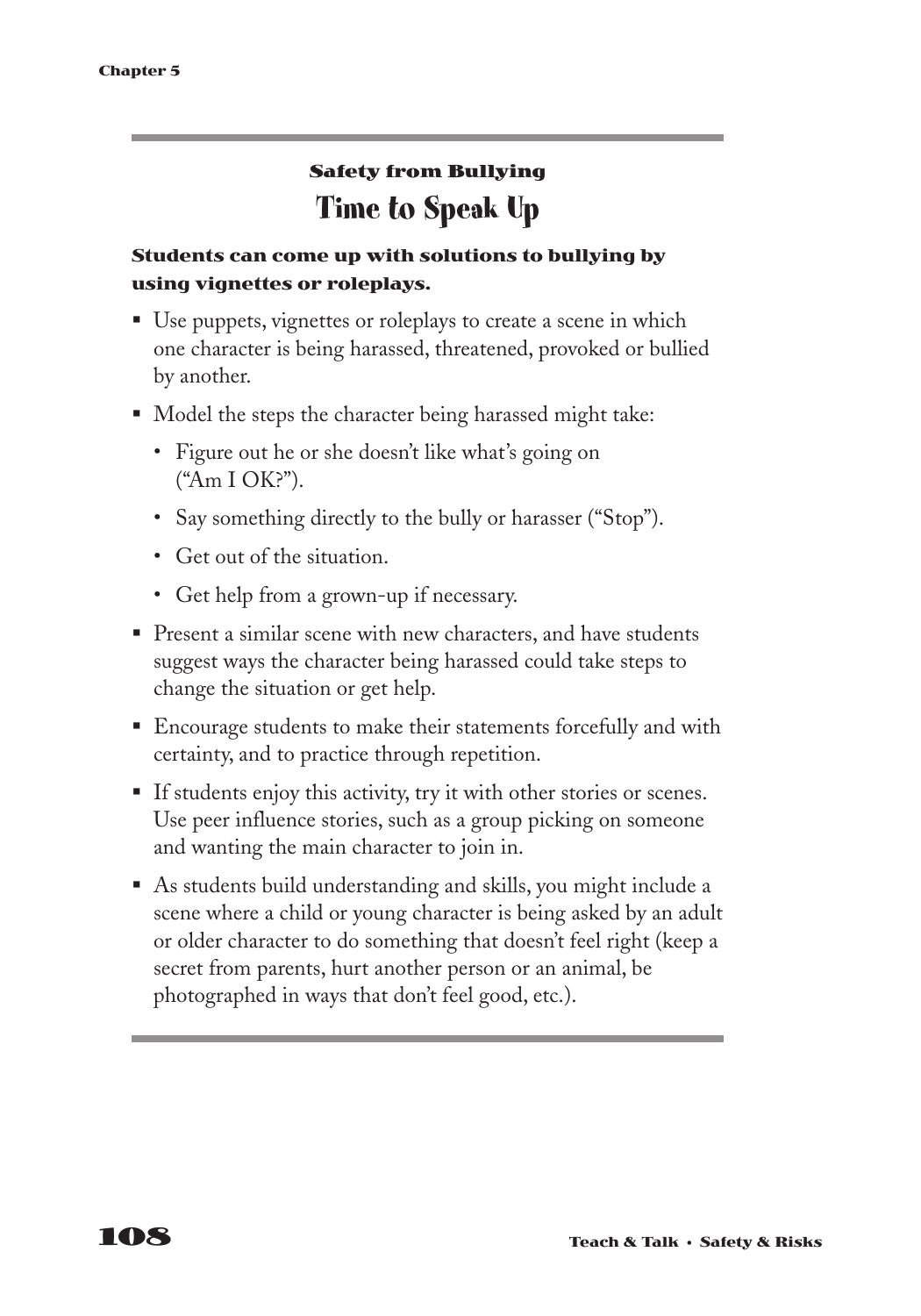### Safety from Bullying

## Time to Speak Up

**Students can come up with solutions to bullying by using vignettes or roleplays.**

- Use puppets, vignettes or roleplays to create a scene in which one character is being harassed, threatened, provoked or bullied by another.
- Model the steps the character being harassed might take:
  - Figure out he or she doesn't like what's going on ("Am I OK?").
  - Say something directly to the bully or harasser ("Stop").
  - Get out of the situation.
  - Get help from a grown-up if necessary.
- Present a similar scene with new characters, and have students suggest ways the character being harassed could take steps to change the situation or get help.
- Encourage students to make their statements forcefully and with certainty, and to practice through repetition.
- If students enjoy this activity, try it with other stories or scenes. Use peer influence stories, such as a group picking on someone and wanting the main character to join in.
- As students build understanding and skills, you might include a scene where a child or young character is being asked by an adult or older character to do something that doesn't feel right (keep a secret from parents, hurt another person or an animal, be photographed in ways that don't feel good, etc.).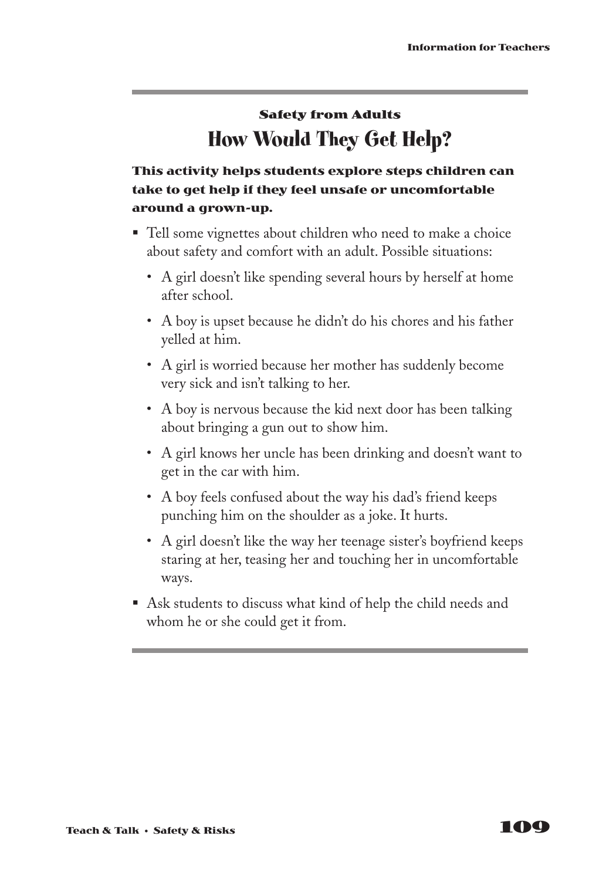### Safety from Adults

## How Would They Get Help?

**This activity helps students explore steps children can take to get help if they feel unsafe or uncomfortable around a grown-up.**

- Tell some vignettes about children who need to make a choice about safety and comfort with an adult. Possible situations:
  - A girl doesn't like spending several hours by herself at home after school.
  - A boy is upset because he didn't do his chores and his father yelled at him.
  - A girl is worried because her mother has suddenly become very sick and isn't talking to her.
  - A boy is nervous because the kid next door has been talking about bringing a gun out to show him.
  - A girl knows her uncle has been drinking and doesn't want to get in the car with him.
  - A boy feels confused about the way his dad's friend keeps punching him on the shoulder as a joke. It hurts.
  - A girl doesn't like the way her teenage sister's boyfriend keeps staring at her, teasing her and touching her in uncomfortable ways.
- Ask students to discuss what kind of help the child needs and whom he or she could get it from.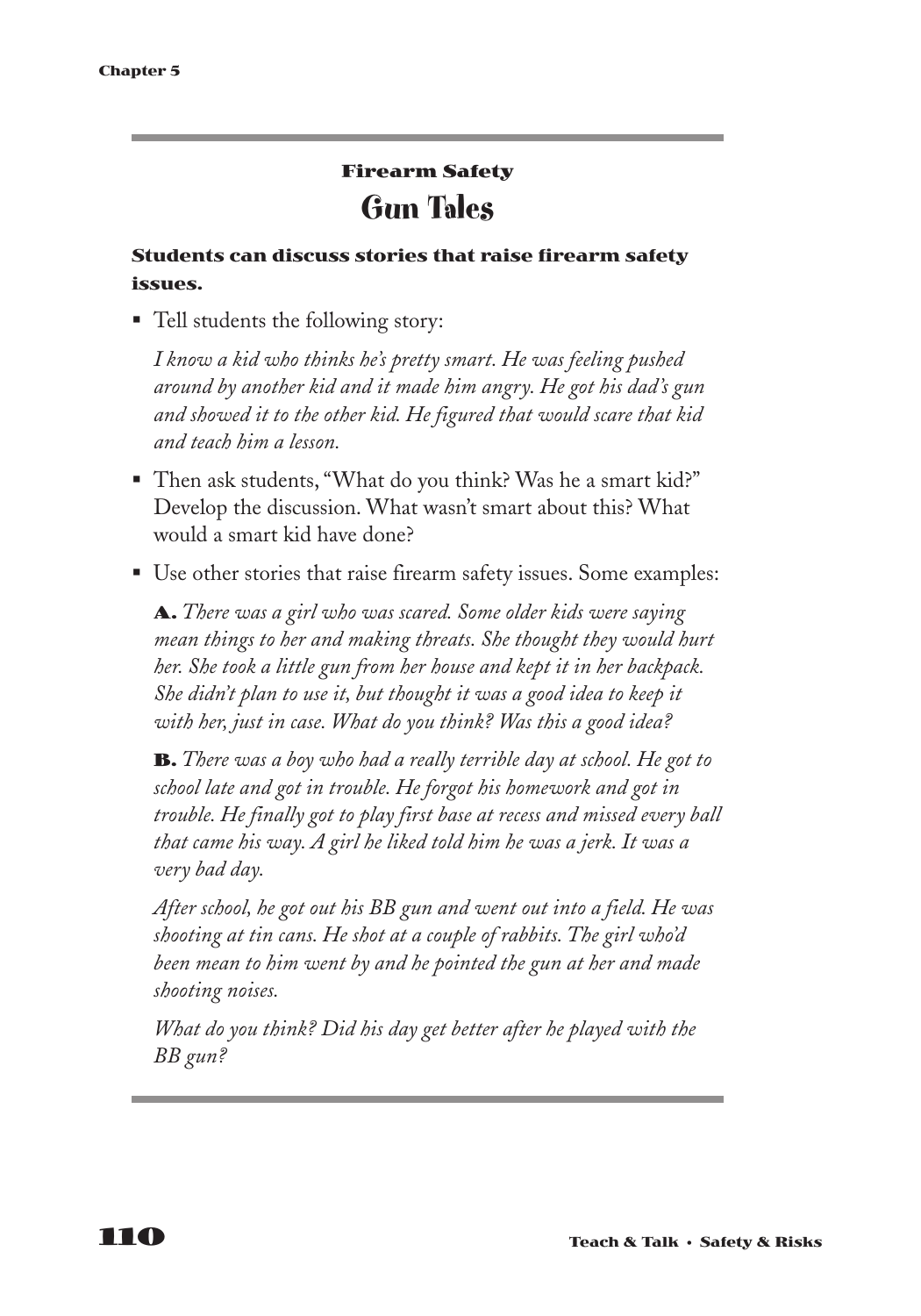### Firearm Safety

## Gun Tales

**Students can discuss stories that raise firearm safety issues.**

- Tell students the following story:

  *I know a kid who thinks he's pretty smart. He was feeling pushed around by another kid and it made him angry. He got his dad's gun and showed it to the other kid. He figured that would scare that kid and teach him a lesson.*

- Then ask students, "What do you think? Was he a smart kid?" Develop the discussion. What wasn't smart about this? What would a smart kid have done?

- Use other stories that raise firearm safety issues. Some examples:

  **A.** *There was a girl who was scared. Some older kids were saying mean things to her and making threats. She thought they would hurt her. She took a little gun from her house and kept it in her backpack. She didn't plan to use it, but thought it was a good idea to keep it with her, just in case. What do you think? Was this a good idea?*

  **B.** *There was a boy who had a really terrible day at school. He got to school late and got in trouble. He forgot his homework and got in trouble. He finally got to play first base at recess and missed every ball that came his way. A girl he liked told him he was a jerk. It was a very bad day.*

  *After school, he got out his BB gun and went out into a field. He was shooting at tin cans. He shot at a couple of rabbits. The girl who'd been mean to him went by and he pointed the gun at her and made shooting noises.*

  *What do you think? Did his day get better after he played with the BB gun?*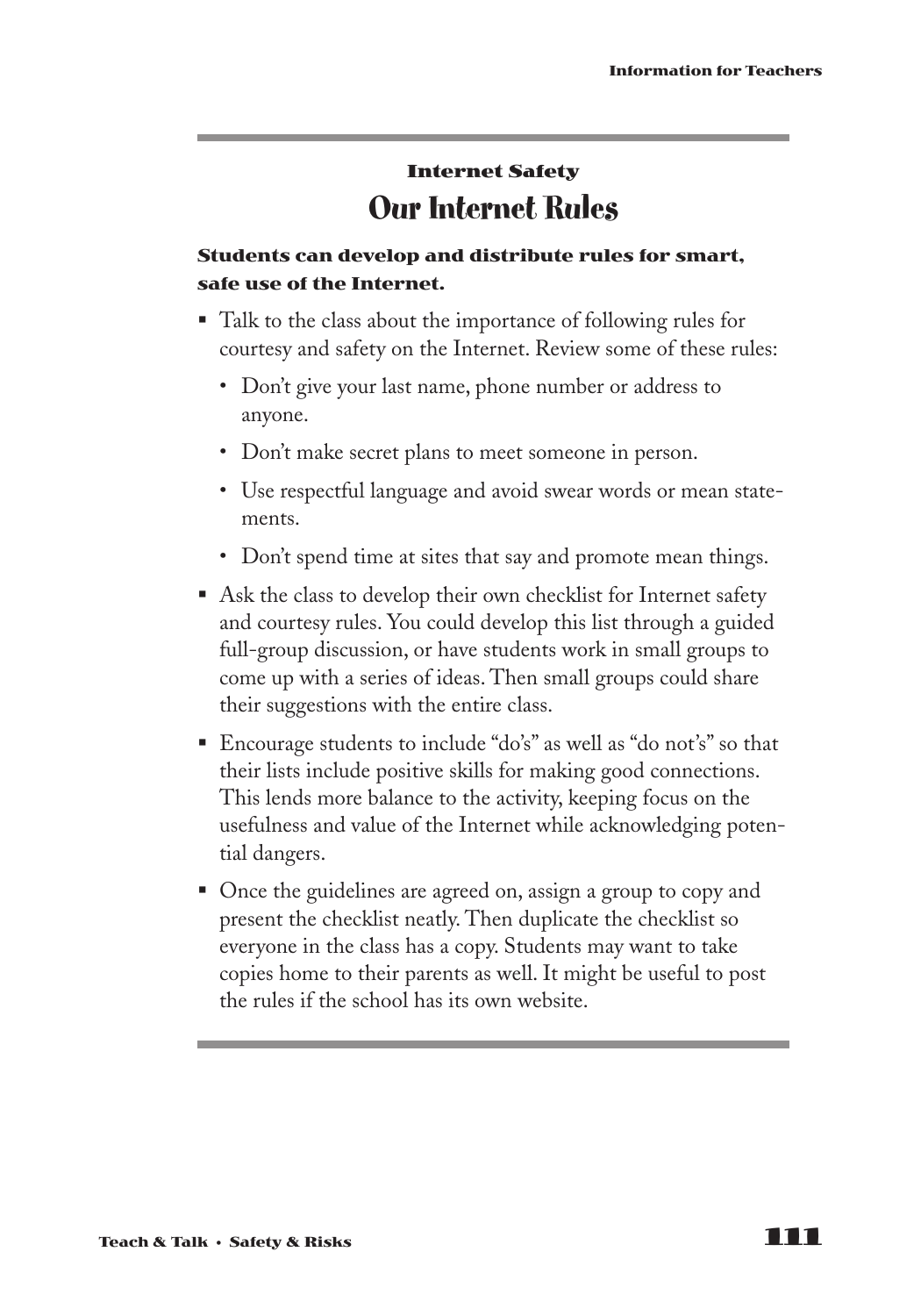### Internet Safety

## Our Internet Rules

**Students can develop and distribute rules for smart, safe use of the Internet.**

- Talk to the class about the importance of following rules for courtesy and safety on the Internet. Review some of these rules:
  - Don't give your last name, phone number or address to anyone.
  - Don't make secret plans to meet someone in person.
  - Use respectful language and avoid swear words or mean statements.
  - Don't spend time at sites that say and promote mean things.
- Ask the class to develop their own checklist for Internet safety and courtesy rules. You could develop this list through a guided full-group discussion, or have students work in small groups to come up with a series of ideas. Then small groups could share their suggestions with the entire class.
- Encourage students to include "do's" as well as "do not's" so that their lists include positive skills for making good connections. This lends more balance to the activity, keeping focus on the usefulness and value of the Internet while acknowledging potential dangers.
- Once the guidelines are agreed on, assign a group to copy and present the checklist neatly. Then duplicate the checklist so everyone in the class has a copy. Students may want to take copies home to their parents as well. It might be useful to post the rules if the school has its own website.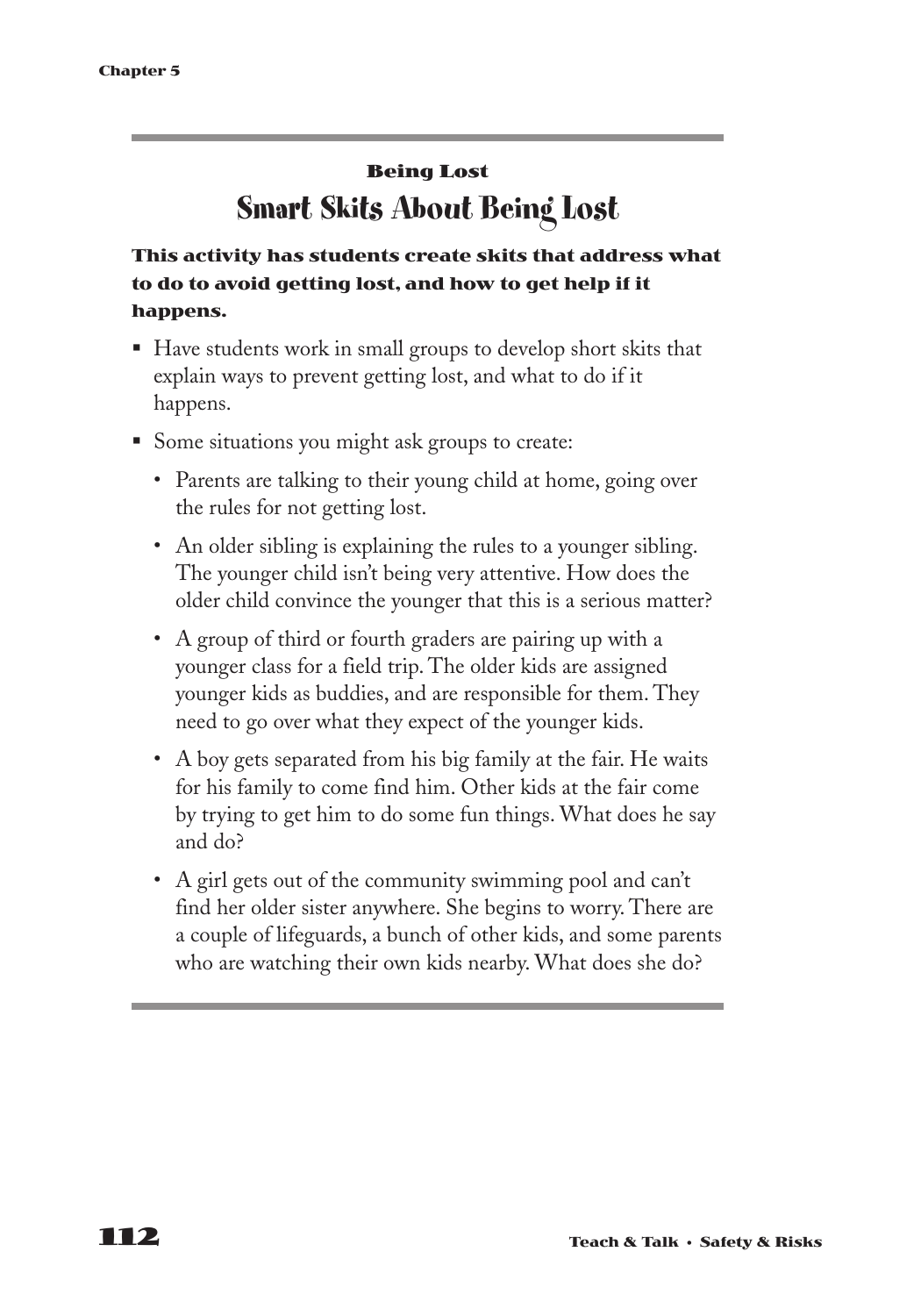### Being Lost

## Smart Skits About Being Lost

**This activity has students create skits that address what to do to avoid getting lost, and how to get help if it happens.**

- Have students work in small groups to develop short skits that explain ways to prevent getting lost, and what to do if it happens.
- Some situations you might ask groups to create:
  - Parents are talking to their young child at home, going over the rules for not getting lost.
  - An older sibling is explaining the rules to a younger sibling. The younger child isn't being very attentive. How does the older child convince the younger that this is a serious matter?
  - A group of third or fourth graders are pairing up with a younger class for a field trip. The older kids are assigned younger kids as buddies, and are responsible for them. They need to go over what they expect of the younger kids.
  - A boy gets separated from his big family at the fair. He waits for his family to come find him. Other kids at the fair come by trying to get him to do some fun things. What does he say and do?
  - A girl gets out of the community swimming pool and can't find her older sister anywhere. She begins to worry. There are a couple of lifeguards, a bunch of other kids, and some parents who are watching their own kids nearby. What does she do?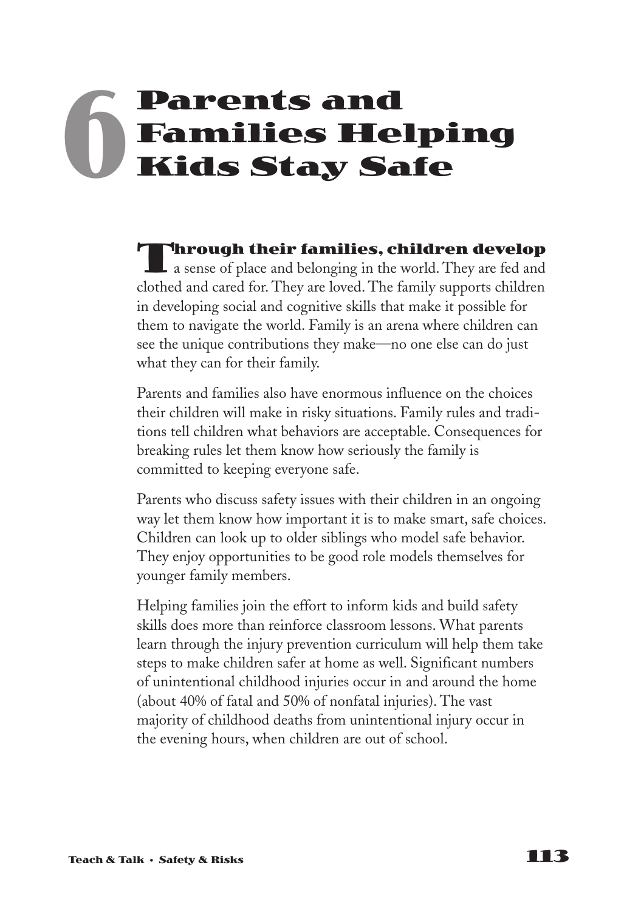# 6 Parents and Families Helping Kids Stay Safe

**Through their families, children develop** a sense of place and belonging in the world. They are fed and clothed and cared for. They are loved. The family supports children in developing social and cognitive skills that make it possible for them to navigate the world. Family is an arena where children can see the unique contributions they make—no one else can do just what they can for their family.

Parents and families also have enormous influence on the choices their children will make in risky situations. Family rules and traditions tell children what behaviors are acceptable. Consequences for breaking rules let them know how seriously the family is committed to keeping everyone safe.

Parents who discuss safety issues with their children in an ongoing way let them know how important it is to make smart, safe choices. Children can look up to older siblings who model safe behavior. They enjoy opportunities to be good role models themselves for younger family members.

Helping families join the effort to inform kids and build safety skills does more than reinforce classroom lessons. What parents learn through the injury prevention curriculum will help them take steps to make children safer at home as well. Significant numbers of unintentional childhood injuries occur in and around the home (about 40% of fatal and 50% of nonfatal injuries). The vast majority of childhood deaths from unintentional injury occur in the evening hours, when children are out of school.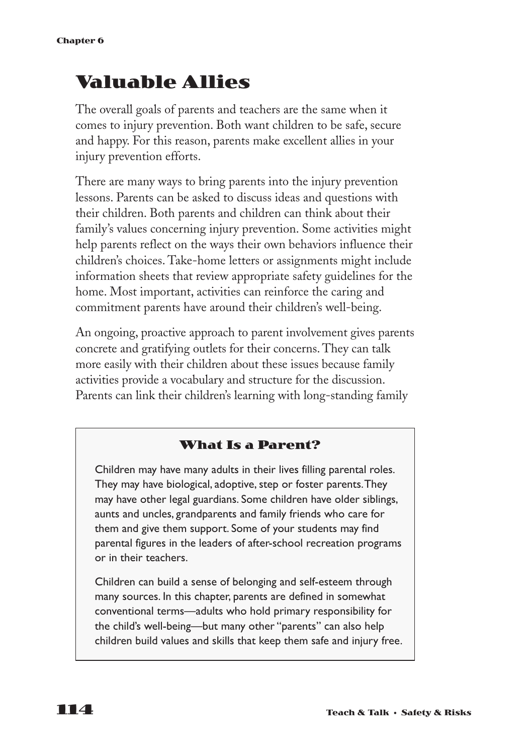# Valuable Allies

The overall goals of parents and teachers are the same when it comes to injury prevention. Both want children to be safe, secure and happy. For this reason, parents make excellent allies in your injury prevention efforts.

There are many ways to bring parents into the injury prevention lessons. Parents can be asked to discuss ideas and questions with their children. Both parents and children can think about their family's values concerning injury prevention. Some activities might help parents reflect on the ways their own behaviors influence their children's choices. Take-home letters or assignments might include information sheets that review appropriate safety guidelines for the home. Most important, activities can reinforce the caring and commitment parents have around their children's well-being.

An ongoing, proactive approach to parent involvement gives parents concrete and gratifying outlets for their concerns. They can talk more easily with their children about these issues because family activities provide a vocabulary and structure for the discussion. Parents can link their children's learning with long-standing family

### What Is a Parent?

Children may have many adults in their lives filling parental roles. They may have biological, adoptive, step or foster parents. They may have other legal guardians. Some children have older siblings, aunts and uncles, grandparents and family friends who care for them and give them support. Some of your students may find parental figures in the leaders of after-school recreation programs or in their teachers.

Children can build a sense of belonging and self-esteem through many sources. In this chapter, parents are defined in somewhat conventional terms—adults who hold primary responsibility for the child's well-being—but many other "parents" can also help children build values and skills that keep them safe and injury free.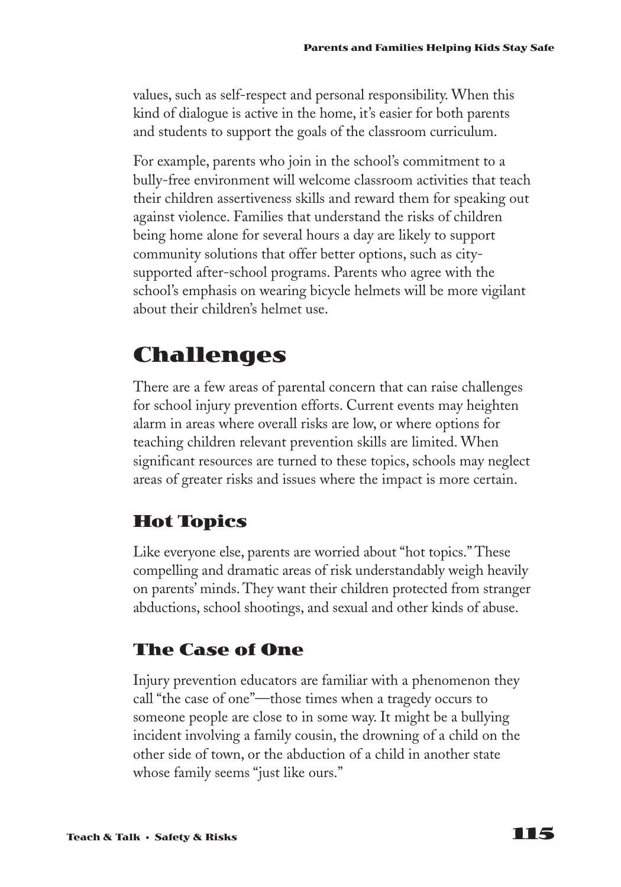values, such as self-respect and personal responsibility. When this kind of dialogue is active in the home, it's easier for both parents and students to support the goals of the classroom curriculum.

For example, parents who join in the school's commitment to a bully-free environment will welcome classroom activities that teach their children assertiveness skills and reward them for speaking out against violence. Families that understand the risks of children being home alone for several hours a day are likely to support community solutions that offer better options, such as city-supported after-school programs. Parents who agree with the school's emphasis on wearing bicycle helmets will be more vigilant about their children's helmet use.

# Challenges

There are a few areas of parental concern that can raise challenges for school injury prevention efforts. Current events may heighten alarm in areas where overall risks are low, or where options for teaching children relevant prevention skills are limited. When significant resources are turned to these topics, schools may neglect areas of greater risks and issues where the impact is more certain.

## Hot Topics

Like everyone else, parents are worried about "hot topics." These compelling and dramatic areas of risk understandably weigh heavily on parents' minds. They want their children protected from stranger abductions, school shootings, and sexual and other kinds of abuse.

## The Case of One

Injury prevention educators are familiar with a phenomenon they call "the case of one"—those times when a tragedy occurs to someone people are close to in some way. It might be a bullying incident involving a family cousin, the drowning of a child on the other side of town, or the abduction of a child in another state whose family seems "just like ours."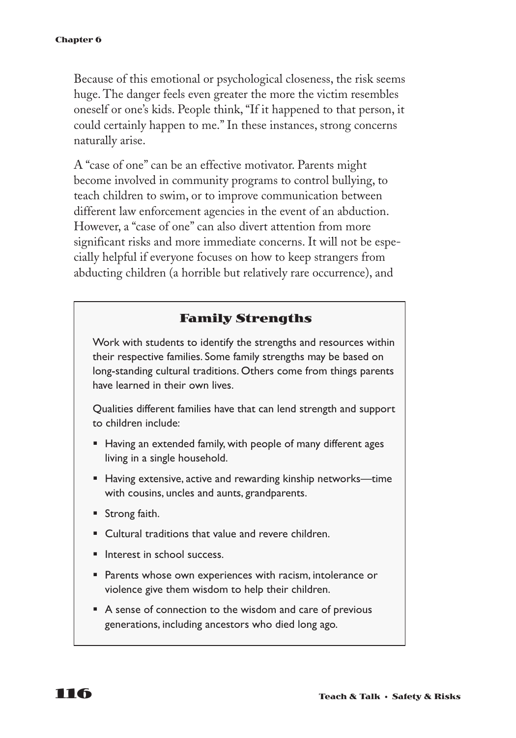Because of this emotional or psychological closeness, the risk seems huge. The danger feels even greater the more the victim resembles oneself or one's kids. People think, "If it happened to that person, it could certainly happen to me." In these instances, strong concerns naturally arise.

A "case of one" can be an effective motivator. Parents might become involved in community programs to control bullying, to teach children to swim, or to improve communication between different law enforcement agencies in the event of an abduction. However, a "case of one" can also divert attention from more significant risks and more immediate concerns. It will not be especially helpful if everyone focuses on how to keep strangers from abducting children (a horrible but relatively rare occurrence), and

### Family Strengths

Work with students to identify the strengths and resources within their respective families. Some family strengths may be based on long-standing cultural traditions. Others come from things parents have learned in their own lives.

Qualities different families have that can lend strength and support to children include:

- Having an extended family, with people of many different ages living in a single household.
- Having extensive, active and rewarding kinship networks—time with cousins, uncles and aunts, grandparents.
- Strong faith.
- Cultural traditions that value and revere children.
- Interest in school success.
- Parents whose own experiences with racism, intolerance or violence give them wisdom to help their children.
- A sense of connection to the wisdom and care of previous generations, including ancestors who died long ago.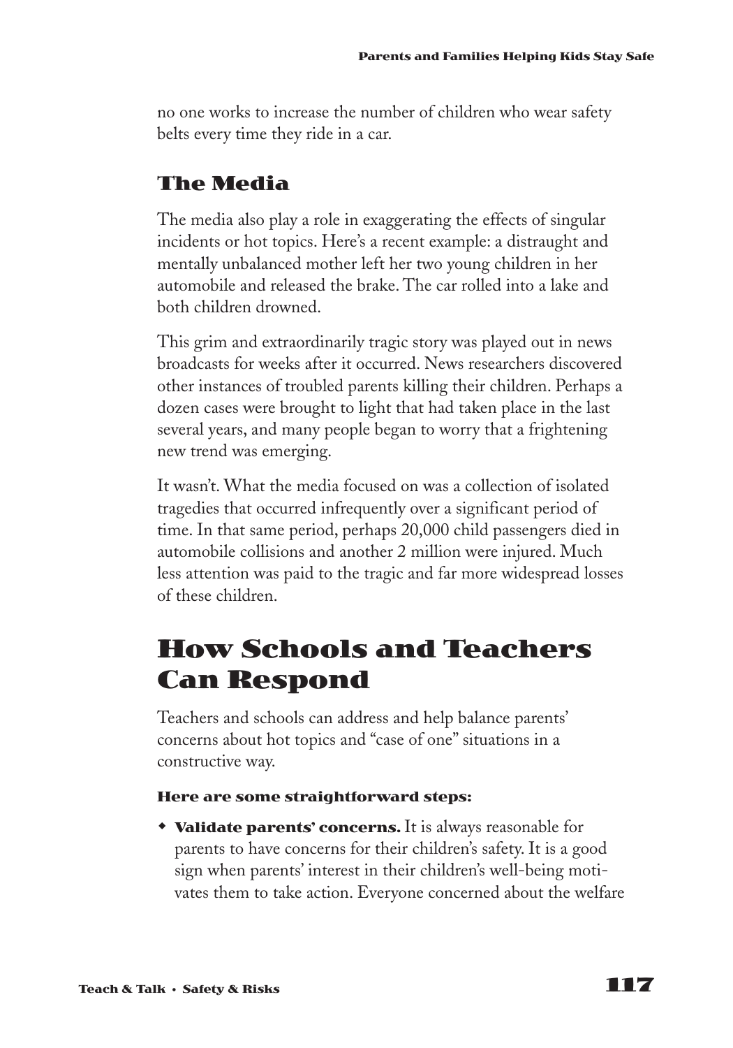no one works to increase the number of children who wear safety belts every time they ride in a car.

### The Media

The media also play a role in exaggerating the effects of singular incidents or hot topics. Here's a recent example: a distraught and mentally unbalanced mother left her two young children in her automobile and released the brake. The car rolled into a lake and both children drowned.

This grim and extraordinarily tragic story was played out in news broadcasts for weeks after it occurred. News researchers discovered other instances of troubled parents killing their children. Perhaps a dozen cases were brought to light that had taken place in the last several years, and many people began to worry that a frightening new trend was emerging.

It wasn't. What the media focused on was a collection of isolated tragedies that occurred infrequently over a significant period of time. In that same period, perhaps 20,000 child passengers died in automobile collisions and another 2 million were injured. Much less attention was paid to the tragic and far more widespread losses of these children.

## How Schools and Teachers Can Respond

Teachers and schools can address and help balance parents' concerns about hot topics and "case of one" situations in a constructive way.

**Here are some straightforward steps:**

- **Validate parents' concerns.** It is always reasonable for parents to have concerns for their children's safety. It is a good sign when parents' interest in their children's well-being motivates them to take action. Everyone concerned about the welfare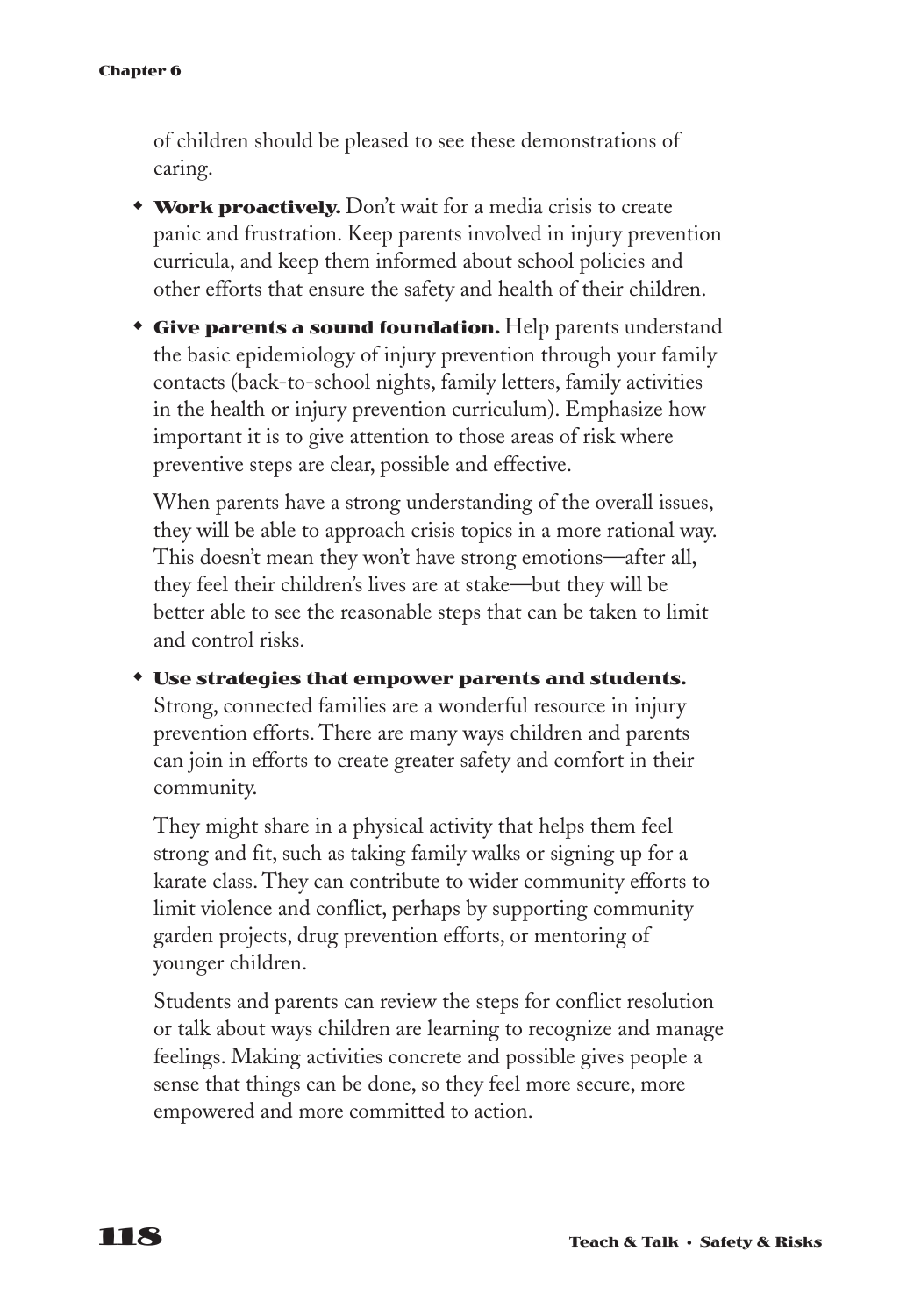of children should be pleased to see these demonstrations of caring.

- **Work proactively.** Don't wait for a media crisis to create panic and frustration. Keep parents involved in injury prevention curricula, and keep them informed about school policies and other efforts that ensure the safety and health of their children.

- **Give parents a sound foundation.** Help parents understand the basic epidemiology of injury prevention through your family contacts (back-to-school nights, family letters, family activities in the health or injury prevention curriculum). Emphasize how important it is to give attention to those areas of risk where preventive steps are clear, possible and effective.

  When parents have a strong understanding of the overall issues, they will be able to approach crisis topics in a more rational way. This doesn't mean they won't have strong emotions—after all, they feel their children's lives are at stake—but they will be better able to see the reasonable steps that can be taken to limit and control risks.

- **Use strategies that empower parents and students.** Strong, connected families are a wonderful resource in injury prevention efforts. There are many ways children and parents can join in efforts to create greater safety and comfort in their community.

  They might share in a physical activity that helps them feel strong and fit, such as taking family walks or signing up for a karate class. They can contribute to wider community efforts to limit violence and conflict, perhaps by supporting community garden projects, drug prevention efforts, or mentoring of younger children.

  Students and parents can review the steps for conflict resolution or talk about ways children are learning to recognize and manage feelings. Making activities concrete and possible gives people a sense that things can be done, so they feel more secure, more empowered and more committed to action.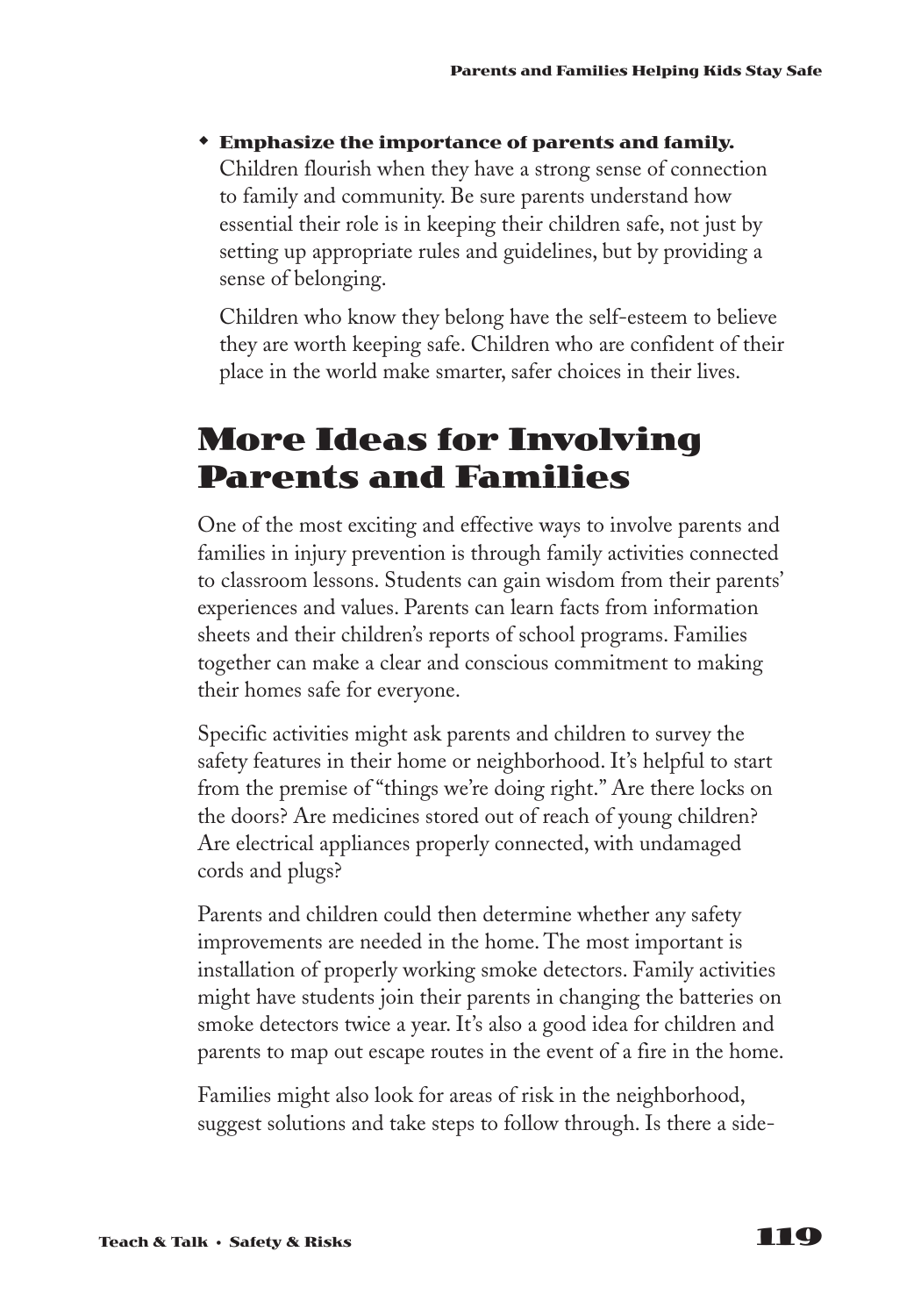- **Emphasize the importance of parents and family.** Children flourish when they have a strong sense of connection to family and community. Be sure parents understand how essential their role is in keeping their children safe, not just by setting up appropriate rules and guidelines, but by providing a sense of belonging.

  Children who know they belong have the self-esteem to believe they are worth keeping safe. Children who are confident of their place in the world make smarter, safer choices in their lives.

## More Ideas for Involving Parents and Families

One of the most exciting and effective ways to involve parents and families in injury prevention is through family activities connected to classroom lessons. Students can gain wisdom from their parents' experiences and values. Parents can learn facts from information sheets and their children's reports of school programs. Families together can make a clear and conscious commitment to making their homes safe for everyone.

Specific activities might ask parents and children to survey the safety features in their home or neighborhood. It's helpful to start from the premise of "things we're doing right." Are there locks on the doors? Are medicines stored out of reach of young children? Are electrical appliances properly connected, with undamaged cords and plugs?

Parents and children could then determine whether any safety improvements are needed in the home. The most important is installation of properly working smoke detectors. Family activities might have students join their parents in changing the batteries on smoke detectors twice a year. It's also a good idea for children and parents to map out escape routes in the event of a fire in the home.

Families might also look for areas of risk in the neighborhood, suggest solutions and take steps to follow through. Is there a side-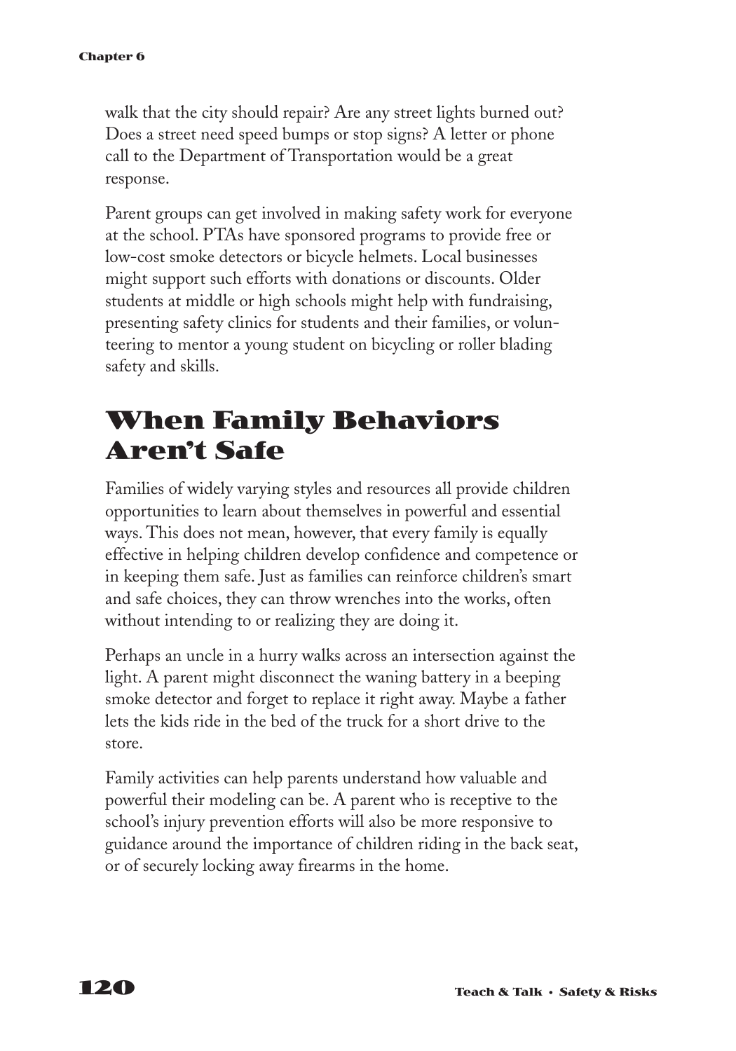walk that the city should repair? Are any street lights burned out? Does a street need speed bumps or stop signs? A letter or phone call to the Department of Transportation would be a great response.

Parent groups can get involved in making safety work for everyone at the school. PTAs have sponsored programs to provide free or low-cost smoke detectors or bicycle helmets. Local businesses might support such efforts with donations or discounts. Older students at middle or high schools might help with fundraising, presenting safety clinics for students and their families, or volunteering to mentor a young student on bicycling or roller blading safety and skills.

## When Family Behaviors Aren't Safe

Families of widely varying styles and resources all provide children opportunities to learn about themselves in powerful and essential ways. This does not mean, however, that every family is equally effective in helping children develop confidence and competence or in keeping them safe. Just as families can reinforce children's smart and safe choices, they can throw wrenches into the works, often without intending to or realizing they are doing it.

Perhaps an uncle in a hurry walks across an intersection against the light. A parent might disconnect the waning battery in a beeping smoke detector and forget to replace it right away. Maybe a father lets the kids ride in the bed of the truck for a short drive to the store.

Family activities can help parents understand how valuable and powerful their modeling can be. A parent who is receptive to the school's injury prevention efforts will also be more responsive to guidance around the importance of children riding in the back seat, or of securely locking away firearms in the home.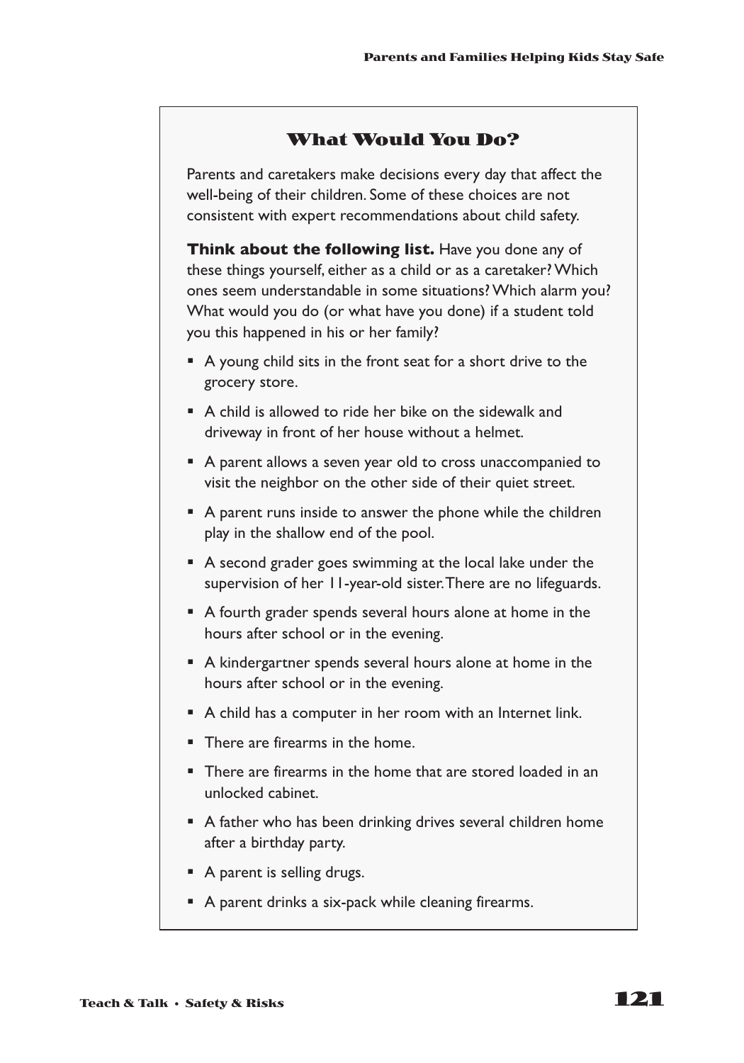## What Would You Do?

Parents and caretakers make decisions every day that affect the well-being of their children. Some of these choices are not consistent with expert recommendations about child safety.

**Think about the following list.** Have you done any of these things yourself, either as a child or as a caretaker? Which ones seem understandable in some situations? Which alarm you? What would you do (or what have you done) if a student told you this happened in his or her family?

- A young child sits in the front seat for a short drive to the grocery store.
- A child is allowed to ride her bike on the sidewalk and driveway in front of her house without a helmet.
- A parent allows a seven year old to cross unaccompanied to visit the neighbor on the other side of their quiet street.
- A parent runs inside to answer the phone while the children play in the shallow end of the pool.
- A second grader goes swimming at the local lake under the supervision of her 11-year-old sister. There are no lifeguards.
- A fourth grader spends several hours alone at home in the hours after school or in the evening.
- A kindergartner spends several hours alone at home in the hours after school or in the evening.
- A child has a computer in her room with an Internet link.
- There are firearms in the home.
- There are firearms in the home that are stored loaded in an unlocked cabinet.
- A father who has been drinking drives several children home after a birthday party.
- A parent is selling drugs.
- A parent drinks a six-pack while cleaning firearms.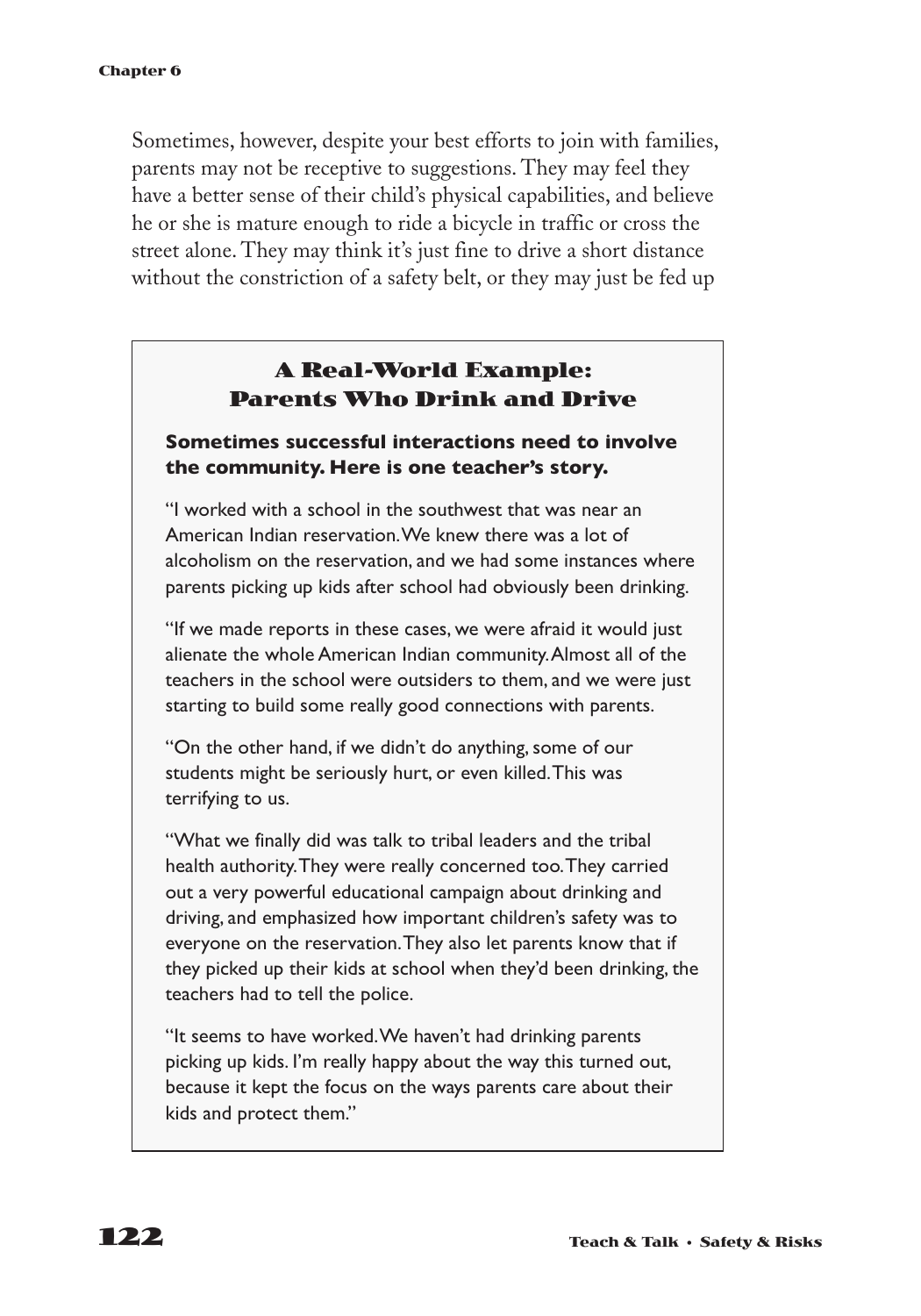Sometimes, however, despite your best efforts to join with families, parents may not be receptive to suggestions. They may feel they have a better sense of their child's physical capabilities, and believe he or she is mature enough to ride a bicycle in traffic or cross the street alone. They may think it's just fine to drive a short distance without the constriction of a safety belt, or they may just be fed up

### A Real-World Example: Parents Who Drink and Drive

**Sometimes successful interactions need to involve the community. Here is one teacher's story.**

"I worked with a school in the southwest that was near an American Indian reservation. We knew there was a lot of alcoholism on the reservation, and we had some instances where parents picking up kids after school had obviously been drinking.

"If we made reports in these cases, we were afraid it would just alienate the whole American Indian community. Almost all of the teachers in the school were outsiders to them, and we were just starting to build some really good connections with parents.

"On the other hand, if we didn't do anything, some of our students might be seriously hurt, or even killed. This was terrifying to us.

"What we finally did was talk to tribal leaders and the tribal health authority. They were really concerned too. They carried out a very powerful educational campaign about drinking and driving, and emphasized how important children's safety was to everyone on the reservation. They also let parents know that if they picked up their kids at school when they'd been drinking, the teachers had to tell the police.

"It seems to have worked. We haven't had drinking parents picking up kids. I'm really happy about the way this turned out, because it kept the focus on the ways parents care about their kids and protect them."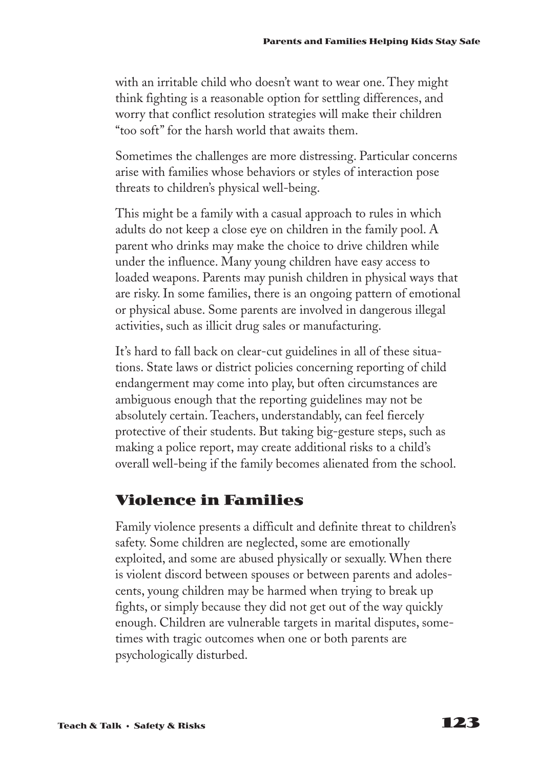with an irritable child who doesn't want to wear one. They might think fighting is a reasonable option for settling differences, and worry that conflict resolution strategies will make their children "too soft" for the harsh world that awaits them.

Sometimes the challenges are more distressing. Particular concerns arise with families whose behaviors or styles of interaction pose threats to children's physical well-being.

This might be a family with a casual approach to rules in which adults do not keep a close eye on children in the family pool. A parent who drinks may make the choice to drive children while under the influence. Many young children have easy access to loaded weapons. Parents may punish children in physical ways that are risky. In some families, there is an ongoing pattern of emotional or physical abuse. Some parents are involved in dangerous illegal activities, such as illicit drug sales or manufacturing.

It's hard to fall back on clear-cut guidelines in all of these situations. State laws or district policies concerning reporting of child endangerment may come into play, but often circumstances are ambiguous enough that the reporting guidelines may not be absolutely certain. Teachers, understandably, can feel fiercely protective of their students. But taking big-gesture steps, such as making a police report, may create additional risks to a child's overall well-being if the family becomes alienated from the school.

## Violence in Families

Family violence presents a difficult and definite threat to children's safety. Some children are neglected, some are emotionally exploited, and some are abused physically or sexually. When there is violent discord between spouses or between parents and adolescents, young children may be harmed when trying to break up fights, or simply because they did not get out of the way quickly enough. Children are vulnerable targets in marital disputes, sometimes with tragic outcomes when one or both parents are psychologically disturbed.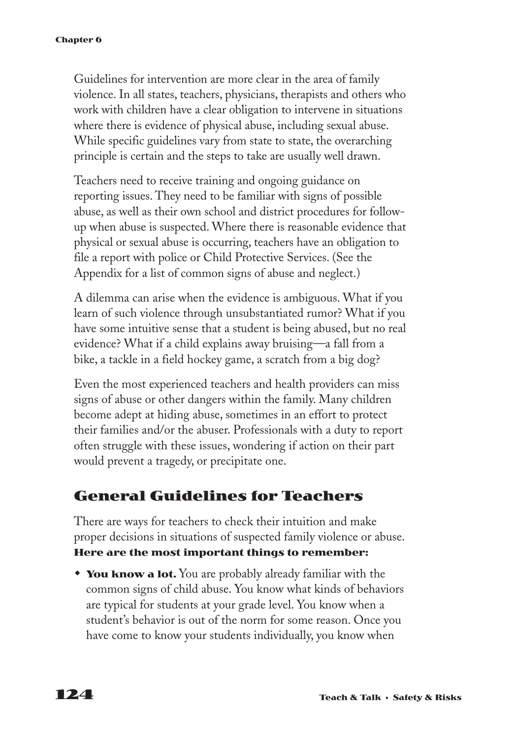Guidelines for intervention are more clear in the area of family violence. In all states, teachers, physicians, therapists and others who work with children have a clear obligation to intervene in situations where there is evidence of physical abuse, including sexual abuse. While specific guidelines vary from state to state, the overarching principle is certain and the steps to take are usually well drawn.

Teachers need to receive training and ongoing guidance on reporting issues. They need to be familiar with signs of possible abuse, as well as their own school and district procedures for follow-up when abuse is suspected. Where there is reasonable evidence that physical or sexual abuse is occurring, teachers have an obligation to file a report with police or Child Protective Services. (See the Appendix for a list of common signs of abuse and neglect.)

A dilemma can arise when the evidence is ambiguous. What if you learn of such violence through unsubstantiated rumor? What if you have some intuitive sense that a student is being abused, but no real evidence? What if a child explains away bruising—a fall from a bike, a tackle in a field hockey game, a scratch from a big dog?

Even the most experienced teachers and health providers can miss signs of abuse or other dangers within the family. Many children become adept at hiding abuse, sometimes in an effort to protect their families and/or the abuser. Professionals with a duty to report often struggle with these issues, wondering if action on their part would prevent a tragedy, or precipitate one.

## General Guidelines for Teachers

There are ways for teachers to check their intuition and make proper decisions in situations of suspected family violence or abuse. **Here are the most important things to remember:**

- **You know a lot.** You are probably already familiar with the common signs of child abuse. You know what kinds of behaviors are typical for students at your grade level. You know when a student's behavior is out of the norm for some reason. Once you have come to know your students individually, you know when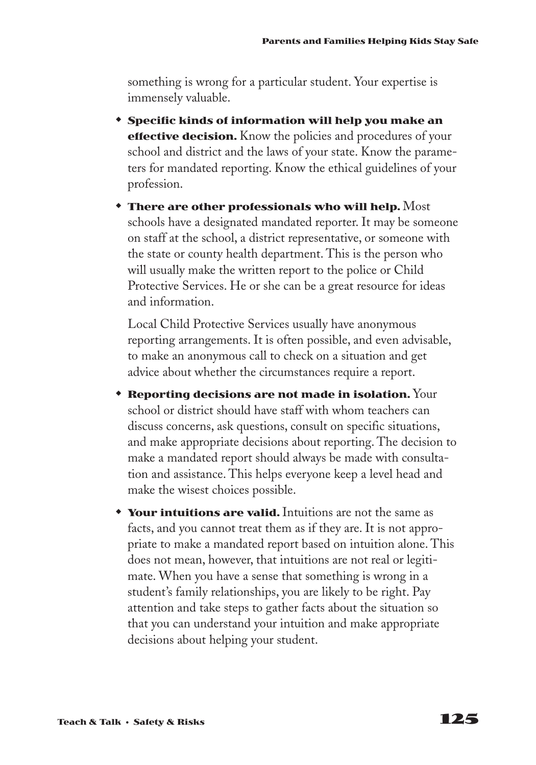something is wrong for a particular student. Your expertise is immensely valuable.

- **Specific kinds of information will help you make an effective decision.** Know the policies and procedures of your school and district and the laws of your state. Know the parameters for mandated reporting. Know the ethical guidelines of your profession.
- **There are other professionals who will help.** Most schools have a designated mandated reporter. It may be someone on staff at the school, a district representative, or someone with the state or county health department. This is the person who will usually make the written report to the police or Child Protective Services. He or she can be a great resource for ideas and information.

  Local Child Protective Services usually have anonymous reporting arrangements. It is often possible, and even advisable, to make an anonymous call to check on a situation and get advice about whether the circumstances require a report.
- **Reporting decisions are not made in isolation.** Your school or district should have staff with whom teachers can discuss concerns, ask questions, consult on specific situations, and make appropriate decisions about reporting. The decision to make a mandated report should always be made with consultation and assistance. This helps everyone keep a level head and make the wisest choices possible.
- **Your intuitions are valid.** Intuitions are not the same as facts, and you cannot treat them as if they are. It is not appropriate to make a mandated report based on intuition alone. This does not mean, however, that intuitions are not real or legitimate. When you have a sense that something is wrong in a student's family relationships, you are likely to be right. Pay attention and take steps to gather facts about the situation so that you can understand your intuition and make appropriate decisions about helping your student.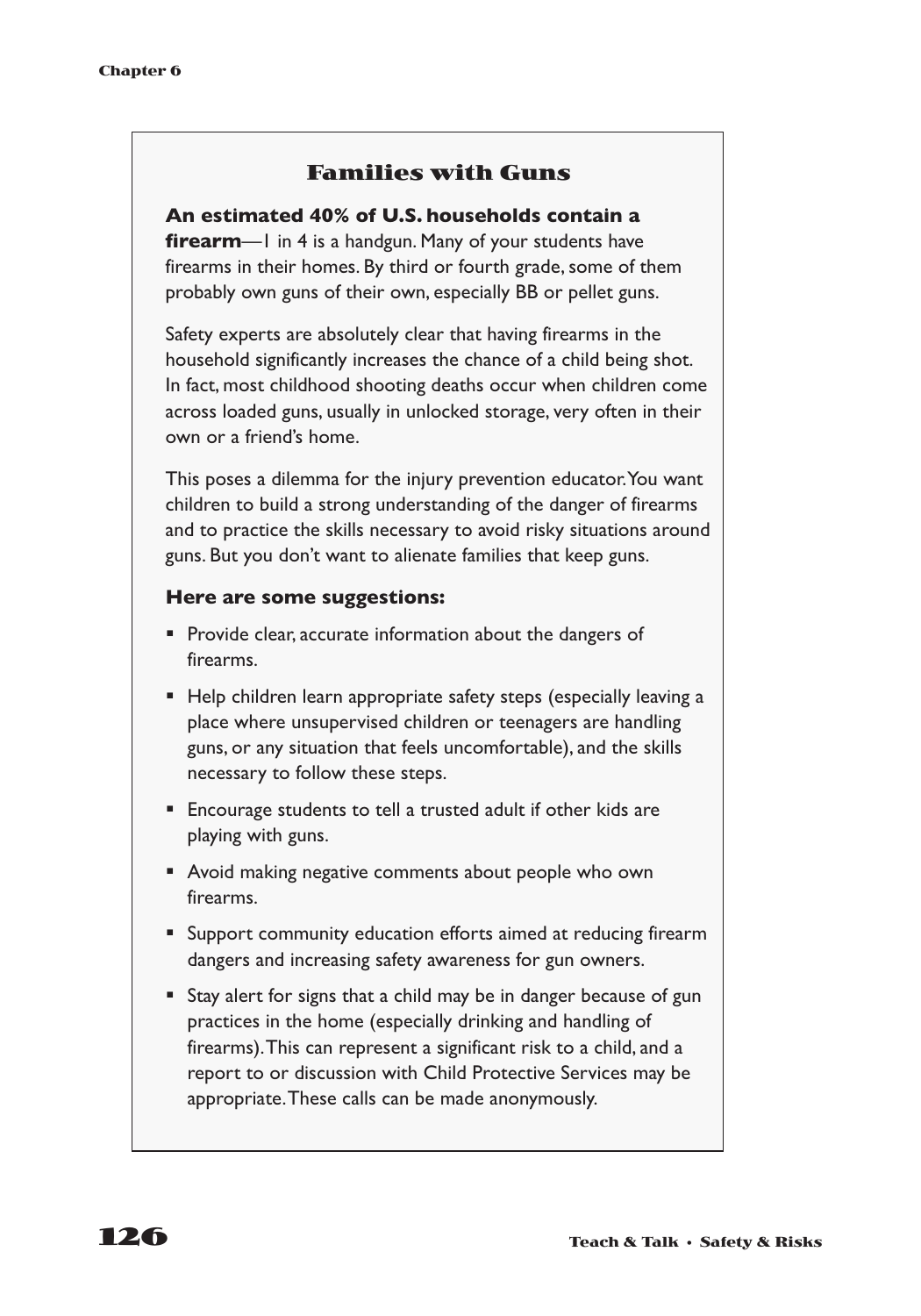## Families with Guns

**An estimated 40% of U.S. households contain a firearm**—1 in 4 is a handgun. Many of your students have firearms in their homes. By third or fourth grade, some of them probably own guns of their own, especially BB or pellet guns.

Safety experts are absolutely clear that having firearms in the household significantly increases the chance of a child being shot. In fact, most childhood shooting deaths occur when children come across loaded guns, usually in unlocked storage, very often in their own or a friend's home.

This poses a dilemma for the injury prevention educator. You want children to build a strong understanding of the danger of firearms and to practice the skills necessary to avoid risky situations around guns. But you don't want to alienate families that keep guns.

**Here are some suggestions:**

- Provide clear, accurate information about the dangers of firearms.
- Help children learn appropriate safety steps (especially leaving a place where unsupervised children or teenagers are handling guns, or any situation that feels uncomfortable), and the skills necessary to follow these steps.
- Encourage students to tell a trusted adult if other kids are playing with guns.
- Avoid making negative comments about people who own firearms.
- Support community education efforts aimed at reducing firearm dangers and increasing safety awareness for gun owners.
- Stay alert for signs that a child may be in danger because of gun practices in the home (especially drinking and handling of firearms). This can represent a significant risk to a child, and a report to or discussion with Child Protective Services may be appropriate. These calls can be made anonymously.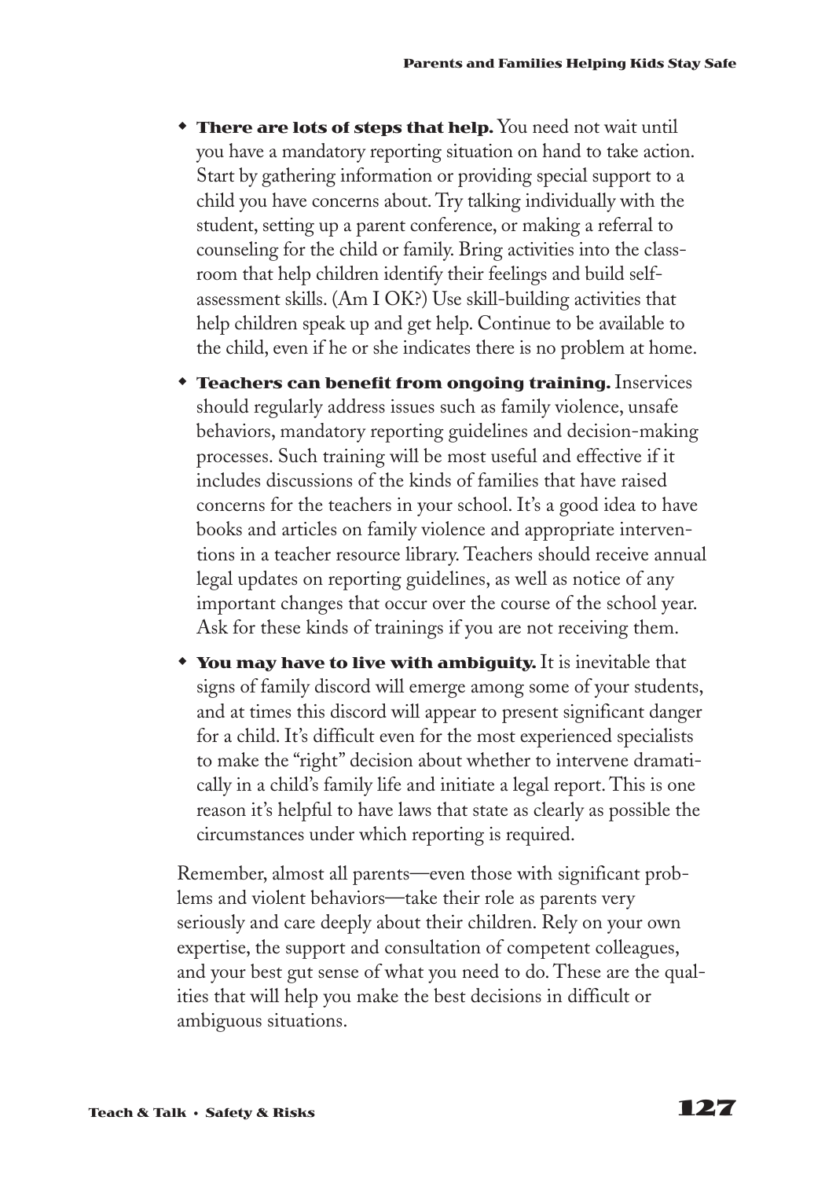- **There are lots of steps that help.** You need not wait until you have a mandatory reporting situation on hand to take action. Start by gathering information or providing special support to a child you have concerns about. Try talking individually with the student, setting up a parent conference, or making a referral to counseling for the child or family. Bring activities into the classroom that help children identify their feelings and build self-assessment skills. (Am I OK?) Use skill-building activities that help children speak up and get help. Continue to be available to the child, even if he or she indicates there is no problem at home.
- **Teachers can benefit from ongoing training.** Inservices should regularly address issues such as family violence, unsafe behaviors, mandatory reporting guidelines and decision-making processes. Such training will be most useful and effective if it includes discussions of the kinds of families that have raised concerns for the teachers in your school. It's a good idea to have books and articles on family violence and appropriate interventions in a teacher resource library. Teachers should receive annual legal updates on reporting guidelines, as well as notice of any important changes that occur over the course of the school year. Ask for these kinds of trainings if you are not receiving them.
- **You may have to live with ambiguity.** It is inevitable that signs of family discord will emerge among some of your students, and at times this discord will appear to present significant danger for a child. It's difficult even for the most experienced specialists to make the "right" decision about whether to intervene dramatically in a child's family life and initiate a legal report. This is one reason it's helpful to have laws that state as clearly as possible the circumstances under which reporting is required.

Remember, almost all parents—even those with significant problems and violent behaviors—take their role as parents very seriously and care deeply about their children. Rely on your own expertise, the support and consultation of competent colleagues, and your best gut sense of what you need to do. These are the qualities that will help you make the best decisions in difficult or ambiguous situations.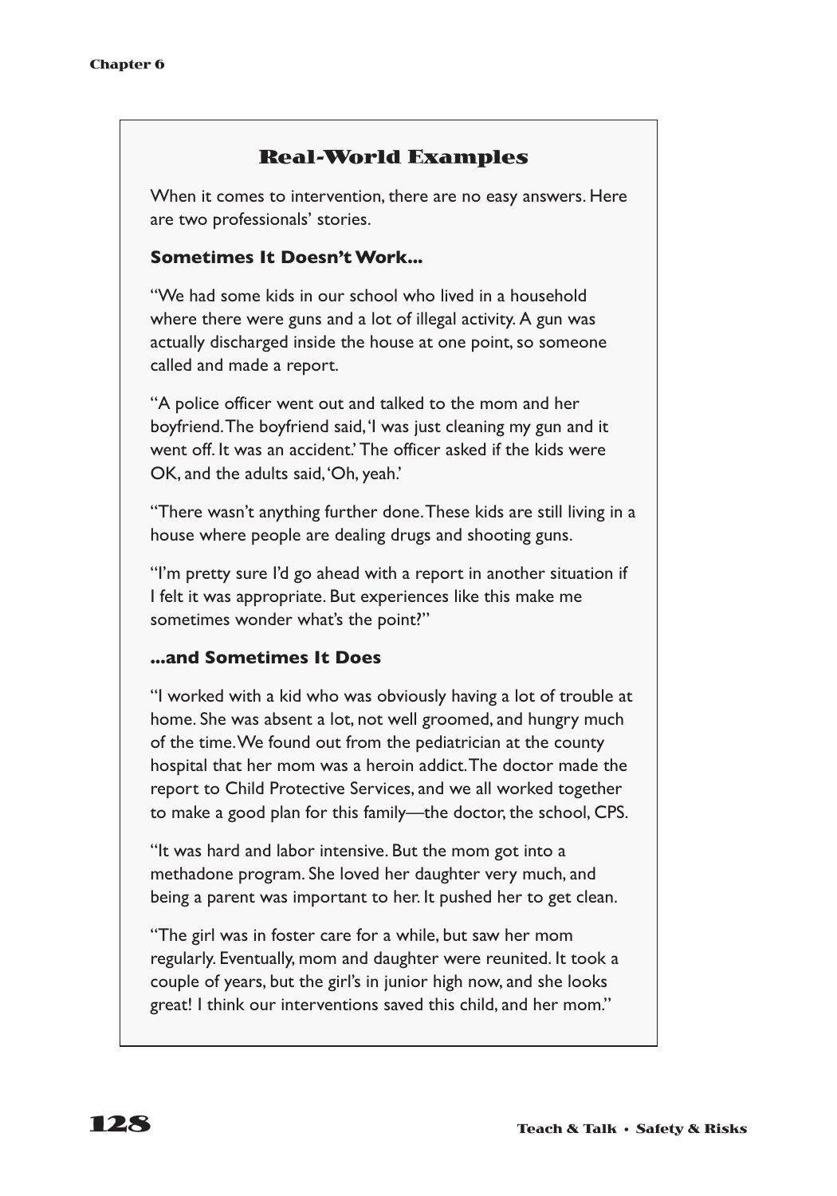## Real-World Examples

When it comes to intervention, there are no easy answers. Here are two professionals' stories.

### Sometimes It Doesn't Work...

"We had some kids in our school who lived in a household where there were guns and a lot of illegal activity. A gun was actually discharged inside the house at one point, so someone called and made a report.

"A police officer went out and talked to the mom and her boyfriend. The boyfriend said, 'I was just cleaning my gun and it went off. It was an accident.' The officer asked if the kids were OK, and the adults said, 'Oh, yeah.'

"There wasn't anything further done. These kids are still living in a house where people are dealing drugs and shooting guns.

"I'm pretty sure I'd go ahead with a report in another situation if I felt it was appropriate. But experiences like this make me sometimes wonder what's the point?"

### ...and Sometimes It Does

"I worked with a kid who was obviously having a lot of trouble at home. She was absent a lot, not well groomed, and hungry much of the time. We found out from the pediatrician at the county hospital that her mom was a heroin addict. The doctor made the report to Child Protective Services, and we all worked together to make a good plan for this family—the doctor, the school, CPS.

"It was hard and labor intensive. But the mom got into a methadone program. She loved her daughter very much, and being a parent was important to her. It pushed her to get clean.

"The girl was in foster care for a while, but saw her mom regularly. Eventually, mom and daughter were reunited. It took a couple of years, but the girl's in junior high now, and she looks great! I think our interventions saved this child, and her mom."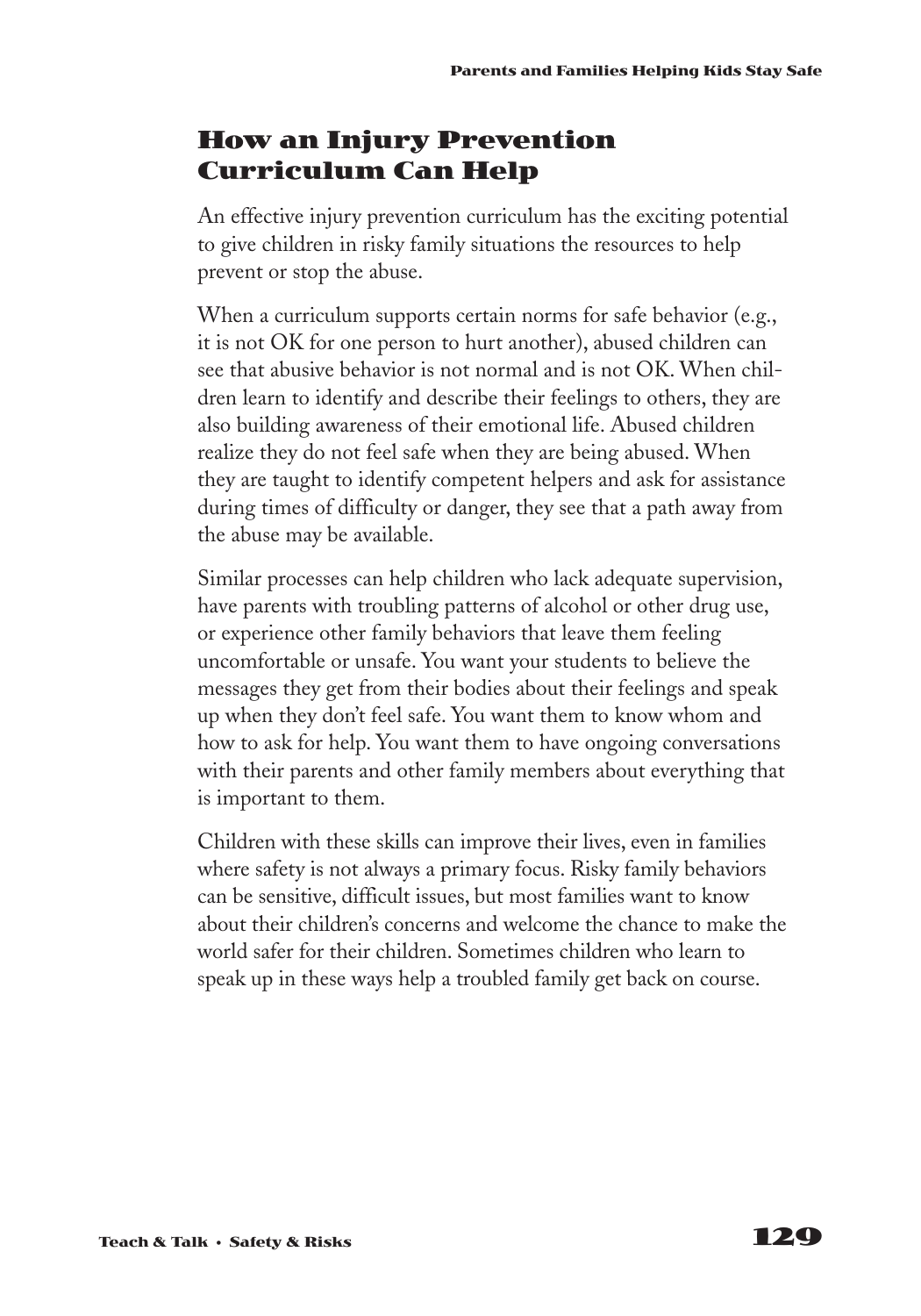## How an Injury Prevention Curriculum Can Help

An effective injury prevention curriculum has the exciting potential to give children in risky family situations the resources to help prevent or stop the abuse.

When a curriculum supports certain norms for safe behavior (e.g., it is not OK for one person to hurt another), abused children can see that abusive behavior is not normal and is not OK. When children learn to identify and describe their feelings to others, they are also building awareness of their emotional life. Abused children realize they do not feel safe when they are being abused. When they are taught to identify competent helpers and ask for assistance during times of difficulty or danger, they see that a path away from the abuse may be available.

Similar processes can help children who lack adequate supervision, have parents with troubling patterns of alcohol or other drug use, or experience other family behaviors that leave them feeling uncomfortable or unsafe. You want your students to believe the messages they get from their bodies about their feelings and speak up when they don't feel safe. You want them to know whom and how to ask for help. You want them to have ongoing conversations with their parents and other family members about everything that is important to them.

Children with these skills can improve their lives, even in families where safety is not always a primary focus. Risky family behaviors can be sensitive, difficult issues, but most families want to know about their children's concerns and welcome the chance to make the world safer for their children. Sometimes children who learn to speak up in these ways help a troubled family get back on course.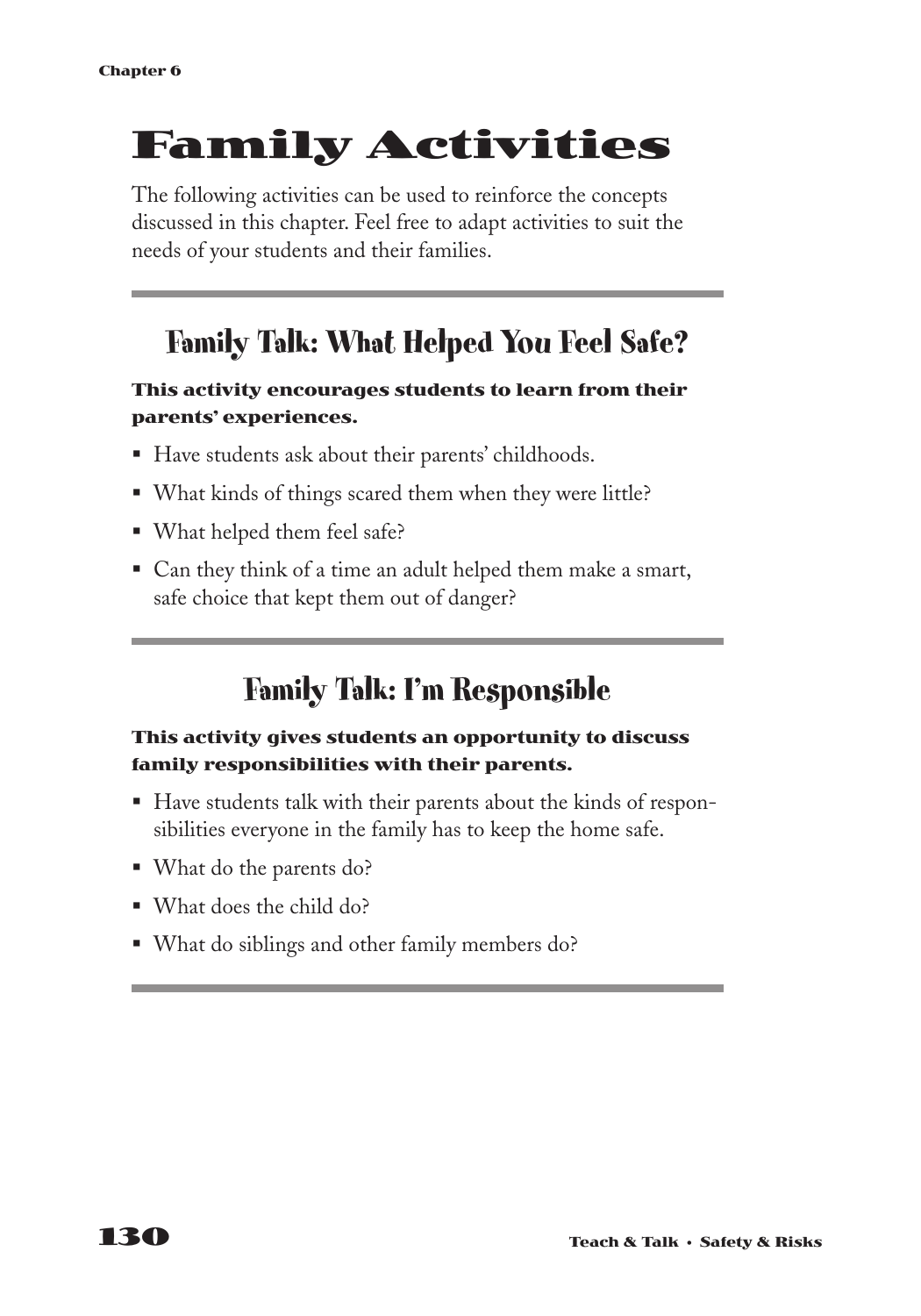# Family Activities

The following activities can be used to reinforce the concepts discussed in this chapter. Feel free to adapt activities to suit the needs of your students and their families.

## Family Talk: What Helped You Feel Safe?

**This activity encourages students to learn from their parents' experiences.**

- Have students ask about their parents' childhoods.
- What kinds of things scared them when they were little?
- What helped them feel safe?
- Can they think of a time an adult helped them make a smart, safe choice that kept them out of danger?

## Family Talk: I'm Responsible

**This activity gives students an opportunity to discuss family responsibilities with their parents.**

- Have students talk with their parents about the kinds of responsibilities everyone in the family has to keep the home safe.
- What do the parents do?
- What does the child do?
- What do siblings and other family members do?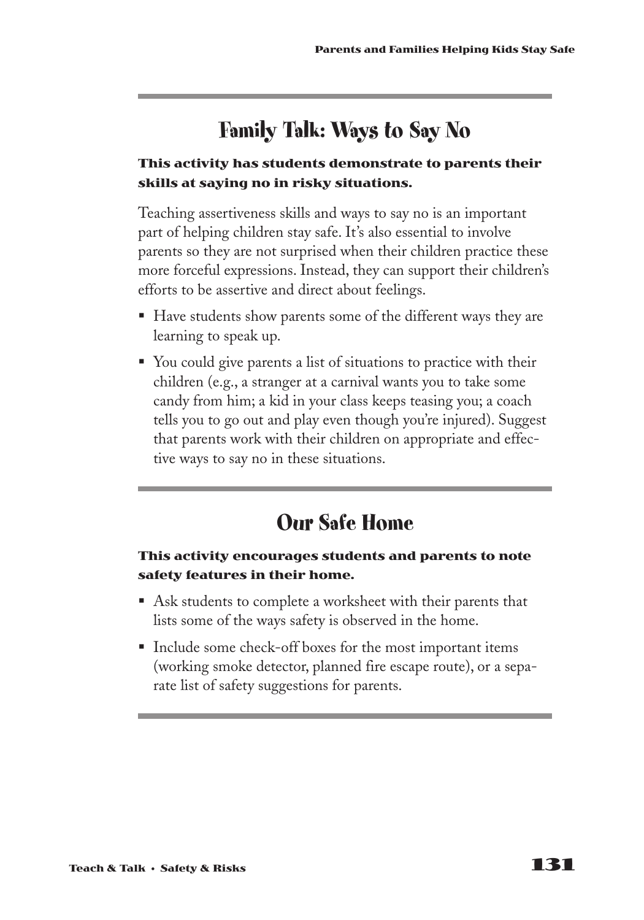## Family Talk: Ways to Say No

**This activity has students demonstrate to parents their skills at saying no in risky situations.**

Teaching assertiveness skills and ways to say no is an important part of helping children stay safe. It's also essential to involve parents so they are not surprised when their children practice these more forceful expressions. Instead, they can support their children's efforts to be assertive and direct about feelings.

- Have students show parents some of the different ways they are learning to speak up.
- You could give parents a list of situations to practice with their children (e.g., a stranger at a carnival wants you to take some candy from him; a kid in your class keeps teasing you; a coach tells you to go out and play even though you're injured). Suggest that parents work with their children on appropriate and effective ways to say no in these situations.

## Our Safe Home

**This activity encourages students and parents to note safety features in their home.**

- Ask students to complete a worksheet with their parents that lists some of the ways safety is observed in the home.
- Include some check-off boxes for the most important items (working smoke detector, planned fire escape route), or a separate list of safety suggestions for parents.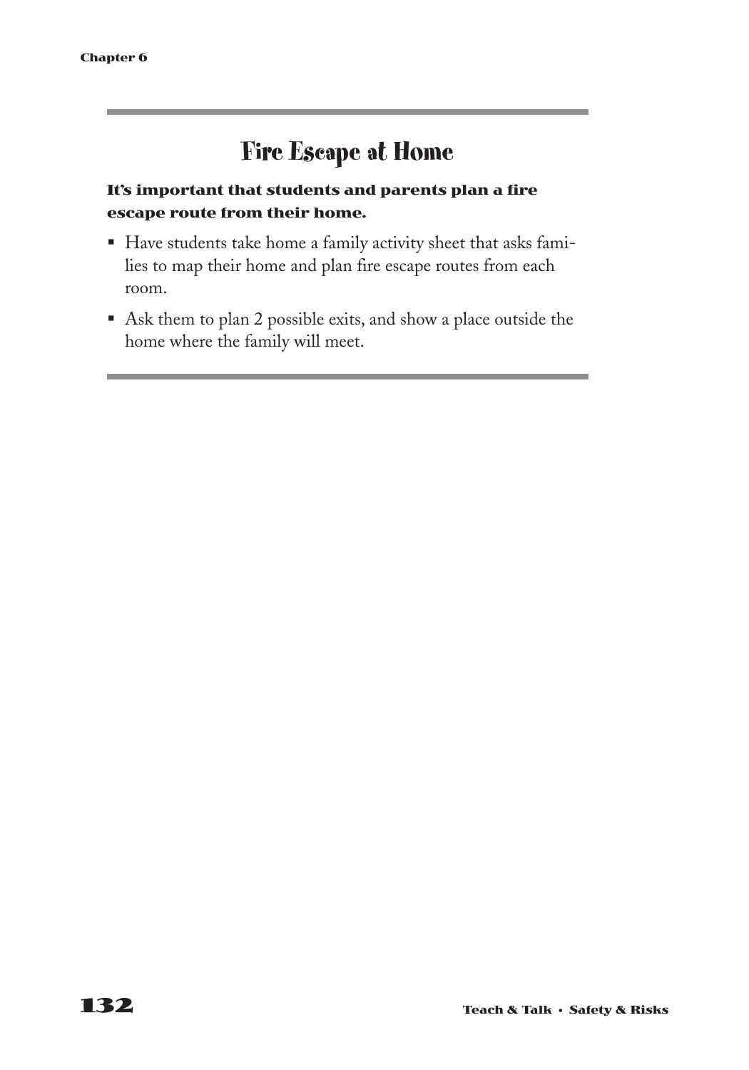## Fire Escape at Home

**It's important that students and parents plan a fire escape route from their home.**

- Have students take home a family activity sheet that asks families to map their home and plan fire escape routes from each room.
- Ask them to plan 2 possible exits, and show a place outside the home where the family will meet.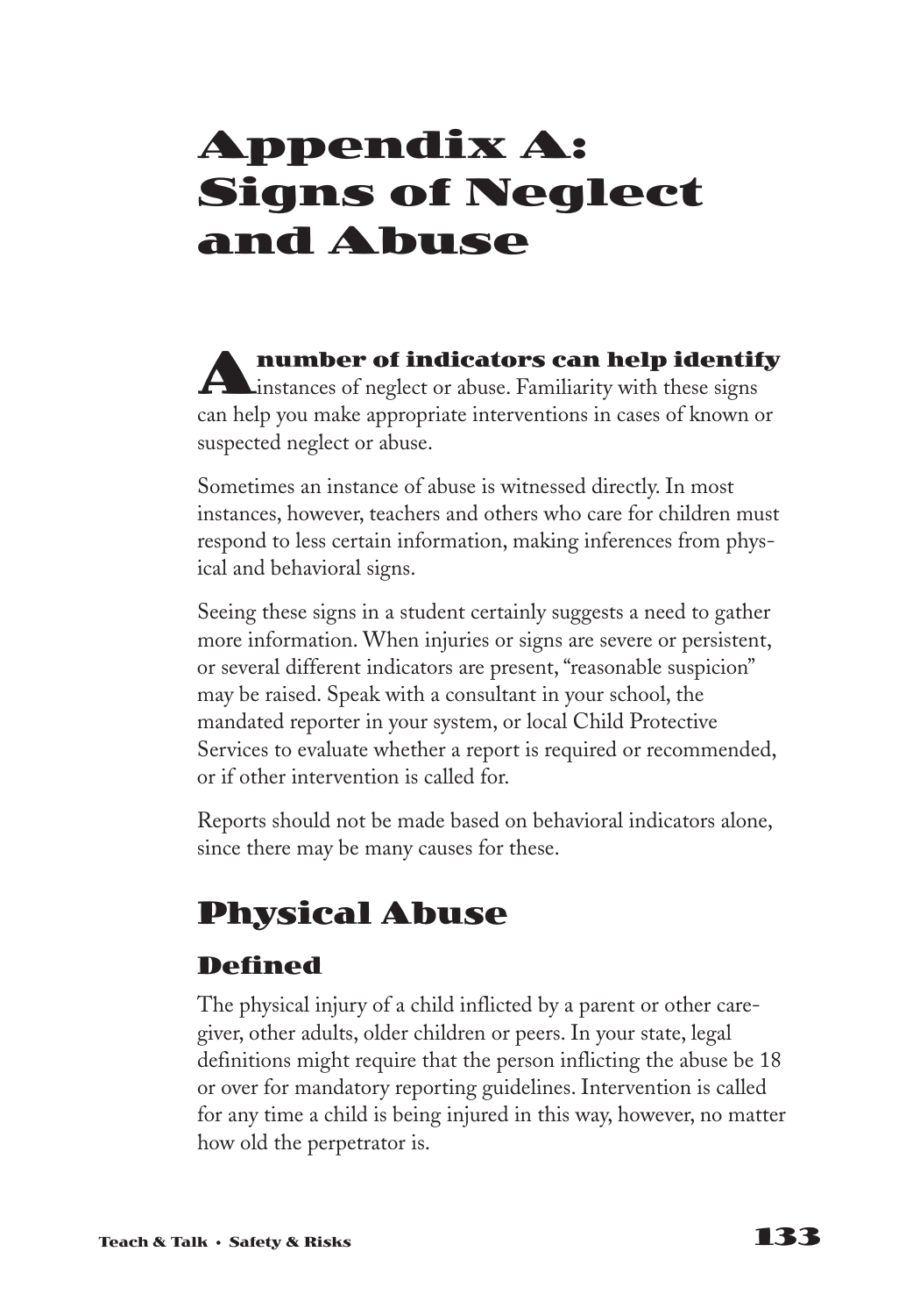# Appendix A: Signs of Neglect and Abuse

**A number of indicators can help identify** instances of neglect or abuse. Familiarity with these signs can help you make appropriate interventions in cases of known or suspected neglect or abuse.

Sometimes an instance of abuse is witnessed directly. In most instances, however, teachers and others who care for children must respond to less certain information, making inferences from physical and behavioral signs.

Seeing these signs in a student certainly suggests a need to gather more information. When injuries or signs are severe or persistent, or several different indicators are present, "reasonable suspicion" may be raised. Speak with a consultant in your school, the mandated reporter in your system, or local Child Protective Services to evaluate whether a report is required or recommended, or if other intervention is called for.

Reports should not be made based on behavioral indicators alone, since there may be many causes for these.

## Physical Abuse

### Defined

The physical injury of a child inflicted by a parent or other caregiver, other adults, older children or peers. In your state, legal definitions might require that the person inflicting the abuse be 18 or over for mandatory reporting guidelines. Intervention is called for any time a child is being injured in this way, however, no matter how old the perpetrator is.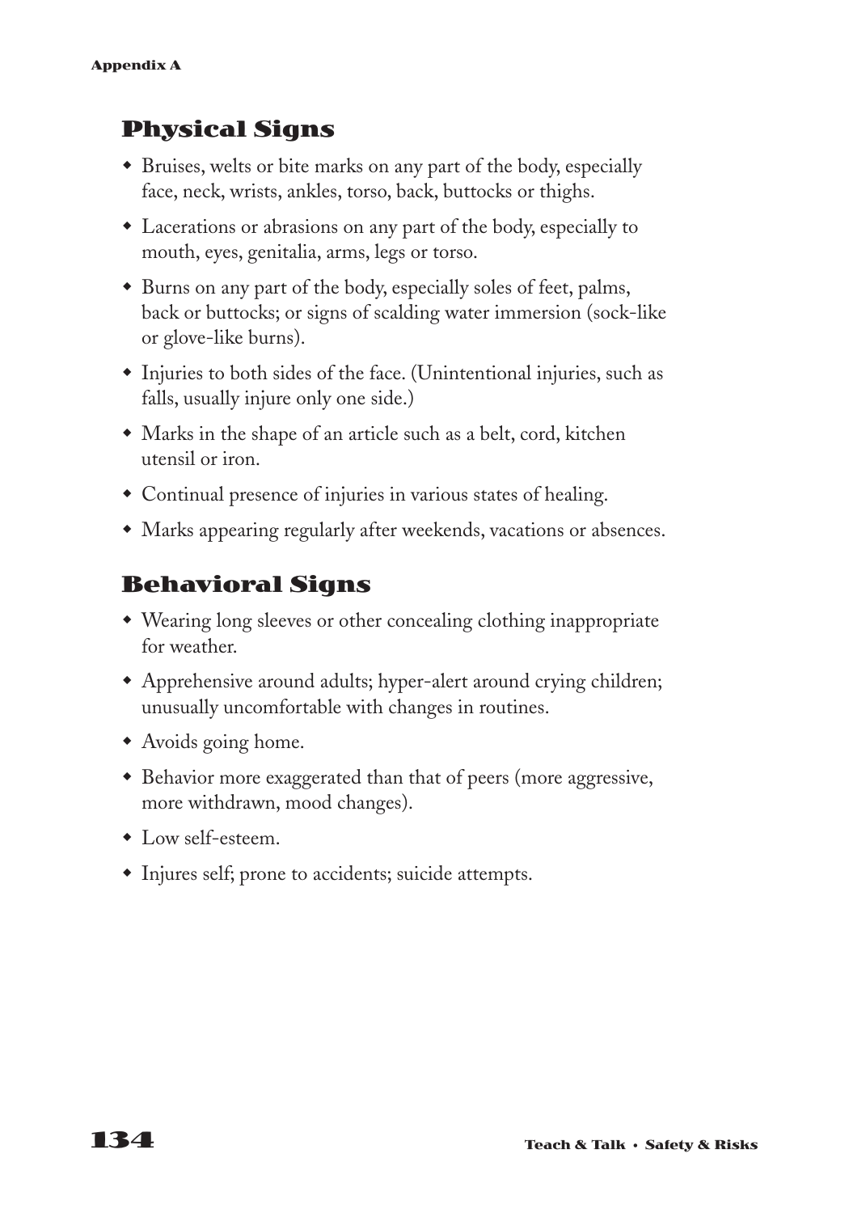## Physical Signs

- Bruises, welts or bite marks on any part of the body, especially face, neck, wrists, ankles, torso, back, buttocks or thighs.
- Lacerations or abrasions on any part of the body, especially to mouth, eyes, genitalia, arms, legs or torso.
- Burns on any part of the body, especially soles of feet, palms, back or buttocks; or signs of scalding water immersion (sock-like or glove-like burns).
- Injuries to both sides of the face. (Unintentional injuries, such as falls, usually injure only one side.)
- Marks in the shape of an article such as a belt, cord, kitchen utensil or iron.
- Continual presence of injuries in various states of healing.
- Marks appearing regularly after weekends, vacations or absences.

## Behavioral Signs

- Wearing long sleeves or other concealing clothing inappropriate for weather.
- Apprehensive around adults; hyper-alert around crying children; unusually uncomfortable with changes in routines.
- Avoids going home.
- Behavior more exaggerated than that of peers (more aggressive, more withdrawn, mood changes).
- Low self-esteem.
- Injures self; prone to accidents; suicide attempts.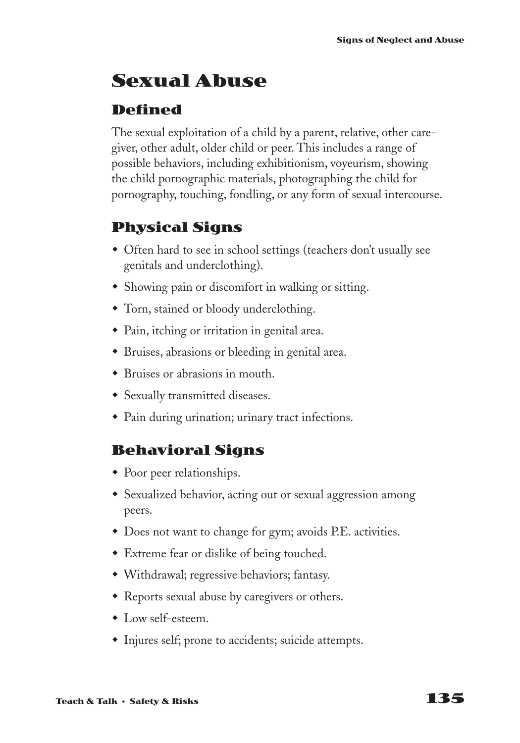# Sexual Abuse

## Defined

The sexual exploitation of a child by a parent, relative, other caregiver, other adult, older child or peer. This includes a range of possible behaviors, including exhibitionism, voyeurism, showing the child pornographic materials, photographing the child for pornography, touching, fondling, or any form of sexual intercourse.

## Physical Signs

- Often hard to see in school settings (teachers don't usually see genitals and underclothing).
- Showing pain or discomfort in walking or sitting.
- Torn, stained or bloody underclothing.
- Pain, itching or irritation in genital area.
- Bruises, abrasions or bleeding in genital area.
- Bruises or abrasions in mouth.
- Sexually transmitted diseases.
- Pain during urination; urinary tract infections.

## Behavioral Signs

- Poor peer relationships.
- Sexualized behavior, acting out or sexual aggression among peers.
- Does not want to change for gym; avoids P.E. activities.
- Extreme fear or dislike of being touched.
- Withdrawal; regressive behaviors; fantasy.
- Reports sexual abuse by caregivers or others.
- Low self-esteem.
- Injures self; prone to accidents; suicide attempts.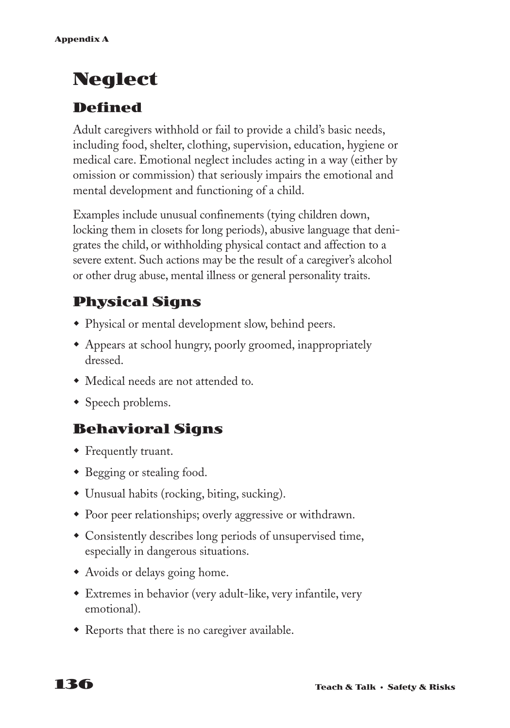# Neglect

## Defined

Adult caregivers withhold or fail to provide a child's basic needs, including food, shelter, clothing, supervision, education, hygiene or medical care. Emotional neglect includes acting in a way (either by omission or commission) that seriously impairs the emotional and mental development and functioning of a child.

Examples include unusual confinements (tying children down, locking them in closets for long periods), abusive language that denigrates the child, or withholding physical contact and affection to a severe extent. Such actions may be the result of a caregiver's alcohol or other drug abuse, mental illness or general personality traits.

## Physical Signs

- Physical or mental development slow, behind peers.
- Appears at school hungry, poorly groomed, inappropriately dressed.
- Medical needs are not attended to.
- Speech problems.

## Behavioral Signs

- Frequently truant.
- Begging or stealing food.
- Unusual habits (rocking, biting, sucking).
- Poor peer relationships; overly aggressive or withdrawn.
- Consistently describes long periods of unsupervised time, especially in dangerous situations.
- Avoids or delays going home.
- Extremes in behavior (very adult-like, very infantile, very emotional).
- Reports that there is no caregiver available.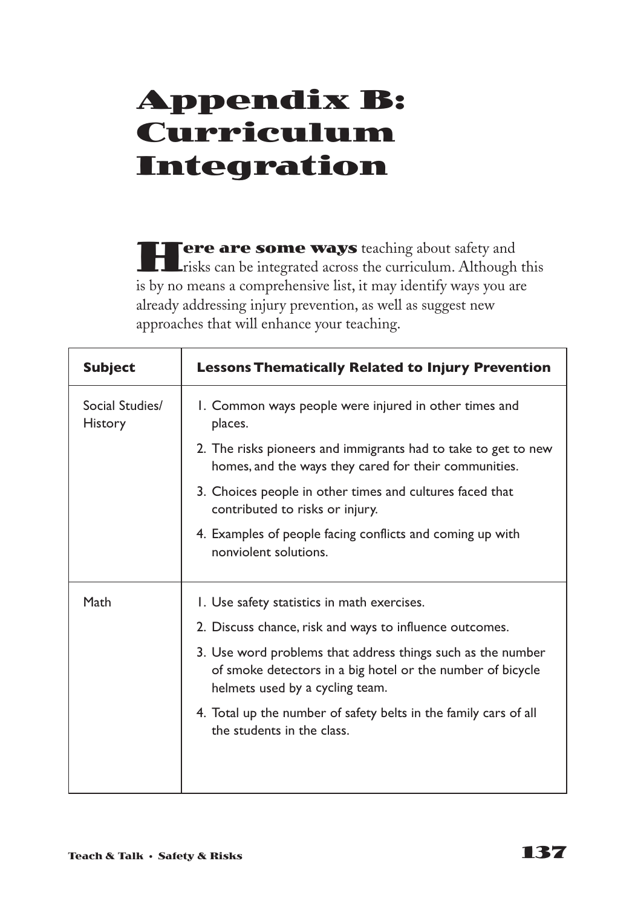# Appendix B: Curriculum Integration

**Here are some ways** teaching about safety and risks can be integrated across the curriculum. Although this is by no means a comprehensive list, it may identify ways you are already addressing injury prevention, as well as suggest new approaches that will enhance your teaching.

| Subject | Lessons Thematically Related to Injury Prevention |
|---|---|
| Social Studies/ History | 1. Common ways people were injured in other times and places.<br>2. The risks pioneers and immigrants had to take to get to new homes, and the ways they cared for their communities.<br>3. Choices people in other times and cultures faced that contributed to risks or injury.<br>4. Examples of people facing conflicts and coming up with nonviolent solutions. |
| Math | 1. Use safety statistics in math exercises.<br>2. Discuss chance, risk and ways to influence outcomes.<br>3. Use word problems that address things such as the number of smoke detectors in a big hotel or the number of bicycle helmets used by a cycling team.<br>4. Total up the number of safety belts in the family cars of all the students in the class. |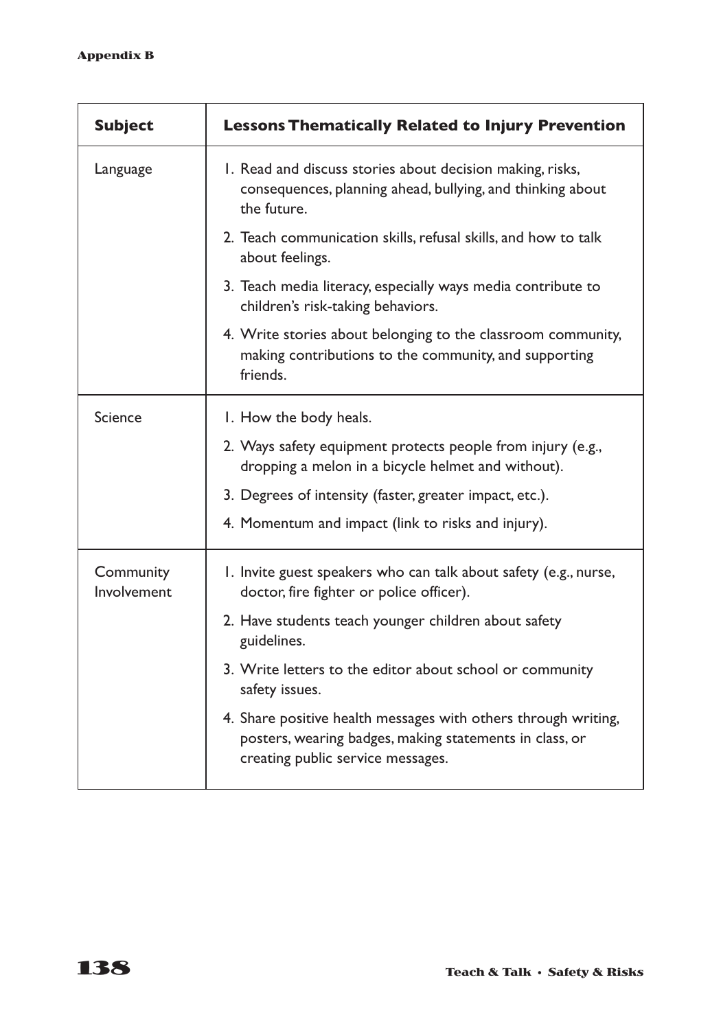| Subject | Lessons Thematically Related to Injury Prevention |
|---|---|
| Language | 1. Read and discuss stories about decision making, risks, consequences, planning ahead, bullying, and thinking about the future.<br>2. Teach communication skills, refusal skills, and how to talk about feelings.<br>3. Teach media literacy, especially ways media contribute to children's risk-taking behaviors.<br>4. Write stories about belonging to the classroom community, making contributions to the community, and supporting friends. |
| Science | 1. How the body heals.<br>2. Ways safety equipment protects people from injury (e.g., dropping a melon in a bicycle helmet and without).<br>3. Degrees of intensity (faster, greater impact, etc.).<br>4. Momentum and impact (link to risks and injury). |
| Community Involvement | 1. Invite guest speakers who can talk about safety (e.g., nurse, doctor, fire fighter or police officer).<br>2. Have students teach younger children about safety guidelines.<br>3. Write letters to the editor about school or community safety issues.<br>4. Share positive health messages with others through writing, posters, wearing badges, making statements in class, or creating public service messages. |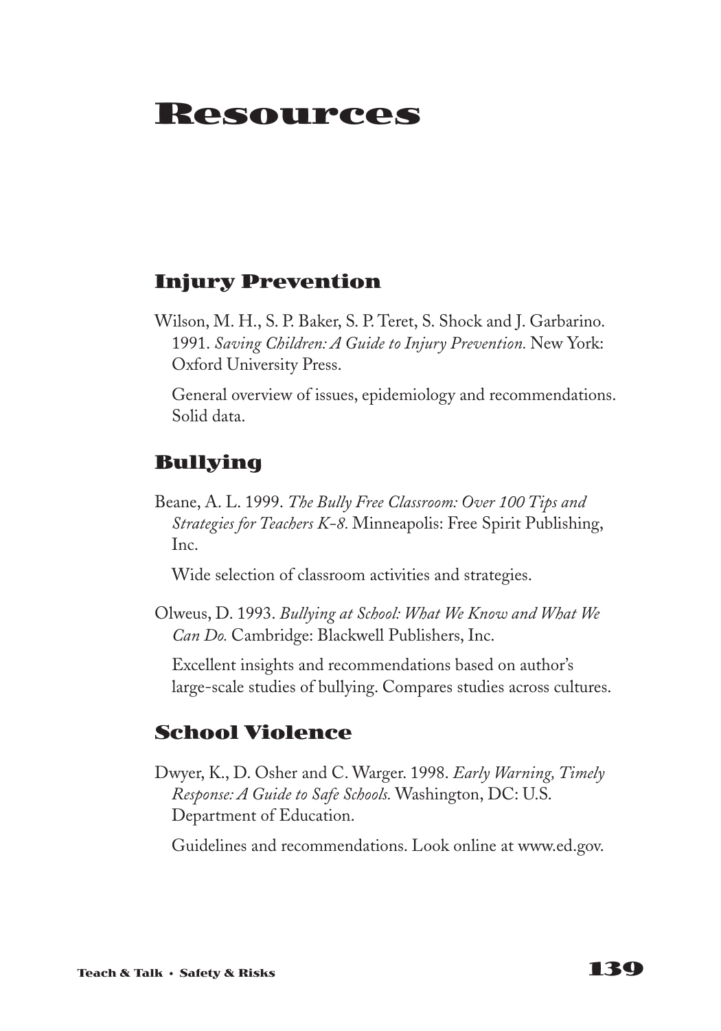# Resources

## Injury Prevention

Wilson, M. H., S. P. Baker, S. P. Teret, S. Shock and J. Garbarino. 1991. *Saving Children: A Guide to Injury Prevention.* New York: Oxford University Press.

General overview of issues, epidemiology and recommendations. Solid data.

## Bullying

Beane, A. L. 1999. *The Bully Free Classroom: Over 100 Tips and Strategies for Teachers K-8.* Minneapolis: Free Spirit Publishing, Inc.

Wide selection of classroom activities and strategies.

Olweus, D. 1993. *Bullying at School: What We Know and What We Can Do.* Cambridge: Blackwell Publishers, Inc.

Excellent insights and recommendations based on author's large-scale studies of bullying. Compares studies across cultures.

## School Violence

Dwyer, K., D. Osher and C. Warger. 1998. *Early Warning, Timely Response: A Guide to Safe Schools.* Washington, DC: U.S. Department of Education.

Guidelines and recommendations. Look online at www.ed.gov.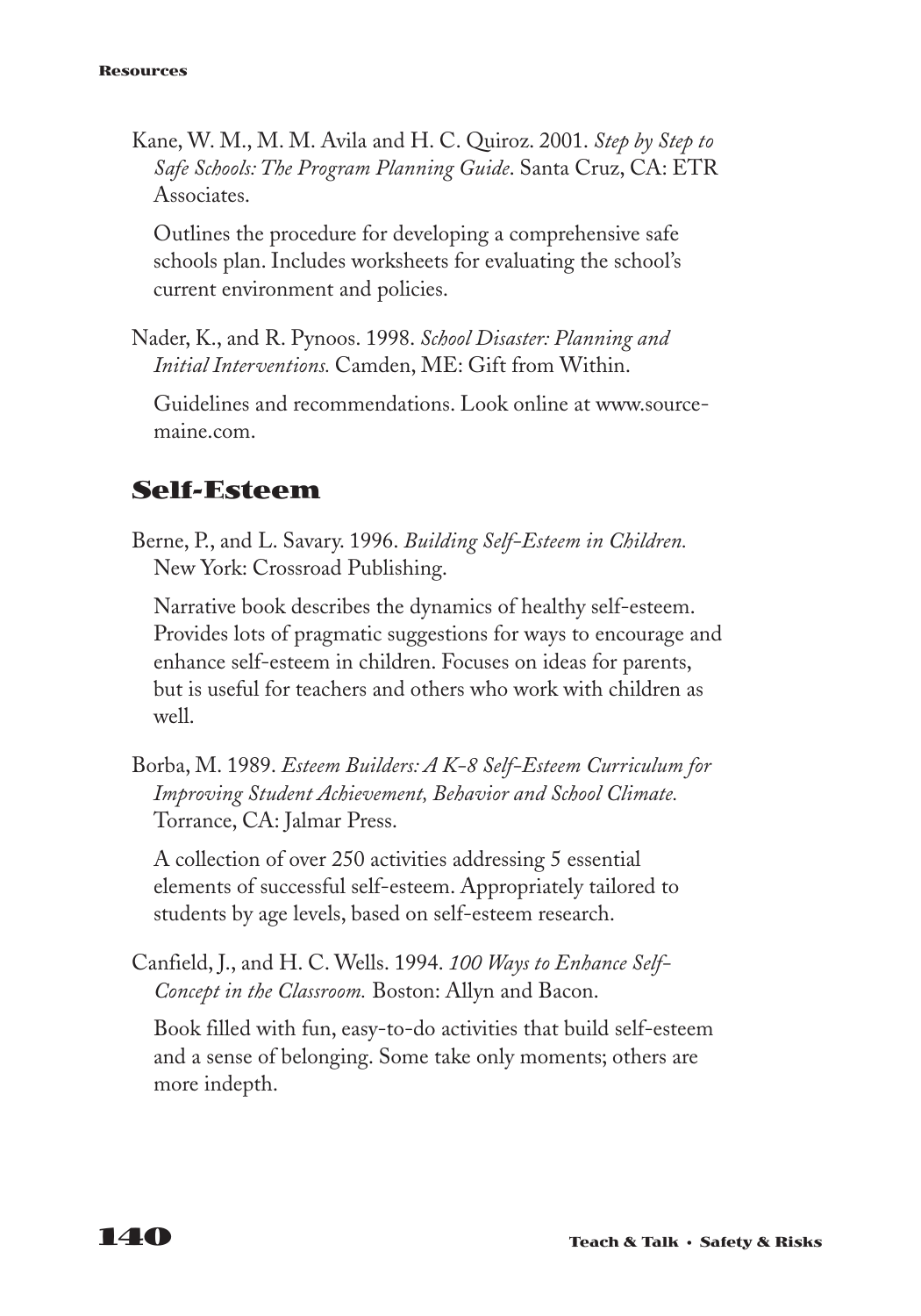Kane, W. M., M. M. Avila and H. C. Quiroz. 2001. *Step by Step to Safe Schools: The Program Planning Guide*. Santa Cruz, CA: ETR Associates.

Outlines the procedure for developing a comprehensive safe schools plan. Includes worksheets for evaluating the school's current environment and policies.

Nader, K., and R. Pynoos. 1998. *School Disaster: Planning and Initial Interventions.* Camden, ME: Gift from Within.

Guidelines and recommendations. Look online at www.source-maine.com.

## Self-Esteem

Berne, P., and L. Savary. 1996. *Building Self-Esteem in Children.* New York: Crossroad Publishing.

Narrative book describes the dynamics of healthy self-esteem. Provides lots of pragmatic suggestions for ways to encourage and enhance self-esteem in children. Focuses on ideas for parents, but is useful for teachers and others who work with children as well.

Borba, M. 1989. *Esteem Builders: A K-8 Self-Esteem Curriculum for Improving Student Achievement, Behavior and School Climate.* Torrance, CA: Jalmar Press.

A collection of over 250 activities addressing 5 essential elements of successful self-esteem. Appropriately tailored to students by age levels, based on self-esteem research.

Canfield, J., and H. C. Wells. 1994. *100 Ways to Enhance Self-Concept in the Classroom.* Boston: Allyn and Bacon.

Book filled with fun, easy-to-do activities that build self-esteem and a sense of belonging. Some take only moments; others are more indepth.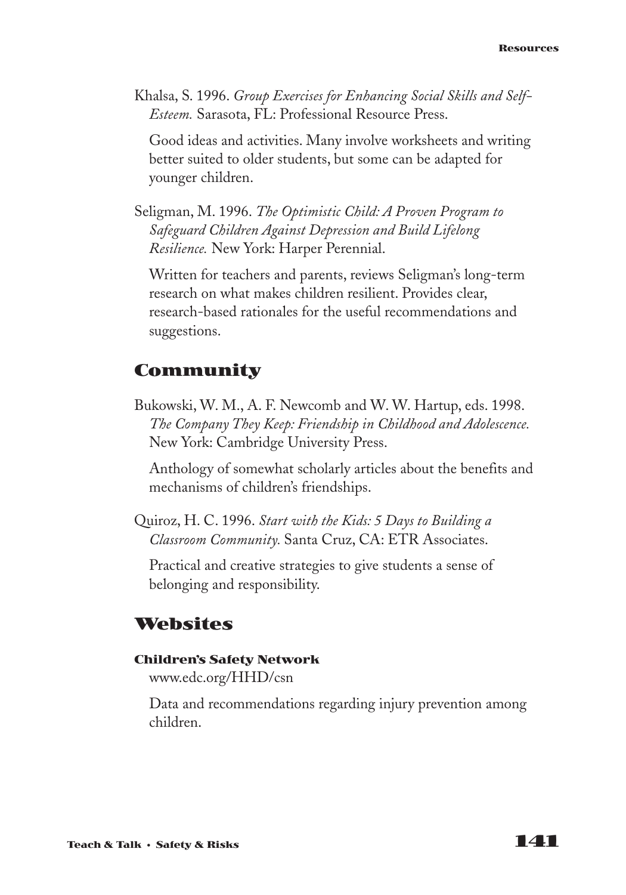Khalsa, S. 1996. *Group Exercises for Enhancing Social Skills and Self-Esteem.* Sarasota, FL: Professional Resource Press.

Good ideas and activities. Many involve worksheets and writing better suited to older students, but some can be adapted for younger children.

Seligman, M. 1996. *The Optimistic Child: A Proven Program to Safeguard Children Against Depression and Build Lifelong Resilience.* New York: Harper Perennial.

Written for teachers and parents, reviews Seligman's long-term research on what makes children resilient. Provides clear, research-based rationales for the useful recommendations and suggestions.

## Community

Bukowski, W. M., A. F. Newcomb and W. W. Hartup, eds. 1998. *The Company They Keep: Friendship in Childhood and Adolescence.* New York: Cambridge University Press.

Anthology of somewhat scholarly articles about the benefits and mechanisms of children's friendships.

Quiroz, H. C. 1996. *Start with the Kids: 5 Days to Building a Classroom Community.* Santa Cruz, CA: ETR Associates.

Practical and creative strategies to give students a sense of belonging and responsibility.

## Websites

**Children's Safety Network**
www.edc.org/HHD/csn

Data and recommendations regarding injury prevention among children.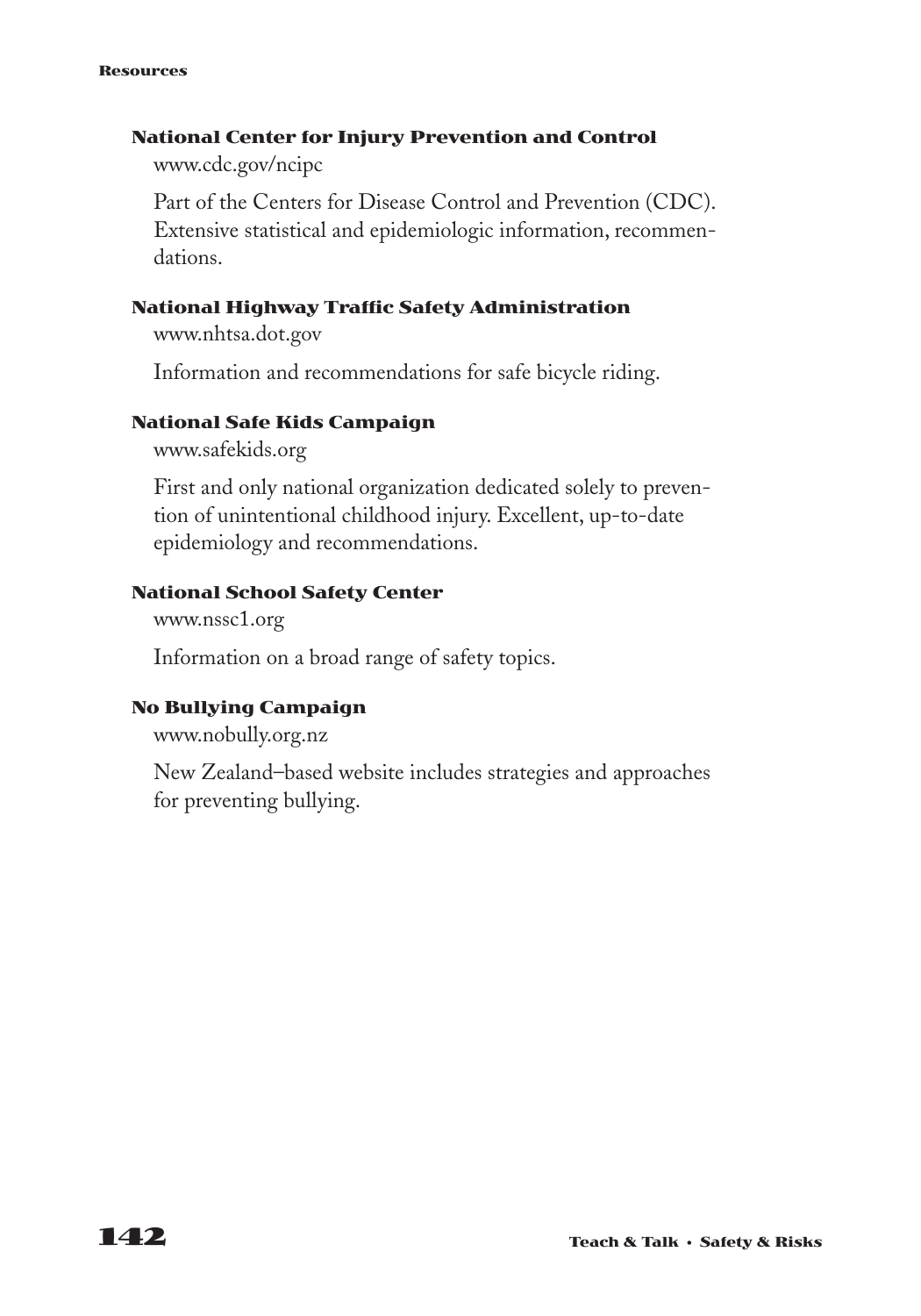### National Center for Injury Prevention and Control

www.cdc.gov/ncipc

Part of the Centers for Disease Control and Prevention (CDC). Extensive statistical and epidemiologic information, recommendations.

### National Highway Traffic Safety Administration

www.nhtsa.dot.gov

Information and recommendations for safe bicycle riding.

### National Safe Kids Campaign

www.safekids.org

First and only national organization dedicated solely to prevention of unintentional childhood injury. Excellent, up-to-date epidemiology and recommendations.

### National School Safety Center

www.nssc1.org

Information on a broad range of safety topics.

### No Bullying Campaign

www.nobully.org.nz

New Zealand–based website includes strategies and approaches for preventing bullying.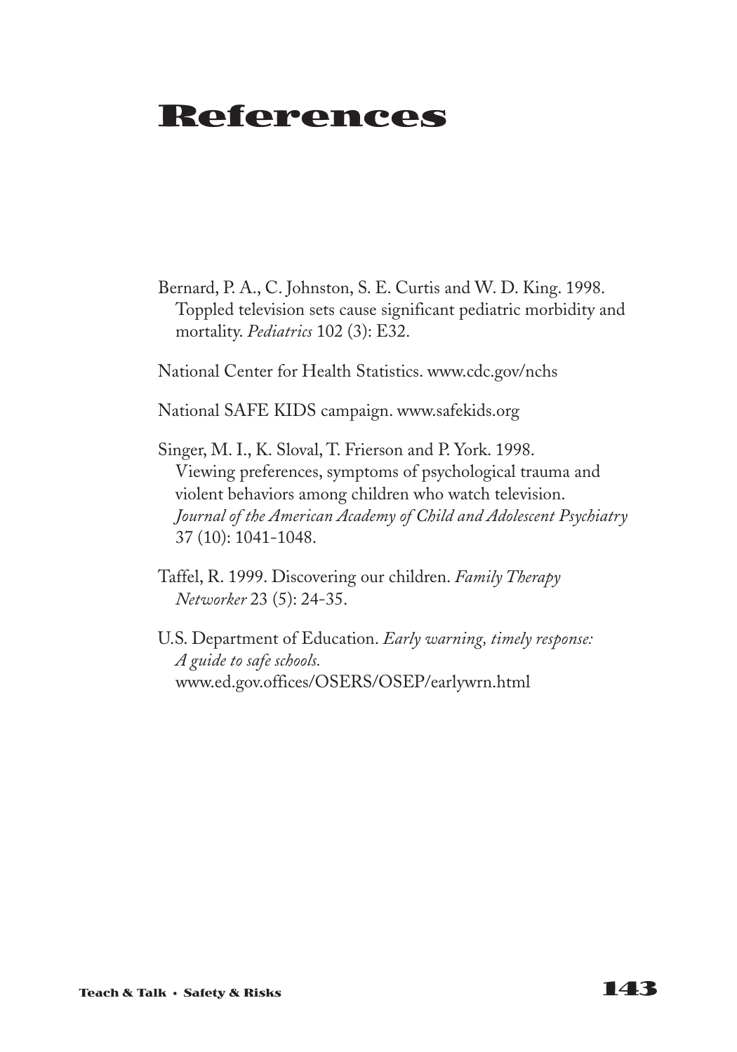# References

Bernard, P. A., C. Johnston, S. E. Curtis and W. D. King. 1998. Toppled television sets cause significant pediatric morbidity and mortality. *Pediatrics* 102 (3): E32.

National Center for Health Statistics. www.cdc.gov/nchs

National SAFE KIDS campaign. www.safekids.org

Singer, M. I., K. Sloval, T. Frierson and P. York. 1998. Viewing preferences, symptoms of psychological trauma and violent behaviors among children who watch television. *Journal of the American Academy of Child and Adolescent Psychiatry* 37 (10): 1041-1048.

Taffel, R. 1999. Discovering our children. *Family Therapy Networker* 23 (5): 24-35.

U.S. Department of Education. *Early warning, timely response: A guide to safe schools.* www.ed.gov.offices/OSERS/OSEP/earlywrn.html